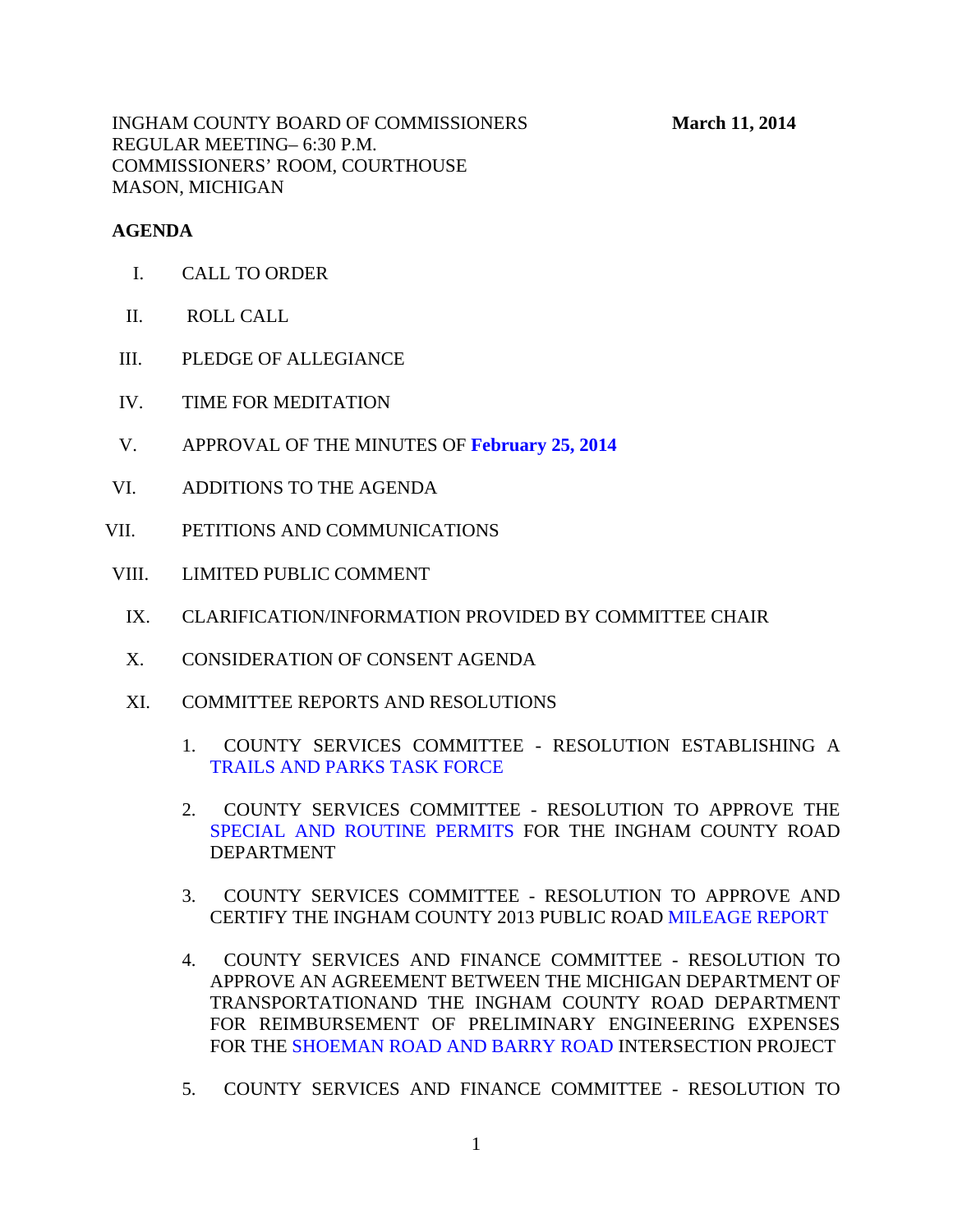INGHAM COUNTY BOARD OF COMMISSIONERS **March 11, 2014**
REGULAR MEETING– 6:30 P.M.
COMMISSIONERS' ROOM, COURTHOUSE
MASON, MICHIGAN

**AGENDA**

I. CALL TO ORDER

II. ROLL CALL

III. PLEDGE OF ALLEGIANCE

IV. TIME FOR MEDITATION

V. APPROVAL OF THE MINUTES OF **February 25, 2014**

VI. ADDITIONS TO THE AGENDA

VII. PETITIONS AND COMMUNICATIONS

VIII. LIMITED PUBLIC COMMENT

IX. CLARIFICATION/INFORMATION PROVIDED BY COMMITTEE CHAIR

X. CONSIDERATION OF CONSENT AGENDA

XI. COMMITTEE REPORTS AND RESOLUTIONS

1. COUNTY SERVICES COMMITTEE - RESOLUTION ESTABLISHING A TRAILS AND PARKS TASK FORCE

2. COUNTY SERVICES COMMITTEE - RESOLUTION TO APPROVE THE SPECIAL AND ROUTINE PERMITS FOR THE INGHAM COUNTY ROAD DEPARTMENT

3. COUNTY SERVICES COMMITTEE - RESOLUTION TO APPROVE AND CERTIFY THE INGHAM COUNTY 2013 PUBLIC ROAD MILEAGE REPORT

4. COUNTY SERVICES AND FINANCE COMMITTEE - RESOLUTION TO APPROVE AN AGREEMENT BETWEEN THE MICHIGAN DEPARTMENT OF TRANSPORTATIONAND THE INGHAM COUNTY ROAD DEPARTMENT FOR REIMBURSEMENT OF PRELIMINARY ENGINEERING EXPENSES FOR THE SHOEMAN ROAD AND BARRY ROAD INTERSECTION PROJECT

5. COUNTY SERVICES AND FINANCE COMMITTEE - RESOLUTION TO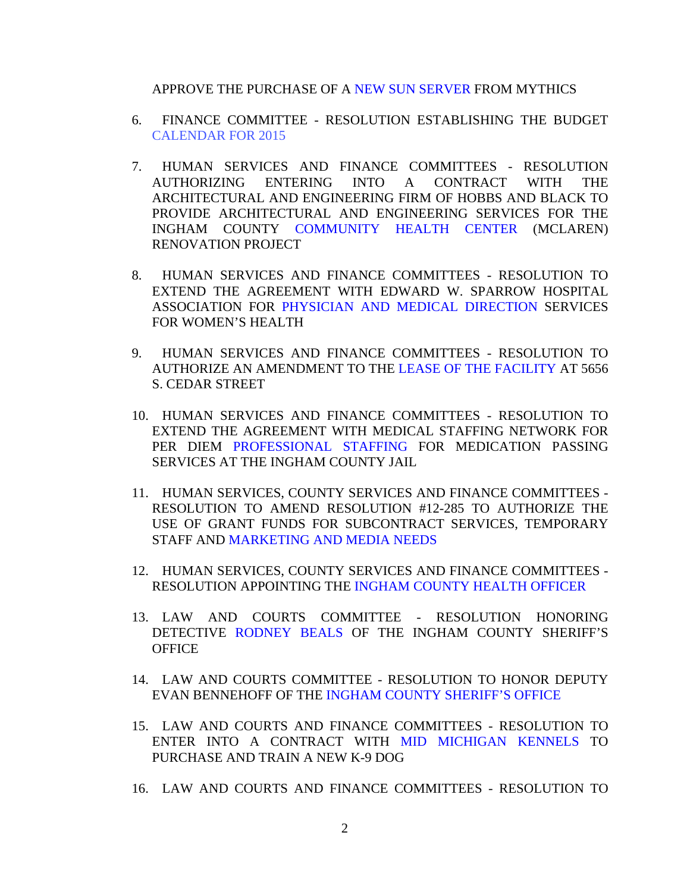APPROVE THE PURCHASE OF A NEW SUN SERVER FROM MYTHICS

6. FINANCE COMMITTEE - RESOLUTION ESTABLISHING THE BUDGET CALENDAR FOR 2015

7. HUMAN SERVICES AND FINANCE COMMITTEES - RESOLUTION AUTHORIZING ENTERING INTO A CONTRACT WITH THE ARCHITECTURAL AND ENGINEERING FIRM OF HOBBS AND BLACK TO PROVIDE ARCHITECTURAL AND ENGINEERING SERVICES FOR THE INGHAM COUNTY COMMUNITY HEALTH CENTER (MCLAREN) RENOVATION PROJECT

8. HUMAN SERVICES AND FINANCE COMMITTEES - RESOLUTION TO EXTEND THE AGREEMENT WITH EDWARD W. SPARROW HOSPITAL ASSOCIATION FOR PHYSICIAN AND MEDICAL DIRECTION SERVICES FOR WOMEN'S HEALTH

9. HUMAN SERVICES AND FINANCE COMMITTEES - RESOLUTION TO AUTHORIZE AN AMENDMENT TO THE LEASE OF THE FACILITY AT 5656 S. CEDAR STREET

10. HUMAN SERVICES AND FINANCE COMMITTEES - RESOLUTION TO EXTEND THE AGREEMENT WITH MEDICAL STAFFING NETWORK FOR PER DIEM PROFESSIONAL STAFFING FOR MEDICATION PASSING SERVICES AT THE INGHAM COUNTY JAIL

11. HUMAN SERVICES, COUNTY SERVICES AND FINANCE COMMITTEES - RESOLUTION TO AMEND RESOLUTION #12-285 TO AUTHORIZE THE USE OF GRANT FUNDS FOR SUBCONTRACT SERVICES, TEMPORARY STAFF AND MARKETING AND MEDIA NEEDS

12. HUMAN SERVICES, COUNTY SERVICES AND FINANCE COMMITTEES - RESOLUTION APPOINTING THE INGHAM COUNTY HEALTH OFFICER

13. LAW AND COURTS COMMITTEE - RESOLUTION HONORING DETECTIVE RODNEY BEALS OF THE INGHAM COUNTY SHERIFF'S OFFICE

14. LAW AND COURTS COMMITTEE - RESOLUTION TO HONOR DEPUTY EVAN BENNEHOFF OF THE INGHAM COUNTY SHERIFF'S OFFICE

15. LAW AND COURTS AND FINANCE COMMITTEES - RESOLUTION TO ENTER INTO A CONTRACT WITH MID MICHIGAN KENNELS TO PURCHASE AND TRAIN A NEW K-9 DOG

16. LAW AND COURTS AND FINANCE COMMITTEES - RESOLUTION TO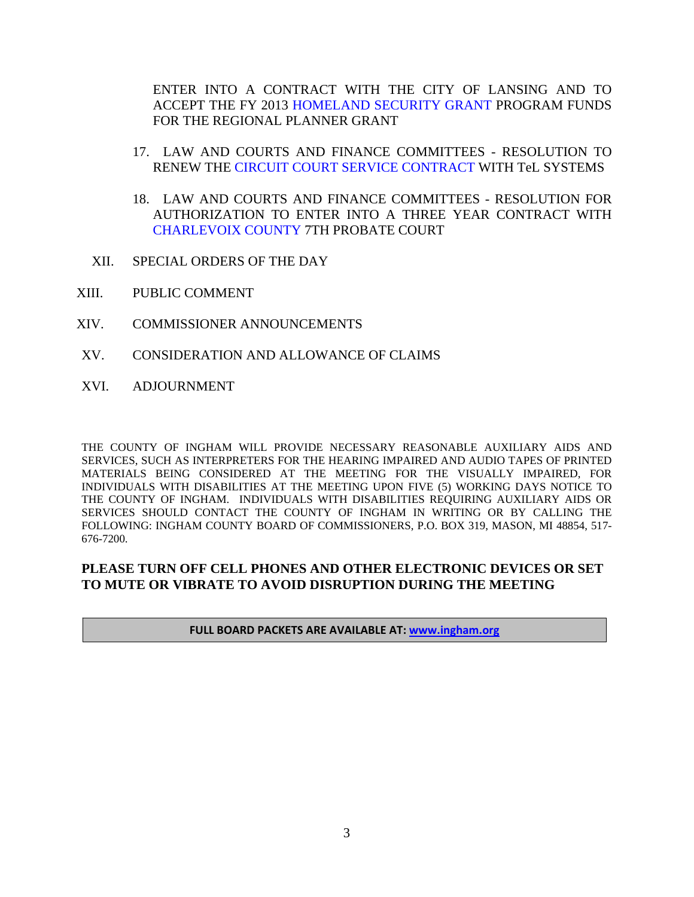ENTER INTO A CONTRACT WITH THE CITY OF LANSING AND TO ACCEPT THE FY 2013 HOMELAND SECURITY GRANT PROGRAM FUNDS FOR THE REGIONAL PLANNER GRANT

17. LAW AND COURTS AND FINANCE COMMITTEES - RESOLUTION TO RENEW THE CIRCUIT COURT SERVICE CONTRACT WITH TeL SYSTEMS

18. LAW AND COURTS AND FINANCE COMMITTEES - RESOLUTION FOR AUTHORIZATION TO ENTER INTO A THREE YEAR CONTRACT WITH CHARLEVOIX COUNTY 7TH PROBATE COURT

XII. SPECIAL ORDERS OF THE DAY

XIII. PUBLIC COMMENT

XIV. COMMISSIONER ANNOUNCEMENTS

XV. CONSIDERATION AND ALLOWANCE OF CLAIMS

XVI. ADJOURNMENT

THE COUNTY OF INGHAM WILL PROVIDE NECESSARY REASONABLE AUXILIARY AIDS AND SERVICES, SUCH AS INTERPRETERS FOR THE HEARING IMPAIRED AND AUDIO TAPES OF PRINTED MATERIALS BEING CONSIDERED AT THE MEETING FOR THE VISUALLY IMPAIRED, FOR INDIVIDUALS WITH DISABILITIES AT THE MEETING UPON FIVE (5) WORKING DAYS NOTICE TO THE COUNTY OF INGHAM. INDIVIDUALS WITH DISABILITIES REQUIRING AUXILIARY AIDS OR SERVICES SHOULD CONTACT THE COUNTY OF INGHAM IN WRITING OR BY CALLING THE FOLLOWING: INGHAM COUNTY BOARD OF COMMISSIONERS, P.O. BOX 319, MASON, MI 48854, 517-676-7200.

**PLEASE TURN OFF CELL PHONES AND OTHER ELECTRONIC DEVICES OR SET TO MUTE OR VIBRATE TO AVOID DISRUPTION DURING THE MEETING**

**FULL BOARD PACKETS ARE AVAILABLE AT: www.ingham.org**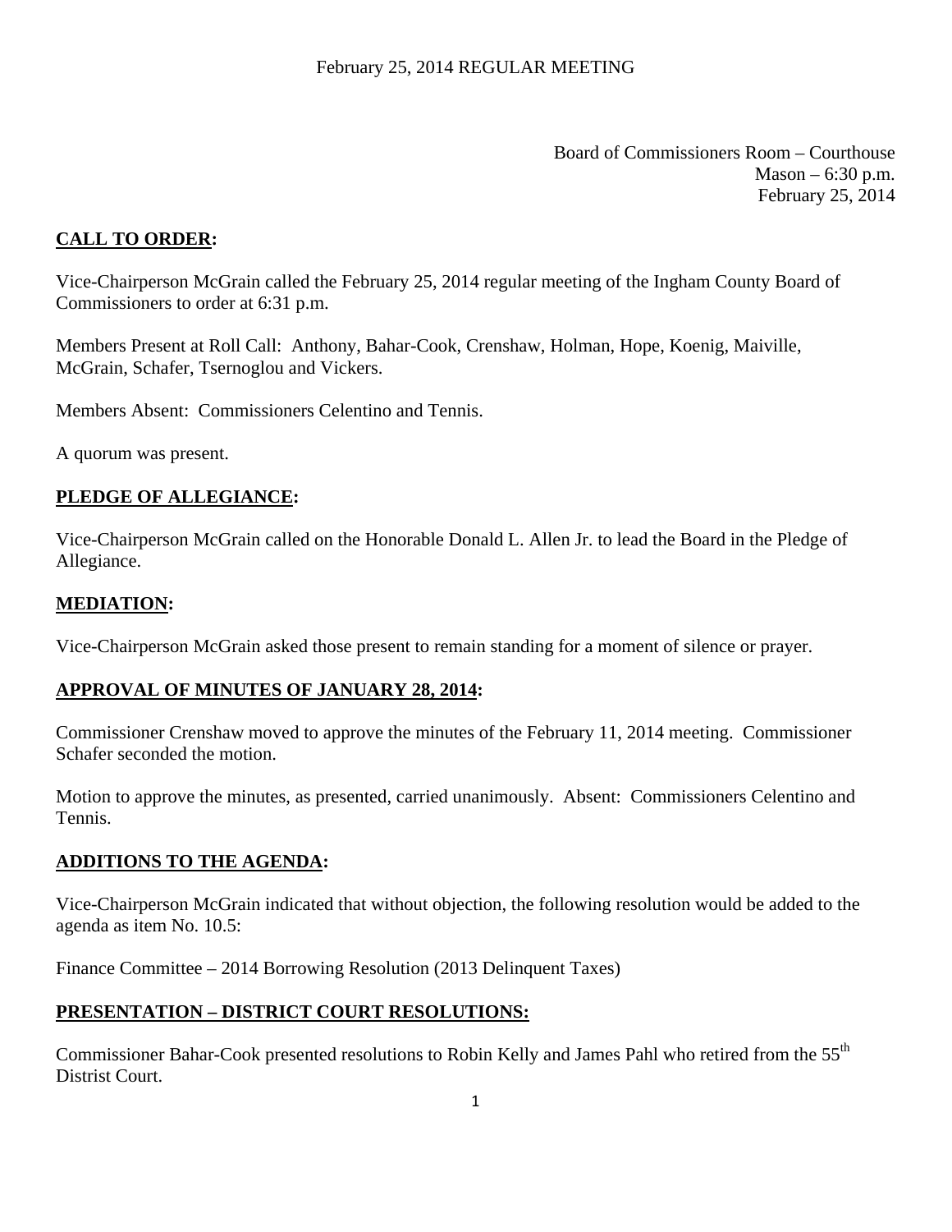February 25, 2014 REGULAR MEETING

Board of Commissioners Room – Courthouse
Mason – 6:30 p.m.
February 25, 2014

**CALL TO ORDER:**

Vice-Chairperson McGrain called the February 25, 2014 regular meeting of the Ingham County Board of Commissioners to order at 6:31 p.m.

Members Present at Roll Call: Anthony, Bahar-Cook, Crenshaw, Holman, Hope, Koenig, Maiville, McGrain, Schafer, Tsernoglou and Vickers.

Members Absent: Commissioners Celentino and Tennis.

A quorum was present.

**PLEDGE OF ALLEGIANCE:**

Vice-Chairperson McGrain called on the Honorable Donald L. Allen Jr. to lead the Board in the Pledge of Allegiance.

**MEDIATION:**

Vice-Chairperson McGrain asked those present to remain standing for a moment of silence or prayer.

**APPROVAL OF MINUTES OF JANUARY 28, 2014:**

Commissioner Crenshaw moved to approve the minutes of the February 11, 2014 meeting. Commissioner Schafer seconded the motion.

Motion to approve the minutes, as presented, carried unanimously. Absent: Commissioners Celentino and Tennis.

**ADDITIONS TO THE AGENDA:**

Vice-Chairperson McGrain indicated that without objection, the following resolution would be added to the agenda as item No. 10.5:

Finance Committee – 2014 Borrowing Resolution (2013 Delinquent Taxes)

**PRESENTATION – DISTRICT COURT RESOLUTIONS:**

Commissioner Bahar-Cook presented resolutions to Robin Kelly and James Pahl who retired from the 55th Distrist Court.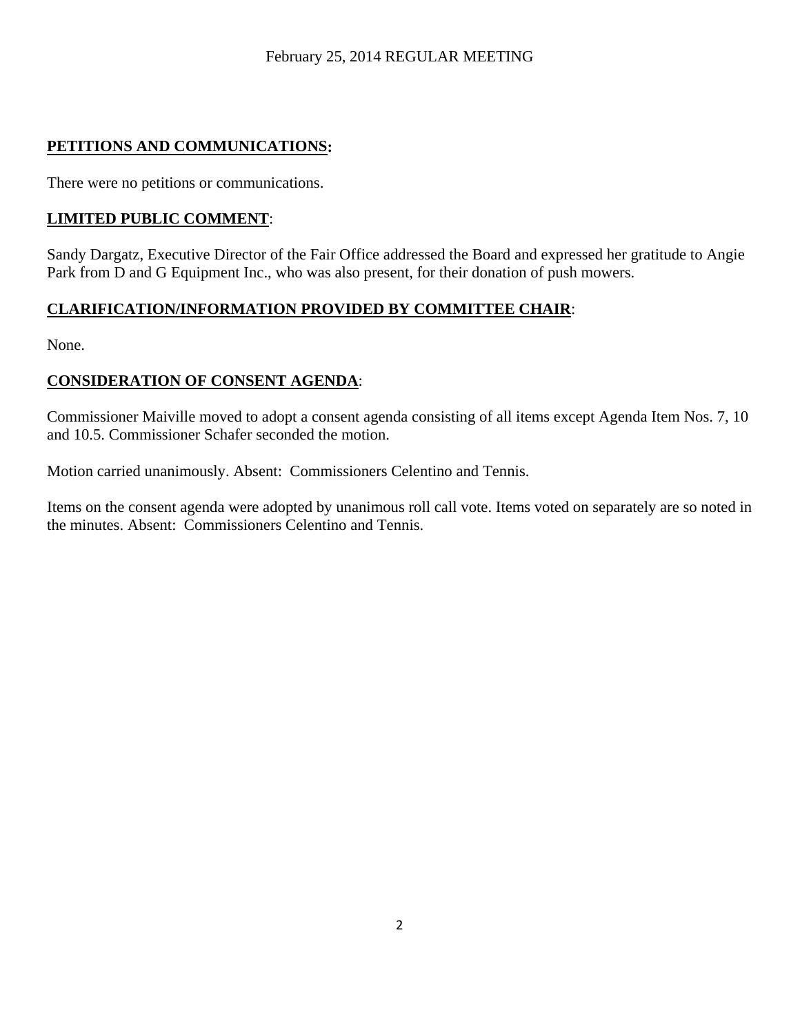**PETITIONS AND COMMUNICATIONS:**

There were no petitions or communications.

**LIMITED PUBLIC COMMENT**:

Sandy Dargatz, Executive Director of the Fair Office addressed the Board and expressed her gratitude to Angie Park from D and G Equipment Inc., who was also present, for their donation of push mowers.

**CLARIFICATION/INFORMATION PROVIDED BY COMMITTEE CHAIR**:

None.

**CONSIDERATION OF CONSENT AGENDA**:

Commissioner Maiville moved to adopt a consent agenda consisting of all items except Agenda Item Nos. 7, 10 and 10.5. Commissioner Schafer seconded the motion.

Motion carried unanimously. Absent: Commissioners Celentino and Tennis.

Items on the consent agenda were adopted by unanimous roll call vote. Items voted on separately are so noted in the minutes. Absent: Commissioners Celentino and Tennis.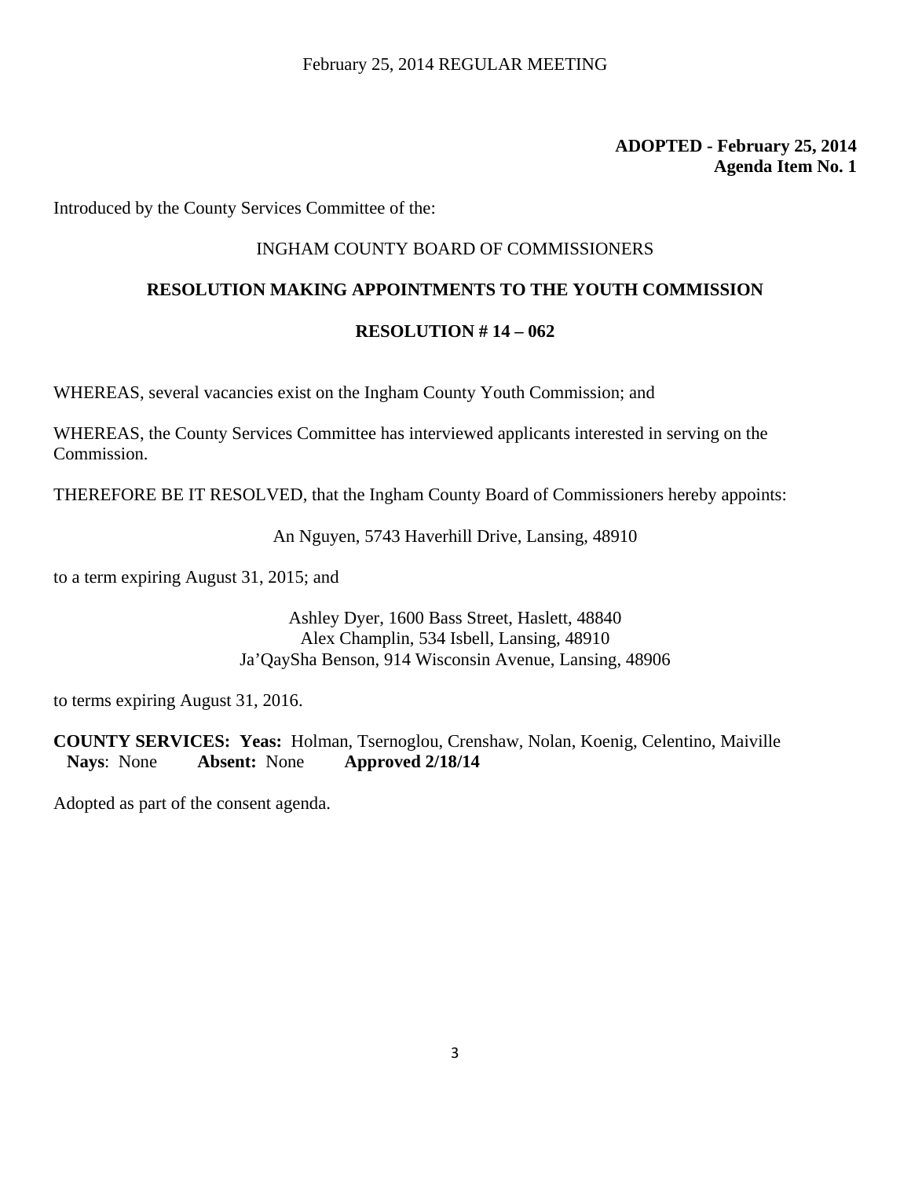**ADOPTED - February 25, 2014**
**Agenda Item No. 1**

Introduced by the County Services Committee of the:

INGHAM COUNTY BOARD OF COMMISSIONERS

**RESOLUTION MAKING APPOINTMENTS TO THE YOUTH COMMISSION**

**RESOLUTION # 14 – 062**

WHEREAS, several vacancies exist on the Ingham County Youth Commission; and

WHEREAS, the County Services Committee has interviewed applicants interested in serving on the Commission.

THEREFORE BE IT RESOLVED, that the Ingham County Board of Commissioners hereby appoints:

An Nguyen, 5743 Haverhill Drive, Lansing, 48910

to a term expiring August 31, 2015; and

Ashley Dyer, 1600 Bass Street, Haslett, 48840
Alex Champlin, 534 Isbell, Lansing, 48910
Ja'QaySha Benson, 914 Wisconsin Avenue, Lansing, 48906

to terms expiring August 31, 2016.

**COUNTY SERVICES: Yeas:** Holman, Tsernoglou, Crenshaw, Nolan, Koenig, Celentino, Maiville
**Nays**: None **Absent:** None **Approved 2/18/14**

Adopted as part of the consent agenda.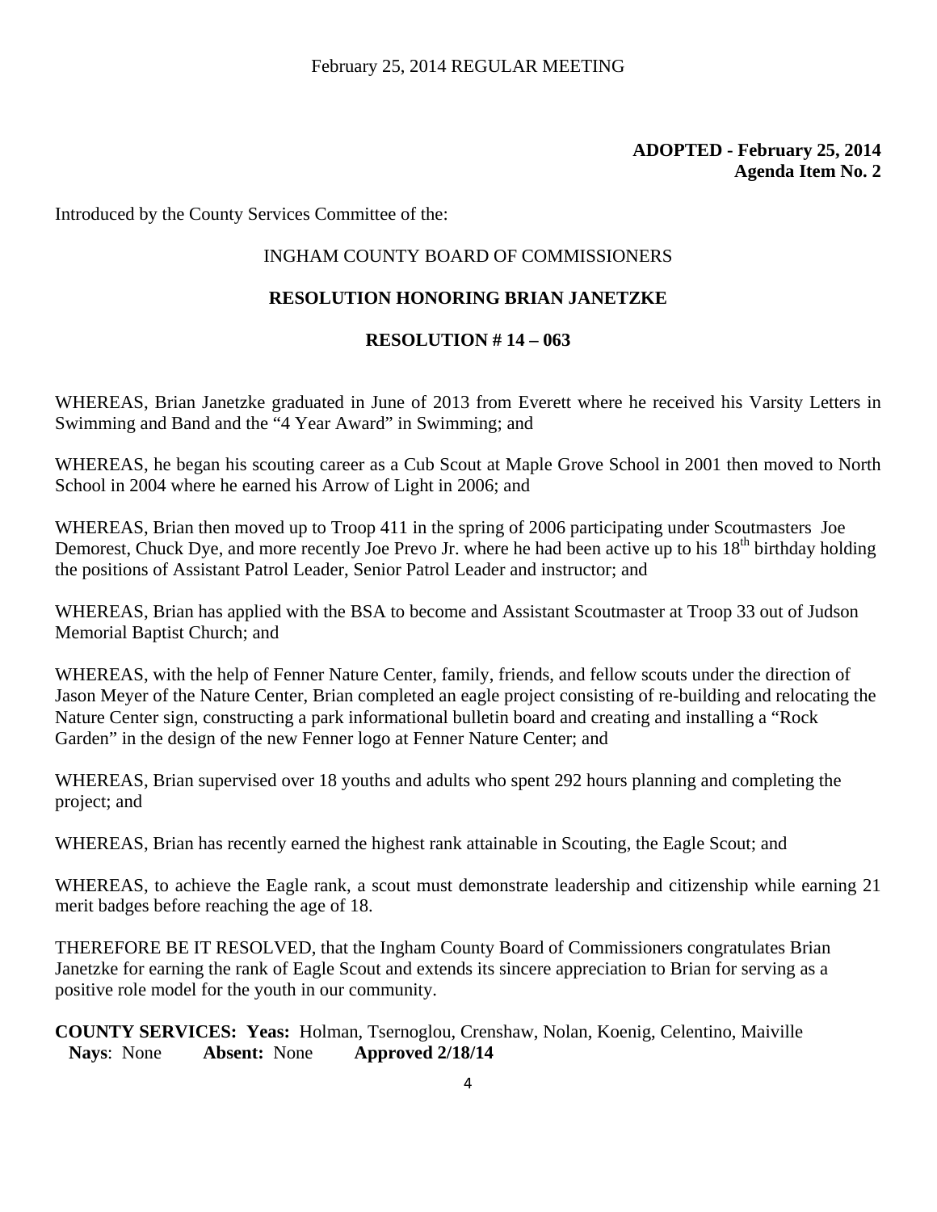February 25, 2014 REGULAR MEETING

**ADOPTED - February 25, 2014**
**Agenda Item No. 2**

Introduced by the County Services Committee of the:

INGHAM COUNTY BOARD OF COMMISSIONERS

**RESOLUTION HONORING BRIAN JANETZKE**

**RESOLUTION # 14 – 063**

WHEREAS, Brian Janetzke graduated in June of 2013 from Everett where he received his Varsity Letters in Swimming and Band and the "4 Year Award" in Swimming; and

WHEREAS, he began his scouting career as a Cub Scout at Maple Grove School in 2001 then moved to North School in 2004 where he earned his Arrow of Light in 2006; and

WHEREAS, Brian then moved up to Troop 411 in the spring of 2006 participating under Scoutmasters Joe Demorest, Chuck Dye, and more recently Joe Prevo Jr. where he had been active up to his 18th birthday holding the positions of Assistant Patrol Leader, Senior Patrol Leader and instructor; and

WHEREAS, Brian has applied with the BSA to become and Assistant Scoutmaster at Troop 33 out of Judson Memorial Baptist Church; and

WHEREAS, with the help of Fenner Nature Center, family, friends, and fellow scouts under the direction of Jason Meyer of the Nature Center, Brian completed an eagle project consisting of re-building and relocating the Nature Center sign, constructing a park informational bulletin board and creating and installing a "Rock Garden" in the design of the new Fenner logo at Fenner Nature Center; and

WHEREAS, Brian supervised over 18 youths and adults who spent 292 hours planning and completing the project; and

WHEREAS, Brian has recently earned the highest rank attainable in Scouting, the Eagle Scout; and

WHEREAS, to achieve the Eagle rank, a scout must demonstrate leadership and citizenship while earning 21 merit badges before reaching the age of 18.

THEREFORE BE IT RESOLVED, that the Ingham County Board of Commissioners congratulates Brian Janetzke for earning the rank of Eagle Scout and extends its sincere appreciation to Brian for serving as a positive role model for the youth in our community.

**COUNTY SERVICES: Yeas:** Holman, Tsernoglou, Crenshaw, Nolan, Koenig, Celentino, Maiville
**Nays**: None **Absent:** None **Approved 2/18/14**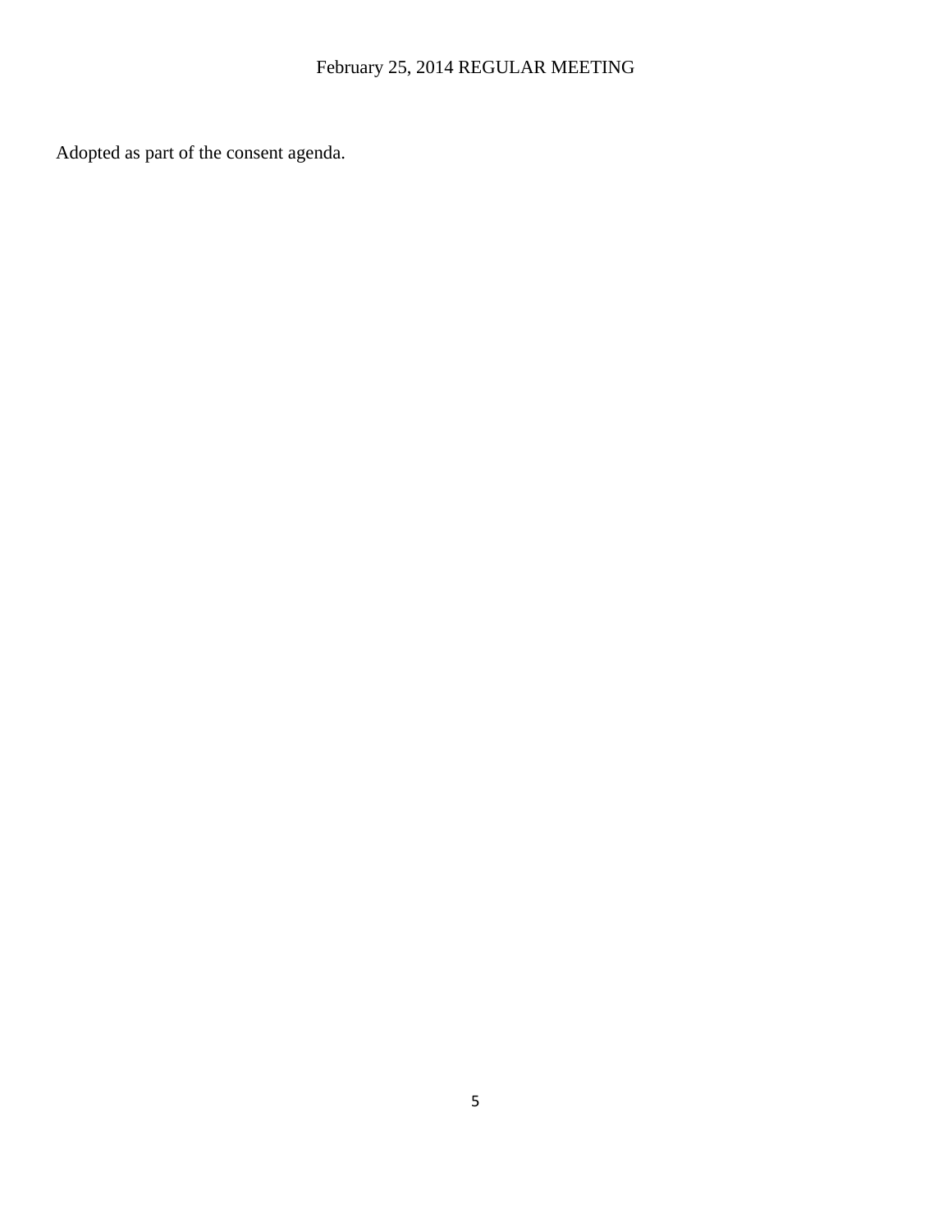Adopted as part of the consent agenda.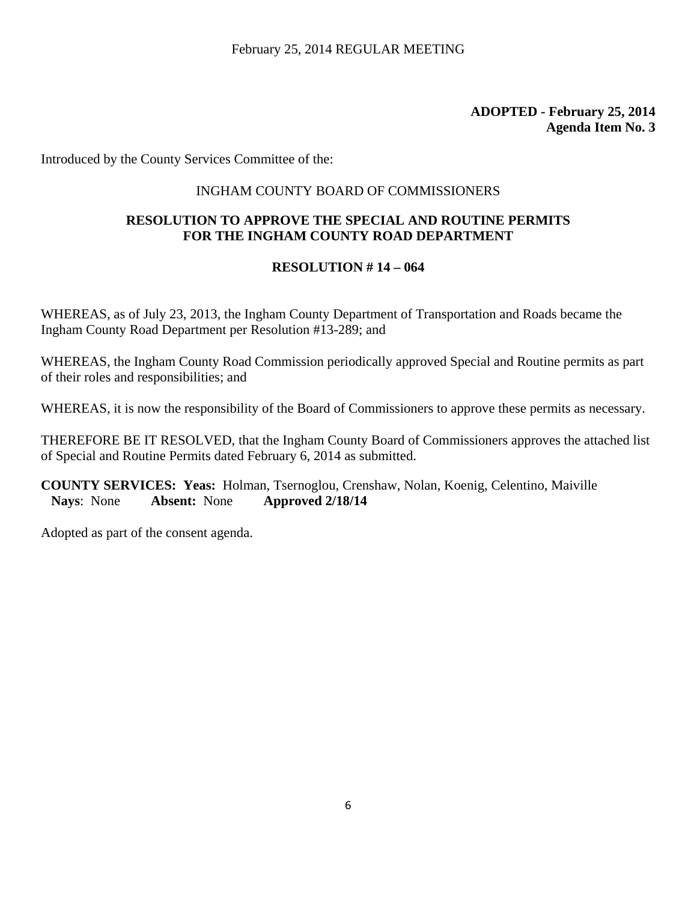**ADOPTED - February 25, 2014**
**Agenda Item No. 3**

Introduced by the County Services Committee of the:

INGHAM COUNTY BOARD OF COMMISSIONERS

**RESOLUTION TO APPROVE THE SPECIAL AND ROUTINE PERMITS FOR THE INGHAM COUNTY ROAD DEPARTMENT**

**RESOLUTION # 14 – 064**

WHEREAS, as of July 23, 2013, the Ingham County Department of Transportation and Roads became the Ingham County Road Department per Resolution #13-289; and

WHEREAS, the Ingham County Road Commission periodically approved Special and Routine permits as part of their roles and responsibilities; and

WHEREAS, it is now the responsibility of the Board of Commissioners to approve these permits as necessary.

THEREFORE BE IT RESOLVED, that the Ingham County Board of Commissioners approves the attached list of Special and Routine Permits dated February 6, 2014 as submitted.

**COUNTY SERVICES: Yeas:** Holman, Tsernoglou, Crenshaw, Nolan, Koenig, Celentino, Maiville
**Nays**: None **Absent:** None **Approved 2/18/14**

Adopted as part of the consent agenda.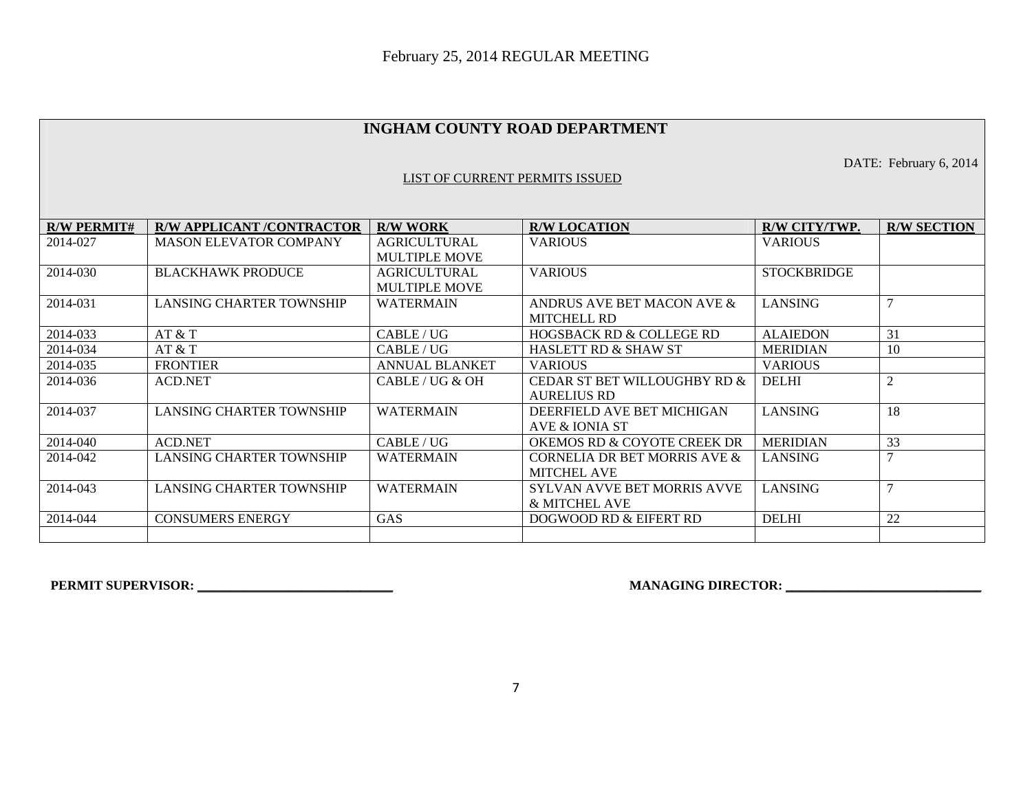February 25, 2014 REGULAR MEETING

# INGHAM COUNTY ROAD DEPARTMENT

DATE: February 6, 2014

LIST OF CURRENT PERMITS ISSUED

| R/W PERMIT# | R/W APPLICANT /CONTRACTOR | R/W WORK | R/W LOCATION | R/W CITY/TWP. | R/W SECTION |
|---|---|---|---|---|---|
| 2014-027 | MASON ELEVATOR COMPANY | AGRICULTURAL MULTIPLE MOVE | VARIOUS | VARIOUS | |
| 2014-030 | BLACKHAWK PRODUCE | AGRICULTURAL MULTIPLE MOVE | VARIOUS | STOCKBRIDGE | |
| 2014-031 | LANSING CHARTER TOWNSHIP | WATERMAIN | ANDRUS AVE BET MACON AVE & MITCHELL RD | LANSING | 7 |
| 2014-033 | AT & T | CABLE / UG | HOGSBACK RD & COLLEGE RD | ALAIEDON | 31 |
| 2014-034 | AT & T | CABLE / UG | HASLETT RD & SHAW ST | MERIDIAN | 10 |
| 2014-035 | FRONTIER | ANNUAL BLANKET | VARIOUS | VARIOUS | |
| 2014-036 | ACD.NET | CABLE / UG & OH | CEDAR ST BET WILLOUGHBY RD & AURELIUS RD | DELHI | 2 |
| 2014-037 | LANSING CHARTER TOWNSHIP | WATERMAIN | DEERFIELD AVE BET MICHIGAN AVE & IONIA ST | LANSING | 18 |
| 2014-040 | ACD.NET | CABLE / UG | OKEMOS RD & COYOTE CREEK DR | MERIDIAN | 33 |
| 2014-042 | LANSING CHARTER TOWNSHIP | WATERMAIN | CORNELIA DR BET MORRIS AVE & MITCHEL AVE | LANSING | 7 |
| 2014-043 | LANSING CHARTER TOWNSHIP | WATERMAIN | SYLVAN AVVE BET MORRIS AVVE & MITCHEL AVE | LANSING | 7 |
| 2014-044 | CONSUMERS ENERGY | GAS | DOGWOOD RD & EIFERT RD | DELHI | 22 |
| | | | | | |

**PERMIT SUPERVISOR: ______________________________**

**MANAGING DIRECTOR: ______________________________**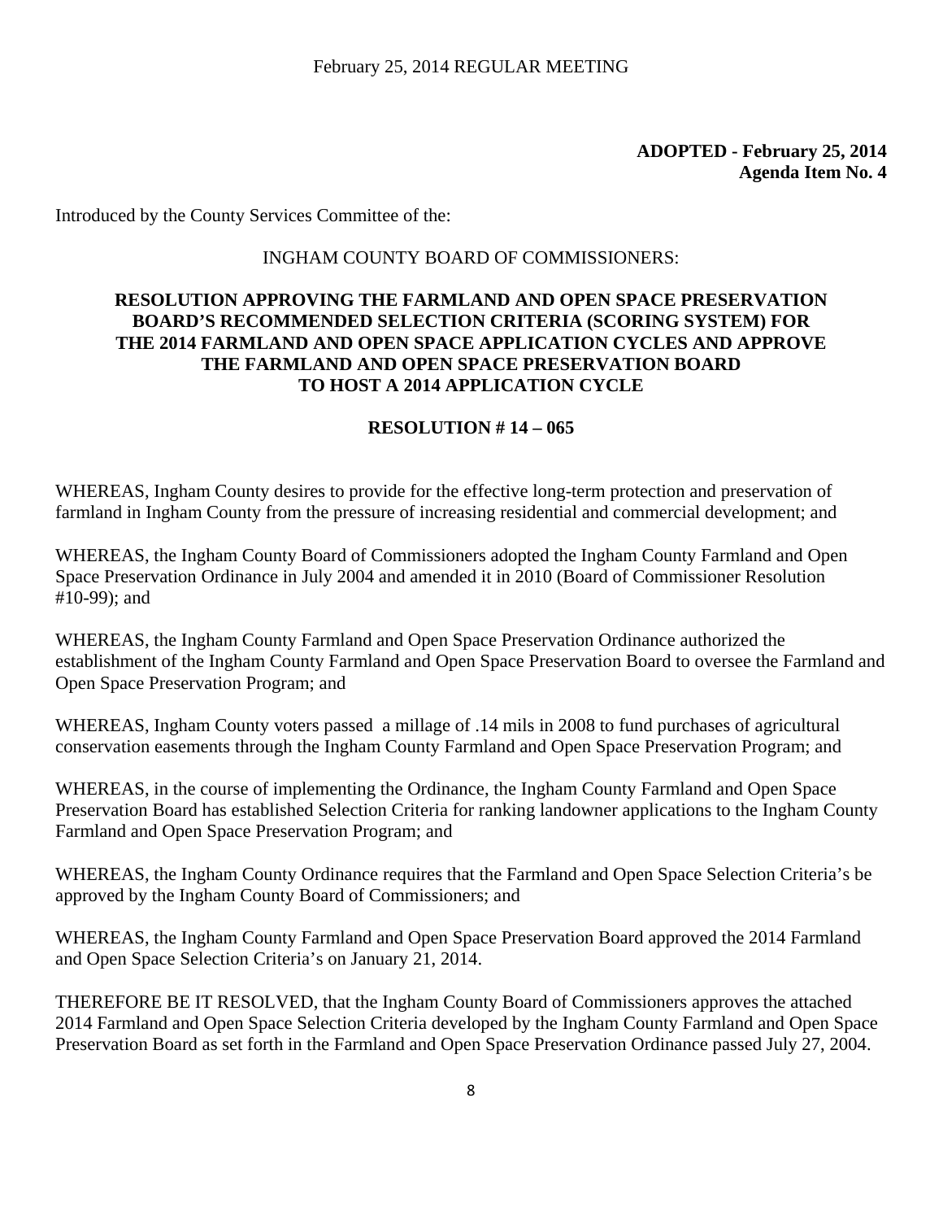**ADOPTED - February 25, 2014**
**Agenda Item No. 4**

Introduced by the County Services Committee of the:

INGHAM COUNTY BOARD OF COMMISSIONERS:

**RESOLUTION APPROVING THE FARMLAND AND OPEN SPACE PRESERVATION BOARD'S RECOMMENDED SELECTION CRITERIA (SCORING SYSTEM) FOR THE 2014 FARMLAND AND OPEN SPACE APPLICATION CYCLES AND APPROVE THE FARMLAND AND OPEN SPACE PRESERVATION BOARD TO HOST A 2014 APPLICATION CYCLE**

**RESOLUTION # 14 – 065**

WHEREAS, Ingham County desires to provide for the effective long-term protection and preservation of farmland in Ingham County from the pressure of increasing residential and commercial development; and

WHEREAS, the Ingham County Board of Commissioners adopted the Ingham County Farmland and Open Space Preservation Ordinance in July 2004 and amended it in 2010 (Board of Commissioner Resolution #10-99); and

WHEREAS, the Ingham County Farmland and Open Space Preservation Ordinance authorized the establishment of the Ingham County Farmland and Open Space Preservation Board to oversee the Farmland and Open Space Preservation Program; and

WHEREAS, Ingham County voters passed a millage of .14 mils in 2008 to fund purchases of agricultural conservation easements through the Ingham County Farmland and Open Space Preservation Program; and

WHEREAS, in the course of implementing the Ordinance, the Ingham County Farmland and Open Space Preservation Board has established Selection Criteria for ranking landowner applications to the Ingham County Farmland and Open Space Preservation Program; and

WHEREAS, the Ingham County Ordinance requires that the Farmland and Open Space Selection Criteria's be approved by the Ingham County Board of Commissioners; and

WHEREAS, the Ingham County Farmland and Open Space Preservation Board approved the 2014 Farmland and Open Space Selection Criteria's on January 21, 2014.

THEREFORE BE IT RESOLVED, that the Ingham County Board of Commissioners approves the attached 2014 Farmland and Open Space Selection Criteria developed by the Ingham County Farmland and Open Space Preservation Board as set forth in the Farmland and Open Space Preservation Ordinance passed July 27, 2004.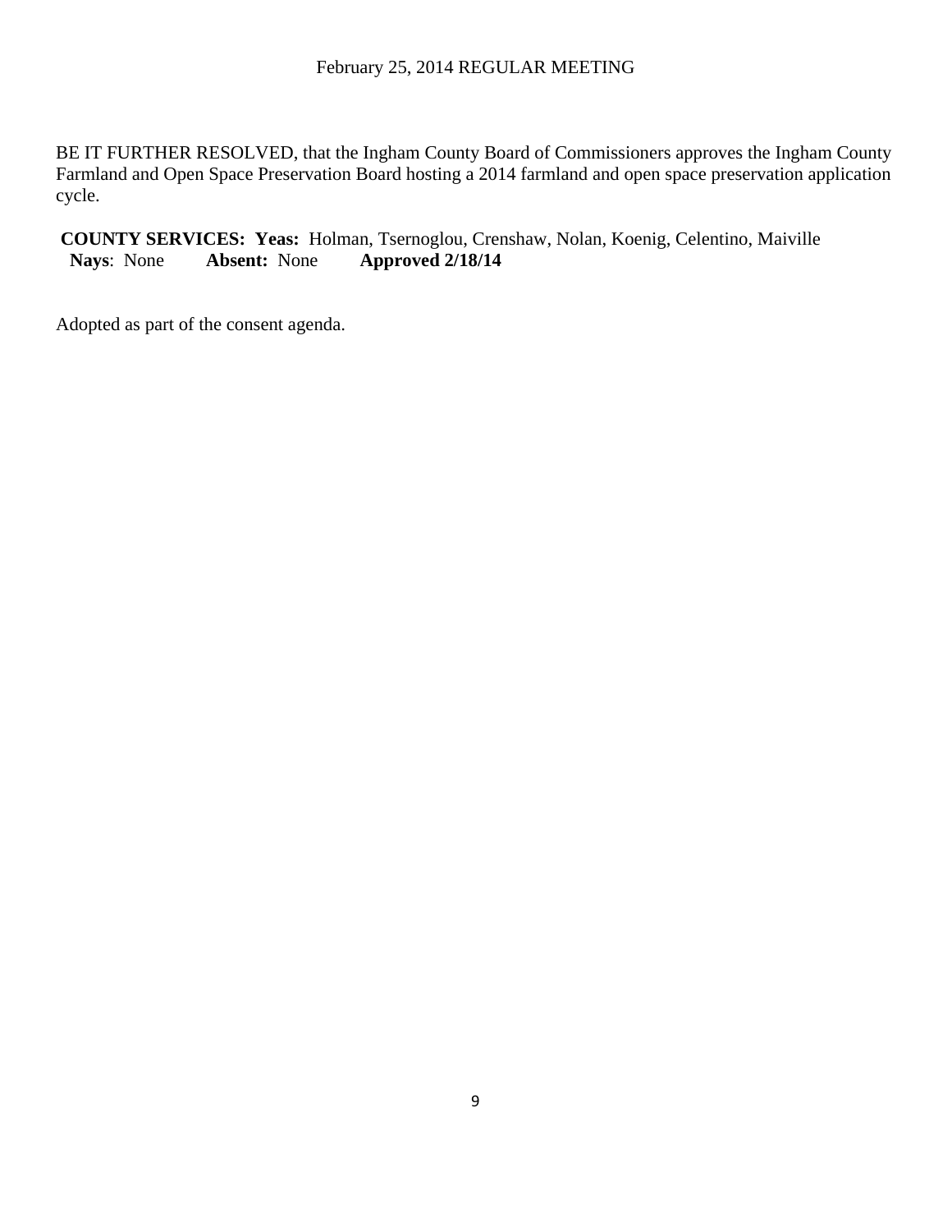BE IT FURTHER RESOLVED, that the Ingham County Board of Commissioners approves the Ingham County Farmland and Open Space Preservation Board hosting a 2014 farmland and open space preservation application cycle.

**COUNTY SERVICES: Yeas:** Holman, Tsernoglou, Crenshaw, Nolan, Koenig, Celentino, Maiville
**Nays**: None **Absent:** None **Approved 2/18/14**

Adopted as part of the consent agenda.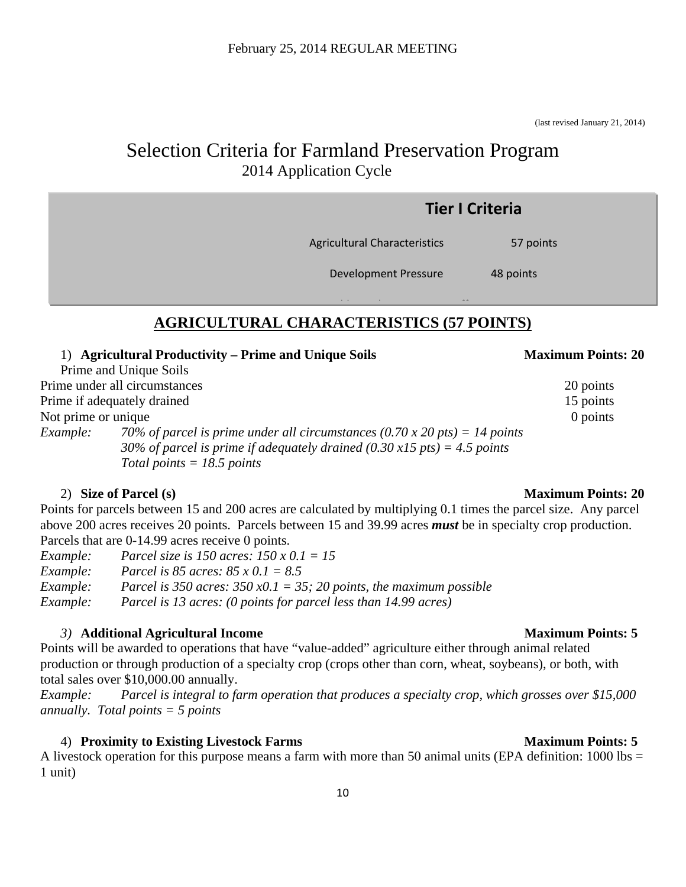(last revised January 21, 2014)

# Selection Criteria for Farmland Preservation Program

2014 Application Cycle

| Tier I Criteria | |
|---|---|
| Agricultural Characteristics | 57 points |
| Development Pressure | 48 points |

## AGRICULTURAL CHARACTERISTICS (57 POINTS)

1) **Agricultural Productivity – Prime and Unique Soils** **Maximum Points: 20**

Prime and Unique Soils

| | |
|---|---|
| Prime under all circumstances | 20 points |
| Prime if adequately drained | 15 points |
| Not prime or unique | 0 points |

*Example: 70% of parcel is prime under all circumstances (0.70 x 20 pts) = 14 points*
*30% of parcel is prime if adequately drained (0.30 x15 pts) = 4.5 points*
*Total points = 18.5 points*

2) **Size of Parcel (s)** **Maximum Points: 20**

Points for parcels between 15 and 200 acres are calculated by multiplying 0.1 times the parcel size. Any parcel above 200 acres receives 20 points. Parcels between 15 and 39.99 acres ***must*** be in specialty crop production. Parcels that are 0-14.99 acres receive 0 points.

*Example: Parcel size is 150 acres: 150 x 0.1 = 15*
*Example: Parcel is 85 acres: 85 x 0.1 = 8.5*
*Example: Parcel is 350 acres: 350 x0.1 = 35; 20 points, the maximum possible*
*Example: Parcel is 13 acres: (0 points for parcel less than 14.99 acres)*

*3)* **Additional Agricultural Income** **Maximum Points: 5**

Points will be awarded to operations that have "value-added" agriculture either through animal related production or through production of a specialty crop (crops other than corn, wheat, soybeans), or both, with total sales over $10,000.00 annually.

*Example: Parcel is integral to farm operation that produces a specialty crop, which grosses over $15,000 annually. Total points = 5 points*

4) **Proximity to Existing Livestock Farms** **Maximum Points: 5**

A livestock operation for this purpose means a farm with more than 50 animal units (EPA definition: 1000 lbs = 1 unit)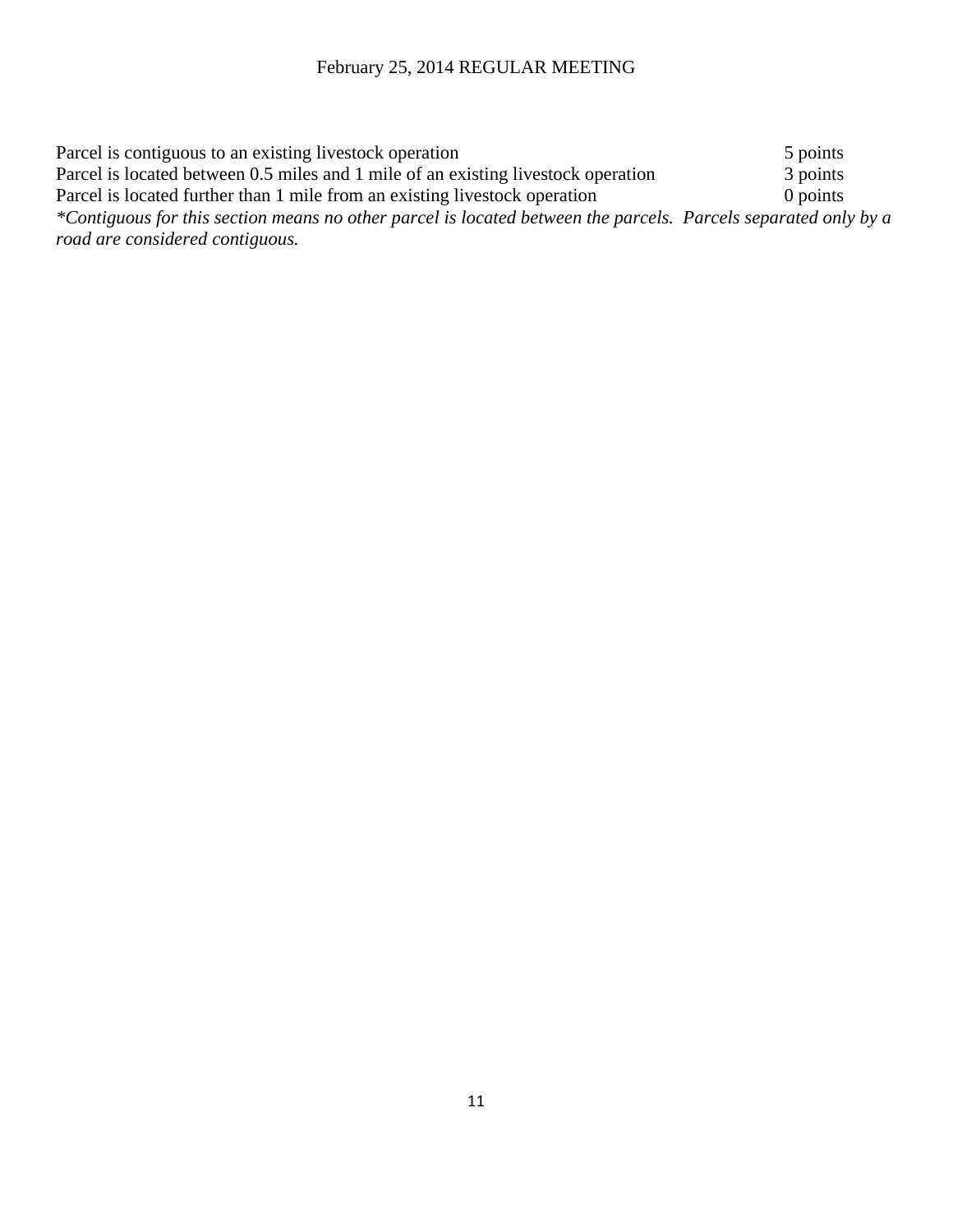| | |
|---|---|
| Parcel is contiguous to an existing livestock operation | 5 points |
| Parcel is located between 0.5 miles and 1 mile of an existing livestock operation | 3 points |
| Parcel is located further than 1 mile from an existing livestock operation | 0 points |

**Note:** *Contiguous for this section means no other parcel is located between the parcels. Parcels separated only by a road are considered contiguous.*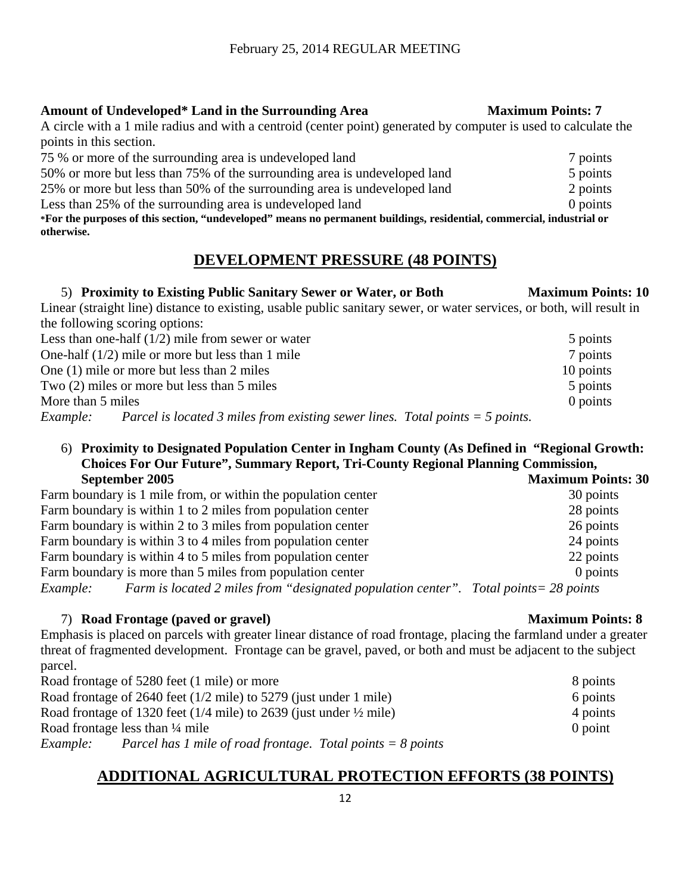**Amount of Undeveloped* Land in the Surrounding Area** **Maximum Points: 7**

A circle with a 1 mile radius and with a centroid (center point) generated by computer is used to calculate the points in this section.

| | |
|---|---|
| 75 % or more of the surrounding area is undeveloped land | 7 points |
| 50% or more but less than 75% of the surrounding area is undeveloped land | 5 points |
| 25% or more but less than 50% of the surrounding area is undeveloped land | 2 points |
| Less than 25% of the surrounding area is undeveloped land | 0 points |

***For the purposes of this section, "undeveloped" means no permanent buildings, residential, commercial, industrial or otherwise.**

## DEVELOPMENT PRESSURE (48 POINTS)

5) **Proximity to Existing Public Sanitary Sewer or Water, or Both** **Maximum Points: 10**

Linear (straight line) distance to existing, usable public sanitary sewer, or water services, or both, will result in the following scoring options:

| | |
|---|---|
| Less than one-half (1/2) mile from sewer or water | 5 points |
| One-half (1/2) mile or more but less than 1 mile | 7 points |
| One (1) mile or more but less than 2 miles | 10 points |
| Two (2) miles or more but less than 5 miles | 5 points |
| More than 5 miles | 0 points |

*Example: Parcel is located 3 miles from existing sewer lines. Total points = 5 points.*

6) **Proximity to Designated Population Center in Ingham County (As Defined in "Regional Growth: Choices For Our Future", Summary Report, Tri-County Regional Planning Commission, September 2005** **Maximum Points: 30**

| | |
|---|---|
| Farm boundary is 1 mile from, or within the population center | 30 points |
| Farm boundary is within 1 to 2 miles from population center | 28 points |
| Farm boundary is within 2 to 3 miles from population center | 26 points |
| Farm boundary is within 3 to 4 miles from population center | 24 points |
| Farm boundary is within 4 to 5 miles from population center | 22 points |
| Farm boundary is more than 5 miles from population center | 0 points |

*Example: Farm is located 2 miles from "designated population center". Total points= 28 points*

7) **Road Frontage (paved or gravel)** **Maximum Points: 8**

Emphasis is placed on parcels with greater linear distance of road frontage, placing the farmland under a greater threat of fragmented development. Frontage can be gravel, paved, or both and must be adjacent to the subject parcel.

| | |
|---|---|
| Road frontage of 5280 feet (1 mile) or more | 8 points |
| Road frontage of 2640 feet (1/2 mile) to 5279 (just under 1 mile) | 6 points |
| Road frontage of 1320 feet (1/4 mile) to 2639 (just under ½ mile) | 4 points |
| Road frontage less than ¼ mile | 0 point |

*Example: Parcel has 1 mile of road frontage. Total points = 8 points*

## ADDITIONAL AGRICULTURAL PROTECTION EFFORTS (38 POINTS)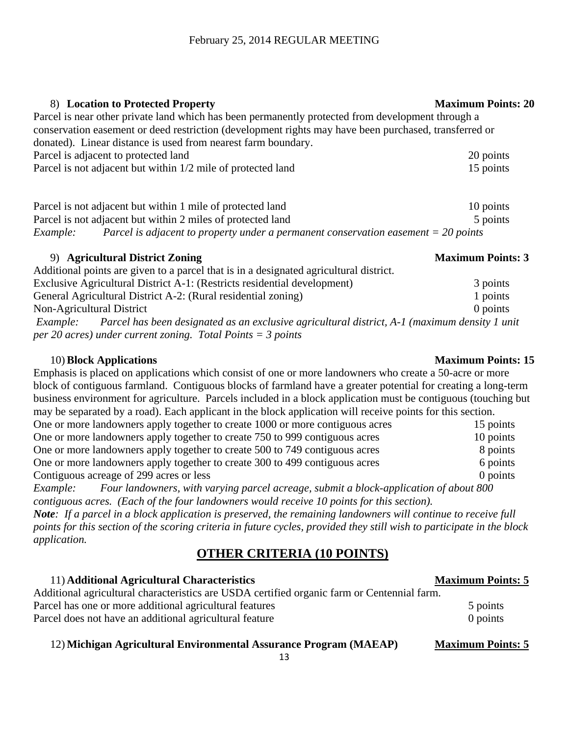8) **Location to Protected Property** **Maximum Points: 20**

Parcel is near other private land which has been permanently protected from development through a conservation easement or deed restriction (development rights may have been purchased, transferred or donated). Linear distance is used from nearest farm boundary.

| | |
|---|---|
| Parcel is adjacent to protected land | 20 points |
| Parcel is not adjacent but within 1/2 mile of protected land | 15 points |
| Parcel is not adjacent but within 1 mile of protected land | 10 points |
| Parcel is not adjacent but within 2 miles of protected land | 5 points |

*Example: Parcel is adjacent to property under a permanent conservation easement = 20 points*

9) **Agricultural District Zoning** **Maximum Points: 3**

Additional points are given to a parcel that is in a designated agricultural district.

| | |
|---|---|
| Exclusive Agricultural District A-1: (Restricts residential development) | 3 points |
| General Agricultural District A-2: (Rural residential zoning) | 1 points |
| Non-Agricultural District | 0 points |

*Example: Parcel has been designated as an exclusive agricultural district, A-1 (maximum density 1 unit per 20 acres) under current zoning. Total Points = 3 points*

10) **Block Applications** **Maximum Points: 15**

Emphasis is placed on applications which consist of one or more landowners who create a 50-acre or more block of contiguous farmland. Contiguous blocks of farmland have a greater potential for creating a long-term business environment for agriculture. Parcels included in a block application must be contiguous (touching but may be separated by a road). Each applicant in the block application will receive points for this section.

| | |
|---|---|
| One or more landowners apply together to create 1000 or more contiguous acres | 15 points |
| One or more landowners apply together to create 750 to 999 contiguous acres | 10 points |
| One or more landowners apply together to create 500 to 749 contiguous acres | 8 points |
| One or more landowners apply together to create 300 to 499 contiguous acres | 6 points |
| Contiguous acreage of 299 acres or less | 0 points |

*Example: Four landowners, with varying parcel acreage, submit a block-application of about 800 contiguous acres. (Each of the four landowners would receive 10 points for this section).*

***Note**: If a parcel in a block application is preserved, the remaining landowners will continue to receive full points for this section of the scoring criteria in future cycles, provided they still wish to participate in the block application.*

## OTHER CRITERIA (10 POINTS)

11) **Additional Agricultural Characteristics** **Maximum Points: 5**

Additional agricultural characteristics are USDA certified organic farm or Centennial farm.

| | |
|---|---|
| Parcel has one or more additional agricultural features | 5 points |
| Parcel does not have an additional agricultural feature | 0 points |

12) **Michigan Agricultural Environmental Assurance Program (MAEAP)** **Maximum Points: 5**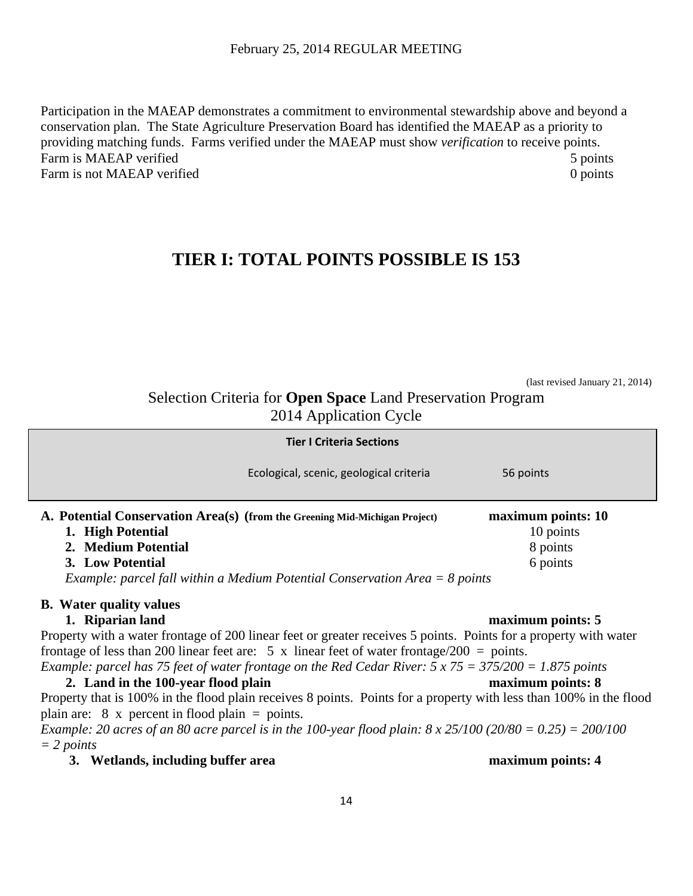Participation in the MAEAP demonstrates a commitment to environmental stewardship above and beyond a conservation plan. The State Agriculture Preservation Board has identified the MAEAP as a priority to providing matching funds. Farms verified under the MAEAP must show *verification* to receive points.

Farm is MAEAP verified 5 points
Farm is not MAEAP verified 0 points

# TIER I: TOTAL POINTS POSSIBLE IS 153

(last revised January 21, 2014)

## Selection Criteria for **Open Space** Land Preservation Program 2014 Application Cycle

| Tier I Criteria Sections | |
|---|---|
| Ecological, scenic, geological criteria | 56 points |

**A. Potential Conservation Area(s) (from the Greening Mid-Michigan Project)** **maximum points: 10**

1. **High Potential** 10 points
2. **Medium Potential** 8 points
3. **Low Potential** 6 points

*Example: parcel fall within a Medium Potential Conservation Area = 8 points*

**B. Water quality values**

1. **Riparian land** **maximum points: 5**

Property with a water frontage of 200 linear feet or greater receives 5 points. Points for a property with water frontage of less than 200 linear feet are: 5 x linear feet of water frontage/200 = points.

*Example: parcel has 75 feet of water frontage on the Red Cedar River: 5 x 75 = 375/200 = 1.875 points*

2. **Land in the 100-year flood plain** **maximum points: 8**

Property that is 100% in the flood plain receives 8 points. Points for a property with less than 100% in the flood plain are: 8 x percent in flood plain = points.

*Example: 20 acres of an 80 acre parcel is in the 100-year flood plain: 8 x 25/100 (20/80 = 0.25) = 200/100 = 2 points*

3. **Wetlands, including buffer area** **maximum points: 4**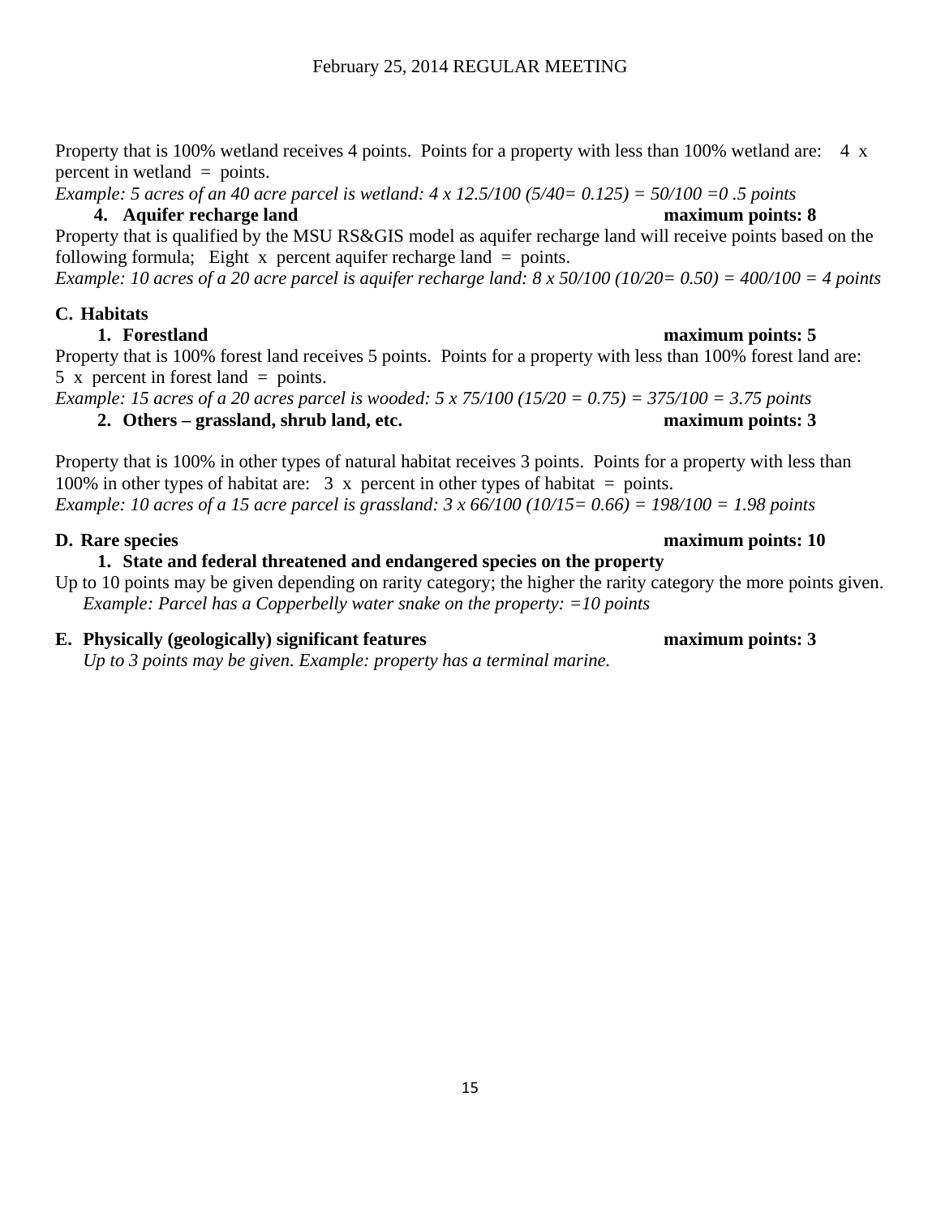Property that is 100% wetland receives 4 points. Points for a property with less than 100% wetland are: 4 x percent in wetland = points.

*Example: 5 acres of an 40 acre parcel is wetland: 4 x 12.5/100 (5/40= 0.125) = 50/100 =0 .5 points*

**4. Aquifer recharge land** **maximum points: 8**

Property that is qualified by the MSU RS&GIS model as aquifer recharge land will receive points based on the following formula; Eight x percent aquifer recharge land = points.

*Example: 10 acres of a 20 acre parcel is aquifer recharge land: 8 x 50/100 (10/20= 0.50) = 400/100 = 4 points*

**C. Habitats**

**1. Forestland** **maximum points: 5**

Property that is 100% forest land receives 5 points. Points for a property with less than 100% forest land are: 5 x percent in forest land = points.

*Example: 15 acres of a 20 acres parcel is wooded: 5 x 75/100 (15/20 = 0.75) = 375/100 = 3.75 points*

**2. Others – grassland, shrub land, etc.** **maximum points: 3**

Property that is 100% in other types of natural habitat receives 3 points. Points for a property with less than 100% in other types of habitat are: 3 x percent in other types of habitat = points.

*Example: 10 acres of a 15 acre parcel is grassland: 3 x 66/100 (10/15= 0.66) = 198/100 = 1.98 points*

**D. Rare species** **maximum points: 10**

**1. State and federal threatened and endangered species on the property**

Up to 10 points may be given depending on rarity category; the higher the rarity category the more points given.

*Example: Parcel has a Copperbelly water snake on the property: =10 points*

**E. Physically (geologically) significant features** **maximum points: 3**

*Up to 3 points may be given. Example: property has a terminal marine.*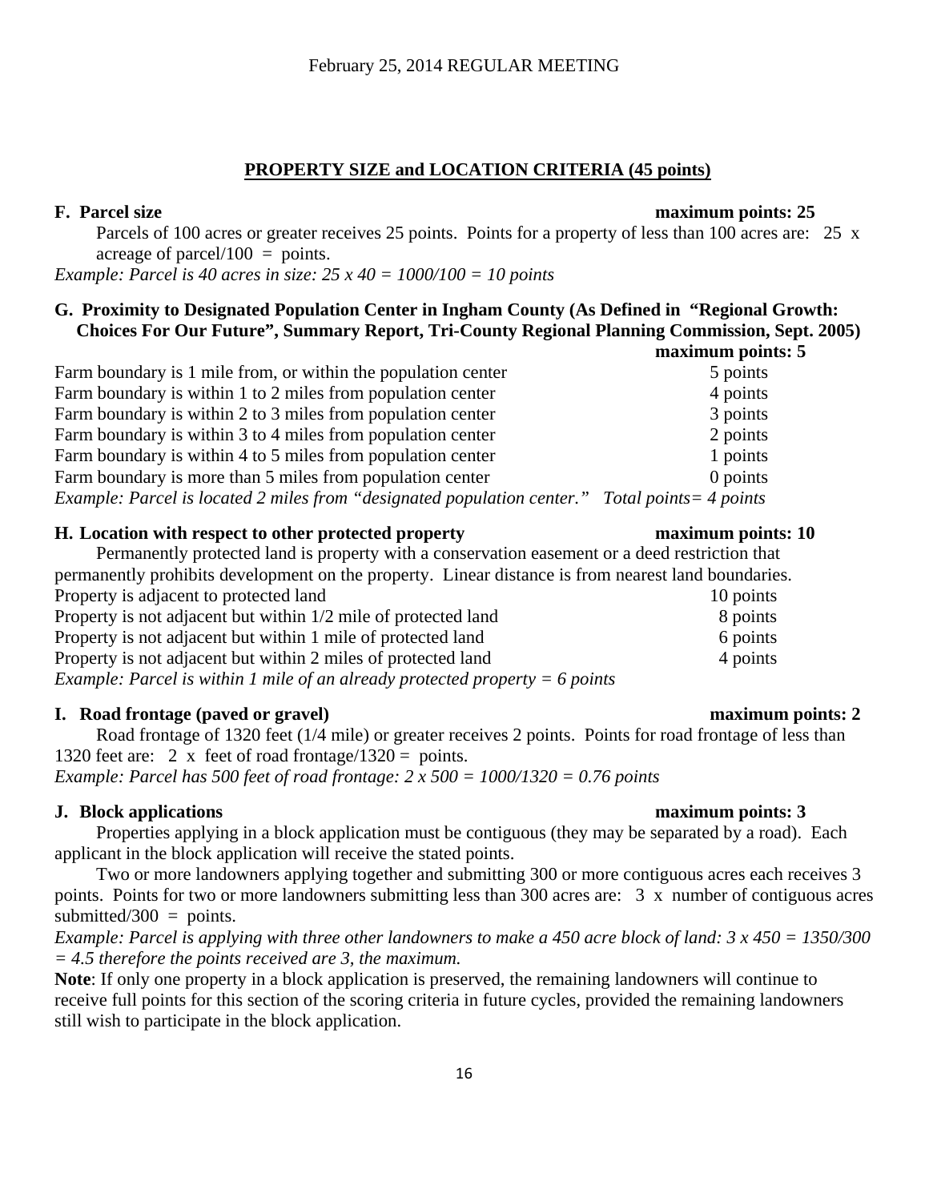## PROPERTY SIZE and LOCATION CRITERIA (45 points)

**F. Parcel size** **maximum points: 25**

Parcels of 100 acres or greater receives 25 points. Points for a property of less than 100 acres are: 25 x acreage of parcel/100 = points.

*Example: Parcel is 40 acres in size: 25 x 40 = 1000/100 = 10 points*

**G. Proximity to Designated Population Center in Ingham County (As Defined in "Regional Growth: Choices For Our Future", Summary Report, Tri-County Regional Planning Commission, Sept. 2005)** **maximum points: 5**

| | |
|---|---|
| Farm boundary is 1 mile from, or within the population center | 5 points |
| Farm boundary is within 1 to 2 miles from population center | 4 points |
| Farm boundary is within 2 to 3 miles from population center | 3 points |
| Farm boundary is within 3 to 4 miles from population center | 2 points |
| Farm boundary is within 4 to 5 miles from population center | 1 points |
| Farm boundary is more than 5 miles from population center | 0 points |

*Example: Parcel is located 2 miles from "designated population center." Total points= 4 points*

**H. Location with respect to other protected property** **maximum points: 10**

Permanently protected land is property with a conservation easement or a deed restriction that permanently prohibits development on the property. Linear distance is from nearest land boundaries.

| | |
|---|---|
| Property is adjacent to protected land | 10 points |
| Property is not adjacent but within 1/2 mile of protected land | 8 points |
| Property is not adjacent but within 1 mile of protected land | 6 points |
| Property is not adjacent but within 2 miles of protected land | 4 points |

*Example: Parcel is within 1 mile of an already protected property = 6 points*

**I. Road frontage (paved or gravel)** **maximum points: 2**

Road frontage of 1320 feet (1/4 mile) or greater receives 2 points. Points for road frontage of less than 1320 feet are: 2 x feet of road frontage/1320 = points.

*Example: Parcel has 500 feet of road frontage: 2 x 500 = 1000/1320 = 0.76 points*

**J. Block applications** **maximum points: 3**

Properties applying in a block application must be contiguous (they may be separated by a road). Each applicant in the block application will receive the stated points.

Two or more landowners applying together and submitting 300 or more contiguous acres each receives 3 points. Points for two or more landowners submitting less than 300 acres are: 3 x number of contiguous acres submitted/300 = points.

*Example: Parcel is applying with three other landowners to make a 450 acre block of land: 3 x 450 = 1350/300 = 4.5 therefore the points received are 3, the maximum.*

**Note**: If only one property in a block application is preserved, the remaining landowners will continue to receive full points for this section of the scoring criteria in future cycles, provided the remaining landowners still wish to participate in the block application.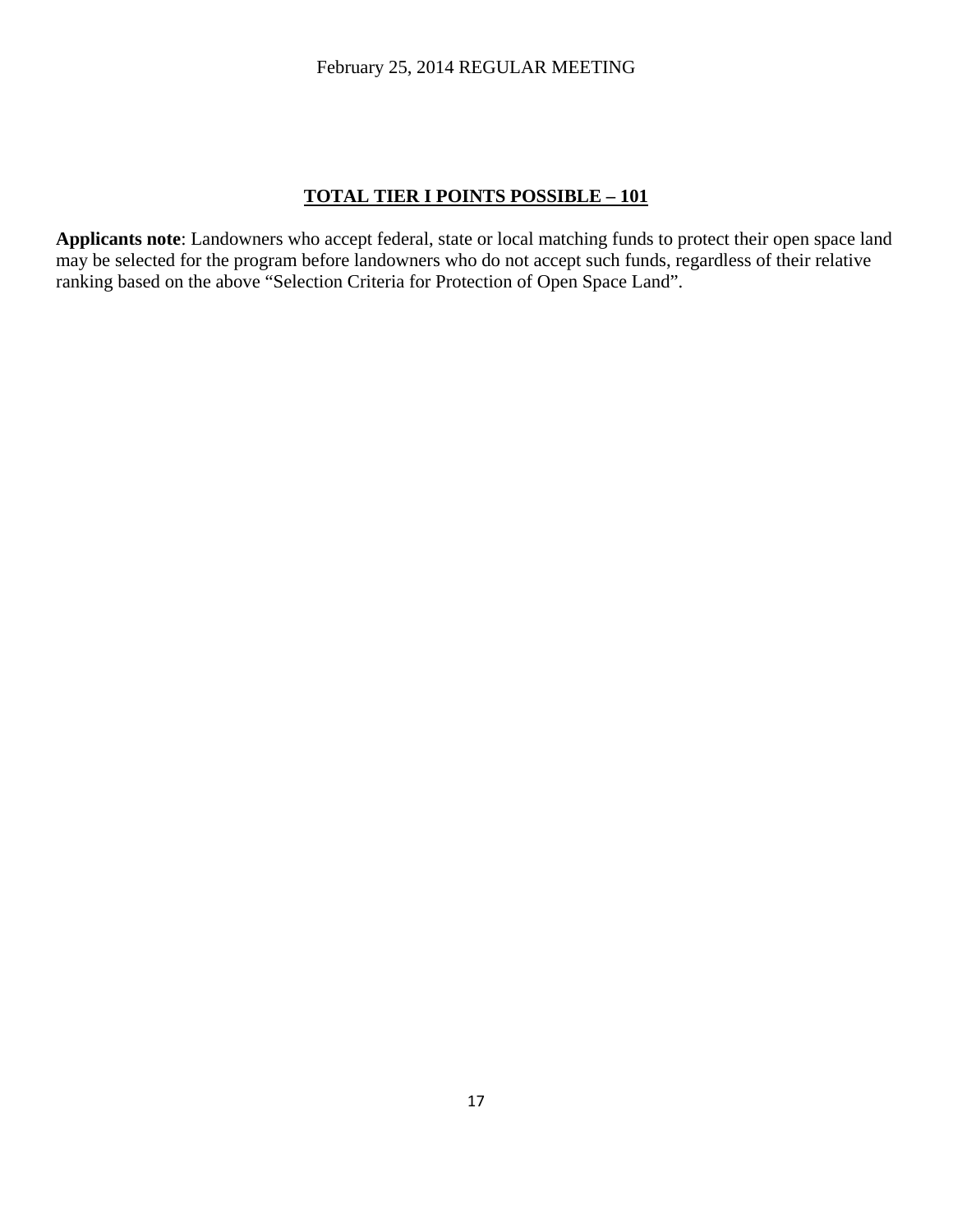**TOTAL TIER I POINTS POSSIBLE – 101**

**Applicants note**: Landowners who accept federal, state or local matching funds to protect their open space land may be selected for the program before landowners who do not accept such funds, regardless of their relative ranking based on the above "Selection Criteria for Protection of Open Space Land".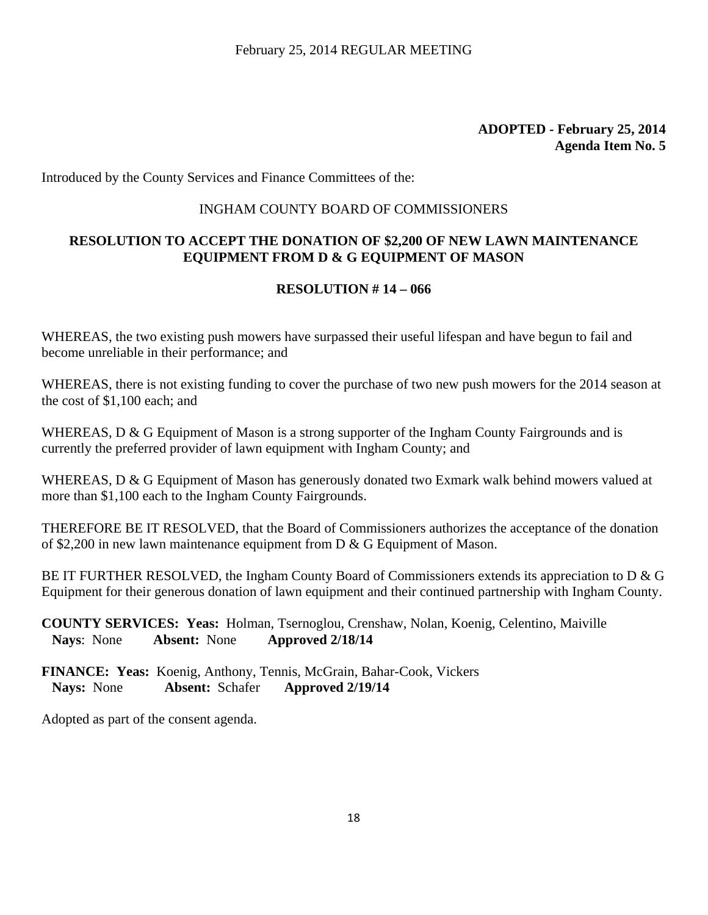**ADOPTED - February 25, 2014**
**Agenda Item No. 5**

Introduced by the County Services and Finance Committees of the:

INGHAM COUNTY BOARD OF COMMISSIONERS

## RESOLUTION TO ACCEPT THE DONATION OF $2,200 OF NEW LAWN MAINTENANCE EQUIPMENT FROM D & G EQUIPMENT OF MASON

### RESOLUTION # 14 – 066

WHEREAS, the two existing push mowers have surpassed their useful lifespan and have begun to fail and become unreliable in their performance; and

WHEREAS, there is not existing funding to cover the purchase of two new push mowers for the 2014 season at the cost of $1,100 each; and

WHEREAS, D & G Equipment of Mason is a strong supporter of the Ingham County Fairgrounds and is currently the preferred provider of lawn equipment with Ingham County; and

WHEREAS, D & G Equipment of Mason has generously donated two Exmark walk behind mowers valued at more than $1,100 each to the Ingham County Fairgrounds.

THEREFORE BE IT RESOLVED, that the Board of Commissioners authorizes the acceptance of the donation of $2,200 in new lawn maintenance equipment from D & G Equipment of Mason.

BE IT FURTHER RESOLVED, the Ingham County Board of Commissioners extends its appreciation to D & G Equipment for their generous donation of lawn equipment and their continued partnership with Ingham County.

**COUNTY SERVICES: Yeas:** Holman, Tsernoglou, Crenshaw, Nolan, Koenig, Celentino, Maiville
**Nays**: None **Absent:** None **Approved 2/18/14**

**FINANCE: Yeas:** Koenig, Anthony, Tennis, McGrain, Bahar-Cook, Vickers
**Nays:** None **Absent:** Schafer **Approved 2/19/14**

Adopted as part of the consent agenda.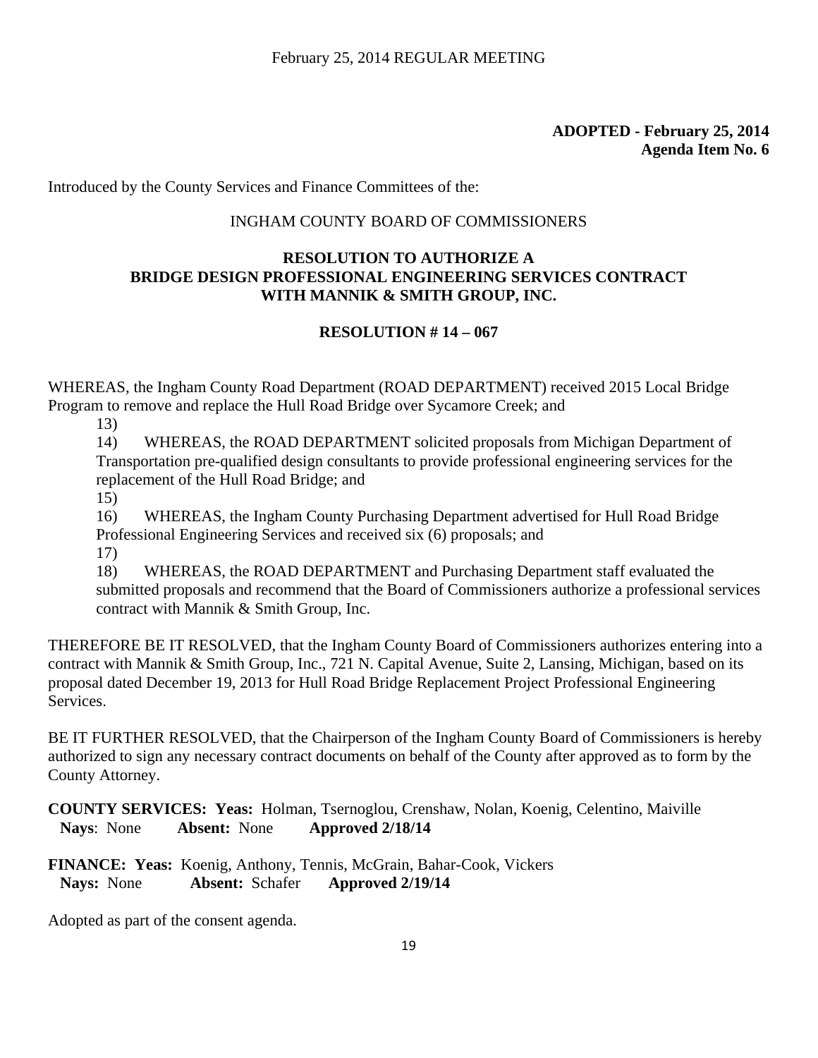**ADOPTED - February 25, 2014**
**Agenda Item No. 6**

Introduced by the County Services and Finance Committees of the:

INGHAM COUNTY BOARD OF COMMISSIONERS

**RESOLUTION TO AUTHORIZE A BRIDGE DESIGN PROFESSIONAL ENGINEERING SERVICES CONTRACT WITH MANNIK & SMITH GROUP, INC.**

**RESOLUTION # 14 – 067**

WHEREAS, the Ingham County Road Department (ROAD DEPARTMENT) received 2015 Local Bridge Program to remove and replace the Hull Road Bridge over Sycamore Creek; and

13)

14) WHEREAS, the ROAD DEPARTMENT solicited proposals from Michigan Department of Transportation pre-qualified design consultants to provide professional engineering services for the replacement of the Hull Road Bridge; and

15)

16) WHEREAS, the Ingham County Purchasing Department advertised for Hull Road Bridge Professional Engineering Services and received six (6) proposals; and

17)

18) WHEREAS, the ROAD DEPARTMENT and Purchasing Department staff evaluated the submitted proposals and recommend that the Board of Commissioners authorize a professional services contract with Mannik & Smith Group, Inc.

THEREFORE BE IT RESOLVED, that the Ingham County Board of Commissioners authorizes entering into a contract with Mannik & Smith Group, Inc., 721 N. Capital Avenue, Suite 2, Lansing, Michigan, based on its proposal dated December 19, 2013 for Hull Road Bridge Replacement Project Professional Engineering Services.

BE IT FURTHER RESOLVED, that the Chairperson of the Ingham County Board of Commissioners is hereby authorized to sign any necessary contract documents on behalf of the County after approved as to form by the County Attorney.

**COUNTY SERVICES: Yeas:** Holman, Tsernoglou, Crenshaw, Nolan, Koenig, Celentino, Maiville
**Nays**: None **Absent:** None **Approved 2/18/14**

**FINANCE: Yeas:** Koenig, Anthony, Tennis, McGrain, Bahar-Cook, Vickers
**Nays:** None **Absent:** Schafer **Approved 2/19/14**

Adopted as part of the consent agenda.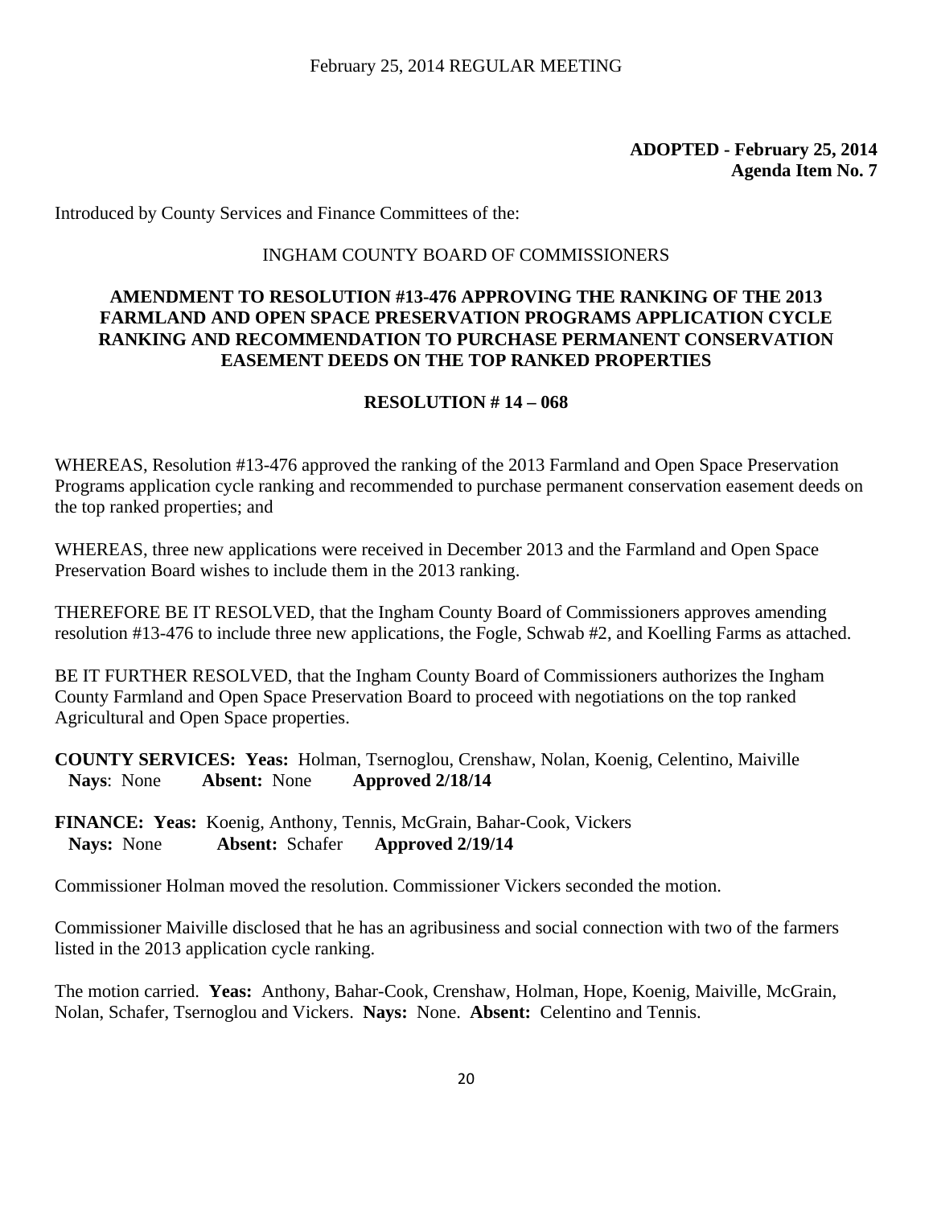**ADOPTED - February 25, 2014**
**Agenda Item No. 7**

Introduced by County Services and Finance Committees of the:

INGHAM COUNTY BOARD OF COMMISSIONERS

**AMENDMENT TO RESOLUTION #13-476 APPROVING THE RANKING OF THE 2013 FARMLAND AND OPEN SPACE PRESERVATION PROGRAMS APPLICATION CYCLE RANKING AND RECOMMENDATION TO PURCHASE PERMANENT CONSERVATION EASEMENT DEEDS ON THE TOP RANKED PROPERTIES**

**RESOLUTION # 14 – 068**

WHEREAS, Resolution #13-476 approved the ranking of the 2013 Farmland and Open Space Preservation Programs application cycle ranking and recommended to purchase permanent conservation easement deeds on the top ranked properties; and

WHEREAS, three new applications were received in December 2013 and the Farmland and Open Space Preservation Board wishes to include them in the 2013 ranking.

THEREFORE BE IT RESOLVED, that the Ingham County Board of Commissioners approves amending resolution #13-476 to include three new applications, the Fogle, Schwab #2, and Koelling Farms as attached.

BE IT FURTHER RESOLVED, that the Ingham County Board of Commissioners authorizes the Ingham County Farmland and Open Space Preservation Board to proceed with negotiations on the top ranked Agricultural and Open Space properties.

**COUNTY SERVICES: Yeas:** Holman, Tsernoglou, Crenshaw, Nolan, Koenig, Celentino, Maiville
**Nays**: None **Absent:** None **Approved 2/18/14**

**FINANCE: Yeas:** Koenig, Anthony, Tennis, McGrain, Bahar-Cook, Vickers
**Nays:** None **Absent:** Schafer **Approved 2/19/14**

Commissioner Holman moved the resolution. Commissioner Vickers seconded the motion.

Commissioner Maiville disclosed that he has an agribusiness and social connection with two of the farmers listed in the 2013 application cycle ranking.

The motion carried. **Yeas:** Anthony, Bahar-Cook, Crenshaw, Holman, Hope, Koenig, Maiville, McGrain, Nolan, Schafer, Tsernoglou and Vickers. **Nays:** None. **Absent:** Celentino and Tennis.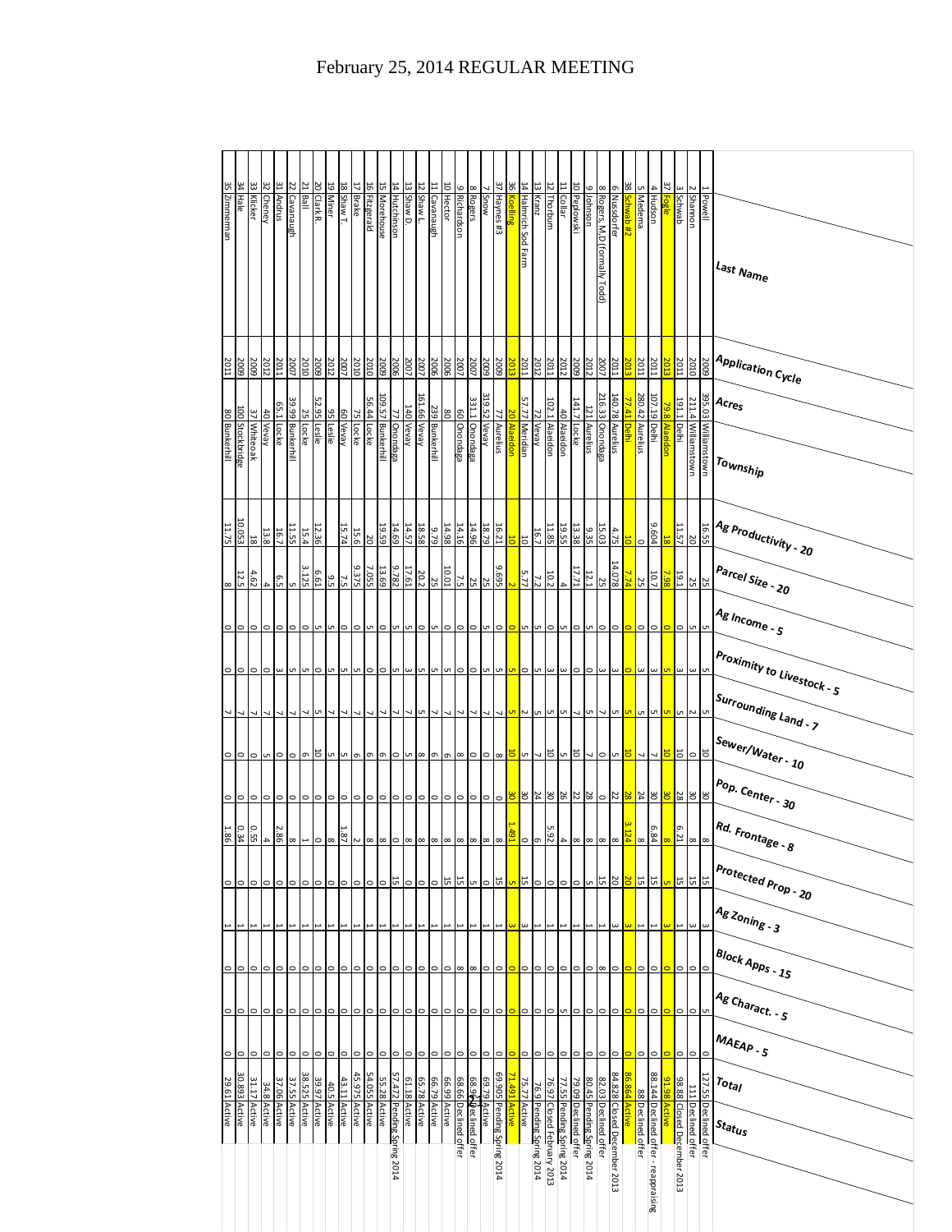| # | Last Name | Application Cycle | Acres | Township | Ag Productivity - 20 | Parcel Size - 20 | Ag Income - 5 | Proximity to Livestock - 5 | Surrounding Land - 7 | Sewer/Water - 10 | Pop. Center - 30 | Rd. Frontage - 8 | Protected Prop - 20 | Ag Zoning - 3 | Block Apps - 15 | Ag Charact. - 5 | MAEAP - 5 | Total | Status |
|---|---|---|---|---|---|---|---|---|---|---|---|---|---|---|---|---|---|---|---|
| 1 | Powell | 2009 | 395.03 | Williamstown | 16.55 | 25 | 5 | 5 | 5 | 10 | 30 | 8 | 15 | 3 | 0 | 5 | 0 | 127.55 | Declined offer |
| 2 | Shannon | 2010 | 211.4 | Williamstown | 20 | 25 | 5 | 3 | 2 | 0 | 30 | 8 | 15 | 3 | 0 | 0 | 0 | 111 | Declined offer |
| 3 | Schwab | 2011 | 191.1 | Delhi | 11.57 | 19.1 | 0 | 3 | 5 | 10 | 28 | 6.21 | 15 | 1 | 0 | 0 | 0 | 98.88 | Closed December 2013 |
| 37 | Fogle | 2013 | 79.8 | Alaiedon | 18 | 7.98 | 0 | 5 | 5 | 10 | 30 | 8 | 5 | 3 | 0 | 0 | 0 | 91.98 | Active |
| 4 | Hudson | 2011 | 107.19 | Delhi | 9.604 | 10.7 | 0 | 3 | 5 | 7 | 30 | 6.84 | 15 | 1 | 0 | 0 | 0 | 88.144 | Declined offer - reappraising |
| 5 | Medema | 2011 | 280.42 | Aurelius | 0 | 25 | 0 | 3 | 5 | 7 | 24 | 8 | 15 | 1 | 0 | 0 | 0 | 88 | Declined offer |
| 38 | Schwab #2 | 2013 | 77.41 | Delhi | 10 | 7.74 | 0 | 0 | 5 | 10 | 28 | 3.124 | 20 | 3 | 0 | 0 | 0 | 86.864 | Active |
| 6 | Nussdorfer | 2011 | 140.78 | Aurelius | 4.75 | 14.078 | 0 | 3 | 5 | 5 | 22 | 8 | 20 | 3 | 0 | 0 | 0 | 84.828 | Closed December 2013 |
| 8 | Rogers, M.D (formally Todd) | 2007 | 216.33 | Onondaga | 15.03 | 25 | 0 | 3 | 7 | 0 | 0 | 8 | 15 | 1 | 8 | 0 | 0 | 82.03 | Declined offer |
| 9 | Johnson | 2012 | 121 | Aurelius | 9.35 | 12.1 | 5 | 0 | 5 | 7 | 28 | 8 | 5 | 1 | 0 | 0 | 0 | 80.45 | Pending Spring 2014 |
| 10 | Pawlowski | 2009 | 141.7 | Locke | 13.38 | 17.71 | 0 | 0 | 7 | 10 | 22 | 8 | 0 | 1 | 0 | 0 | 0 | 79.09 | Declined offer |
| 11 | Collar | 2012 | 40 | Alaiedon | 19.55 | 4 | 5 | 3 | 5 | 5 | 26 | 4 | 0 | 1 | 0 | 5 | 0 | 77.55 | Pending Spring 2014 |
| 12 | Thorburn | 2011 | 102.1 | Alaiedon | 11.85 | 10.2 | 0 | 3 | 5 | 10 | 30 | 5.92 | 0 | 1 | 0 | 0 | 0 | 76.97 | Closed February 2014 |
| 13 | Kranz | 2012 | 72 | Vevay | 16.7 | 7.2 | 5 | 5 | 5 | 7 | 24 | 6 | 0 | 1 | 0 | 0 | 0 | 76.9 | Pending Spring 2014 |
| 14 | Hamrick Sod Farm | 2011 | 57.77 | Meridian | 10 | 5.77 | 5 | 0 | 2 | 5 | 30 | 0 | 15 | 3 | 0 | 0 | 0 | 75.77 | Active |
| 36 | Koelling | 2013 | 20 | Alaiedon | 10 | 2 | 0 | 5 | 5 | 10 | 30 | 1.491 | 5 | 3 | 0 | 0 | 0 | 71.491 | Active |
| 37 | Haynes #3 | 2009 | 77 | Aurelius | 16.21 | 9.695 | 0 | 5 | 7 | 8 | 0 | 8 | 15 | 1 | 0 | 0 | 0 | 69.905 | Pending Spring 2014 |
| 7 | Snow | 2009 | 319.52 | Vevay | 18.79 | 25 | 5 | 5 | 7 | 0 | 0 | 8 | 0 | 1 | 0 | 0 | 0 | 69.79 | Active |
| 8 | Rogers | 2007 | 331.1 | Onondaga | 14.96 | 25 | 0 | 0 | 7 | 8 | 0 | 8 | 5 | 1 | 0 | 0 | 0 | 68.96 | Declined offer |
| 9 | Richardson | 2007 | 60 | Onondaga | 14.16 | 7.5 | 0 | 0 | 7 | 8 | 0 | 8 | 15 | 1 | 8 | 0 | 0 | 68.66 | Declined offer |
| 10 | Hector | 2006 | 80 | Onondaga | 14.98 | 10.01 | 0 | 5 | 7 | 6 | 0 | 8 | 15 | 1 | 0 | 0 | 0 | 66.99 | Declined offer |
| 11 | Cavanaugh | 2006 | 239 | Bunkerhill | 9.79 | 25 | 5 | 5 | 7 | 6 | 0 | 8 | 0 | 1 | 0 | 0 | 0 | 66.79 | Active |
| 12 | Shaw L. | 2007 | 161.66 | Vevay | 18.58 | 20.2 | 0 | 5 | 5 | 8 | 0 | 8 | 0 | 1 | 0 | 0 | 0 | 65.78 | Active |
| 13 | Shaw D. | 2007 | 140 | Vevay | 14.57 | 17.61 | 5 | 3 | 7 | 5 | 0 | 8 | 0 | 1 | 0 | 0 | 0 | 61.18 | Active |
| 14 | Hutchinson | 2006 | 77 | Onondaga | 14.69 | 9.782 | 5 | 5 | 7 | 0 | 0 | 0 | 15 | 1 | 0 | 0 | 0 | 57.472 | Pending Spring 2014 |
| 15 | Morehouse | 2009 | 109.57 | Bunkerhill | 19.59 | 13.69 | 0 | 0 | 7 | 6 | 0 | 8 | 0 | 1 | 0 | 0 | 0 | 55.28 | Active |
| 16 | Fitzgerald | 2010 | 56.44 | Locke | 20 | 7.055 | 5 | 0 | 7 | 6 | 0 | 8 | 0 | 1 | 0 | 0 | 0 | 54.055 | Active |
| 17 | Brake | 2010 | 75 | Locke | 15.6 | 9.375 | 0 | 5 | 7 | 6 | 0 | 2 | 0 | 1 | 0 | 0 | 0 | 45.975 | Active |
| 18 | Shaw T. | 2007 | 60 | Vevay | 15.74 | 7.5 | 0 | 5 | 7 | 5 | 0 | 1.87 | 0 | 1 | 0 | 0 | 0 | 43.11 | Active |
| 19 | Miner | 2012 | 95 | Leslie | 0 | 9.5 | 5 | 5 | 7 | 5 | 0 | 8 | 0 | 1 | 0 | 0 | 0 | 40.5 | Active |
| 20 | Clark R. | 2009 | 52.95 | Leslie | 12.36 | 6.61 | 0 | 5 | 5 | 10 | 0 | 0 | 0 | 1 | 0 | 0 | 0 | 39.97 | Active |
| 21 | Ball | 2010 | 25 | Locke | 15.4 | 3.125 | 5 | 0 | 7 | 6 | 0 | 1 | 0 | 1 | 0 | 0 | 0 | 38.525 | Active |
| 22 | Cavanaugh | 2007 | 39.99 | Bunkerhill | 11.55 | 5 | 0 | 5 | 7 | 0 | 0 | 8 | 0 | 1 | 0 | 0 | 0 | 37.55 | Active |
| 31 | Andrus | 2011 | 65.1 | Locke | 16.7 | 6.5 | 0 | 3 | 7 | 0 | 0 | 2.86 | 0 | 1 | 0 | 0 | 0 | 37.06 | Active |
| 32 | Cheney | 2012 | 40 | Vevay | 13.8 | 4 | 0 | 0 | 7 | 5 | 0 | 4 | 0 | 1 | 0 | 0 | 0 | 34.8 | Active |
| 33 | Klicker | 2009 | 37 | Whiteoak | 18 | 4.62 | 0 | 0 | 7 | 0 | 0 | 0.55 | 0 | 1 | 0 | 0 | 0 | 31.17 | Active |
| 34 | Hale | 2009 | 100 | Stockbridge | 10.053 | 12.5 | 0 | 0 | 7 | 0 | 0 | 0.34 | 0 | 1 | 0 | 0 | 0 | 30.893 | Active |
| 35 | Zimmerman | 2011 | 80 | Bunkerhill | 11.75 | 8 | 0 | 0 | 7 | 0 | 0 | 1.86 | 0 | 1 | 0 | 0 | 0 | 29.61 | Active |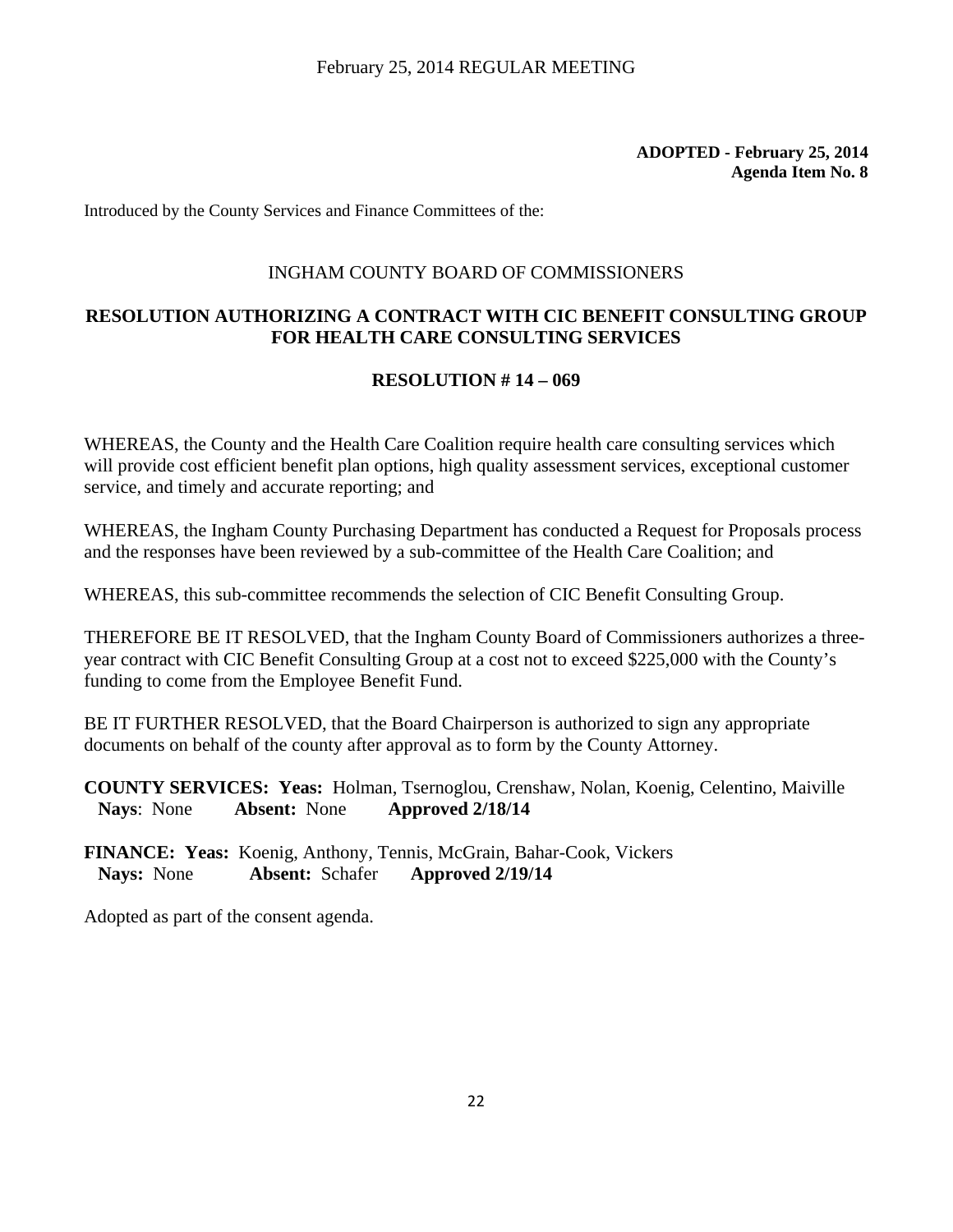**ADOPTED - February 25, 2014**
**Agenda Item No. 8**

Introduced by the County Services and Finance Committees of the:

INGHAM COUNTY BOARD OF COMMISSIONERS

## RESOLUTION AUTHORIZING A CONTRACT WITH CIC BENEFIT CONSULTING GROUP FOR HEALTH CARE CONSULTING SERVICES

## RESOLUTION # 14 – 069

WHEREAS, the County and the Health Care Coalition require health care consulting services which will provide cost efficient benefit plan options, high quality assessment services, exceptional customer service, and timely and accurate reporting; and

WHEREAS, the Ingham County Purchasing Department has conducted a Request for Proposals process and the responses have been reviewed by a sub-committee of the Health Care Coalition; and

WHEREAS, this sub-committee recommends the selection of CIC Benefit Consulting Group.

THEREFORE BE IT RESOLVED, that the Ingham County Board of Commissioners authorizes a three-year contract with CIC Benefit Consulting Group at a cost not to exceed $225,000 with the County's funding to come from the Employee Benefit Fund.

BE IT FURTHER RESOLVED, that the Board Chairperson is authorized to sign any appropriate documents on behalf of the county after approval as to form by the County Attorney.

**COUNTY SERVICES: Yeas:** Holman, Tsernoglou, Crenshaw, Nolan, Koenig, Celentino, Maiville
**Nays**: None **Absent:** None **Approved 2/18/14**

**FINANCE: Yeas:** Koenig, Anthony, Tennis, McGrain, Bahar-Cook, Vickers
**Nays:** None **Absent:** Schafer **Approved 2/19/14**

Adopted as part of the consent agenda.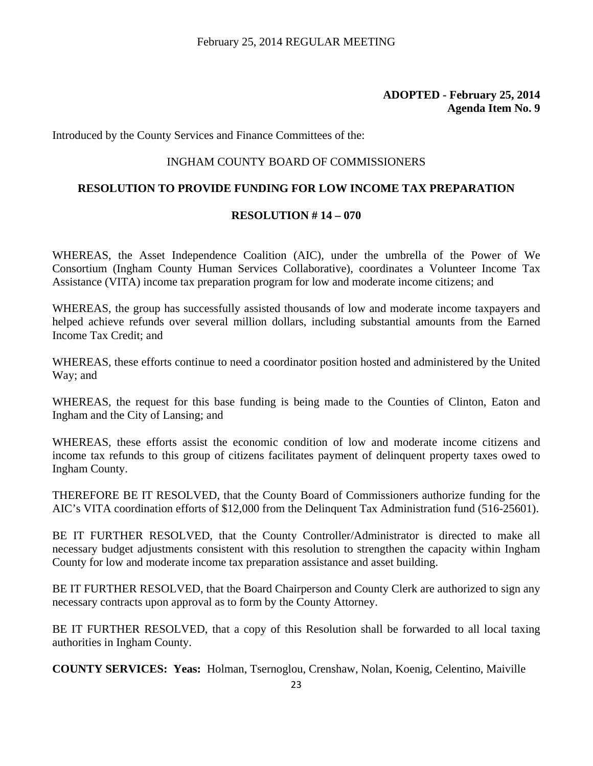**ADOPTED - February 25, 2014**
**Agenda Item No. 9**

Introduced by the County Services and Finance Committees of the:

INGHAM COUNTY BOARD OF COMMISSIONERS

**RESOLUTION TO PROVIDE FUNDING FOR LOW INCOME TAX PREPARATION**

**RESOLUTION # 14 – 070**

WHEREAS, the Asset Independence Coalition (AIC), under the umbrella of the Power of We Consortium (Ingham County Human Services Collaborative), coordinates a Volunteer Income Tax Assistance (VITA) income tax preparation program for low and moderate income citizens; and

WHEREAS, the group has successfully assisted thousands of low and moderate income taxpayers and helped achieve refunds over several million dollars, including substantial amounts from the Earned Income Tax Credit; and

WHEREAS, these efforts continue to need a coordinator position hosted and administered by the United Way; and

WHEREAS, the request for this base funding is being made to the Counties of Clinton, Eaton and Ingham and the City of Lansing; and

WHEREAS, these efforts assist the economic condition of low and moderate income citizens and income tax refunds to this group of citizens facilitates payment of delinquent property taxes owed to Ingham County.

THEREFORE BE IT RESOLVED, that the County Board of Commissioners authorize funding for the AIC's VITA coordination efforts of $12,000 from the Delinquent Tax Administration fund (516-25601).

BE IT FURTHER RESOLVED, that the County Controller/Administrator is directed to make all necessary budget adjustments consistent with this resolution to strengthen the capacity within Ingham County for low and moderate income tax preparation assistance and asset building.

BE IT FURTHER RESOLVED, that the Board Chairperson and County Clerk are authorized to sign any necessary contracts upon approval as to form by the County Attorney.

BE IT FURTHER RESOLVED, that a copy of this Resolution shall be forwarded to all local taxing authorities in Ingham County.

**COUNTY SERVICES: Yeas:** Holman, Tsernoglou, Crenshaw, Nolan, Koenig, Celentino, Maiville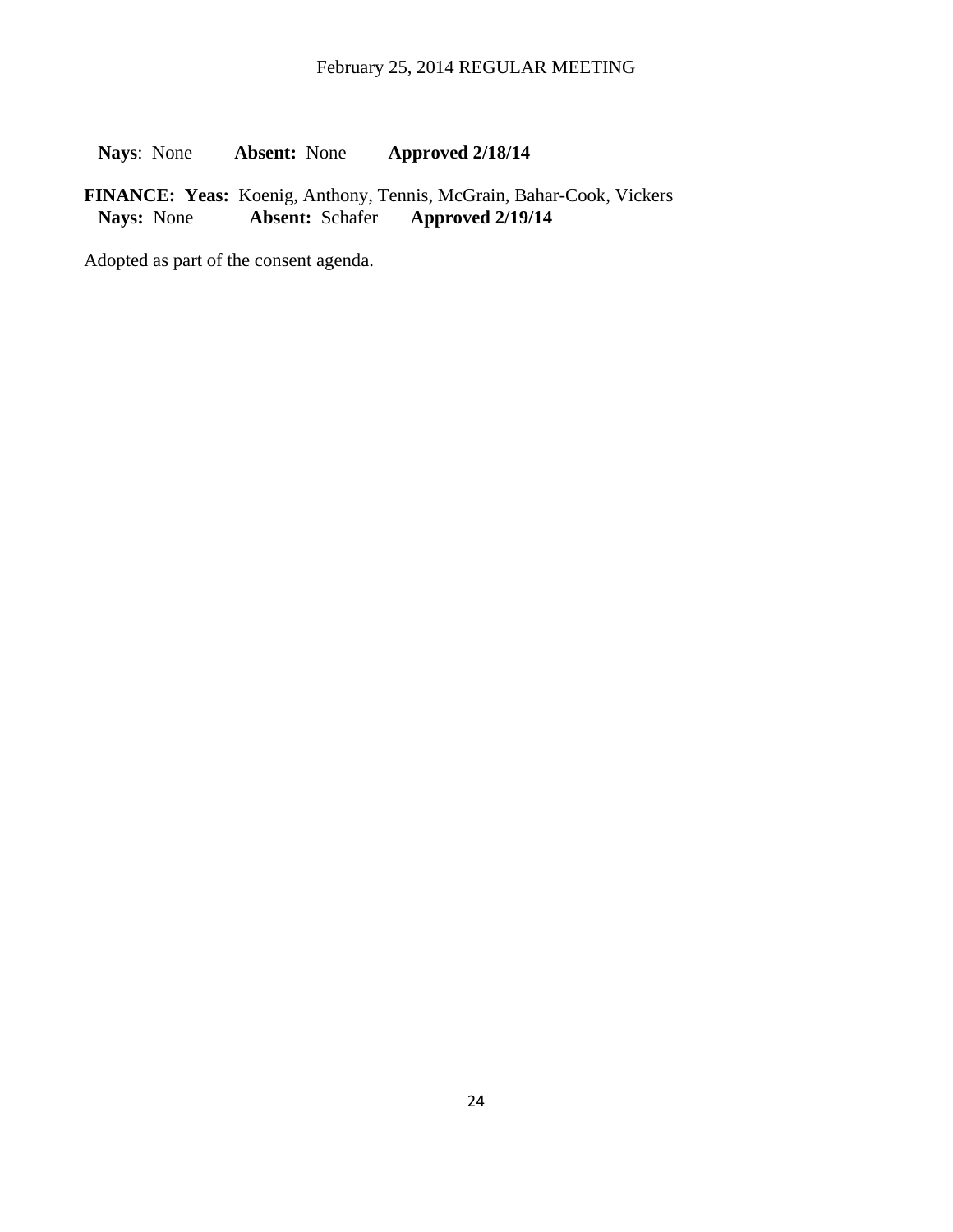**Nays**: None **Absent:** None **Approved 2/18/14**

**FINANCE: Yeas:** Koenig, Anthony, Tennis, McGrain, Bahar-Cook, Vickers
**Nays:** None **Absent:** Schafer **Approved 2/19/14**

Adopted as part of the consent agenda.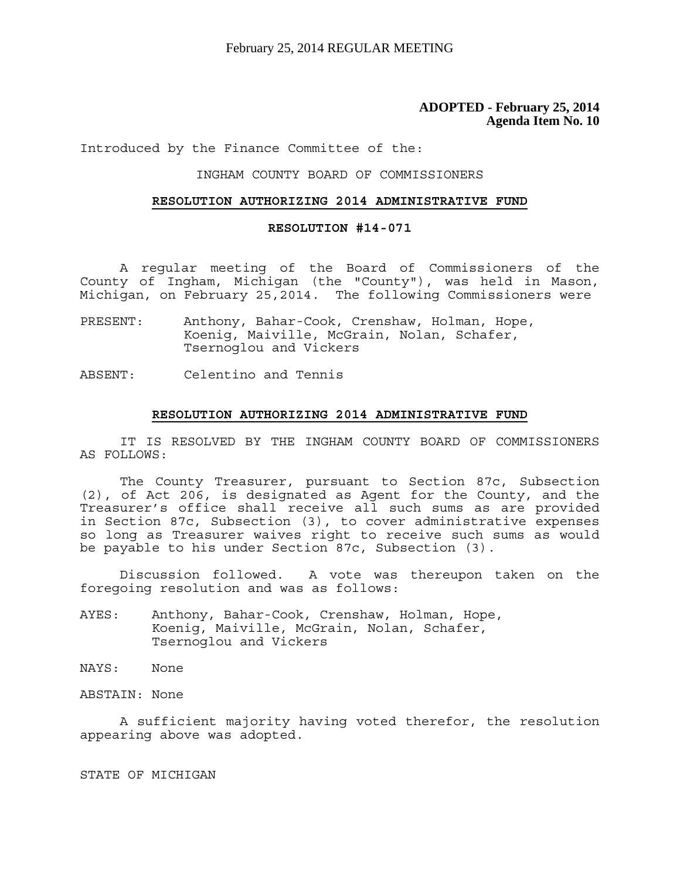**ADOPTED - February 25, 2014**
**Agenda Item No. 10**

Introduced by the Finance Committee of the:

INGHAM COUNTY BOARD OF COMMISSIONERS

**RESOLUTION AUTHORIZING 2014 ADMINISTRATIVE FUND**

**RESOLUTION #14-071**

A regular meeting of the Board of Commissioners of the County of Ingham, Michigan (the "County"), was held in Mason, Michigan, on February 25,2014. The following Commissioners were

PRESENT: Anthony, Bahar-Cook, Crenshaw, Holman, Hope, Koenig, Maiville, McGrain, Nolan, Schafer, Tsernoglou and Vickers

ABSENT: Celentino and Tennis

**RESOLUTION AUTHORIZING 2014 ADMINISTRATIVE FUND**

IT IS RESOLVED BY THE INGHAM COUNTY BOARD OF COMMISSIONERS AS FOLLOWS:

The County Treasurer, pursuant to Section 87c, Subsection (2), of Act 206, is designated as Agent for the County, and the Treasurer's office shall receive all such sums as are provided in Section 87c, Subsection (3), to cover administrative expenses so long as Treasurer waives right to receive such sums as would be payable to his under Section 87c, Subsection (3).

Discussion followed. A vote was thereupon taken on the foregoing resolution and was as follows:

AYES: Anthony, Bahar-Cook, Crenshaw, Holman, Hope, Koenig, Maiville, McGrain, Nolan, Schafer, Tsernoglou and Vickers

NAYS: None

ABSTAIN: None

A sufficient majority having voted therefor, the resolution appearing above was adopted.

STATE OF MICHIGAN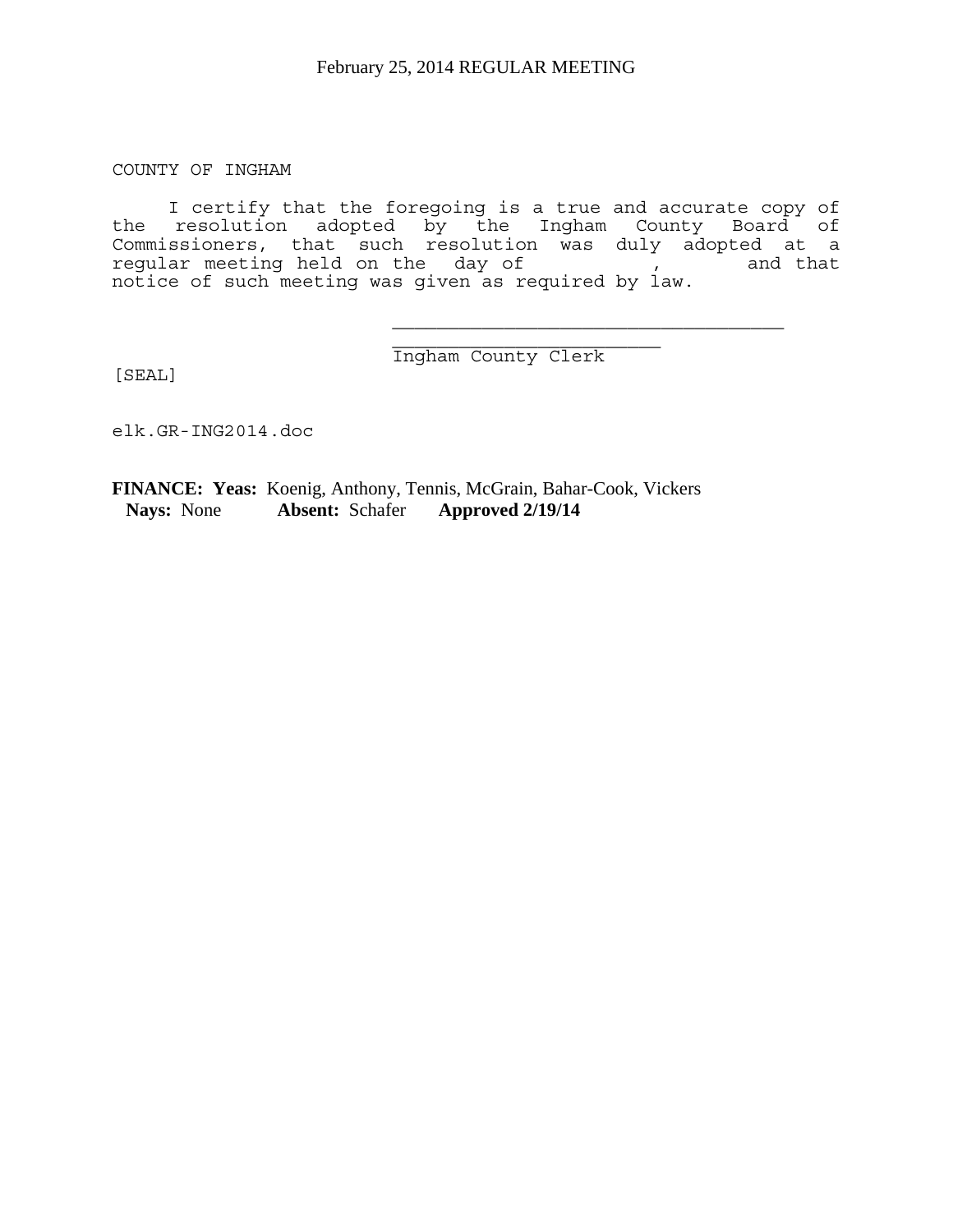COUNTY OF INGHAM

I certify that the foregoing is a true and accurate copy of the resolution adopted by the Ingham County Board of Commissioners, that such resolution was duly adopted at a regular meeting held on the day of , and that notice of such meeting was given as required by law.

\_\_\_\_\_\_\_\_\_\_\_\_\_\_\_\_\_\_\_\_\_\_\_\_\_\_\_\_\_\_\_\_\_\_\_\_\_\_\_\_\_\_\_\_\_\_\_\_\_\_\_\_\_\_\_\_
Ingham County Clerk

[SEAL]

elk.GR-ING2014.doc

**FINANCE: Yeas:** Koenig, Anthony, Tennis, McGrain, Bahar-Cook, Vickers
**Nays:** None **Absent:** Schafer **Approved 2/19/14**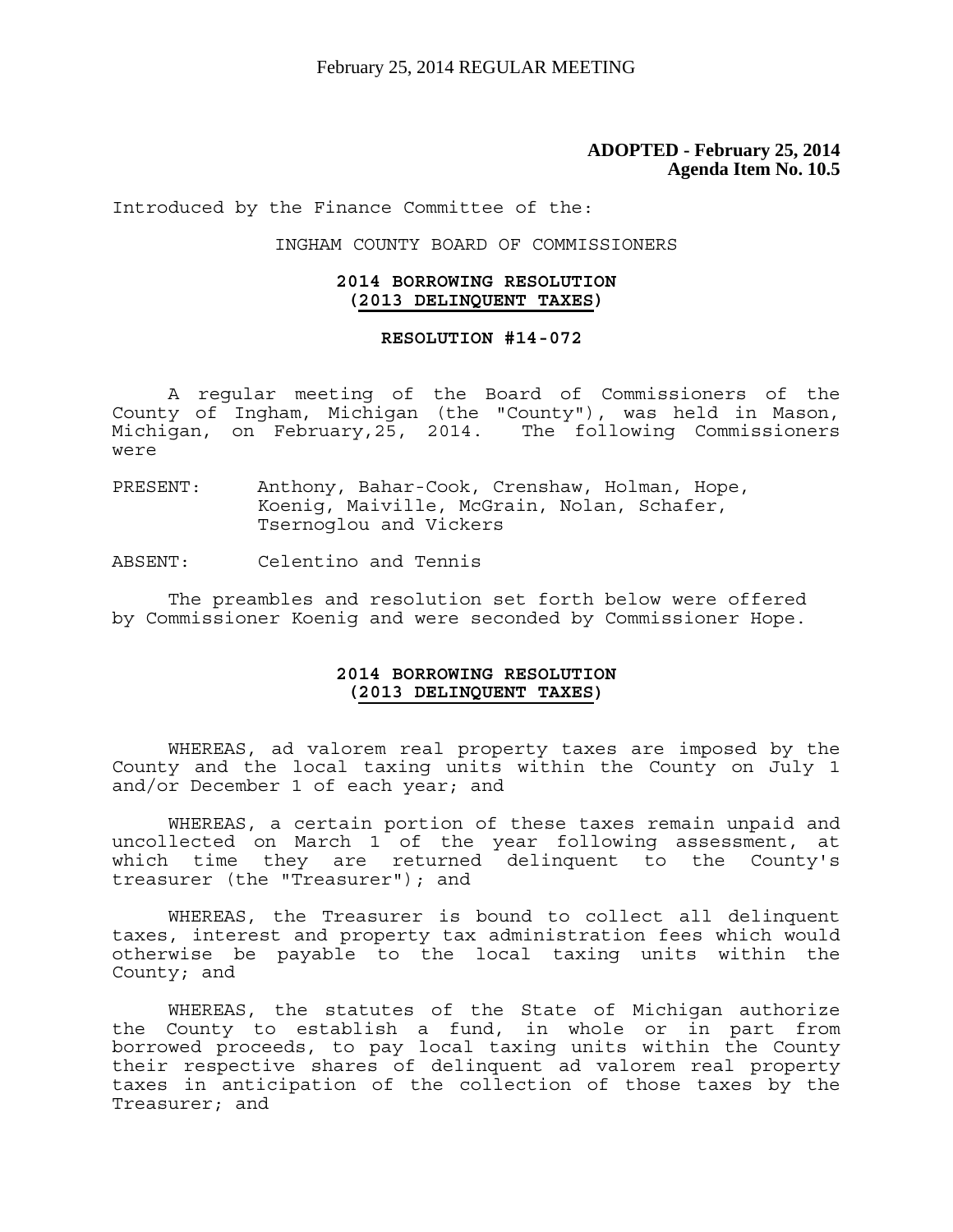**ADOPTED - February 25, 2014**
**Agenda Item No. 10.5**

Introduced by the Finance Committee of the:

INGHAM COUNTY BOARD OF COMMISSIONERS

**2014 BORROWING RESOLUTION**
**(2013 DELINQUENT TAXES)**

**RESOLUTION #14-072**

A regular meeting of the Board of Commissioners of the County of Ingham, Michigan (the "County"), was held in Mason, Michigan, on February,25, 2014. The following Commissioners were

PRESENT: Anthony, Bahar-Cook, Crenshaw, Holman, Hope, Koenig, Maiville, McGrain, Nolan, Schafer, Tsernoglou and Vickers

ABSENT: Celentino and Tennis

The preambles and resolution set forth below were offered by Commissioner Koenig and were seconded by Commissioner Hope.

**2014 BORROWING RESOLUTION**
**(2013 DELINQUENT TAXES)**

WHEREAS, ad valorem real property taxes are imposed by the County and the local taxing units within the County on July 1 and/or December 1 of each year; and

WHEREAS, a certain portion of these taxes remain unpaid and uncollected on March 1 of the year following assessment, at which time they are returned delinquent to the County's treasurer (the "Treasurer"); and

WHEREAS, the Treasurer is bound to collect all delinquent taxes, interest and property tax administration fees which would otherwise be payable to the local taxing units within the County; and

WHEREAS, the statutes of the State of Michigan authorize the County to establish a fund, in whole or in part from borrowed proceeds, to pay local taxing units within the County their respective shares of delinquent ad valorem real property taxes in anticipation of the collection of those taxes by the Treasurer; and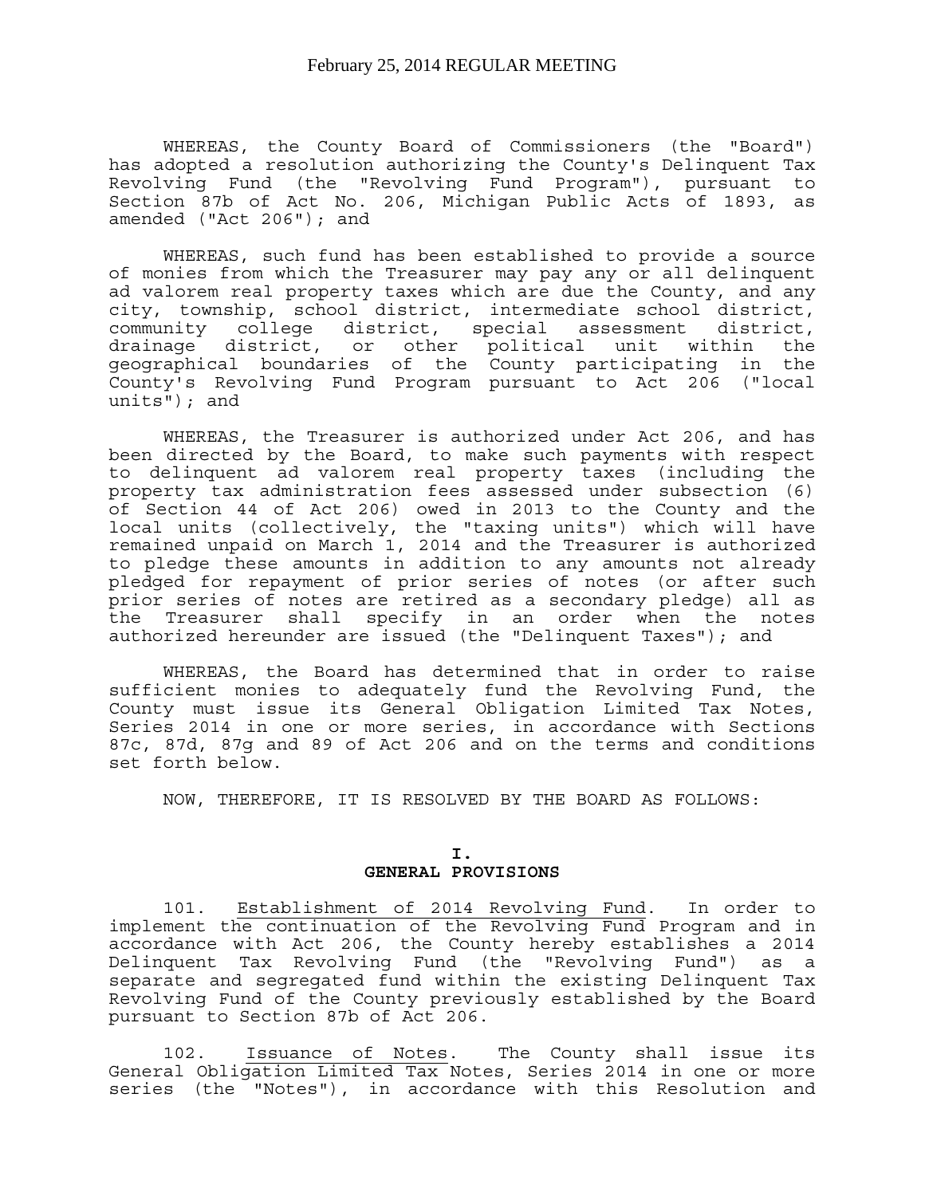WHEREAS, the County Board of Commissioners (the "Board") has adopted a resolution authorizing the County's Delinquent Tax Revolving Fund (the "Revolving Fund Program"), pursuant to Section 87b of Act No. 206, Michigan Public Acts of 1893, as amended ("Act 206"); and

WHEREAS, such fund has been established to provide a source of monies from which the Treasurer may pay any or all delinquent ad valorem real property taxes which are due the County, and any city, township, school district, intermediate school district, community college district, special assessment district, drainage district, or other political unit within the geographical boundaries of the County participating in the County's Revolving Fund Program pursuant to Act 206 ("local units"); and

WHEREAS, the Treasurer is authorized under Act 206, and has been directed by the Board, to make such payments with respect to delinquent ad valorem real property taxes (including the property tax administration fees assessed under subsection (6) of Section 44 of Act 206) owed in 2013 to the County and the local units (collectively, the "taxing units") which will have remained unpaid on March 1, 2014 and the Treasurer is authorized to pledge these amounts in addition to any amounts not already pledged for repayment of prior series of notes (or after such prior series of notes are retired as a secondary pledge) all as the Treasurer shall specify in an order when the notes authorized hereunder are issued (the "Delinquent Taxes"); and

WHEREAS, the Board has determined that in order to raise sufficient monies to adequately fund the Revolving Fund, the County must issue its General Obligation Limited Tax Notes, Series 2014 in one or more series, in accordance with Sections 87c, 87d, 87g and 89 of Act 206 and on the terms and conditions set forth below.

NOW, THEREFORE, IT IS RESOLVED BY THE BOARD AS FOLLOWS:

## I. GENERAL PROVISIONS

101. Establishment of 2014 Revolving Fund. In order to implement the continuation of the Revolving Fund Program and in accordance with Act 206, the County hereby establishes a 2014 Delinquent Tax Revolving Fund (the "Revolving Fund") as a separate and segregated fund within the existing Delinquent Tax Revolving Fund of the County previously established by the Board pursuant to Section 87b of Act 206.

102. Issuance of Notes. The County shall issue its General Obligation Limited Tax Notes, Series 2014 in one or more series (the "Notes"), in accordance with this Resolution and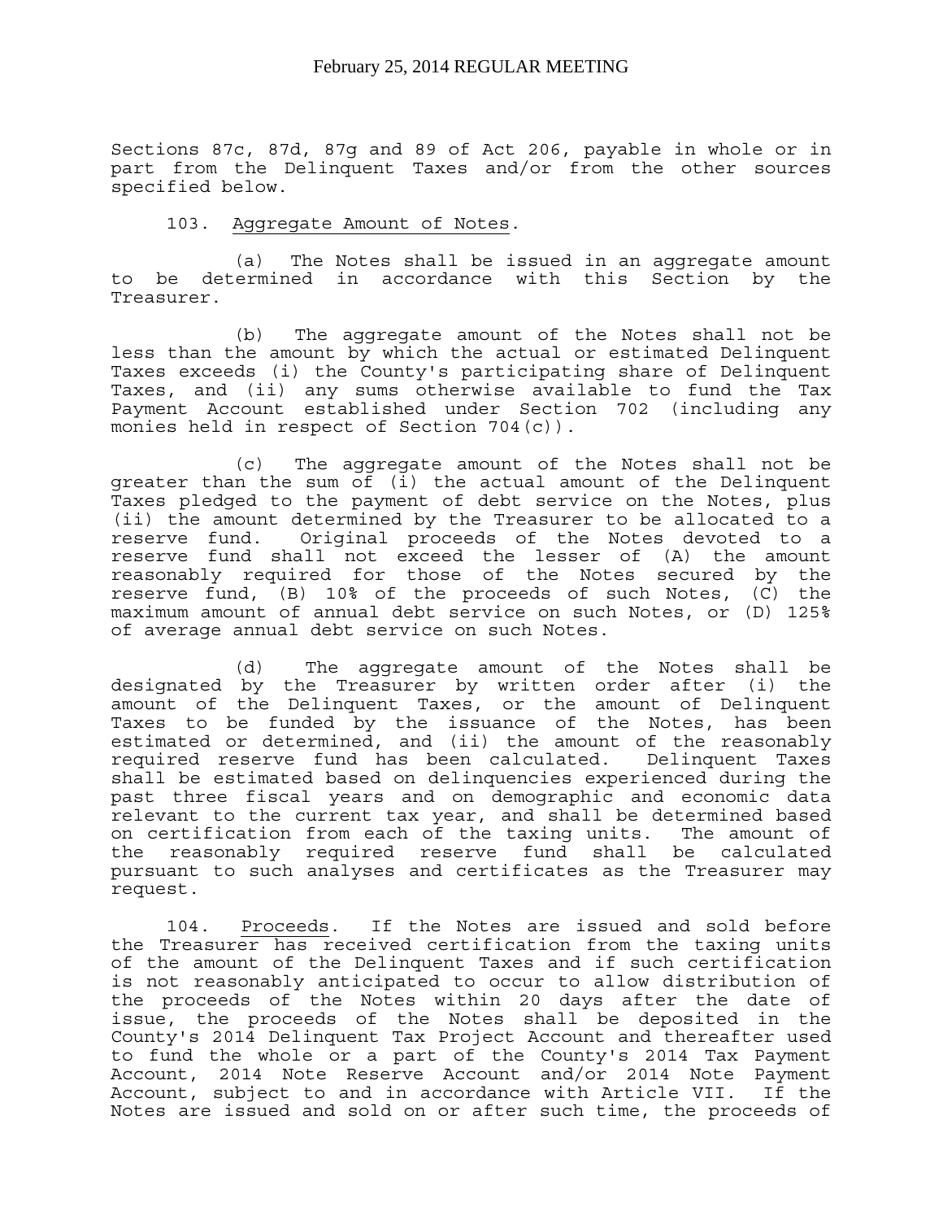Sections 87c, 87d, 87g and 89 of Act 206, payable in whole or in part from the Delinquent Taxes and/or from the other sources specified below.

103. Aggregate Amount of Notes.

(a) The Notes shall be issued in an aggregate amount to be determined in accordance with this Section by the Treasurer.

(b) The aggregate amount of the Notes shall not be less than the amount by which the actual or estimated Delinquent Taxes exceeds (i) the County's participating share of Delinquent Taxes, and (ii) any sums otherwise available to fund the Tax Payment Account established under Section 702 (including any monies held in respect of Section 704(c)).

(c) The aggregate amount of the Notes shall not be greater than the sum of (i) the actual amount of the Delinquent Taxes pledged to the payment of debt service on the Notes, plus (ii) the amount determined by the Treasurer to be allocated to a reserve fund. Original proceeds of the Notes devoted to a reserve fund shall not exceed the lesser of (A) the amount reasonably required for those of the Notes secured by the reserve fund, (B) 10% of the proceeds of such Notes, (C) the maximum amount of annual debt service on such Notes, or (D) 125% of average annual debt service on such Notes.

(d) The aggregate amount of the Notes shall be designated by the Treasurer by written order after (i) the amount of the Delinquent Taxes, or the amount of Delinquent Taxes to be funded by the issuance of the Notes, has been estimated or determined, and (ii) the amount of the reasonably required reserve fund has been calculated. Delinquent Taxes shall be estimated based on delinquencies experienced during the past three fiscal years and on demographic and economic data relevant to the current tax year, and shall be determined based on certification from each of the taxing units. The amount of the reasonably required reserve fund shall be calculated pursuant to such analyses and certificates as the Treasurer may request.

104. Proceeds. If the Notes are issued and sold before the Treasurer has received certification from the taxing units of the amount of the Delinquent Taxes and if such certification is not reasonably anticipated to occur to allow distribution of the proceeds of the Notes within 20 days after the date of issue, the proceeds of the Notes shall be deposited in the County's 2014 Delinquent Tax Project Account and thereafter used to fund the whole or a part of the County's 2014 Tax Payment Account, 2014 Note Reserve Account and/or 2014 Note Payment Account, subject to and in accordance with Article VII. If the Notes are issued and sold on or after such time, the proceeds of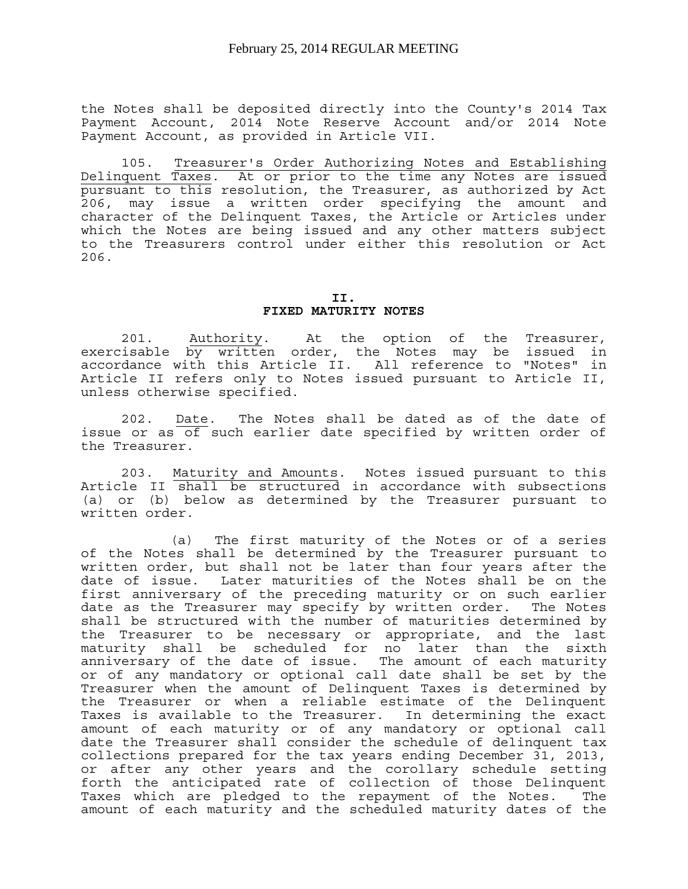the Notes shall be deposited directly into the County's 2014 Tax Payment Account, 2014 Note Reserve Account and/or 2014 Note Payment Account, as provided in Article VII.

105. Treasurer's Order Authorizing Notes and Establishing Delinquent Taxes. At or prior to the time any Notes are issued pursuant to this resolution, the Treasurer, as authorized by Act 206, may issue a written order specifying the amount and character of the Delinquent Taxes, the Article or Articles under which the Notes are being issued and any other matters subject to the Treasurers control under either this resolution or Act 206.

## II.
## FIXED MATURITY NOTES

201. Authority. At the option of the Treasurer, exercisable by written order, the Notes may be issued in accordance with this Article II. All reference to "Notes" in Article II refers only to Notes issued pursuant to Article II, unless otherwise specified.

202. Date. The Notes shall be dated as of the date of issue or as of such earlier date specified by written order of the Treasurer.

203. Maturity and Amounts. Notes issued pursuant to this Article II shall be structured in accordance with subsections (a) or (b) below as determined by the Treasurer pursuant to written order.

(a) The first maturity of the Notes or of a series of the Notes shall be determined by the Treasurer pursuant to written order, but shall not be later than four years after the date of issue. Later maturities of the Notes shall be on the first anniversary of the preceding maturity or on such earlier date as the Treasurer may specify by written order. The Notes shall be structured with the number of maturities determined by the Treasurer to be necessary or appropriate, and the last maturity shall be scheduled for no later than the sixth anniversary of the date of issue. The amount of each maturity or of any mandatory or optional call date shall be set by the Treasurer when the amount of Delinquent Taxes is determined by the Treasurer or when a reliable estimate of the Delinquent Taxes is available to the Treasurer. In determining the exact amount of each maturity or of any mandatory or optional call date the Treasurer shall consider the schedule of delinquent tax collections prepared for the tax years ending December 31, 2013, or after any other years and the corollary schedule setting forth the anticipated rate of collection of those Delinquent Taxes which are pledged to the repayment of the Notes. The amount of each maturity and the scheduled maturity dates of the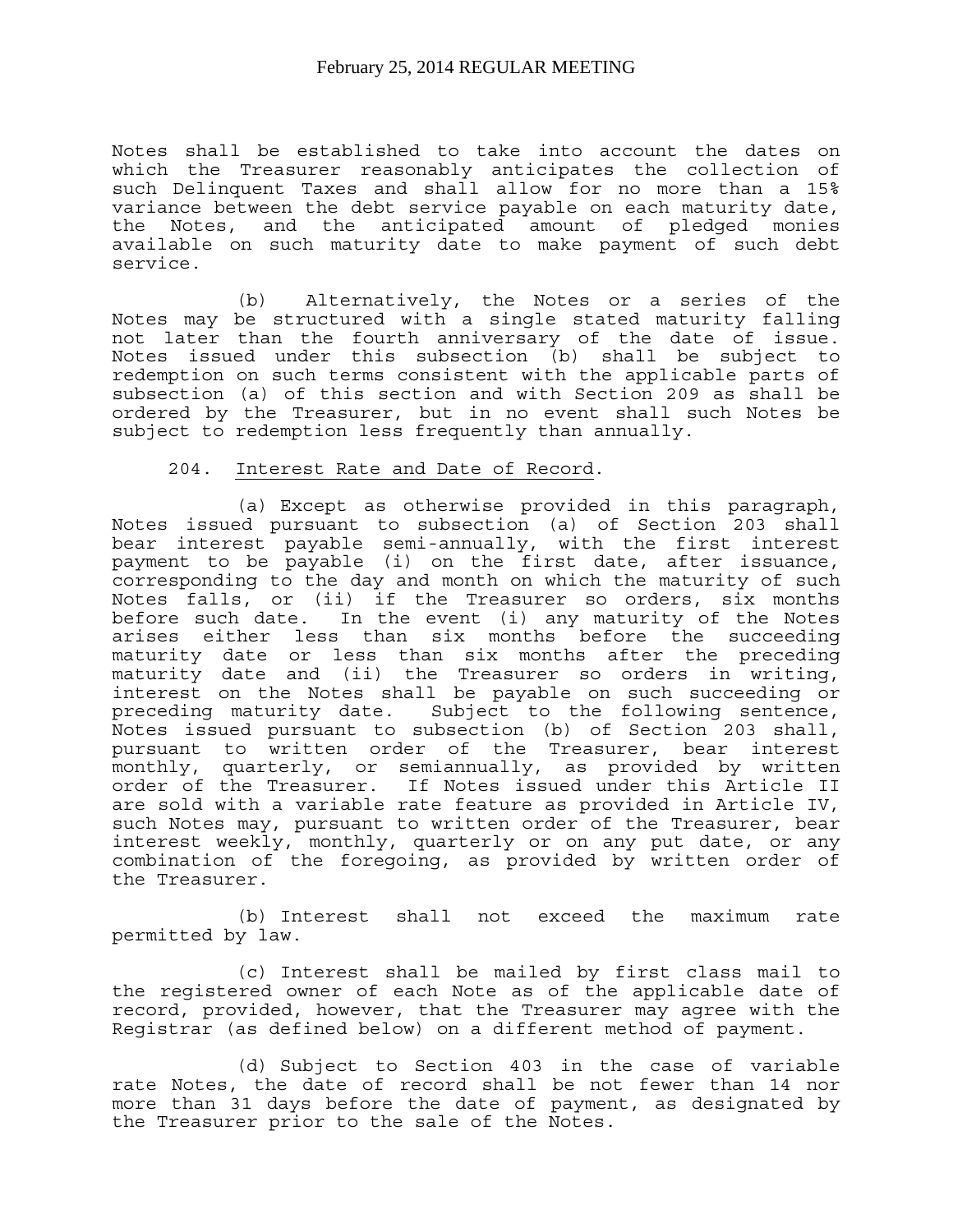Notes shall be established to take into account the dates on which the Treasurer reasonably anticipates the collection of such Delinquent Taxes and shall allow for no more than a 15% variance between the debt service payable on each maturity date, the Notes, and the anticipated amount of pledged monies available on such maturity date to make payment of such debt service.

(b) Alternatively, the Notes or a series of the Notes may be structured with a single stated maturity falling not later than the fourth anniversary of the date of issue. Notes issued under this subsection (b) shall be subject to redemption on such terms consistent with the applicable parts of subsection (a) of this section and with Section 209 as shall be ordered by the Treasurer, but in no event shall such Notes be subject to redemption less frequently than annually.

204. Interest Rate and Date of Record.

(a) Except as otherwise provided in this paragraph, Notes issued pursuant to subsection (a) of Section 203 shall bear interest payable semi-annually, with the first interest payment to be payable (i) on the first date, after issuance, corresponding to the day and month on which the maturity of such Notes falls, or (ii) if the Treasurer so orders, six months before such date. In the event (i) any maturity of the Notes arises either less than six months before the succeeding maturity date or less than six months after the preceding maturity date and (ii) the Treasurer so orders in writing, interest on the Notes shall be payable on such succeeding or preceding maturity date. Subject to the following sentence, Notes issued pursuant to subsection (b) of Section 203 shall, pursuant to written order of the Treasurer, bear interest monthly, quarterly, or semiannually, as provided by written order of the Treasurer. If Notes issued under this Article II are sold with a variable rate feature as provided in Article IV, such Notes may, pursuant to written order of the Treasurer, bear interest weekly, monthly, quarterly or on any put date, or any combination of the foregoing, as provided by written order of the Treasurer.

(b) Interest shall not exceed the maximum rate permitted by law.

(c) Interest shall be mailed by first class mail to the registered owner of each Note as of the applicable date of record, provided, however, that the Treasurer may agree with the Registrar (as defined below) on a different method of payment.

(d) Subject to Section 403 in the case of variable rate Notes, the date of record shall be not fewer than 14 nor more than 31 days before the date of payment, as designated by the Treasurer prior to the sale of the Notes.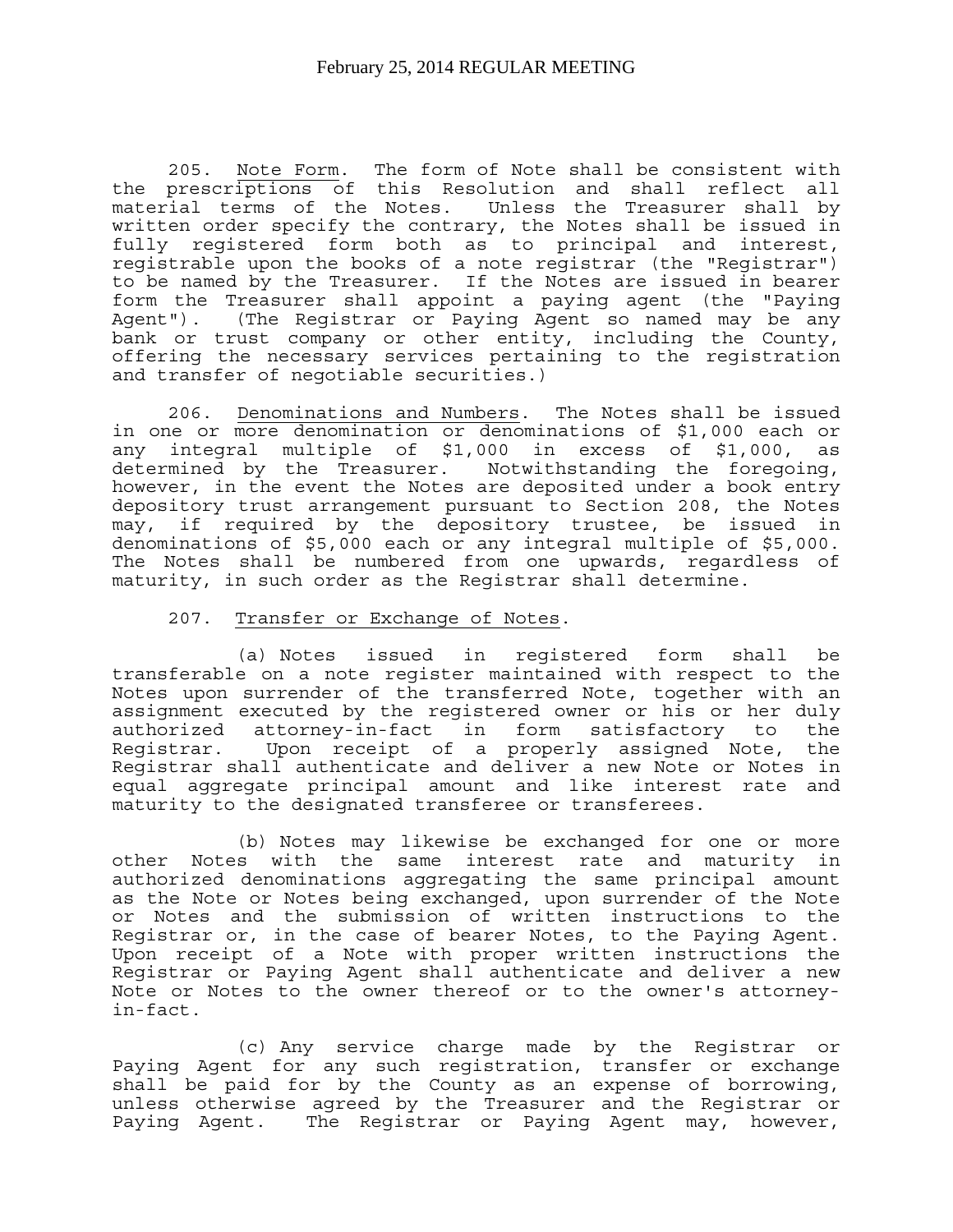205. Note Form. The form of Note shall be consistent with the prescriptions of this Resolution and shall reflect all material terms of the Notes. Unless the Treasurer shall by written order specify the contrary, the Notes shall be issued in fully registered form both as to principal and interest, registrable upon the books of a note registrar (the "Registrar") to be named by the Treasurer. If the Notes are issued in bearer form the Treasurer shall appoint a paying agent (the "Paying Agent"). (The Registrar or Paying Agent so named may be any bank or trust company or other entity, including the County, offering the necessary services pertaining to the registration and transfer of negotiable securities.)

206. Denominations and Numbers. The Notes shall be issued in one or more denomination or denominations of $1,000 each or any integral multiple of $1,000 in excess of $1,000, as determined by the Treasurer. Notwithstanding the foregoing, however, in the event the Notes are deposited under a book entry depository trust arrangement pursuant to Section 208, the Notes may, if required by the depository trustee, be issued in denominations of $5,000 each or any integral multiple of $5,000. The Notes shall be numbered from one upwards, regardless of maturity, in such order as the Registrar shall determine.

207. Transfer or Exchange of Notes.

(a) Notes issued in registered form shall be transferable on a note register maintained with respect to the Notes upon surrender of the transferred Note, together with an assignment executed by the registered owner or his or her duly authorized attorney-in-fact in form satisfactory to the Registrar. Upon receipt of a properly assigned Note, the Registrar shall authenticate and deliver a new Note or Notes in equal aggregate principal amount and like interest rate and maturity to the designated transferee or transferees.

(b) Notes may likewise be exchanged for one or more other Notes with the same interest rate and maturity in authorized denominations aggregating the same principal amount as the Note or Notes being exchanged, upon surrender of the Note or Notes and the submission of written instructions to the Registrar or, in the case of bearer Notes, to the Paying Agent. Upon receipt of a Note with proper written instructions the Registrar or Paying Agent shall authenticate and deliver a new Note or Notes to the owner thereof or to the owner's attorney-in-fact.

(c) Any service charge made by the Registrar or Paying Agent for any such registration, transfer or exchange shall be paid for by the County as an expense of borrowing, unless otherwise agreed by the Treasurer and the Registrar or Paying Agent. The Registrar or Paying Agent may, however,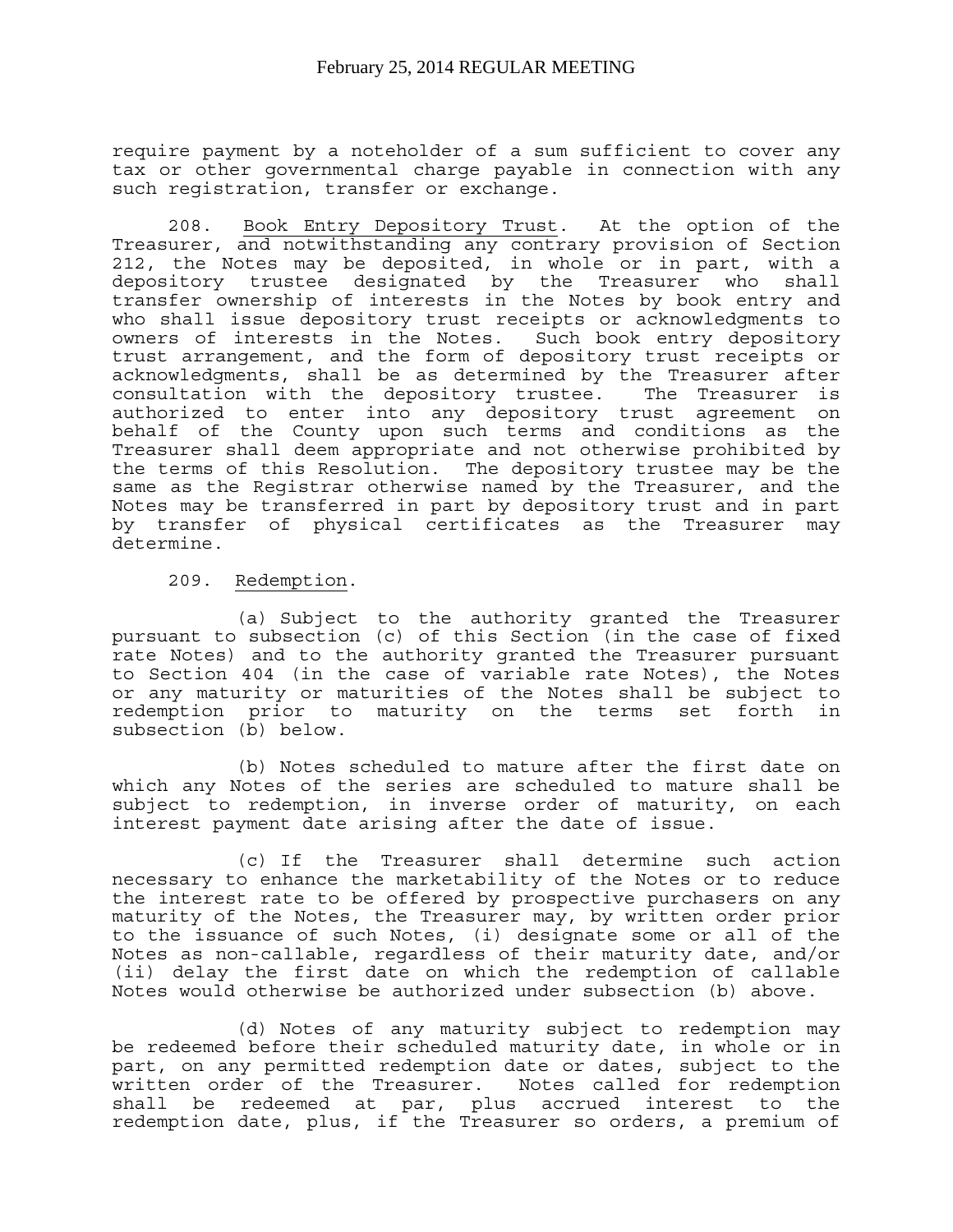require payment by a noteholder of a sum sufficient to cover any tax or other governmental charge payable in connection with any such registration, transfer or exchange.

208. Book Entry Depository Trust. At the option of the Treasurer, and notwithstanding any contrary provision of Section 212, the Notes may be deposited, in whole or in part, with a depository trustee designated by the Treasurer who shall transfer ownership of interests in the Notes by book entry and who shall issue depository trust receipts or acknowledgments to owners of interests in the Notes. Such book entry depository trust arrangement, and the form of depository trust receipts or acknowledgments, shall be as determined by the Treasurer after consultation with the depository trustee. The Treasurer is authorized to enter into any depository trust agreement on behalf of the County upon such terms and conditions as the Treasurer shall deem appropriate and not otherwise prohibited by the terms of this Resolution. The depository trustee may be the same as the Registrar otherwise named by the Treasurer, and the Notes may be transferred in part by depository trust and in part by transfer of physical certificates as the Treasurer may determine.

209. Redemption.

(a) Subject to the authority granted the Treasurer pursuant to subsection (c) of this Section (in the case of fixed rate Notes) and to the authority granted the Treasurer pursuant to Section 404 (in the case of variable rate Notes), the Notes or any maturity or maturities of the Notes shall be subject to redemption prior to maturity on the terms set forth in subsection (b) below.

(b) Notes scheduled to mature after the first date on which any Notes of the series are scheduled to mature shall be subject to redemption, in inverse order of maturity, on each interest payment date arising after the date of issue.

(c) If the Treasurer shall determine such action necessary to enhance the marketability of the Notes or to reduce the interest rate to be offered by prospective purchasers on any maturity of the Notes, the Treasurer may, by written order prior to the issuance of such Notes, (i) designate some or all of the Notes as non-callable, regardless of their maturity date, and/or (ii) delay the first date on which the redemption of callable Notes would otherwise be authorized under subsection (b) above.

(d) Notes of any maturity subject to redemption may be redeemed before their scheduled maturity date, in whole or in part, on any permitted redemption date or dates, subject to the written order of the Treasurer. Notes called for redemption shall be redeemed at par, plus accrued interest to the redemption date, plus, if the Treasurer so orders, a premium of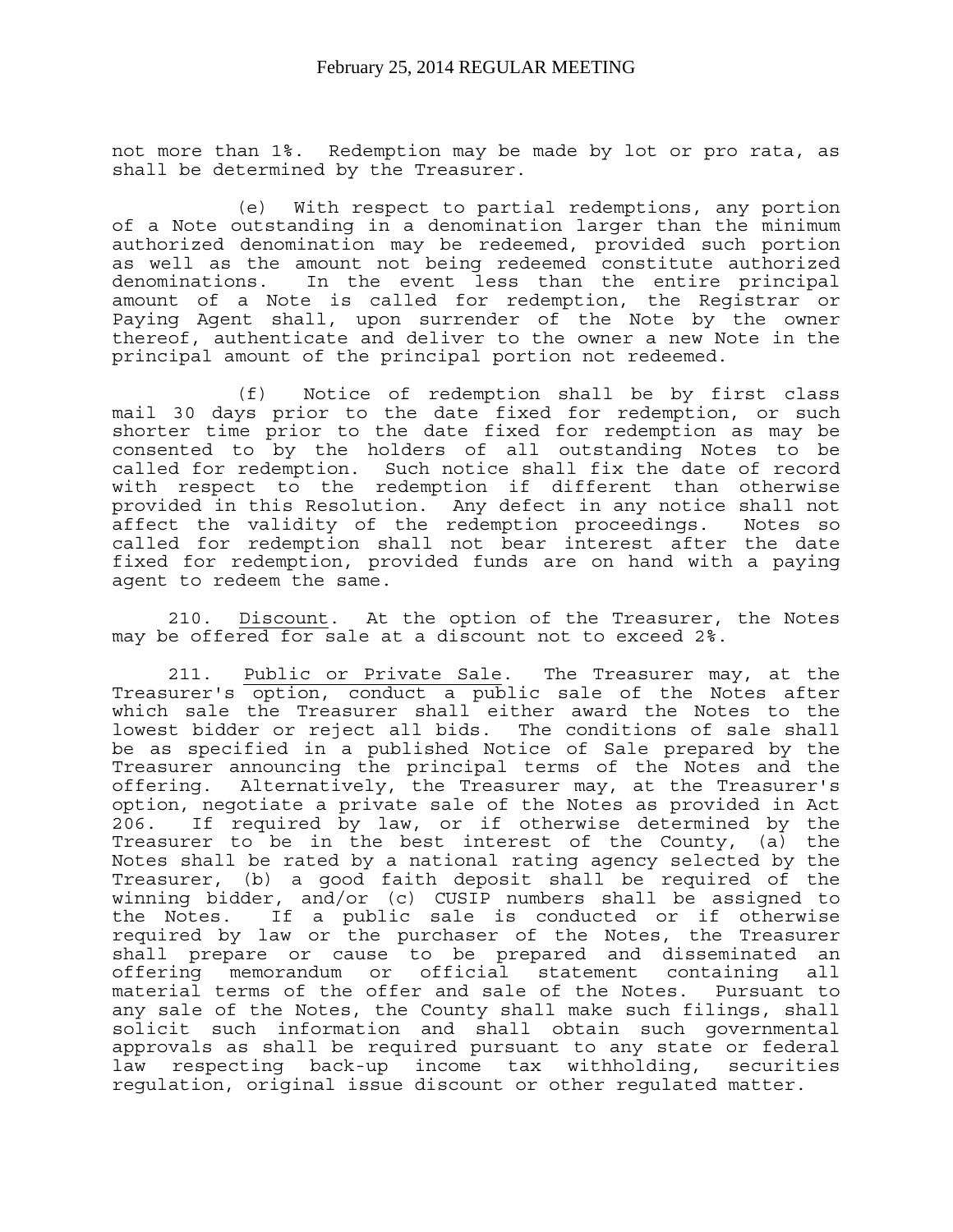not more than 1%. Redemption may be made by lot or pro rata, as shall be determined by the Treasurer.

(e) With respect to partial redemptions, any portion of a Note outstanding in a denomination larger than the minimum authorized denomination may be redeemed, provided such portion as well as the amount not being redeemed constitute authorized denominations. In the event less than the entire principal amount of a Note is called for redemption, the Registrar or Paying Agent shall, upon surrender of the Note by the owner thereof, authenticate and deliver to the owner a new Note in the principal amount of the principal portion not redeemed.

(f) Notice of redemption shall be by first class mail 30 days prior to the date fixed for redemption, or such shorter time prior to the date fixed for redemption as may be consented to by the holders of all outstanding Notes to be called for redemption. Such notice shall fix the date of record with respect to the redemption if different than otherwise provided in this Resolution. Any defect in any notice shall not affect the validity of the redemption proceedings. Notes so called for redemption shall not bear interest after the date fixed for redemption, provided funds are on hand with a paying agent to redeem the same.

210. Discount. At the option of the Treasurer, the Notes may be offered for sale at a discount not to exceed 2%.

211. Public or Private Sale. The Treasurer may, at the Treasurer's option, conduct a public sale of the Notes after which sale the Treasurer shall either award the Notes to the lowest bidder or reject all bids. The conditions of sale shall be as specified in a published Notice of Sale prepared by the Treasurer announcing the principal terms of the Notes and the offering. Alternatively, the Treasurer may, at the Treasurer's option, negotiate a private sale of the Notes as provided in Act 206. If required by law, or if otherwise determined by the Treasurer to be in the best interest of the County, (a) the Notes shall be rated by a national rating agency selected by the Treasurer, (b) a good faith deposit shall be required of the winning bidder, and/or (c) CUSIP numbers shall be assigned to the Notes. If a public sale is conducted or if otherwise required by law or the purchaser of the Notes, the Treasurer shall prepare or cause to be prepared and disseminated an offering memorandum or official statement containing all material terms of the offer and sale of the Notes. Pursuant to any sale of the Notes, the County shall make such filings, shall solicit such information and shall obtain such governmental approvals as shall be required pursuant to any state or federal law respecting back-up income tax withholding, securities regulation, original issue discount or other regulated matter.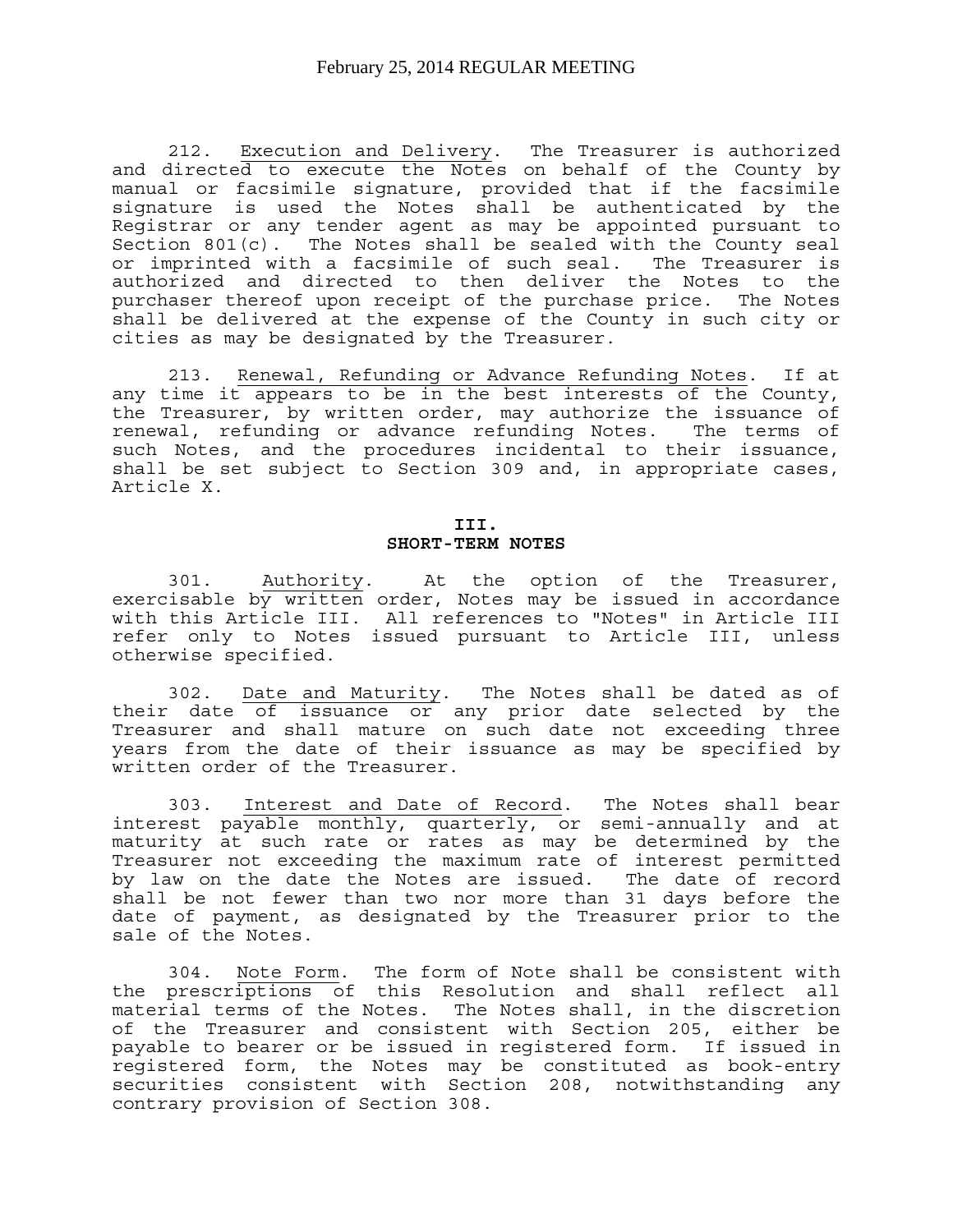212. Execution and Delivery. The Treasurer is authorized and directed to execute the Notes on behalf of the County by manual or facsimile signature, provided that if the facsimile signature is used the Notes shall be authenticated by the Registrar or any tender agent as may be appointed pursuant to Section 801(c). The Notes shall be sealed with the County seal or imprinted with a facsimile of such seal. The Treasurer is authorized and directed to then deliver the Notes to the purchaser thereof upon receipt of the purchase price. The Notes shall be delivered at the expense of the County in such city or cities as may be designated by the Treasurer.

213. Renewal, Refunding or Advance Refunding Notes. If at any time it appears to be in the best interests of the County, the Treasurer, by written order, may authorize the issuance of renewal, refunding or advance refunding Notes. The terms of such Notes, and the procedures incidental to their issuance, shall be set subject to Section 309 and, in appropriate cases, Article X.

## III.
## SHORT-TERM NOTES

301. Authority. At the option of the Treasurer, exercisable by written order, Notes may be issued in accordance with this Article III. All references to "Notes" in Article III refer only to Notes issued pursuant to Article III, unless otherwise specified.

302. Date and Maturity. The Notes shall be dated as of their date of issuance or any prior date selected by the Treasurer and shall mature on such date not exceeding three years from the date of their issuance as may be specified by written order of the Treasurer.

303. Interest and Date of Record. The Notes shall bear interest payable monthly, quarterly, or semi-annually and at maturity at such rate or rates as may be determined by the Treasurer not exceeding the maximum rate of interest permitted by law on the date the Notes are issued. The date of record shall be not fewer than two nor more than 31 days before the date of payment, as designated by the Treasurer prior to the sale of the Notes.

304. Note Form. The form of Note shall be consistent with the prescriptions of this Resolution and shall reflect all material terms of the Notes. The Notes shall, in the discretion of the Treasurer and consistent with Section 205, either be payable to bearer or be issued in registered form. If issued in registered form, the Notes may be constituted as book-entry securities consistent with Section 208, notwithstanding any contrary provision of Section 308.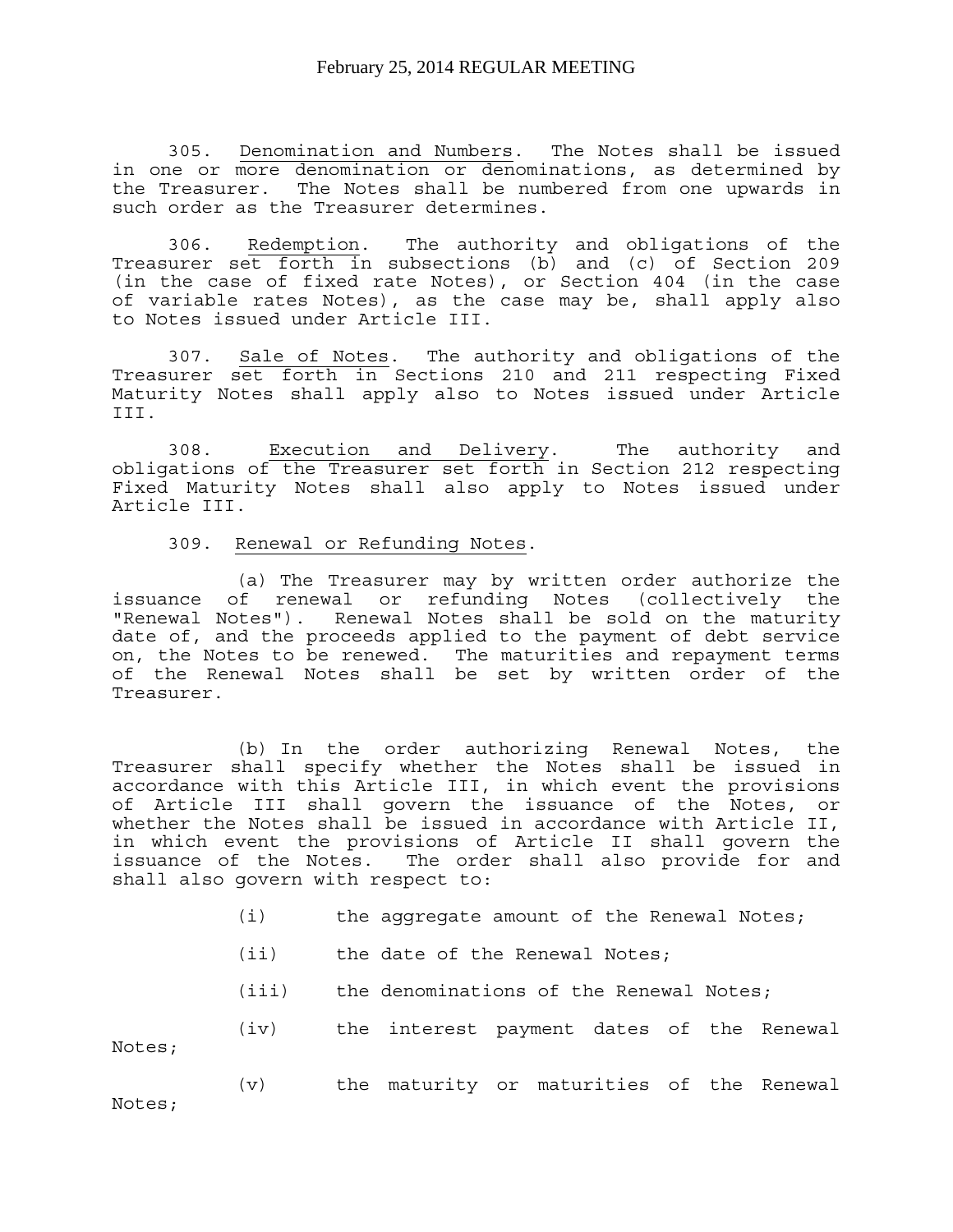305. Denomination and Numbers. The Notes shall be issued in one or more denomination or denominations, as determined by the Treasurer. The Notes shall be numbered from one upwards in such order as the Treasurer determines.

306. Redemption. The authority and obligations of the Treasurer set forth in subsections (b) and (c) of Section 209 (in the case of fixed rate Notes), or Section 404 (in the case of variable rates Notes), as the case may be, shall apply also to Notes issued under Article III.

307. Sale of Notes. The authority and obligations of the Treasurer set forth in Sections 210 and 211 respecting Fixed Maturity Notes shall apply also to Notes issued under Article III.

308. Execution and Delivery. The authority and obligations of the Treasurer set forth in Section 212 respecting Fixed Maturity Notes shall also apply to Notes issued under Article III.

309. Renewal or Refunding Notes.

(a) The Treasurer may by written order authorize the issuance of renewal or refunding Notes (collectively the "Renewal Notes"). Renewal Notes shall be sold on the maturity date of, and the proceeds applied to the payment of debt service on, the Notes to be renewed. The maturities and repayment terms of the Renewal Notes shall be set by written order of the Treasurer.

(b) In the order authorizing Renewal Notes, the Treasurer shall specify whether the Notes shall be issued in accordance with this Article III, in which event the provisions of Article III shall govern the issuance of the Notes, or whether the Notes shall be issued in accordance with Article II, in which event the provisions of Article II shall govern the issuance of the Notes. The order shall also provide for and shall also govern with respect to:

(i) the aggregate amount of the Renewal Notes;

(ii) the date of the Renewal Notes;

(iii) the denominations of the Renewal Notes;

(iv) the interest payment dates of the Renewal Notes;

(v) the maturity or maturities of the Renewal Notes;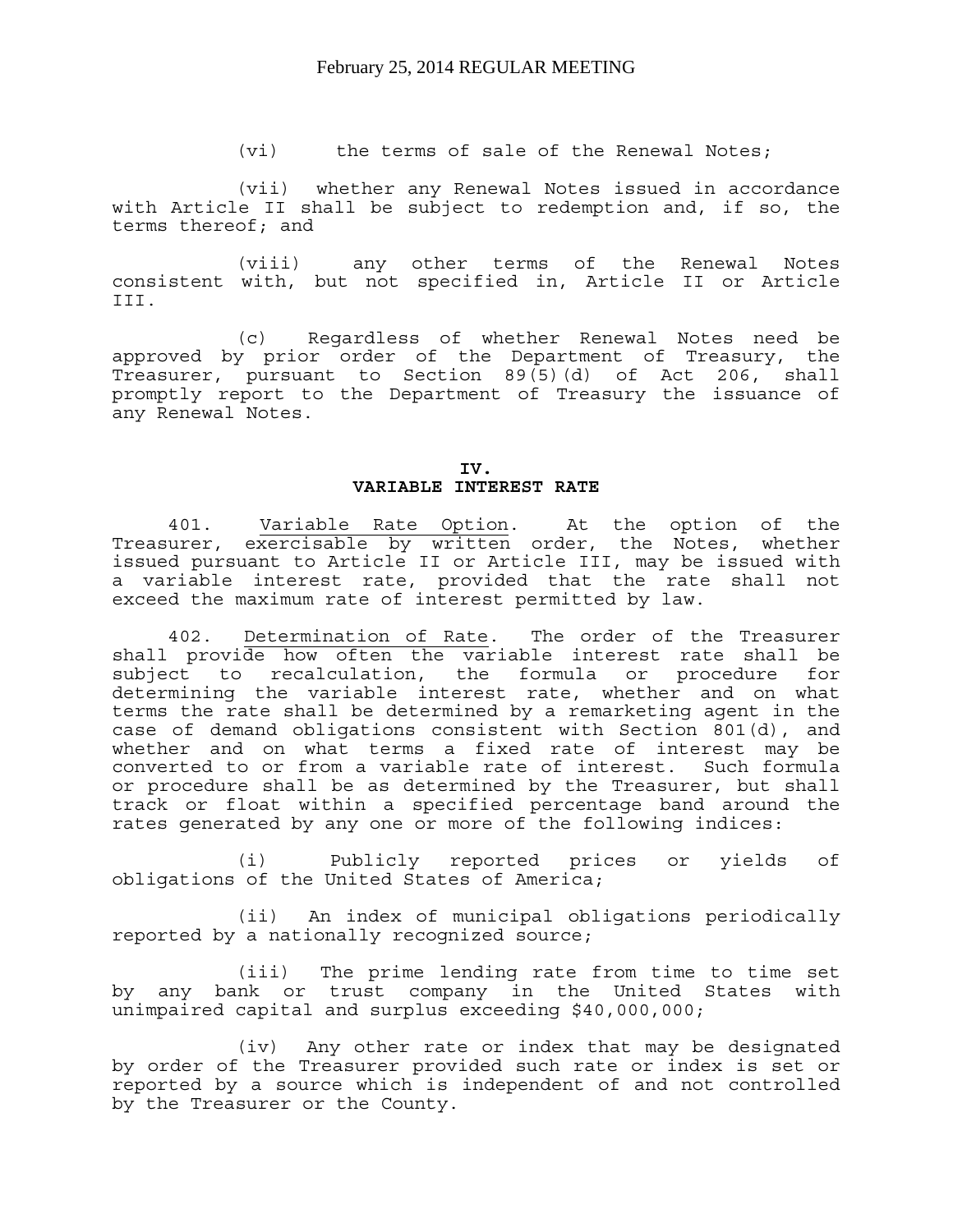(vi) the terms of sale of the Renewal Notes;

(vii) whether any Renewal Notes issued in accordance with Article II shall be subject to redemption and, if so, the terms thereof; and

(viii) any other terms of the Renewal Notes consistent with, but not specified in, Article II or Article III.

(c) Regardless of whether Renewal Notes need be approved by prior order of the Department of Treasury, the Treasurer, pursuant to Section 89(5)(d) of Act 206, shall promptly report to the Department of Treasury the issuance of any Renewal Notes.

## IV.
## VARIABLE INTEREST RATE

401. Variable Rate Option. At the option of the Treasurer, exercisable by written order, the Notes, whether issued pursuant to Article II or Article III, may be issued with a variable interest rate, provided that the rate shall not exceed the maximum rate of interest permitted by law.

402. Determination of Rate. The order of the Treasurer shall provide how often the variable interest rate shall be subject to recalculation, the formula or procedure for determining the variable interest rate, whether and on what terms the rate shall be determined by a remarketing agent in the case of demand obligations consistent with Section 801(d), and whether and on what terms a fixed rate of interest may be converted to or from a variable rate of interest. Such formula or procedure shall be as determined by the Treasurer, but shall track or float within a specified percentage band around the rates generated by any one or more of the following indices:

(i) Publicly reported prices or yields of obligations of the United States of America;

(ii) An index of municipal obligations periodically reported by a nationally recognized source;

(iii) The prime lending rate from time to time set by any bank or trust company in the United States with unimpaired capital and surplus exceeding $40,000,000;

(iv) Any other rate or index that may be designated by order of the Treasurer provided such rate or index is set or reported by a source which is independent of and not controlled by the Treasurer or the County.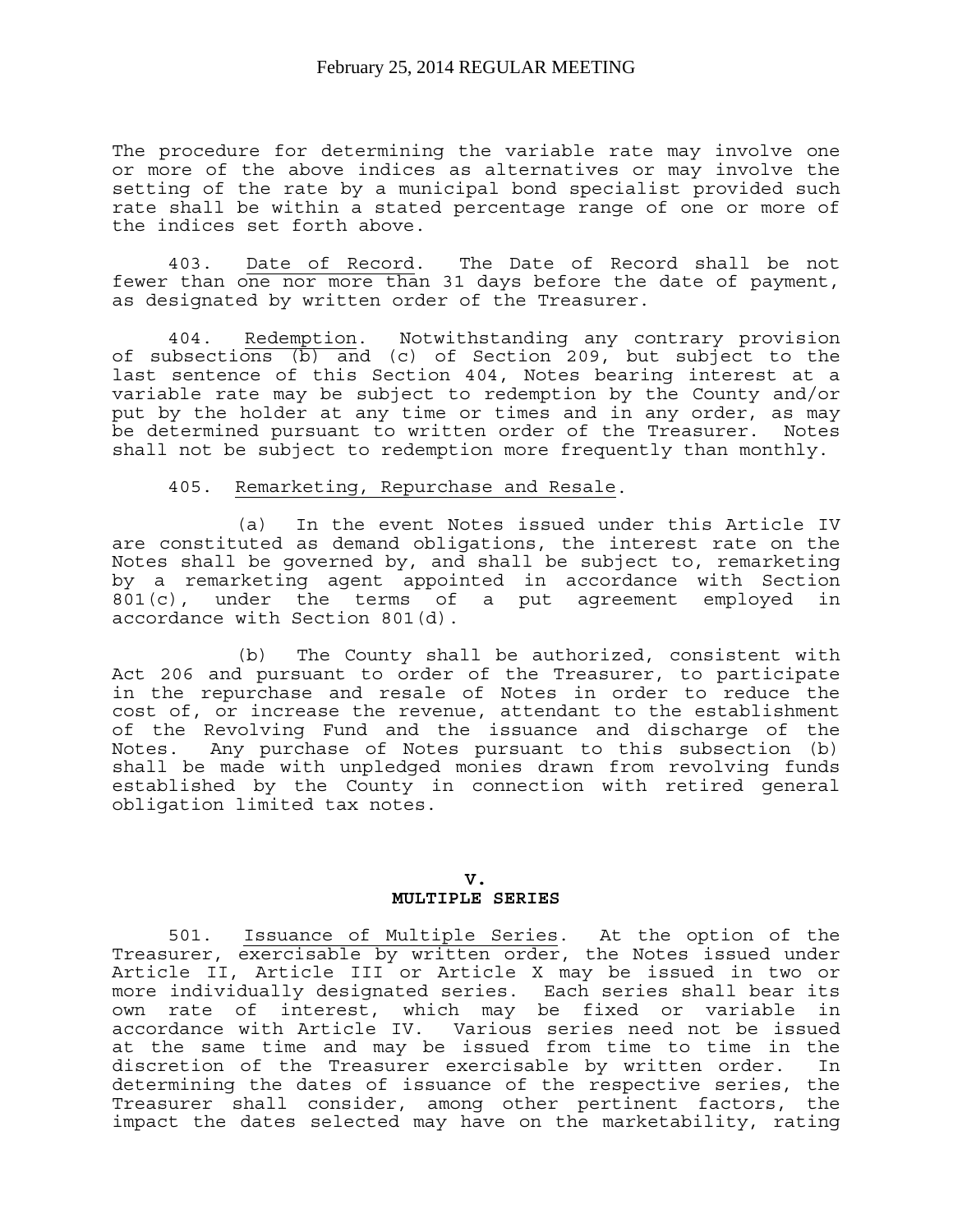The procedure for determining the variable rate may involve one or more of the above indices as alternatives or may involve the setting of the rate by a municipal bond specialist provided such rate shall be within a stated percentage range of one or more of the indices set forth above.

403. Date of Record. The Date of Record shall be not fewer than one nor more than 31 days before the date of payment, as designated by written order of the Treasurer.

404. Redemption. Notwithstanding any contrary provision of subsections (b) and (c) of Section 209, but subject to the last sentence of this Section 404, Notes bearing interest at a variable rate may be subject to redemption by the County and/or put by the holder at any time or times and in any order, as may be determined pursuant to written order of the Treasurer. Notes shall not be subject to redemption more frequently than monthly.

405. Remarketing, Repurchase and Resale.

(a) In the event Notes issued under this Article IV are constituted as demand obligations, the interest rate on the Notes shall be governed by, and shall be subject to, remarketing by a remarketing agent appointed in accordance with Section 801(c), under the terms of a put agreement employed in accordance with Section 801(d).

(b) The County shall be authorized, consistent with Act 206 and pursuant to order of the Treasurer, to participate in the repurchase and resale of Notes in order to reduce the cost of, or increase the revenue, attendant to the establishment of the Revolving Fund and the issuance and discharge of the Notes. Any purchase of Notes pursuant to this subsection (b) shall be made with unpledged monies drawn from revolving funds established by the County in connection with retired general obligation limited tax notes.

## V.
## MULTIPLE SERIES

501. Issuance of Multiple Series. At the option of the Treasurer, exercisable by written order, the Notes issued under Article II, Article III or Article X may be issued in two or more individually designated series. Each series shall bear its own rate of interest, which may be fixed or variable in accordance with Article IV. Various series need not be issued at the same time and may be issued from time to time in the discretion of the Treasurer exercisable by written order. In determining the dates of issuance of the respective series, the Treasurer shall consider, among other pertinent factors, the impact the dates selected may have on the marketability, rating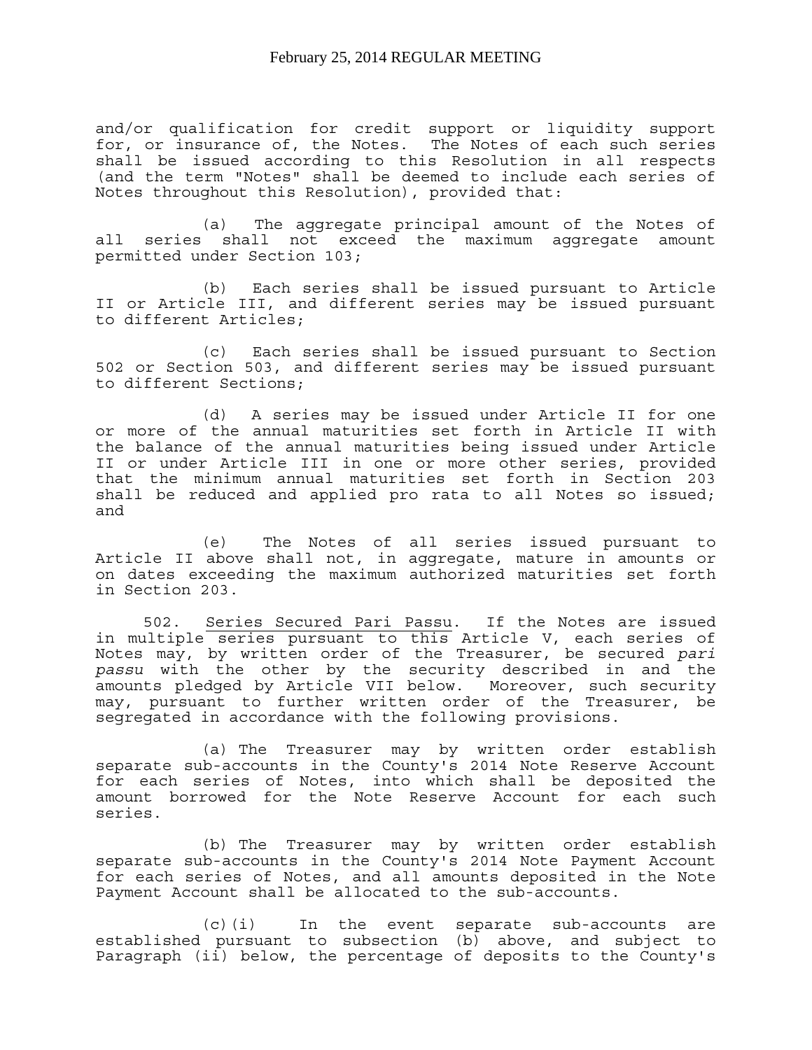and/or qualification for credit support or liquidity support for, or insurance of, the Notes. The Notes of each such series shall be issued according to this Resolution in all respects (and the term "Notes" shall be deemed to include each series of Notes throughout this Resolution), provided that:

(a) The aggregate principal amount of the Notes of all series shall not exceed the maximum aggregate amount permitted under Section 103;

(b) Each series shall be issued pursuant to Article II or Article III, and different series may be issued pursuant to different Articles;

(c) Each series shall be issued pursuant to Section 502 or Section 503, and different series may be issued pursuant to different Sections;

(d) A series may be issued under Article II for one or more of the annual maturities set forth in Article II with the balance of the annual maturities being issued under Article II or under Article III in one or more other series, provided that the minimum annual maturities set forth in Section 203 shall be reduced and applied pro rata to all Notes so issued; and

(e) The Notes of all series issued pursuant to Article II above shall not, in aggregate, mature in amounts or on dates exceeding the maximum authorized maturities set forth in Section 203.

502. Series Secured Pari Passu. If the Notes are issued in multiple series pursuant to this Article V, each series of Notes may, by written order of the Treasurer, be secured *pari passu* with the other by the security described in and the amounts pledged by Article VII below. Moreover, such security may, pursuant to further written order of the Treasurer, be segregated in accordance with the following provisions.

(a) The Treasurer may by written order establish separate sub-accounts in the County's 2014 Note Reserve Account for each series of Notes, into which shall be deposited the amount borrowed for the Note Reserve Account for each such series.

(b) The Treasurer may by written order establish separate sub-accounts in the County's 2014 Note Payment Account for each series of Notes, and all amounts deposited in the Note Payment Account shall be allocated to the sub-accounts.

(c)(i) In the event separate sub-accounts are established pursuant to subsection (b) above, and subject to Paragraph (ii) below, the percentage of deposits to the County's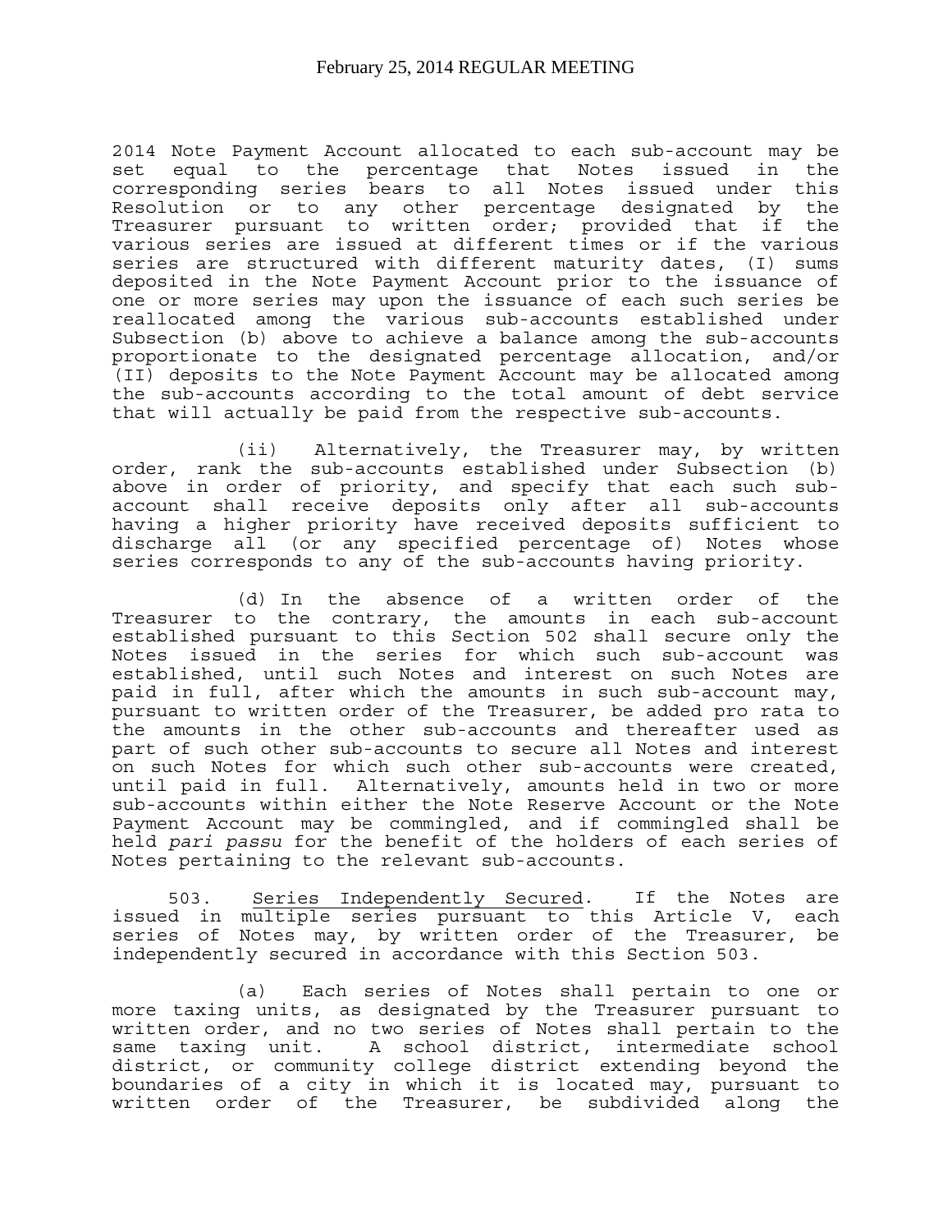2014 Note Payment Account allocated to each sub-account may be set equal to the percentage that Notes issued in the corresponding series bears to all Notes issued under this Resolution or to any other percentage designated by the Treasurer pursuant to written order; provided that if the various series are issued at different times or if the various series are structured with different maturity dates, (I) sums deposited in the Note Payment Account prior to the issuance of one or more series may upon the issuance of each such series be reallocated among the various sub-accounts established under Subsection (b) above to achieve a balance among the sub-accounts proportionate to the designated percentage allocation, and/or (II) deposits to the Note Payment Account may be allocated among the sub-accounts according to the total amount of debt service that will actually be paid from the respective sub-accounts.

(ii) Alternatively, the Treasurer may, by written order, rank the sub-accounts established under Subsection (b) above in order of priority, and specify that each such sub-account shall receive deposits only after all sub-accounts having a higher priority have received deposits sufficient to discharge all (or any specified percentage of) Notes whose series corresponds to any of the sub-accounts having priority.

(d) In the absence of a written order of the Treasurer to the contrary, the amounts in each sub-account established pursuant to this Section 502 shall secure only the Notes issued in the series for which such sub-account was established, until such Notes and interest on such Notes are paid in full, after which the amounts in such sub-account may, pursuant to written order of the Treasurer, be added pro rata to the amounts in the other sub-accounts and thereafter used as part of such other sub-accounts to secure all Notes and interest on such Notes for which such other sub-accounts were created, until paid in full. Alternatively, amounts held in two or more sub-accounts within either the Note Reserve Account or the Note Payment Account may be commingled, and if commingled shall be held *pari passu* for the benefit of the holders of each series of Notes pertaining to the relevant sub-accounts.

503. Series Independently Secured. If the Notes are issued in multiple series pursuant to this Article V, each series of Notes may, by written order of the Treasurer, be independently secured in accordance with this Section 503.

(a) Each series of Notes shall pertain to one or more taxing units, as designated by the Treasurer pursuant to written order, and no two series of Notes shall pertain to the same taxing unit. A school district, intermediate school district, or community college district extending beyond the boundaries of a city in which it is located may, pursuant to written order of the Treasurer, be subdivided along the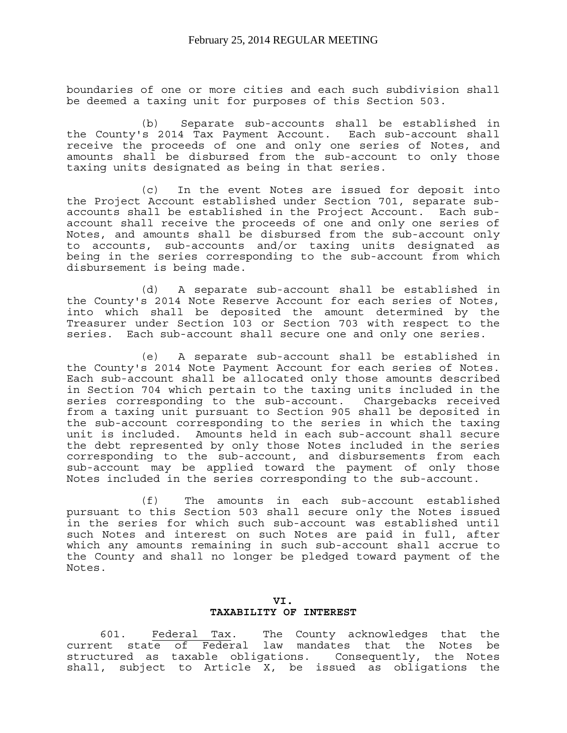boundaries of one or more cities and each such subdivision shall be deemed a taxing unit for purposes of this Section 503.

(b) Separate sub-accounts shall be established in the County's 2014 Tax Payment Account. Each sub-account shall receive the proceeds of one and only one series of Notes, and amounts shall be disbursed from the sub-account to only those taxing units designated as being in that series.

(c) In the event Notes are issued for deposit into the Project Account established under Section 701, separate sub-accounts shall be established in the Project Account. Each sub-account shall receive the proceeds of one and only one series of Notes, and amounts shall be disbursed from the sub-account only to accounts, sub-accounts and/or taxing units designated as being in the series corresponding to the sub-account from which disbursement is being made.

(d) A separate sub-account shall be established in the County's 2014 Note Reserve Account for each series of Notes, into which shall be deposited the amount determined by the Treasurer under Section 103 or Section 703 with respect to the series. Each sub-account shall secure one and only one series.

(e) A separate sub-account shall be established in the County's 2014 Note Payment Account for each series of Notes. Each sub-account shall be allocated only those amounts described in Section 704 which pertain to the taxing units included in the series corresponding to the sub-account. Chargebacks received from a taxing unit pursuant to Section 905 shall be deposited in the sub-account corresponding to the series in which the taxing unit is included. Amounts held in each sub-account shall secure the debt represented by only those Notes included in the series corresponding to the sub-account, and disbursements from each sub-account may be applied toward the payment of only those Notes included in the series corresponding to the sub-account.

(f) The amounts in each sub-account established pursuant to this Section 503 shall secure only the Notes issued in the series for which such sub-account was established until such Notes and interest on such Notes are paid in full, after which any amounts remaining in such sub-account shall accrue to the County and shall no longer be pledged toward payment of the Notes.

## VI.
## TAXABILITY OF INTEREST

601. Federal Tax. The County acknowledges that the current state of Federal law mandates that the Notes be structured as taxable obligations. Consequently, the Notes shall, subject to Article X, be issued as obligations the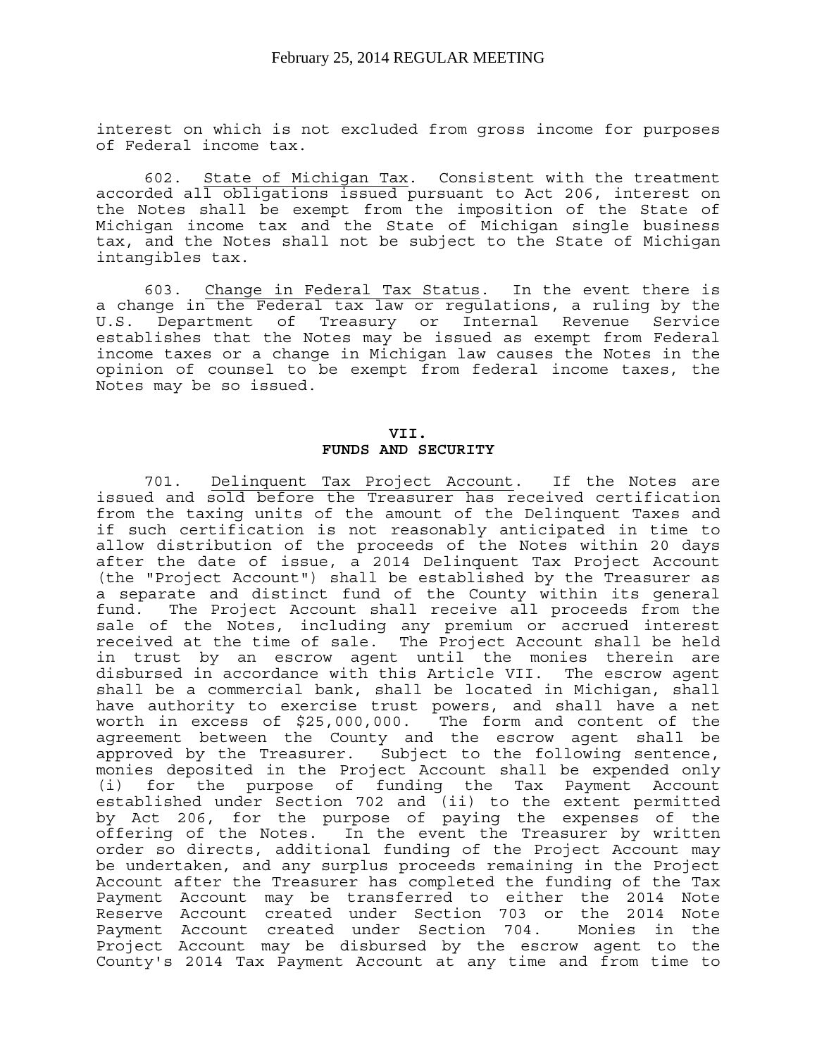interest on which is not excluded from gross income for purposes of Federal income tax.

602. State of Michigan Tax. Consistent with the treatment accorded all obligations issued pursuant to Act 206, interest on the Notes shall be exempt from the imposition of the State of Michigan income tax and the State of Michigan single business tax, and the Notes shall not be subject to the State of Michigan intangibles tax.

603. Change in Federal Tax Status. In the event there is a change in the Federal tax law or regulations, a ruling by the U.S. Department of Treasury or Internal Revenue Service establishes that the Notes may be issued as exempt from Federal income taxes or a change in Michigan law causes the Notes in the opinion of counsel to be exempt from federal income taxes, the Notes may be so issued.

## VII.
## FUNDS AND SECURITY

701. Delinquent Tax Project Account. If the Notes are issued and sold before the Treasurer has received certification from the taxing units of the amount of the Delinquent Taxes and if such certification is not reasonably anticipated in time to allow distribution of the proceeds of the Notes within 20 days after the date of issue, a 2014 Delinquent Tax Project Account (the "Project Account") shall be established by the Treasurer as a separate and distinct fund of the County within its general fund. The Project Account shall receive all proceeds from the sale of the Notes, including any premium or accrued interest received at the time of sale. The Project Account shall be held in trust by an escrow agent until the monies therein are disbursed in accordance with this Article VII. The escrow agent shall be a commercial bank, shall be located in Michigan, shall have authority to exercise trust powers, and shall have a net worth in excess of $25,000,000. The form and content of the agreement between the County and the escrow agent shall be approved by the Treasurer. Subject to the following sentence, monies deposited in the Project Account shall be expended only (i) for the purpose of funding the Tax Payment Account established under Section 702 and (ii) to the extent permitted by Act 206, for the purpose of paying the expenses of the offering of the Notes. In the event the Treasurer by written order so directs, additional funding of the Project Account may be undertaken, and any surplus proceeds remaining in the Project Account after the Treasurer has completed the funding of the Tax Payment Account may be transferred to either the 2014 Note Reserve Account created under Section 703 or the 2014 Note Payment Account created under Section 704. Monies in the Project Account may be disbursed by the escrow agent to the County's 2014 Tax Payment Account at any time and from time to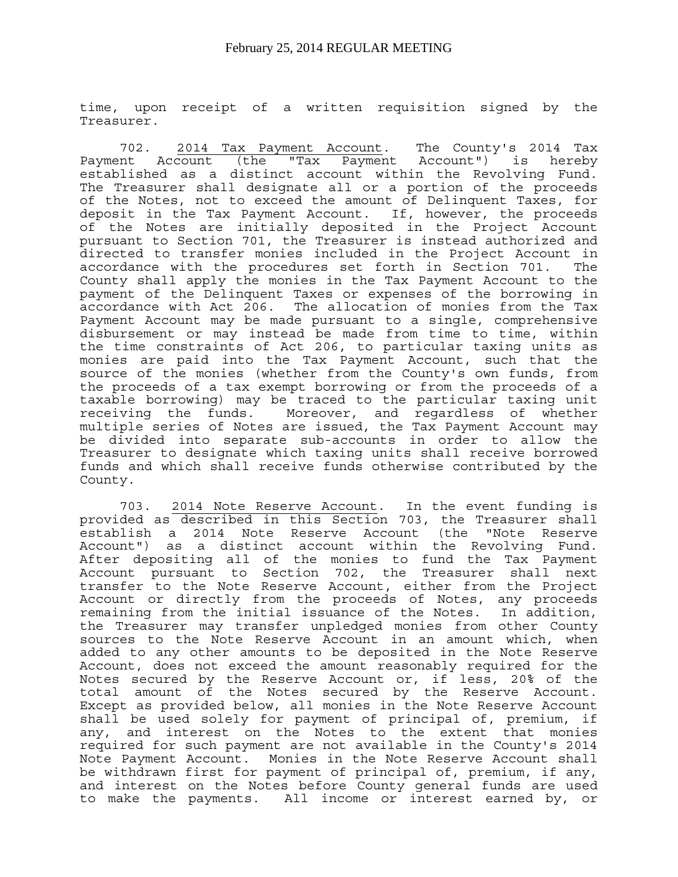time, upon receipt of a written requisition signed by the Treasurer.

702. 2014 Tax Payment Account. The County's 2014 Tax Payment Account (the "Tax Payment Account") is hereby established as a distinct account within the Revolving Fund. The Treasurer shall designate all or a portion of the proceeds of the Notes, not to exceed the amount of Delinquent Taxes, for deposit in the Tax Payment Account. If, however, the proceeds of the Notes are initially deposited in the Project Account pursuant to Section 701, the Treasurer is instead authorized and directed to transfer monies included in the Project Account in accordance with the procedures set forth in Section 701. The County shall apply the monies in the Tax Payment Account to the payment of the Delinquent Taxes or expenses of the borrowing in accordance with Act 206. The allocation of monies from the Tax Payment Account may be made pursuant to a single, comprehensive disbursement or may instead be made from time to time, within the time constraints of Act 206, to particular taxing units as monies are paid into the Tax Payment Account, such that the source of the monies (whether from the County's own funds, from the proceeds of a tax exempt borrowing or from the proceeds of a taxable borrowing) may be traced to the particular taxing unit receiving the funds. Moreover, and regardless of whether multiple series of Notes are issued, the Tax Payment Account may be divided into separate sub-accounts in order to allow the Treasurer to designate which taxing units shall receive borrowed funds and which shall receive funds otherwise contributed by the County.

703. 2014 Note Reserve Account. In the event funding is provided as described in this Section 703, the Treasurer shall establish a 2014 Note Reserve Account (the "Note Reserve Account") as a distinct account within the Revolving Fund. After depositing all of the monies to fund the Tax Payment Account pursuant to Section 702, the Treasurer shall next transfer to the Note Reserve Account, either from the Project Account or directly from the proceeds of Notes, any proceeds remaining from the initial issuance of the Notes. In addition, the Treasurer may transfer unpledged monies from other County sources to the Note Reserve Account in an amount which, when added to any other amounts to be deposited in the Note Reserve Account, does not exceed the amount reasonably required for the Notes secured by the Reserve Account or, if less, 20% of the total amount of the Notes secured by the Reserve Account. Except as provided below, all monies in the Note Reserve Account shall be used solely for payment of principal of, premium, if any, and interest on the Notes to the extent that monies required for such payment are not available in the County's 2014 Note Payment Account. Monies in the Note Reserve Account shall be withdrawn first for payment of principal of, premium, if any, and interest on the Notes before County general funds are used to make the payments. All income or interest earned by, or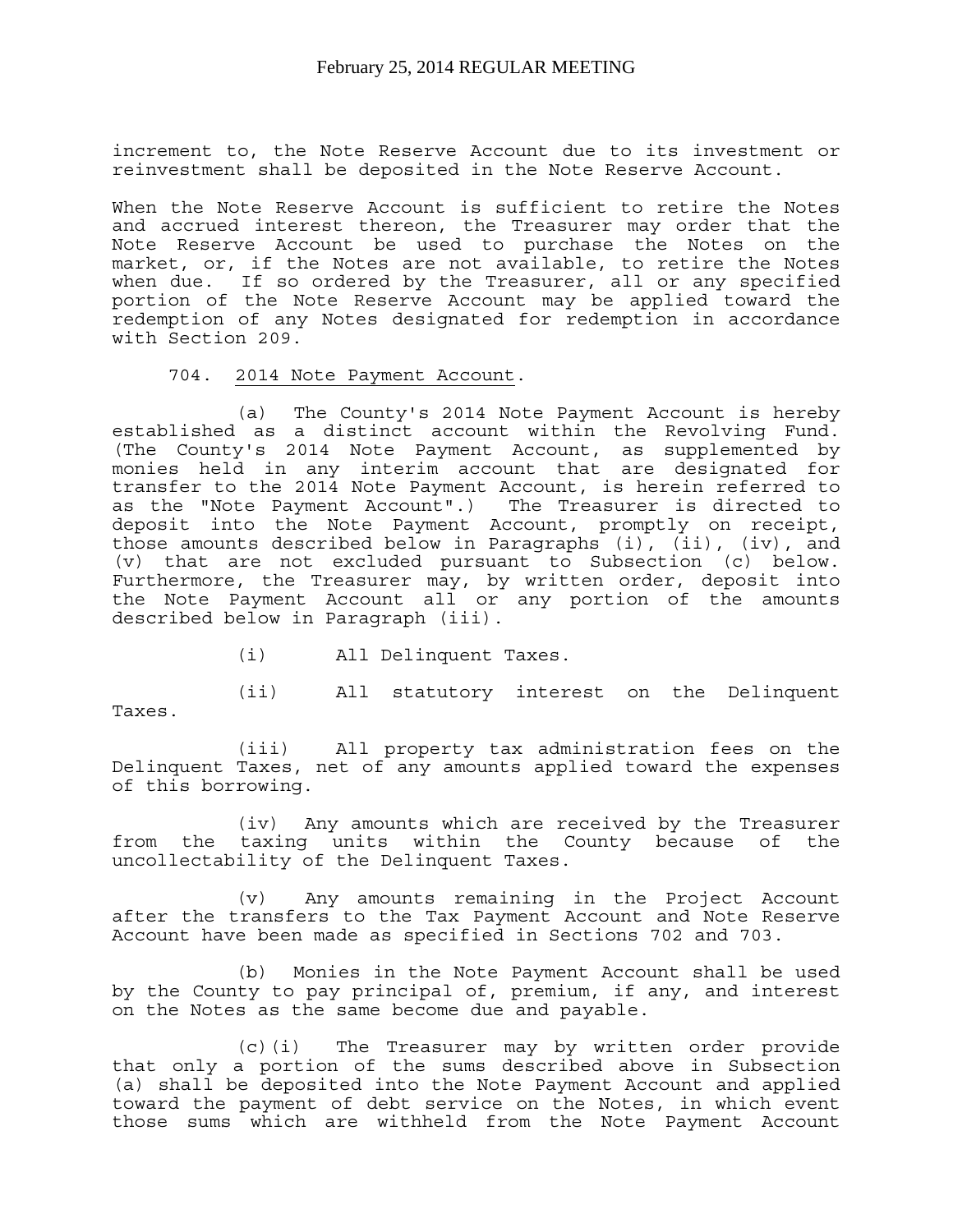increment to, the Note Reserve Account due to its investment or reinvestment shall be deposited in the Note Reserve Account.

When the Note Reserve Account is sufficient to retire the Notes and accrued interest thereon, the Treasurer may order that the Note Reserve Account be used to purchase the Notes on the market, or, if the Notes are not available, to retire the Notes when due. If so ordered by the Treasurer, all or any specified portion of the Note Reserve Account may be applied toward the redemption of any Notes designated for redemption in accordance with Section 209.

704. <u>2014 Note Payment Account</u>.

(a) The County's 2014 Note Payment Account is hereby established as a distinct account within the Revolving Fund. (The County's 2014 Note Payment Account, as supplemented by monies held in any interim account that are designated for transfer to the 2014 Note Payment Account, is herein referred to as the "Note Payment Account".) The Treasurer is directed to deposit into the Note Payment Account, promptly on receipt, those amounts described below in Paragraphs (i), (ii), (iv), and (v) that are not excluded pursuant to Subsection (c) below. Furthermore, the Treasurer may, by written order, deposit into the Note Payment Account all or any portion of the amounts described below in Paragraph (iii).

(i) All Delinquent Taxes.

(ii) All statutory interest on the Delinquent Taxes.

(iii) All property tax administration fees on the Delinquent Taxes, net of any amounts applied toward the expenses of this borrowing.

(iv) Any amounts which are received by the Treasurer from the taxing units within the County because of the uncollectability of the Delinquent Taxes.

(v) Any amounts remaining in the Project Account after the transfers to the Tax Payment Account and Note Reserve Account have been made as specified in Sections 702 and 703.

(b) Monies in the Note Payment Account shall be used by the County to pay principal of, premium, if any, and interest on the Notes as the same become due and payable.

(c)(i) The Treasurer may by written order provide that only a portion of the sums described above in Subsection (a) shall be deposited into the Note Payment Account and applied toward the payment of debt service on the Notes, in which event those sums which are withheld from the Note Payment Account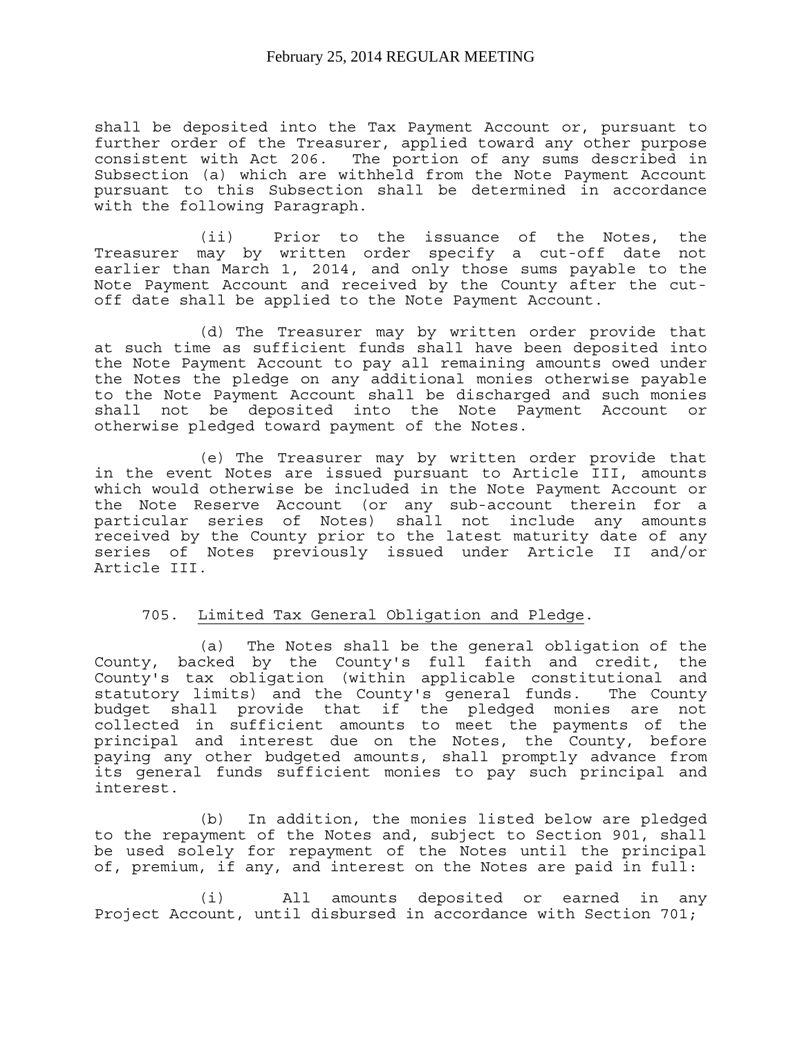shall be deposited into the Tax Payment Account or, pursuant to further order of the Treasurer, applied toward any other purpose consistent with Act 206. The portion of any sums described in Subsection (a) which are withheld from the Note Payment Account pursuant to this Subsection shall be determined in accordance with the following Paragraph.

(ii) Prior to the issuance of the Notes, the Treasurer may by written order specify a cut-off date not earlier than March 1, 2014, and only those sums payable to the Note Payment Account and received by the County after the cut-off date shall be applied to the Note Payment Account.

(d) The Treasurer may by written order provide that at such time as sufficient funds shall have been deposited into the Note Payment Account to pay all remaining amounts owed under the Notes the pledge on any additional monies otherwise payable to the Note Payment Account shall be discharged and such monies shall not be deposited into the Note Payment Account or otherwise pledged toward payment of the Notes.

(e) The Treasurer may by written order provide that in the event Notes are issued pursuant to Article III, amounts which would otherwise be included in the Note Payment Account or the Note Reserve Account (or any sub-account therein for a particular series of Notes) shall not include any amounts received by the County prior to the latest maturity date of any series of Notes previously issued under Article II and/or Article III.

705. Limited Tax General Obligation and Pledge.

(a) The Notes shall be the general obligation of the County, backed by the County's full faith and credit, the County's tax obligation (within applicable constitutional and statutory limits) and the County's general funds. The County budget shall provide that if the pledged monies are not collected in sufficient amounts to meet the payments of the principal and interest due on the Notes, the County, before paying any other budgeted amounts, shall promptly advance from its general funds sufficient monies to pay such principal and interest.

(b) In addition, the monies listed below are pledged to the repayment of the Notes and, subject to Section 901, shall be used solely for repayment of the Notes until the principal of, premium, if any, and interest on the Notes are paid in full:

(i) All amounts deposited or earned in any Project Account, until disbursed in accordance with Section 701;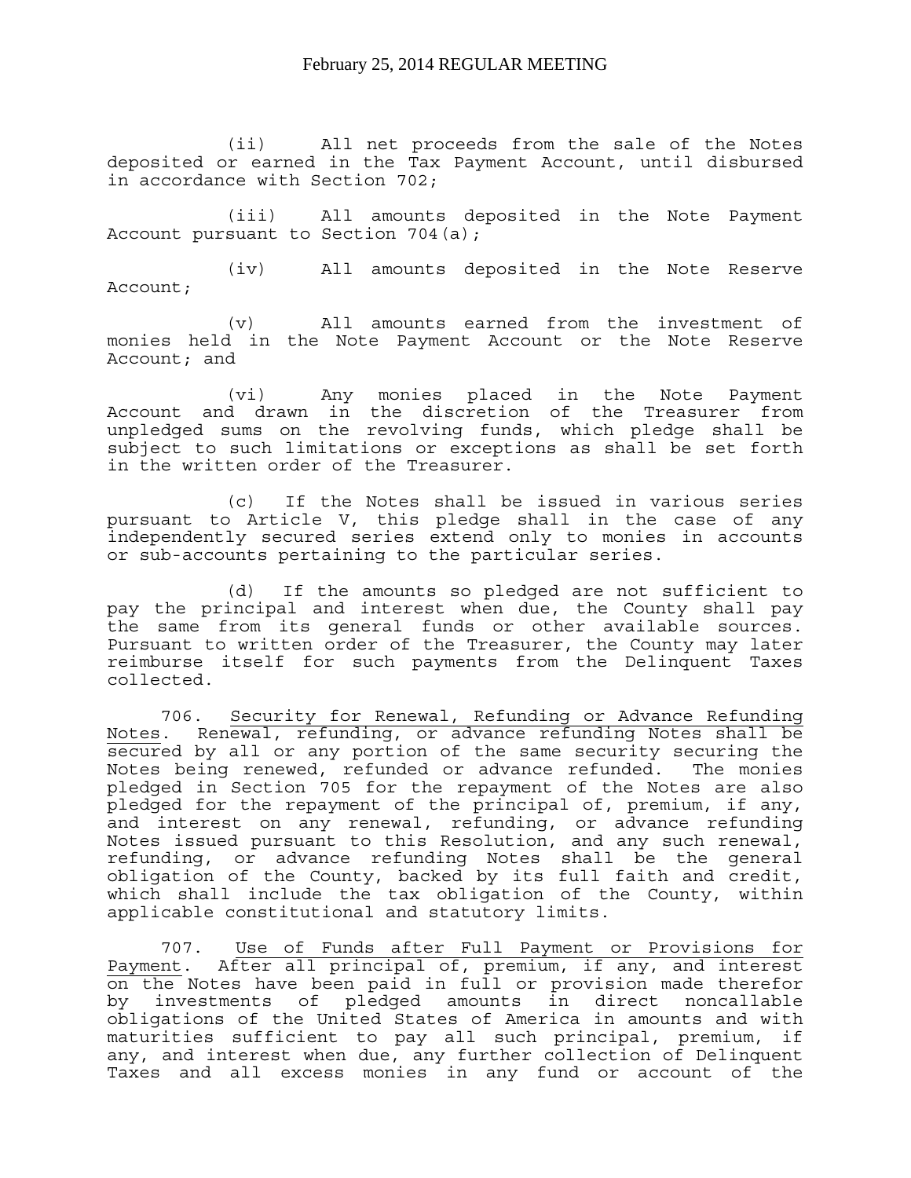(ii) All net proceeds from the sale of the Notes deposited or earned in the Tax Payment Account, until disbursed in accordance with Section 702;

(iii) All amounts deposited in the Note Payment Account pursuant to Section 704(a);

(iv) All amounts deposited in the Note Reserve Account;

(v) All amounts earned from the investment of monies held in the Note Payment Account or the Note Reserve Account; and

(vi) Any monies placed in the Note Payment Account and drawn in the discretion of the Treasurer from unpledged sums on the revolving funds, which pledge shall be subject to such limitations or exceptions as shall be set forth in the written order of the Treasurer.

(c) If the Notes shall be issued in various series pursuant to Article V, this pledge shall in the case of any independently secured series extend only to monies in accounts or sub-accounts pertaining to the particular series.

(d) If the amounts so pledged are not sufficient to pay the principal and interest when due, the County shall pay the same from its general funds or other available sources. Pursuant to written order of the Treasurer, the County may later reimburse itself for such payments from the Delinquent Taxes collected.

706. Security for Renewal, Refunding or Advance Refunding Notes. Renewal, refunding, or advance refunding Notes shall be secured by all or any portion of the same security securing the Notes being renewed, refunded or advance refunded. The monies pledged in Section 705 for the repayment of the Notes are also pledged for the repayment of the principal of, premium, if any, and interest on any renewal, refunding, or advance refunding Notes issued pursuant to this Resolution, and any such renewal, refunding, or advance refunding Notes shall be the general obligation of the County, backed by its full faith and credit, which shall include the tax obligation of the County, within applicable constitutional and statutory limits.

707. Use of Funds after Full Payment or Provisions for Payment. After all principal of, premium, if any, and interest on the Notes have been paid in full or provision made therefor by investments of pledged amounts in direct noncallable obligations of the United States of America in amounts and with maturities sufficient to pay all such principal, premium, if any, and interest when due, any further collection of Delinquent Taxes and all excess monies in any fund or account of the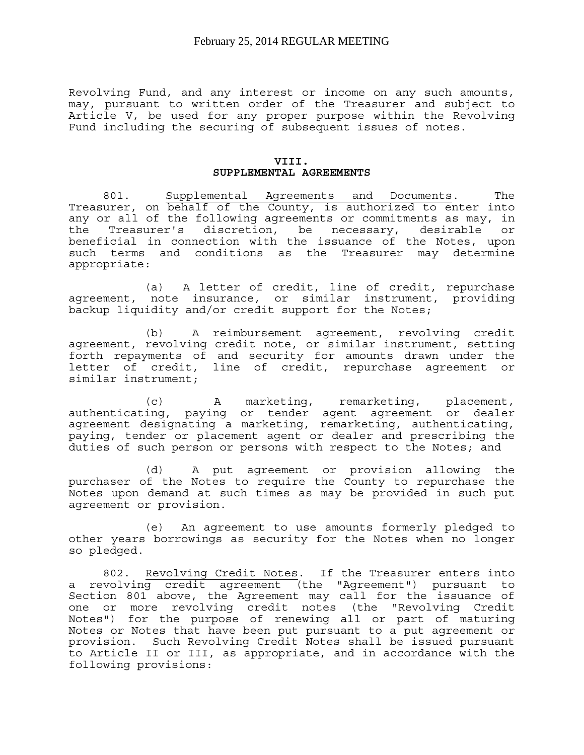Revolving Fund, and any interest or income on any such amounts, may, pursuant to written order of the Treasurer and subject to Article V, be used for any proper purpose within the Revolving Fund including the securing of subsequent issues of notes.

## VIII.
## SUPPLEMENTAL AGREEMENTS

801. Supplemental Agreements and Documents. The Treasurer, on behalf of the County, is authorized to enter into any or all of the following agreements or commitments as may, in the Treasurer's discretion, be necessary, desirable or beneficial in connection with the issuance of the Notes, upon such terms and conditions as the Treasurer may determine appropriate:

(a) A letter of credit, line of credit, repurchase agreement, note insurance, or similar instrument, providing backup liquidity and/or credit support for the Notes;

(b) A reimbursement agreement, revolving credit agreement, revolving credit note, or similar instrument, setting forth repayments of and security for amounts drawn under the letter of credit, line of credit, repurchase agreement or similar instrument;

(c) A marketing, remarketing, placement, authenticating, paying or tender agent agreement or dealer agreement designating a marketing, remarketing, authenticating, paying, tender or placement agent or dealer and prescribing the duties of such person or persons with respect to the Notes; and

(d) A put agreement or provision allowing the purchaser of the Notes to require the County to repurchase the Notes upon demand at such times as may be provided in such put agreement or provision.

(e) An agreement to use amounts formerly pledged to other years borrowings as security for the Notes when no longer so pledged.

802. Revolving Credit Notes. If the Treasurer enters into a revolving credit agreement (the "Agreement") pursuant to Section 801 above, the Agreement may call for the issuance of one or more revolving credit notes (the "Revolving Credit Notes") for the purpose of renewing all or part of maturing Notes or Notes that have been put pursuant to a put agreement or provision. Such Revolving Credit Notes shall be issued pursuant to Article II or III, as appropriate, and in accordance with the following provisions: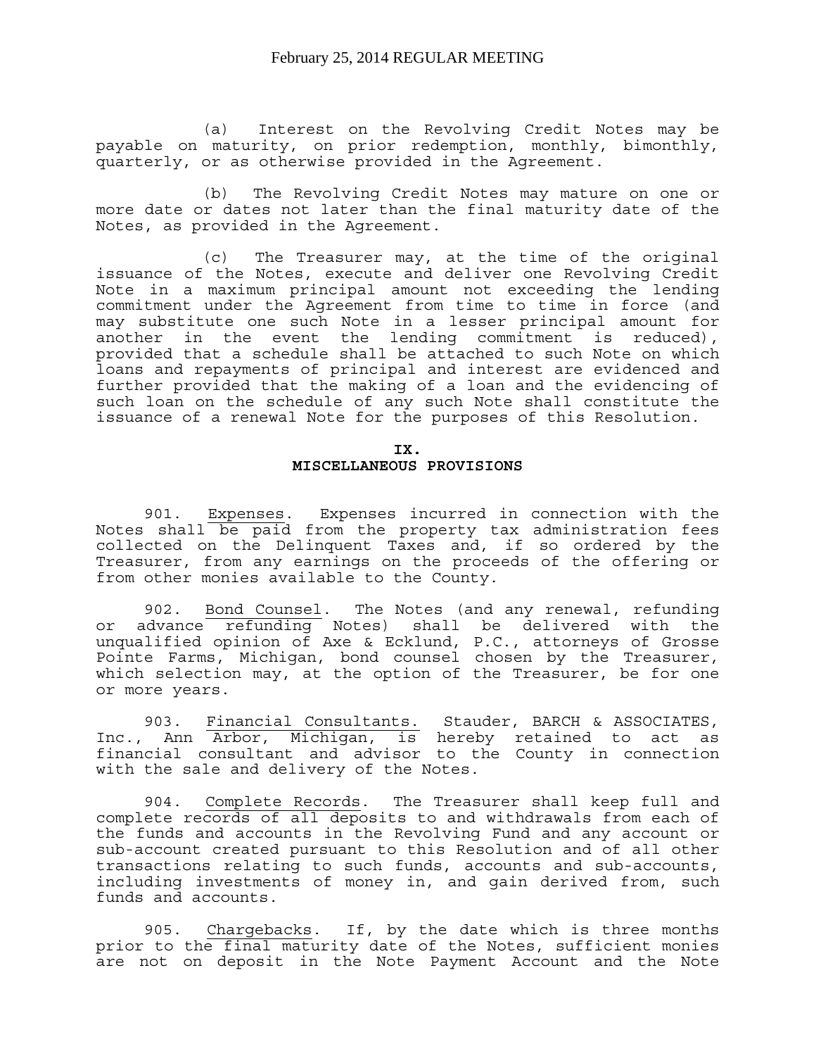(a) Interest on the Revolving Credit Notes may be payable on maturity, on prior redemption, monthly, bimonthly, quarterly, or as otherwise provided in the Agreement.

(b) The Revolving Credit Notes may mature on one or more date or dates not later than the final maturity date of the Notes, as provided in the Agreement.

(c) The Treasurer may, at the time of the original issuance of the Notes, execute and deliver one Revolving Credit Note in a maximum principal amount not exceeding the lending commitment under the Agreement from time to time in force (and may substitute one such Note in a lesser principal amount for another in the event the lending commitment is reduced), provided that a schedule shall be attached to such Note on which loans and repayments of principal and interest are evidenced and further provided that the making of a loan and the evidencing of such loan on the schedule of any such Note shall constitute the issuance of a renewal Note for the purposes of this Resolution.

## IX.
## MISCELLANEOUS PROVISIONS

901. Expenses. Expenses incurred in connection with the Notes shall be paid from the property tax administration fees collected on the Delinquent Taxes and, if so ordered by the Treasurer, from any earnings on the proceeds of the offering or from other monies available to the County.

902. Bond Counsel. The Notes (and any renewal, refunding or advance refunding Notes) shall be delivered with the unqualified opinion of Axe & Ecklund, P.C., attorneys of Grosse Pointe Farms, Michigan, bond counsel chosen by the Treasurer, which selection may, at the option of the Treasurer, be for one or more years.

903. Financial Consultants. Stauder, BARCH & ASSOCIATES, Inc., Ann Arbor, Michigan, is hereby retained to act as financial consultant and advisor to the County in connection with the sale and delivery of the Notes.

904. Complete Records. The Treasurer shall keep full and complete records of all deposits to and withdrawals from each of the funds and accounts in the Revolving Fund and any account or sub-account created pursuant to this Resolution and of all other transactions relating to such funds, accounts and sub-accounts, including investments of money in, and gain derived from, such funds and accounts.

905. Chargebacks. If, by the date which is three months prior to the final maturity date of the Notes, sufficient monies are not on deposit in the Note Payment Account and the Note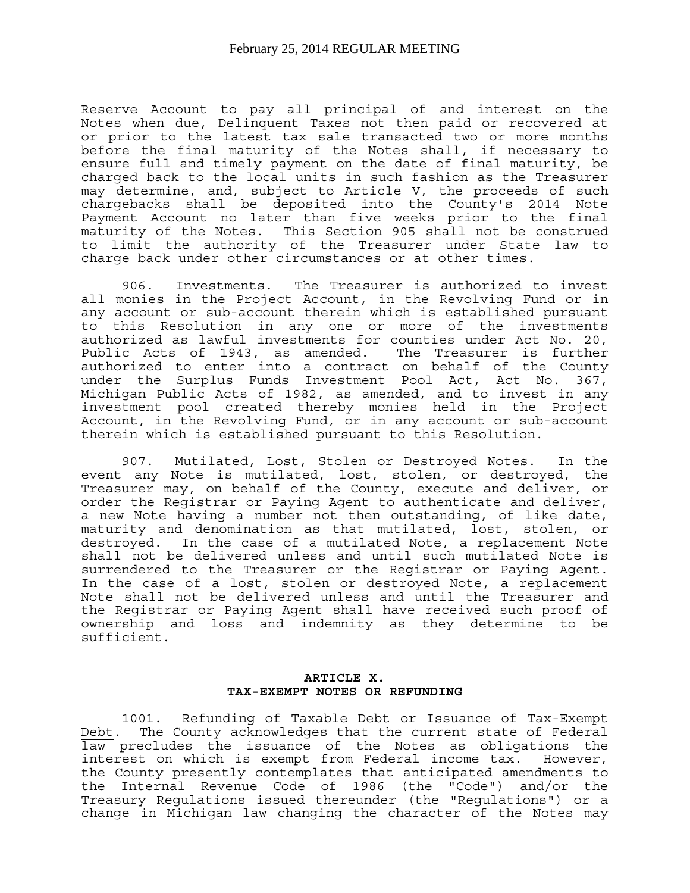Reserve Account to pay all principal of and interest on the Notes when due, Delinquent Taxes not then paid or recovered at or prior to the latest tax sale transacted two or more months before the final maturity of the Notes shall, if necessary to ensure full and timely payment on the date of final maturity, be charged back to the local units in such fashion as the Treasurer may determine, and, subject to Article V, the proceeds of such chargebacks shall be deposited into the County's 2014 Note Payment Account no later than five weeks prior to the final maturity of the Notes. This Section 905 shall not be construed to limit the authority of the Treasurer under State law to charge back under other circumstances or at other times.

906. Investments. The Treasurer is authorized to invest all monies in the Project Account, in the Revolving Fund or in any account or sub-account therein which is established pursuant to this Resolution in any one or more of the investments authorized as lawful investments for counties under Act No. 20, Public Acts of 1943, as amended. The Treasurer is further authorized to enter into a contract on behalf of the County under the Surplus Funds Investment Pool Act, Act No. 367, Michigan Public Acts of 1982, as amended, and to invest in any investment pool created thereby monies held in the Project Account, in the Revolving Fund, or in any account or sub-account therein which is established pursuant to this Resolution.

907. Mutilated, Lost, Stolen or Destroyed Notes. In the event any Note is mutilated, lost, stolen, or destroyed, the Treasurer may, on behalf of the County, execute and deliver, or order the Registrar or Paying Agent to authenticate and deliver, a new Note having a number not then outstanding, of like date, maturity and denomination as that mutilated, lost, stolen, or destroyed. In the case of a mutilated Note, a replacement Note shall not be delivered unless and until such mutilated Note is surrendered to the Treasurer or the Registrar or Paying Agent. In the case of a lost, stolen or destroyed Note, a replacement Note shall not be delivered unless and until the Treasurer and the Registrar or Paying Agent shall have received such proof of ownership and loss and indemnity as they determine to be sufficient.

## ARTICLE X.
## TAX-EXEMPT NOTES OR REFUNDING

1001. Refunding of Taxable Debt or Issuance of Tax-Exempt Debt. The County acknowledges that the current state of Federal law precludes the issuance of the Notes as obligations the interest on which is exempt from Federal income tax. However, the County presently contemplates that anticipated amendments to the Internal Revenue Code of 1986 (the "Code") and/or the Treasury Regulations issued thereunder (the "Regulations") or a change in Michigan law changing the character of the Notes may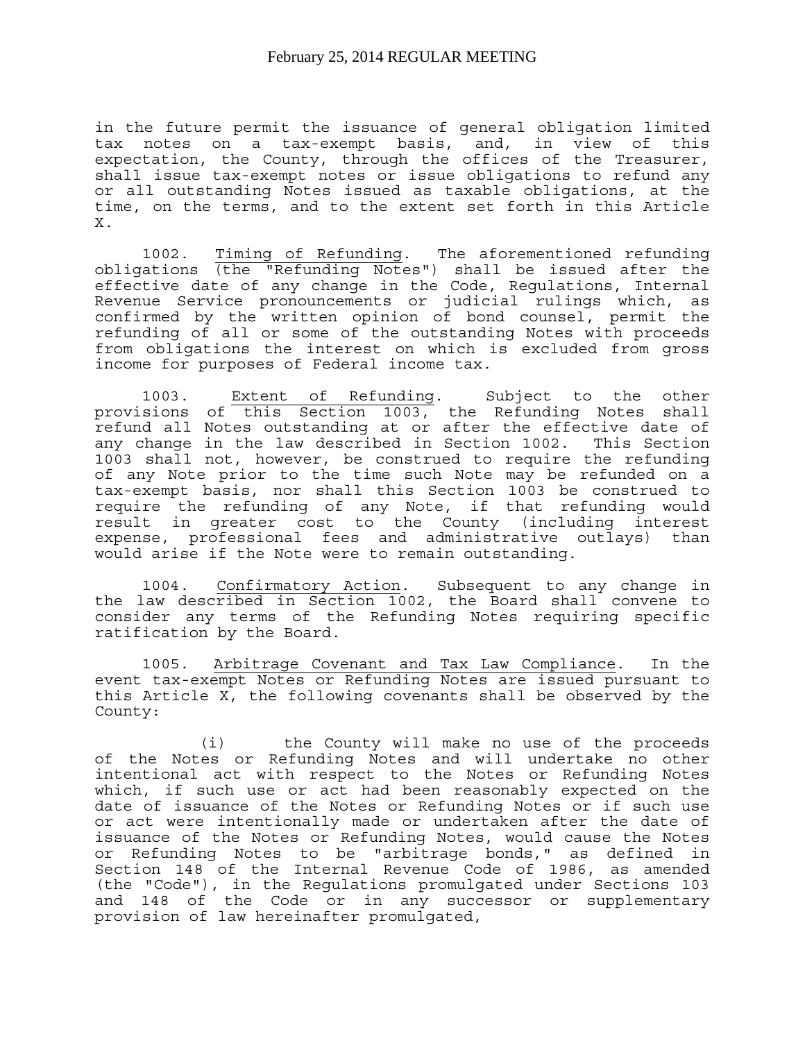in the future permit the issuance of general obligation limited tax notes on a tax-exempt basis, and, in view of this expectation, the County, through the offices of the Treasurer, shall issue tax-exempt notes or issue obligations to refund any or all outstanding Notes issued as taxable obligations, at the time, on the terms, and to the extent set forth in this Article X.

1002. Timing of Refunding. The aforementioned refunding obligations (the "Refunding Notes") shall be issued after the effective date of any change in the Code, Regulations, Internal Revenue Service pronouncements or judicial rulings which, as confirmed by the written opinion of bond counsel, permit the refunding of all or some of the outstanding Notes with proceeds from obligations the interest on which is excluded from gross income for purposes of Federal income tax.

1003. Extent of Refunding. Subject to the other provisions of this Section 1003, the Refunding Notes shall refund all Notes outstanding at or after the effective date of any change in the law described in Section 1002. This Section 1003 shall not, however, be construed to require the refunding of any Note prior to the time such Note may be refunded on a tax-exempt basis, nor shall this Section 1003 be construed to require the refunding of any Note, if that refunding would result in greater cost to the County (including interest expense, professional fees and administrative outlays) than would arise if the Note were to remain outstanding.

1004. Confirmatory Action. Subsequent to any change in the law described in Section 1002, the Board shall convene to consider any terms of the Refunding Notes requiring specific ratification by the Board.

1005. Arbitrage Covenant and Tax Law Compliance. In the event tax-exempt Notes or Refunding Notes are issued pursuant to this Article X, the following covenants shall be observed by the County:

(i) the County will make no use of the proceeds of the Notes or Refunding Notes and will undertake no other intentional act with respect to the Notes or Refunding Notes which, if such use or act had been reasonably expected on the date of issuance of the Notes or Refunding Notes or if such use or act were intentionally made or undertaken after the date of issuance of the Notes or Refunding Notes, would cause the Notes or Refunding Notes to be "arbitrage bonds," as defined in Section 148 of the Internal Revenue Code of 1986, as amended (the "Code"), in the Regulations promulgated under Sections 103 and 148 of the Code or in any successor or supplementary provision of law hereinafter promulgated,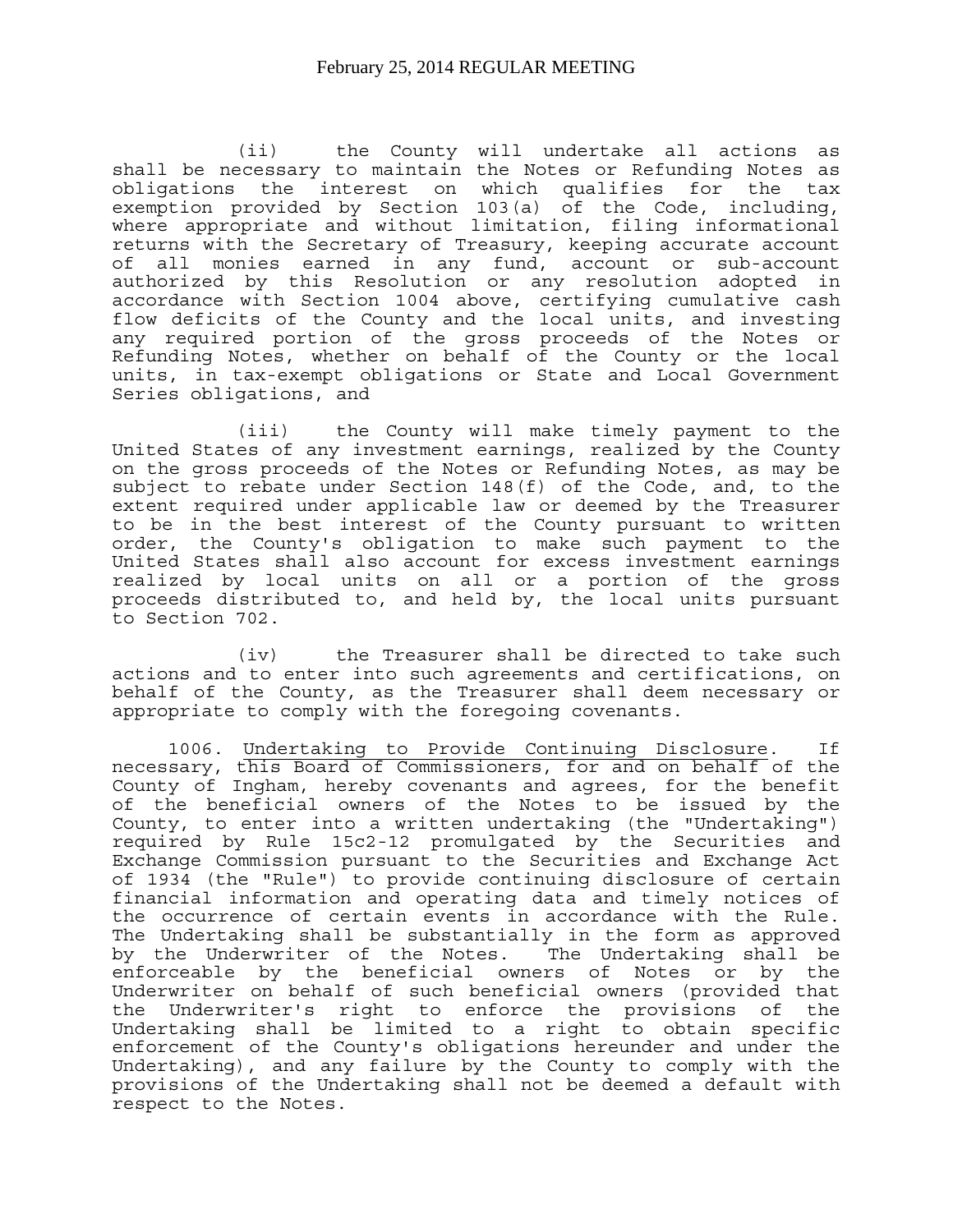(ii) the County will undertake all actions as shall be necessary to maintain the Notes or Refunding Notes as obligations the interest on which qualifies for the tax exemption provided by Section 103(a) of the Code, including, where appropriate and without limitation, filing informational returns with the Secretary of Treasury, keeping accurate account of all monies earned in any fund, account or sub-account authorized by this Resolution or any resolution adopted in accordance with Section 1004 above, certifying cumulative cash flow deficits of the County and the local units, and investing any required portion of the gross proceeds of the Notes or Refunding Notes, whether on behalf of the County or the local units, in tax-exempt obligations or State and Local Government Series obligations, and

(iii) the County will make timely payment to the United States of any investment earnings, realized by the County on the gross proceeds of the Notes or Refunding Notes, as may be subject to rebate under Section 148(f) of the Code, and, to the extent required under applicable law or deemed by the Treasurer to be in the best interest of the County pursuant to written order, the County's obligation to make such payment to the United States shall also account for excess investment earnings realized by local units on all or a portion of the gross proceeds distributed to, and held by, the local units pursuant to Section 702.

(iv) the Treasurer shall be directed to take such actions and to enter into such agreements and certifications, on behalf of the County, as the Treasurer shall deem necessary or appropriate to comply with the foregoing covenants.

1006. Undertaking to Provide Continuing Disclosure. If necessary, this Board of Commissioners, for and on behalf of the County of Ingham, hereby covenants and agrees, for the benefit of the beneficial owners of the Notes to be issued by the County, to enter into a written undertaking (the "Undertaking") required by Rule 15c2-12 promulgated by the Securities and Exchange Commission pursuant to the Securities and Exchange Act of 1934 (the "Rule") to provide continuing disclosure of certain financial information and operating data and timely notices of the occurrence of certain events in accordance with the Rule. The Undertaking shall be substantially in the form as approved by the Underwriter of the Notes. The Undertaking shall be enforceable by the beneficial owners of Notes or by the Underwriter on behalf of such beneficial owners (provided that the Underwriter's right to enforce the provisions of the Undertaking shall be limited to a right to obtain specific enforcement of the County's obligations hereunder and under the Undertaking), and any failure by the County to comply with the provisions of the Undertaking shall not be deemed a default with respect to the Notes.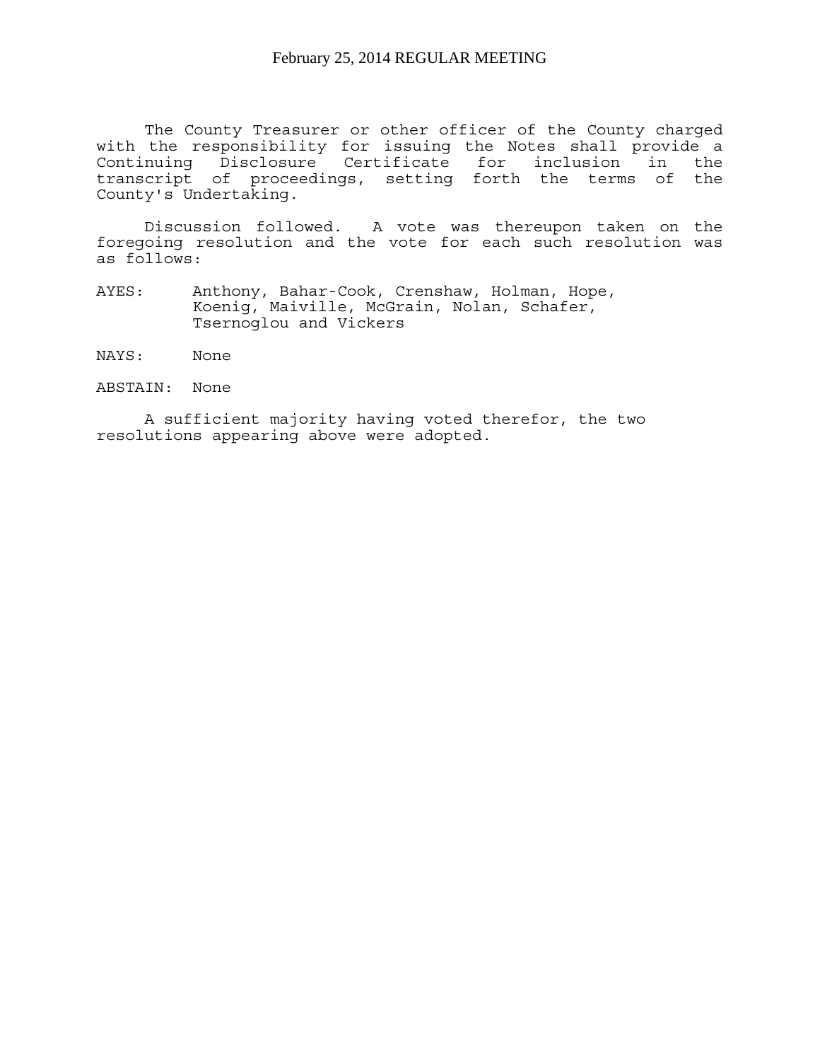The County Treasurer or other officer of the County charged with the responsibility for issuing the Notes shall provide a Continuing Disclosure Certificate for inclusion in the transcript of proceedings, setting forth the terms of the County's Undertaking.

Discussion followed. A vote was thereupon taken on the foregoing resolution and the vote for each such resolution was as follows:

AYES: Anthony, Bahar-Cook, Crenshaw, Holman, Hope, Koenig, Maiville, McGrain, Nolan, Schafer, Tsernoglou and Vickers

NAYS: None

ABSTAIN: None

A sufficient majority having voted therefor, the two resolutions appearing above were adopted.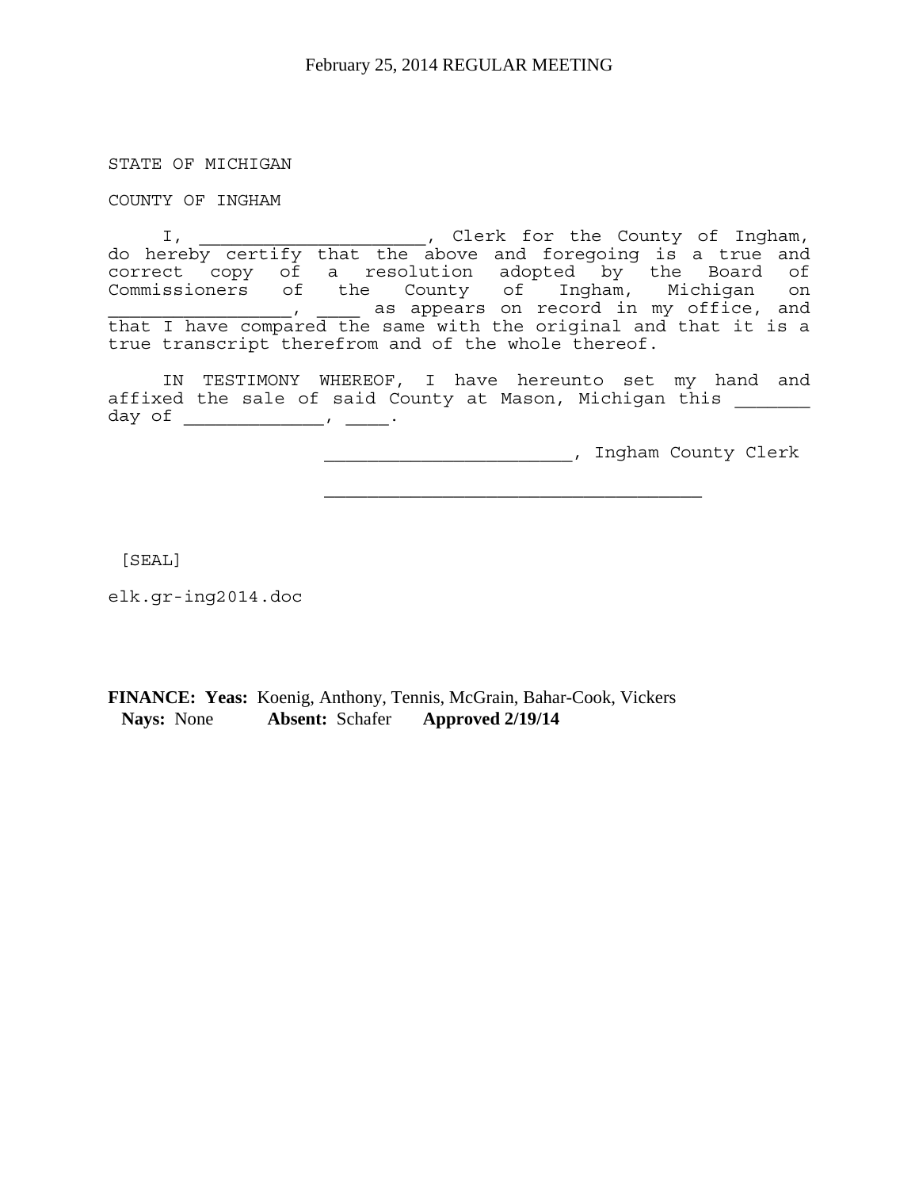STATE OF MICHIGAN

COUNTY OF INGHAM

I, _____________________, Clerk for the County of Ingham, do hereby certify that the above and foregoing is a true and correct copy of a resolution adopted by the Board of Commissioners of the County of Ingham, Michigan on _________________, ____ as appears on record in my office, and that I have compared the same with the original and that it is a true transcript therefrom and of the whole thereof.

IN TESTIMONY WHEREOF, I have hereunto set my hand and affixed the sale of said County at Mason, Michigan this _______ day of _____________, ____.

_______________________, Ingham County Clerk

___________________________________

[SEAL]

elk.gr-ing2014.doc

**FINANCE: Yeas:** Koenig, Anthony, Tennis, McGrain, Bahar-Cook, Vickers
**Nays:** None **Absent:** Schafer **Approved 2/19/14**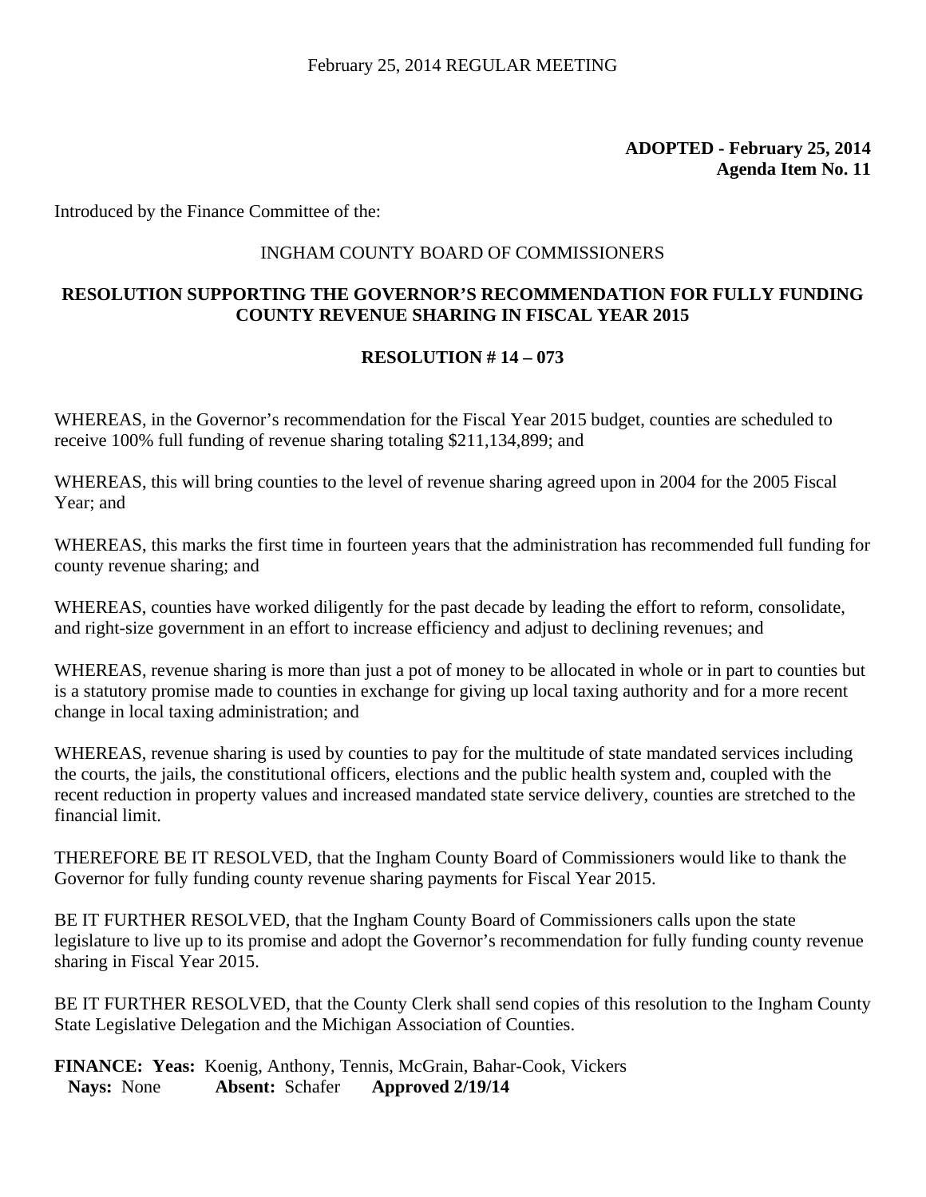February 25, 2014 REGULAR MEETING

**ADOPTED - February 25, 2014**
**Agenda Item No. 11**

Introduced by the Finance Committee of the:

INGHAM COUNTY BOARD OF COMMISSIONERS

**RESOLUTION SUPPORTING THE GOVERNOR'S RECOMMENDATION FOR FULLY FUNDING COUNTY REVENUE SHARING IN FISCAL YEAR 2015**

**RESOLUTION # 14 – 073**

WHEREAS, in the Governor's recommendation for the Fiscal Year 2015 budget, counties are scheduled to receive 100% full funding of revenue sharing totaling $211,134,899; and

WHEREAS, this will bring counties to the level of revenue sharing agreed upon in 2004 for the 2005 Fiscal Year; and

WHEREAS, this marks the first time in fourteen years that the administration has recommended full funding for county revenue sharing; and

WHEREAS, counties have worked diligently for the past decade by leading the effort to reform, consolidate, and right-size government in an effort to increase efficiency and adjust to declining revenues; and

WHEREAS, revenue sharing is more than just a pot of money to be allocated in whole or in part to counties but is a statutory promise made to counties in exchange for giving up local taxing authority and for a more recent change in local taxing administration; and

WHEREAS, revenue sharing is used by counties to pay for the multitude of state mandated services including the courts, the jails, the constitutional officers, elections and the public health system and, coupled with the recent reduction in property values and increased mandated state service delivery, counties are stretched to the financial limit.

THEREFORE BE IT RESOLVED, that the Ingham County Board of Commissioners would like to thank the Governor for fully funding county revenue sharing payments for Fiscal Year 2015.

BE IT FURTHER RESOLVED, that the Ingham County Board of Commissioners calls upon the state legislature to live up to its promise and adopt the Governor's recommendation for fully funding county revenue sharing in Fiscal Year 2015.

BE IT FURTHER RESOLVED, that the County Clerk shall send copies of this resolution to the Ingham County State Legislative Delegation and the Michigan Association of Counties.

**FINANCE: Yeas:** Koenig, Anthony, Tennis, McGrain, Bahar-Cook, Vickers
**Nays:** None **Absent:** Schafer **Approved 2/19/14**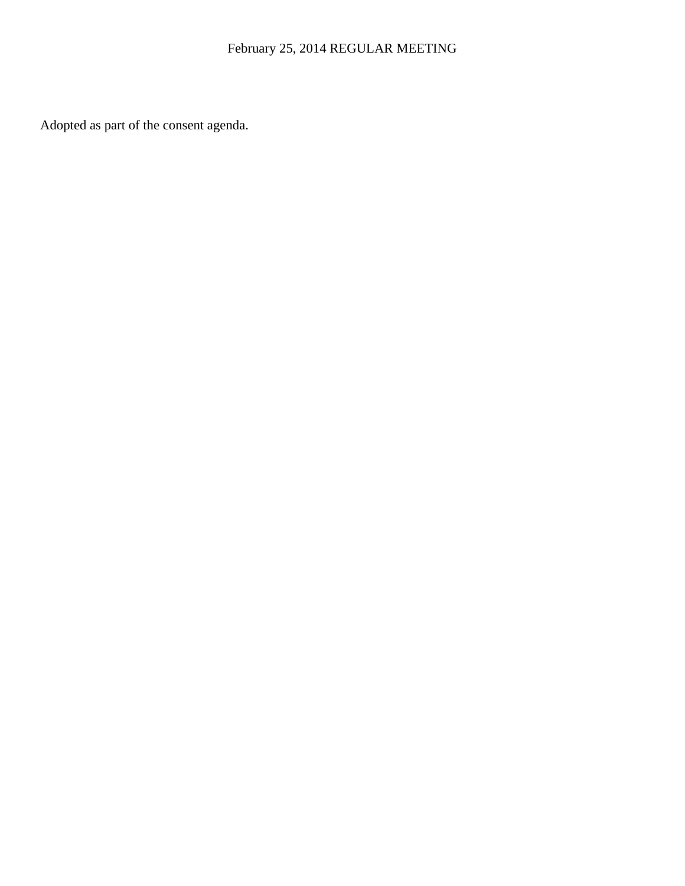Adopted as part of the consent agenda.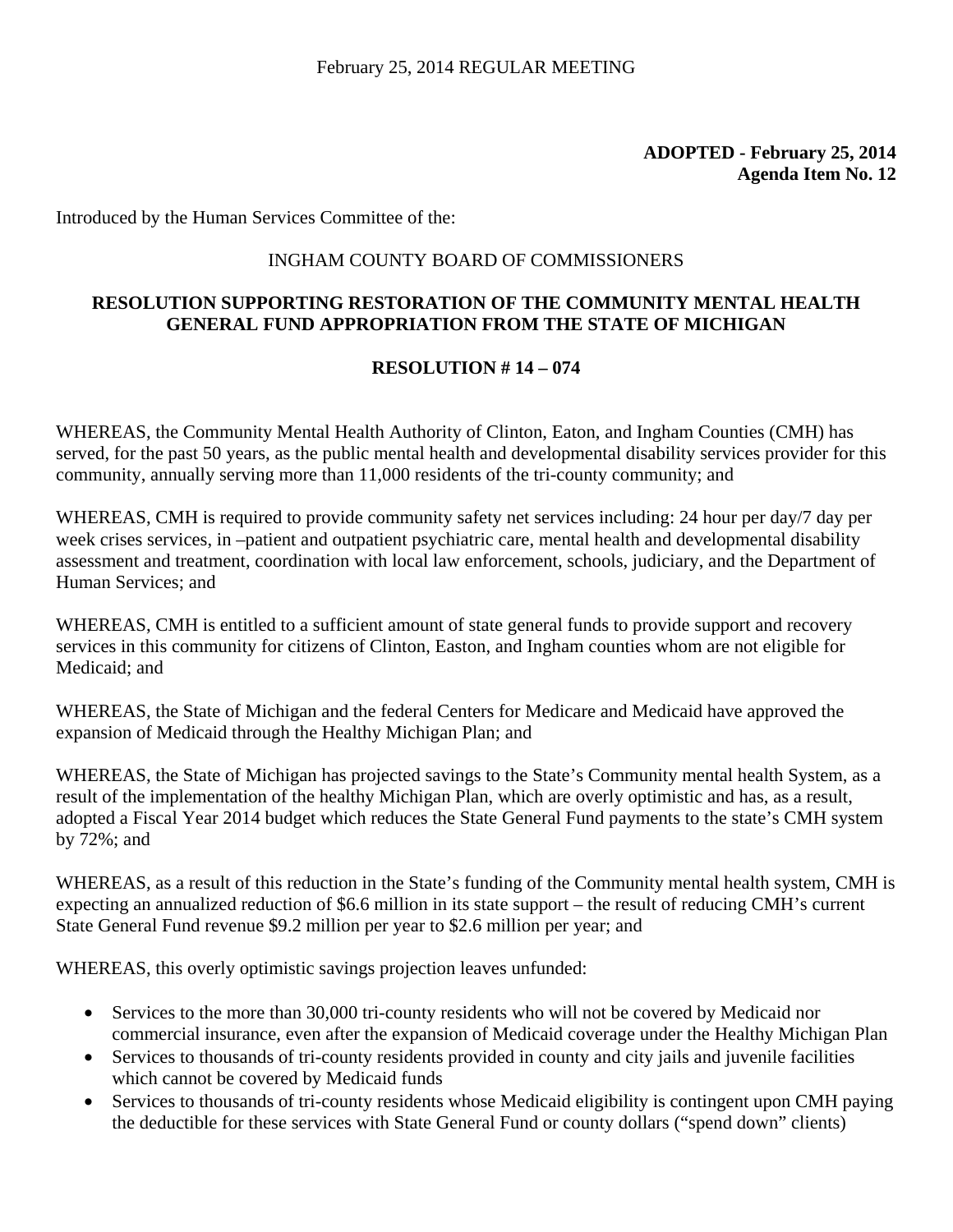February 25, 2014 REGULAR MEETING

**ADOPTED - February 25, 2014**
**Agenda Item No. 12**

Introduced by the Human Services Committee of the:

INGHAM COUNTY BOARD OF COMMISSIONERS

**RESOLUTION SUPPORTING RESTORATION OF THE COMMUNITY MENTAL HEALTH GENERAL FUND APPROPRIATION FROM THE STATE OF MICHIGAN**

**RESOLUTION # 14 – 074**

WHEREAS, the Community Mental Health Authority of Clinton, Eaton, and Ingham Counties (CMH) has served, for the past 50 years, as the public mental health and developmental disability services provider for this community, annually serving more than 11,000 residents of the tri-county community; and

WHEREAS, CMH is required to provide community safety net services including: 24 hour per day/7 day per week crises services, in –patient and outpatient psychiatric care, mental health and developmental disability assessment and treatment, coordination with local law enforcement, schools, judiciary, and the Department of Human Services; and

WHEREAS, CMH is entitled to a sufficient amount of state general funds to provide support and recovery services in this community for citizens of Clinton, Easton, and Ingham counties whom are not eligible for Medicaid; and

WHEREAS, the State of Michigan and the federal Centers for Medicare and Medicaid have approved the expansion of Medicaid through the Healthy Michigan Plan; and

WHEREAS, the State of Michigan has projected savings to the State's Community mental health System, as a result of the implementation of the healthy Michigan Plan, which are overly optimistic and has, as a result, adopted a Fiscal Year 2014 budget which reduces the State General Fund payments to the state's CMH system by 72%; and

WHEREAS, as a result of this reduction in the State's funding of the Community mental health system, CMH is expecting an annualized reduction of $6.6 million in its state support – the result of reducing CMH's current State General Fund revenue $9.2 million per year to $2.6 million per year; and

WHEREAS, this overly optimistic savings projection leaves unfunded:

- Services to the more than 30,000 tri-county residents who will not be covered by Medicaid nor commercial insurance, even after the expansion of Medicaid coverage under the Healthy Michigan Plan
- Services to thousands of tri-county residents provided in county and city jails and juvenile facilities which cannot be covered by Medicaid funds
- Services to thousands of tri-county residents whose Medicaid eligibility is contingent upon CMH paying the deductible for these services with State General Fund or county dollars ("spend down" clients)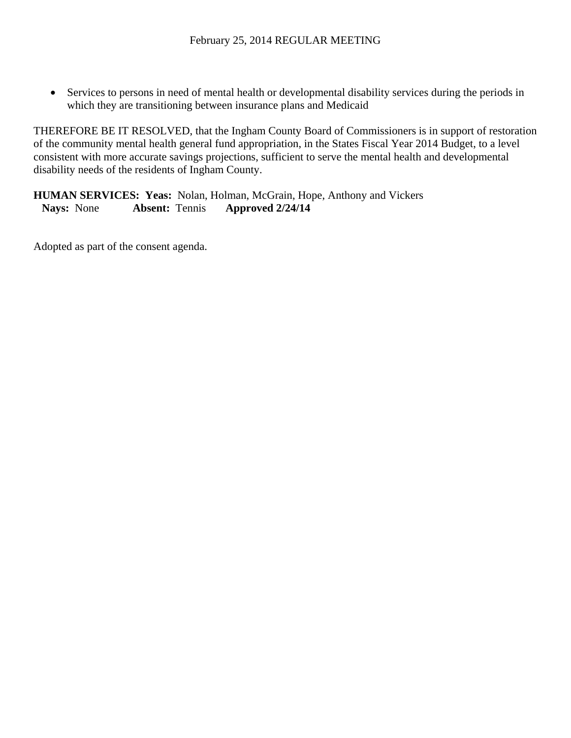- Services to persons in need of mental health or developmental disability services during the periods in which they are transitioning between insurance plans and Medicaid

THEREFORE BE IT RESOLVED, that the Ingham County Board of Commissioners is in support of restoration of the community mental health general fund appropriation, in the States Fiscal Year 2014 Budget, to a level consistent with more accurate savings projections, sufficient to serve the mental health and developmental disability needs of the residents of Ingham County.

**HUMAN SERVICES: Yeas:** Nolan, Holman, McGrain, Hope, Anthony and Vickers
**Nays:** None **Absent:** Tennis **Approved 2/24/14**

Adopted as part of the consent agenda.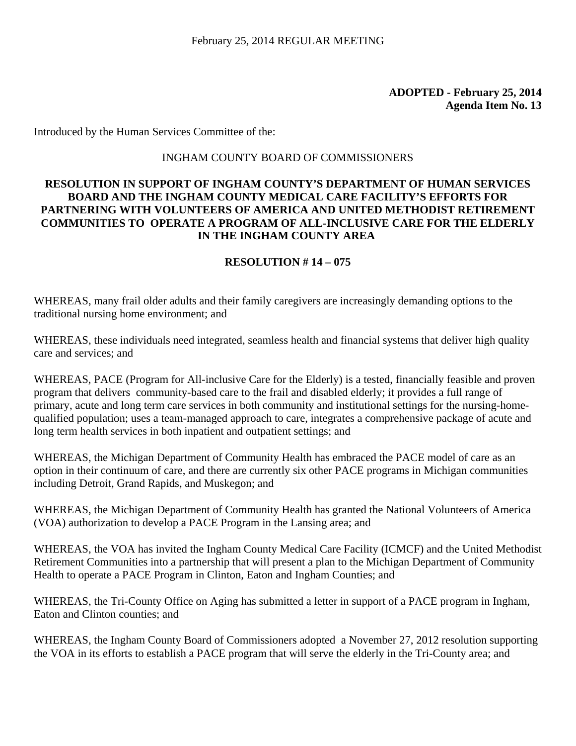February 25, 2014 REGULAR MEETING

**ADOPTED - February 25, 2014**
**Agenda Item No. 13**

Introduced by the Human Services Committee of the:

INGHAM COUNTY BOARD OF COMMISSIONERS

**RESOLUTION IN SUPPORT OF INGHAM COUNTY'S DEPARTMENT OF HUMAN SERVICES BOARD AND THE INGHAM COUNTY MEDICAL CARE FACILITY'S EFFORTS FOR PARTNERING WITH VOLUNTEERS OF AMERICA AND UNITED METHODIST RETIREMENT COMMUNITIES TO OPERATE A PROGRAM OF ALL-INCLUSIVE CARE FOR THE ELDERLY IN THE INGHAM COUNTY AREA**

**RESOLUTION # 14 – 075**

WHEREAS, many frail older adults and their family caregivers are increasingly demanding options to the traditional nursing home environment; and

WHEREAS, these individuals need integrated, seamless health and financial systems that deliver high quality care and services; and

WHEREAS, PACE (Program for All-inclusive Care for the Elderly) is a tested, financially feasible and proven program that delivers community-based care to the frail and disabled elderly; it provides a full range of primary, acute and long term care services in both community and institutional settings for the nursing-home-qualified population; uses a team-managed approach to care, integrates a comprehensive package of acute and long term health services in both inpatient and outpatient settings; and

WHEREAS, the Michigan Department of Community Health has embraced the PACE model of care as an option in their continuum of care, and there are currently six other PACE programs in Michigan communities including Detroit, Grand Rapids, and Muskegon; and

WHEREAS, the Michigan Department of Community Health has granted the National Volunteers of America (VOA) authorization to develop a PACE Program in the Lansing area; and

WHEREAS, the VOA has invited the Ingham County Medical Care Facility (ICMCF) and the United Methodist Retirement Communities into a partnership that will present a plan to the Michigan Department of Community Health to operate a PACE Program in Clinton, Eaton and Ingham Counties; and

WHEREAS, the Tri-County Office on Aging has submitted a letter in support of a PACE program in Ingham, Eaton and Clinton counties; and

WHEREAS, the Ingham County Board of Commissioners adopted a November 27, 2012 resolution supporting the VOA in its efforts to establish a PACE program that will serve the elderly in the Tri-County area; and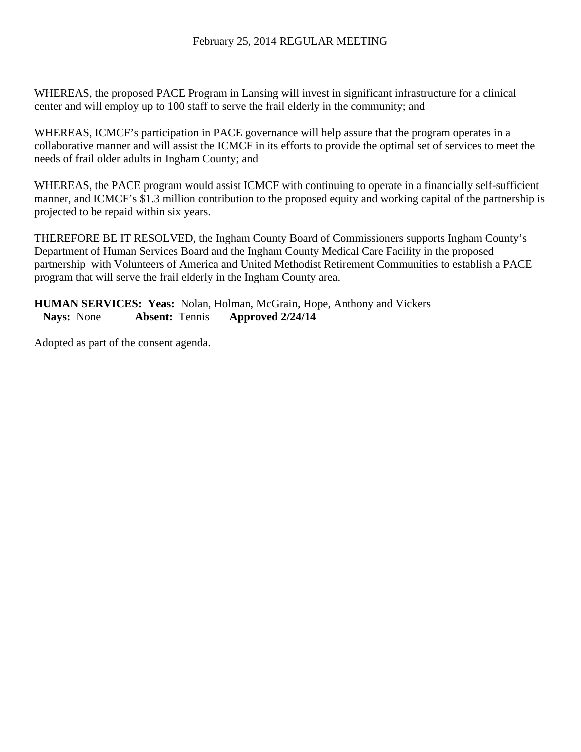WHEREAS, the proposed PACE Program in Lansing will invest in significant infrastructure for a clinical center and will employ up to 100 staff to serve the frail elderly in the community; and

WHEREAS, ICMCF's participation in PACE governance will help assure that the program operates in a collaborative manner and will assist the ICMCF in its efforts to provide the optimal set of services to meet the needs of frail older adults in Ingham County; and

WHEREAS, the PACE program would assist ICMCF with continuing to operate in a financially self-sufficient manner, and ICMCF's $1.3 million contribution to the proposed equity and working capital of the partnership is projected to be repaid within six years.

THEREFORE BE IT RESOLVED, the Ingham County Board of Commissioners supports Ingham County's Department of Human Services Board and the Ingham County Medical Care Facility in the proposed partnership with Volunteers of America and United Methodist Retirement Communities to establish a PACE program that will serve the frail elderly in the Ingham County area.

**HUMAN SERVICES: Yeas:** Nolan, Holman, McGrain, Hope, Anthony and Vickers
**Nays:** None **Absent:** Tennis **Approved 2/24/14**

Adopted as part of the consent agenda.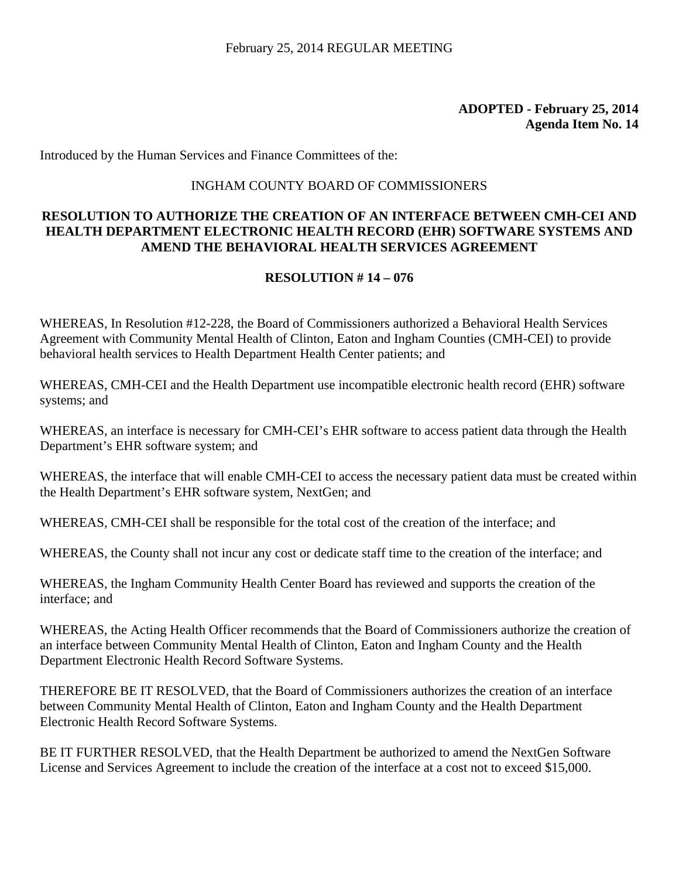February 25, 2014 REGULAR MEETING

**ADOPTED - February 25, 2014**
**Agenda Item No. 14**

Introduced by the Human Services and Finance Committees of the:

INGHAM COUNTY BOARD OF COMMISSIONERS

**RESOLUTION TO AUTHORIZE THE CREATION OF AN INTERFACE BETWEEN CMH-CEI AND HEALTH DEPARTMENT ELECTRONIC HEALTH RECORD (EHR) SOFTWARE SYSTEMS AND AMEND THE BEHAVIORAL HEALTH SERVICES AGREEMENT**

**RESOLUTION # 14 – 076**

WHEREAS, In Resolution #12-228, the Board of Commissioners authorized a Behavioral Health Services Agreement with Community Mental Health of Clinton, Eaton and Ingham Counties (CMH-CEI) to provide behavioral health services to Health Department Health Center patients; and

WHEREAS, CMH-CEI and the Health Department use incompatible electronic health record (EHR) software systems; and

WHEREAS, an interface is necessary for CMH-CEI's EHR software to access patient data through the Health Department's EHR software system; and

WHEREAS, the interface that will enable CMH-CEI to access the necessary patient data must be created within the Health Department's EHR software system, NextGen; and

WHEREAS, CMH-CEI shall be responsible for the total cost of the creation of the interface; and

WHEREAS, the County shall not incur any cost or dedicate staff time to the creation of the interface; and

WHEREAS, the Ingham Community Health Center Board has reviewed and supports the creation of the interface; and

WHEREAS, the Acting Health Officer recommends that the Board of Commissioners authorize the creation of an interface between Community Mental Health of Clinton, Eaton and Ingham County and the Health Department Electronic Health Record Software Systems.

THEREFORE BE IT RESOLVED, that the Board of Commissioners authorizes the creation of an interface between Community Mental Health of Clinton, Eaton and Ingham County and the Health Department Electronic Health Record Software Systems.

BE IT FURTHER RESOLVED, that the Health Department be authorized to amend the NextGen Software License and Services Agreement to include the creation of the interface at a cost not to exceed $15,000.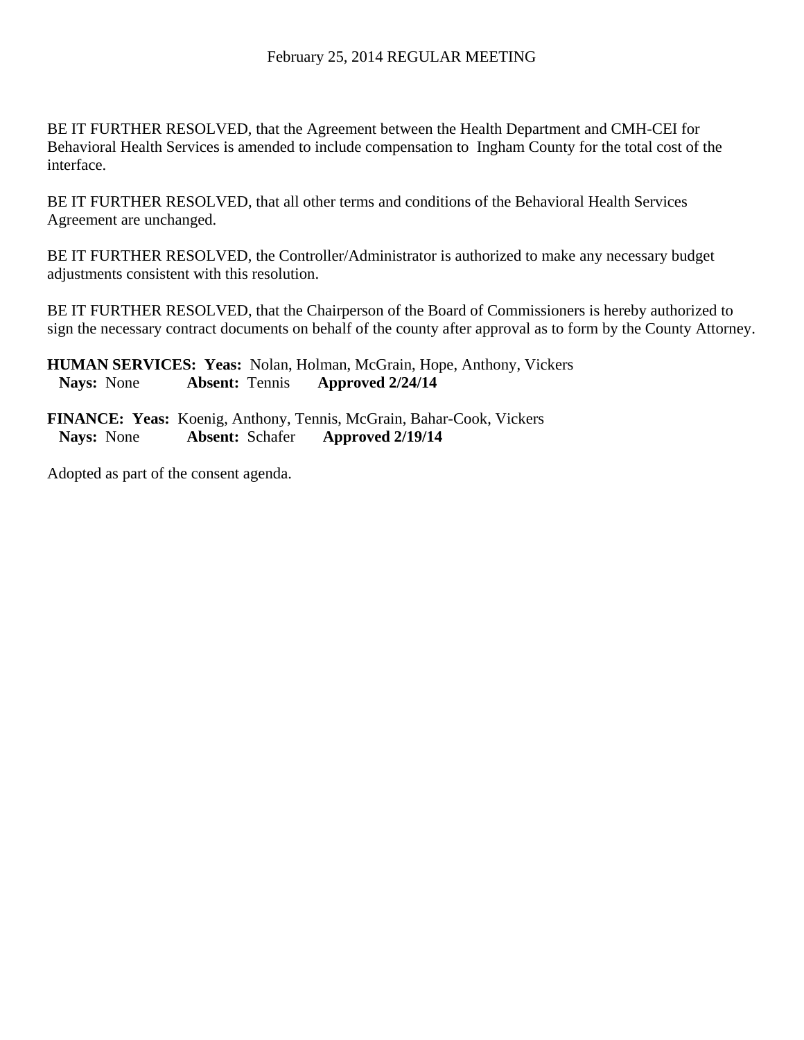BE IT FURTHER RESOLVED, that the Agreement between the Health Department and CMH-CEI for Behavioral Health Services is amended to include compensation to Ingham County for the total cost of the interface.

BE IT FURTHER RESOLVED, that all other terms and conditions of the Behavioral Health Services Agreement are unchanged.

BE IT FURTHER RESOLVED, the Controller/Administrator is authorized to make any necessary budget adjustments consistent with this resolution.

BE IT FURTHER RESOLVED, that the Chairperson of the Board of Commissioners is hereby authorized to sign the necessary contract documents on behalf of the county after approval as to form by the County Attorney.

**HUMAN SERVICES: Yeas:** Nolan, Holman, McGrain, Hope, Anthony, Vickers
**Nays:** None **Absent:** Tennis **Approved 2/24/14**

**FINANCE: Yeas:** Koenig, Anthony, Tennis, McGrain, Bahar-Cook, Vickers
**Nays:** None **Absent:** Schafer **Approved 2/19/14**

Adopted as part of the consent agenda.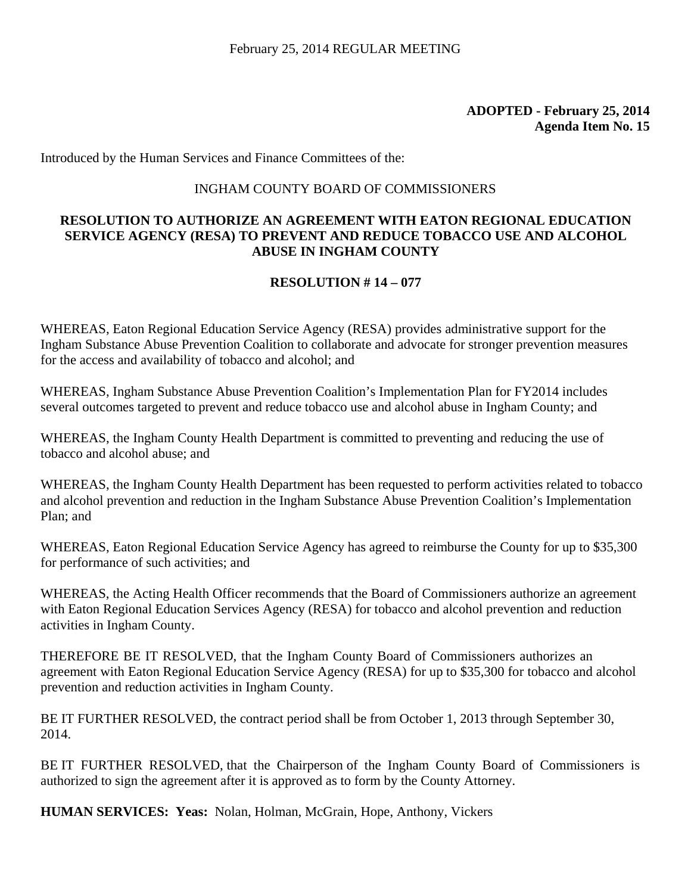February 25, 2014 REGULAR MEETING

**ADOPTED - February 25, 2014**
**Agenda Item No. 15**

Introduced by the Human Services and Finance Committees of the:

INGHAM COUNTY BOARD OF COMMISSIONERS

**RESOLUTION TO AUTHORIZE AN AGREEMENT WITH EATON REGIONAL EDUCATION SERVICE AGENCY (RESA) TO PREVENT AND REDUCE TOBACCO USE AND ALCOHOL ABUSE IN INGHAM COUNTY**

**RESOLUTION # 14 – 077**

WHEREAS, Eaton Regional Education Service Agency (RESA) provides administrative support for the Ingham Substance Abuse Prevention Coalition to collaborate and advocate for stronger prevention measures for the access and availability of tobacco and alcohol; and

WHEREAS, Ingham Substance Abuse Prevention Coalition's Implementation Plan for FY2014 includes several outcomes targeted to prevent and reduce tobacco use and alcohol abuse in Ingham County; and

WHEREAS, the Ingham County Health Department is committed to preventing and reducing the use of tobacco and alcohol abuse; and

WHEREAS, the Ingham County Health Department has been requested to perform activities related to tobacco and alcohol prevention and reduction in the Ingham Substance Abuse Prevention Coalition's Implementation Plan; and

WHEREAS, Eaton Regional Education Service Agency has agreed to reimburse the County for up to $35,300 for performance of such activities; and

WHEREAS, the Acting Health Officer recommends that the Board of Commissioners authorize an agreement with Eaton Regional Education Services Agency (RESA) for tobacco and alcohol prevention and reduction activities in Ingham County.

THEREFORE BE IT RESOLVED, that the Ingham County Board of Commissioners authorizes an agreement with Eaton Regional Education Service Agency (RESA) for up to $35,300 for tobacco and alcohol prevention and reduction activities in Ingham County.

BE IT FURTHER RESOLVED, the contract period shall be from October 1, 2013 through September 30, 2014.

BE IT FURTHER RESOLVED, that the Chairperson of the Ingham County Board of Commissioners is authorized to sign the agreement after it is approved as to form by the County Attorney.

**HUMAN SERVICES: Yeas:** Nolan, Holman, McGrain, Hope, Anthony, Vickers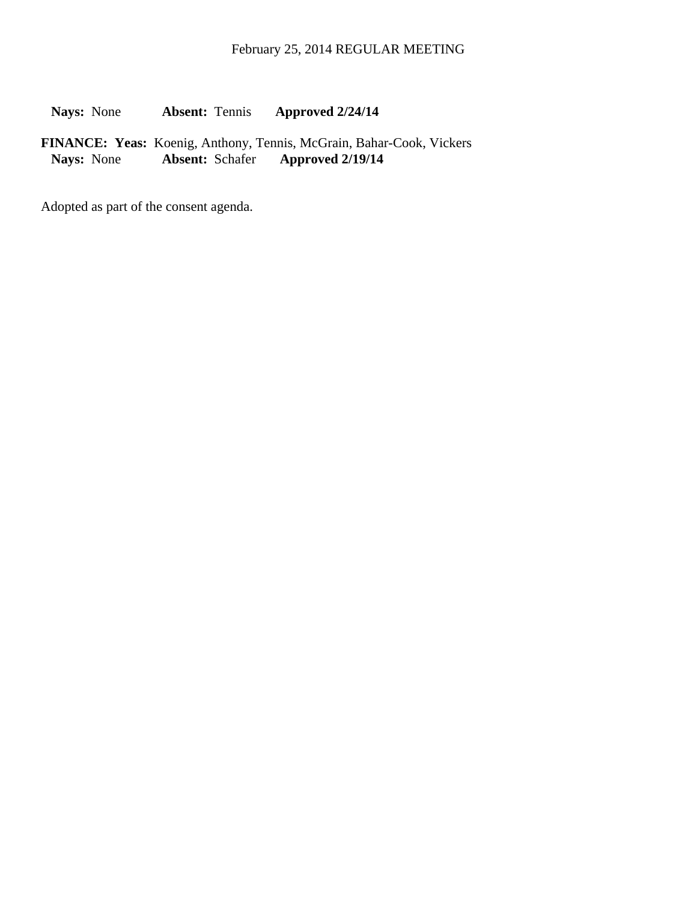**Nays:** None **Absent:** Tennis **Approved 2/24/14**

**FINANCE: Yeas:** Koenig, Anthony, Tennis, McGrain, Bahar-Cook, Vickers
**Nays:** None **Absent:** Schafer **Approved 2/19/14**

Adopted as part of the consent agenda.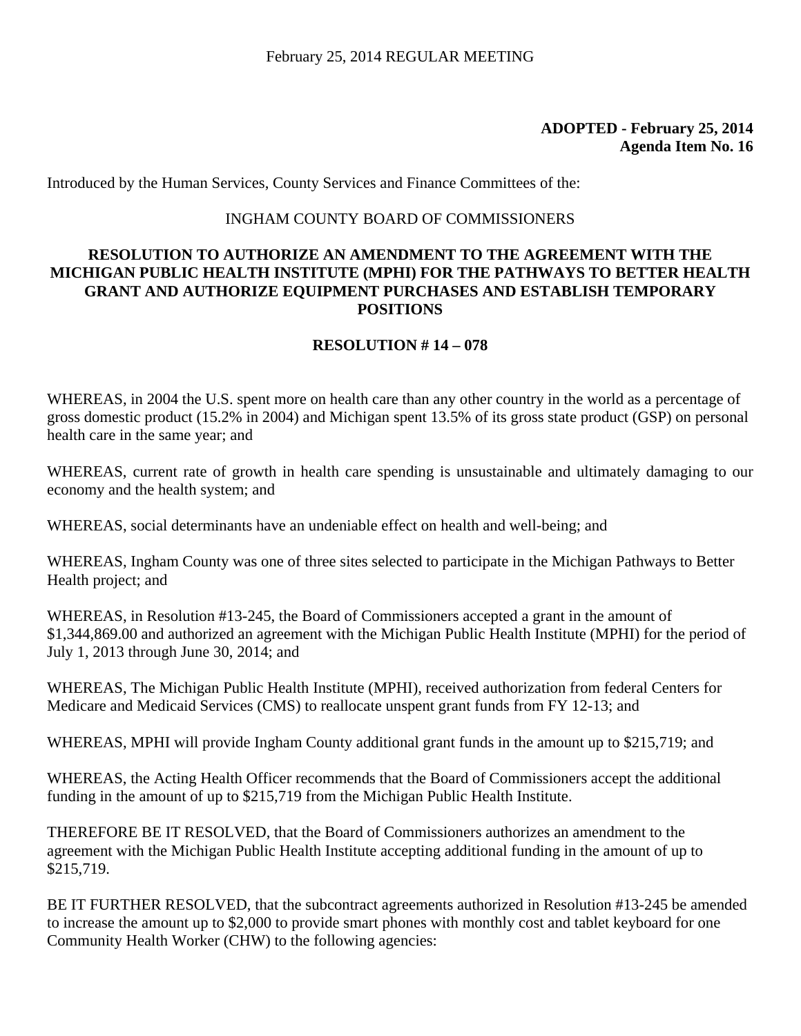February 25, 2014 REGULAR MEETING

**ADOPTED - February 25, 2014**
**Agenda Item No. 16**

Introduced by the Human Services, County Services and Finance Committees of the:

INGHAM COUNTY BOARD OF COMMISSIONERS

**RESOLUTION TO AUTHORIZE AN AMENDMENT TO THE AGREEMENT WITH THE MICHIGAN PUBLIC HEALTH INSTITUTE (MPHI) FOR THE PATHWAYS TO BETTER HEALTH GRANT AND AUTHORIZE EQUIPMENT PURCHASES AND ESTABLISH TEMPORARY POSITIONS**

**RESOLUTION # 14 – 078**

WHEREAS, in 2004 the U.S. spent more on health care than any other country in the world as a percentage of gross domestic product (15.2% in 2004) and Michigan spent 13.5% of its gross state product (GSP) on personal health care in the same year; and

WHEREAS, current rate of growth in health care spending is unsustainable and ultimately damaging to our economy and the health system; and

WHEREAS, social determinants have an undeniable effect on health and well-being; and

WHEREAS, Ingham County was one of three sites selected to participate in the Michigan Pathways to Better Health project; and

WHEREAS, in Resolution #13-245, the Board of Commissioners accepted a grant in the amount of $1,344,869.00 and authorized an agreement with the Michigan Public Health Institute (MPHI) for the period of July 1, 2013 through June 30, 2014; and

WHEREAS, The Michigan Public Health Institute (MPHI), received authorization from federal Centers for Medicare and Medicaid Services (CMS) to reallocate unspent grant funds from FY 12-13; and

WHEREAS, MPHI will provide Ingham County additional grant funds in the amount up to $215,719; and

WHEREAS, the Acting Health Officer recommends that the Board of Commissioners accept the additional funding in the amount of up to $215,719 from the Michigan Public Health Institute.

THEREFORE BE IT RESOLVED, that the Board of Commissioners authorizes an amendment to the agreement with the Michigan Public Health Institute accepting additional funding in the amount of up to $215,719.

BE IT FURTHER RESOLVED, that the subcontract agreements authorized in Resolution #13-245 be amended to increase the amount up to $2,000 to provide smart phones with monthly cost and tablet keyboard for one Community Health Worker (CHW) to the following agencies: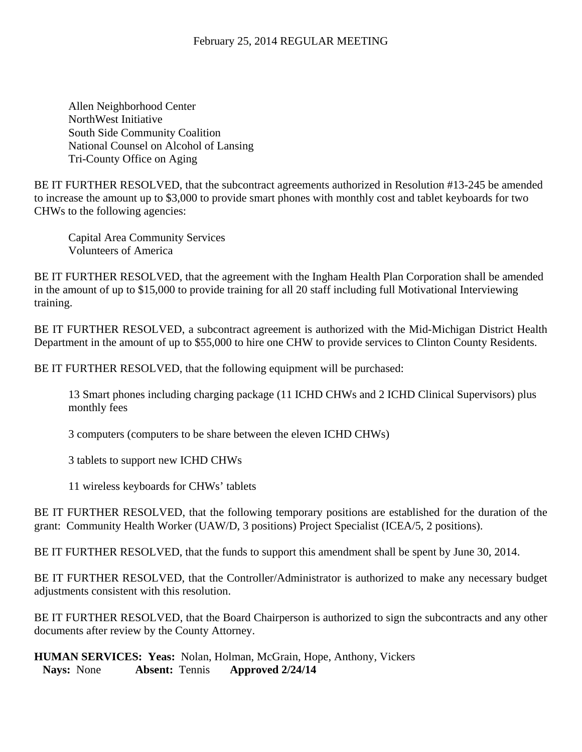Allen Neighborhood Center
NorthWest Initiative
South Side Community Coalition
National Counsel on Alcohol of Lansing
Tri-County Office on Aging

BE IT FURTHER RESOLVED, that the subcontract agreements authorized in Resolution #13-245 be amended to increase the amount up to $3,000 to provide smart phones with monthly cost and tablet keyboards for two CHWs to the following agencies:

Capital Area Community Services
Volunteers of America

BE IT FURTHER RESOLVED, that the agreement with the Ingham Health Plan Corporation shall be amended in the amount of up to $15,000 to provide training for all 20 staff including full Motivational Interviewing training.

BE IT FURTHER RESOLVED, a subcontract agreement is authorized with the Mid-Michigan District Health Department in the amount of up to $55,000 to hire one CHW to provide services to Clinton County Residents.

BE IT FURTHER RESOLVED, that the following equipment will be purchased:

13 Smart phones including charging package (11 ICHD CHWs and 2 ICHD Clinical Supervisors) plus monthly fees

3 computers (computers to be share between the eleven ICHD CHWs)

3 tablets to support new ICHD CHWs

11 wireless keyboards for CHWs' tablets

BE IT FURTHER RESOLVED, that the following temporary positions are established for the duration of the grant: Community Health Worker (UAW/D, 3 positions) Project Specialist (ICEA/5, 2 positions).

BE IT FURTHER RESOLVED, that the funds to support this amendment shall be spent by June 30, 2014.

BE IT FURTHER RESOLVED, that the Controller/Administrator is authorized to make any necessary budget adjustments consistent with this resolution.

BE IT FURTHER RESOLVED, that the Board Chairperson is authorized to sign the subcontracts and any other documents after review by the County Attorney.

**HUMAN SERVICES: Yeas:** Nolan, Holman, McGrain, Hope, Anthony, Vickers
**Nays:** None **Absent:** Tennis **Approved 2/24/14**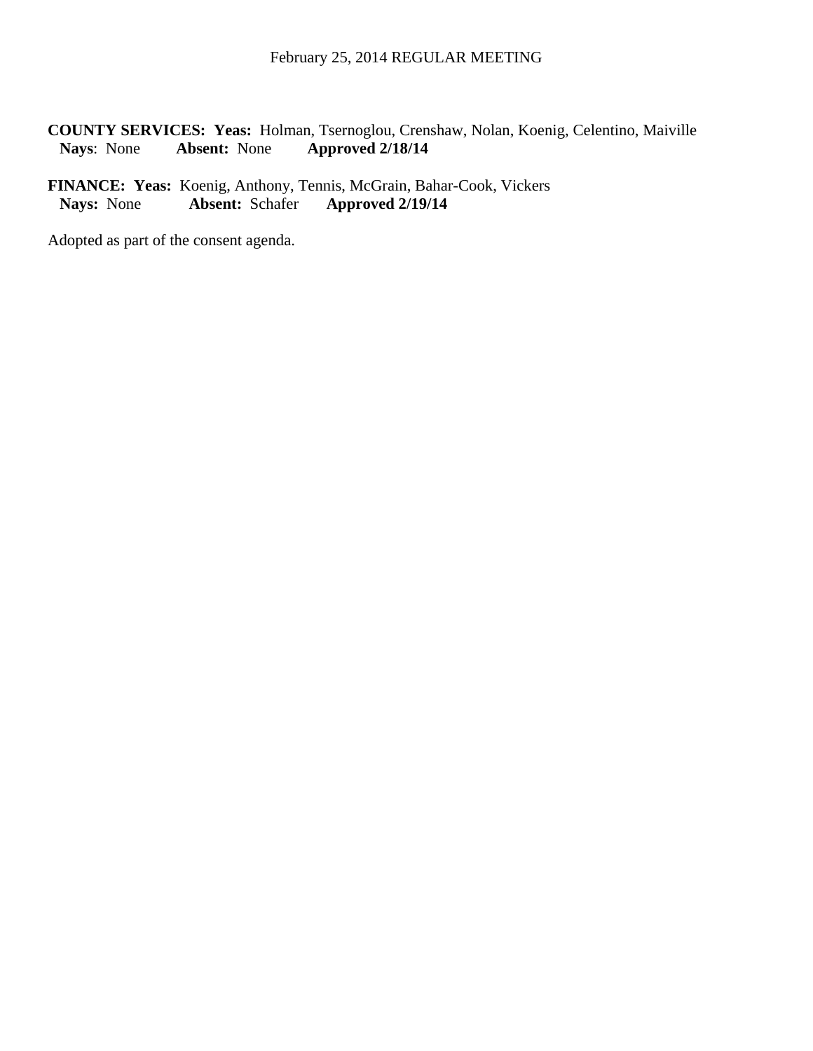**COUNTY SERVICES: Yeas:** Holman, Tsernoglou, Crenshaw, Nolan, Koenig, Celentino, Maiville
**Nays**: None **Absent:** None **Approved 2/18/14**

**FINANCE: Yeas:** Koenig, Anthony, Tennis, McGrain, Bahar-Cook, Vickers
**Nays:** None **Absent:** Schafer **Approved 2/19/14**

Adopted as part of the consent agenda.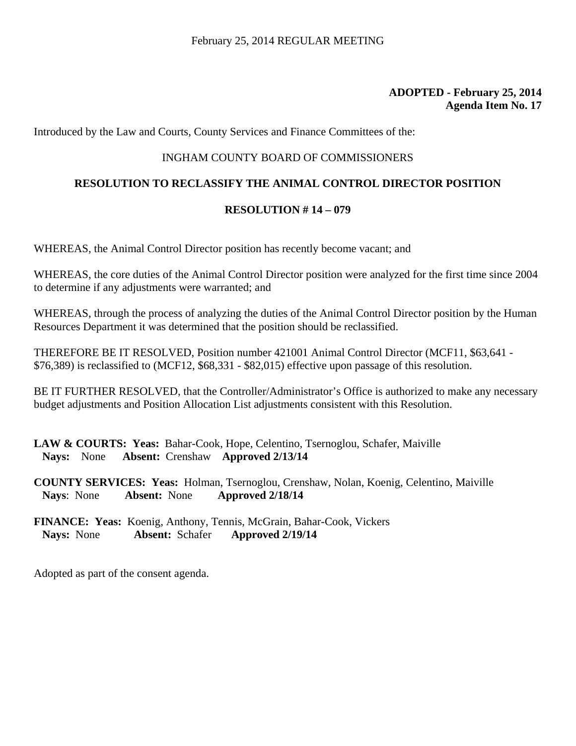February 25, 2014 REGULAR MEETING

**ADOPTED - February 25, 2014**
**Agenda Item No. 17**

Introduced by the Law and Courts, County Services and Finance Committees of the:

INGHAM COUNTY BOARD OF COMMISSIONERS

**RESOLUTION TO RECLASSIFY THE ANIMAL CONTROL DIRECTOR POSITION**

**RESOLUTION # 14 – 079**

WHEREAS, the Animal Control Director position has recently become vacant; and

WHEREAS, the core duties of the Animal Control Director position were analyzed for the first time since 2004 to determine if any adjustments were warranted; and

WHEREAS, through the process of analyzing the duties of the Animal Control Director position by the Human Resources Department it was determined that the position should be reclassified.

THEREFORE BE IT RESOLVED, Position number 421001 Animal Control Director (MCF11, $63,641 - $76,389) is reclassified to (MCF12, $68,331 - $82,015) effective upon passage of this resolution.

BE IT FURTHER RESOLVED, that the Controller/Administrator's Office is authorized to make any necessary budget adjustments and Position Allocation List adjustments consistent with this Resolution.

**LAW & COURTS: Yeas:** Bahar-Cook, Hope, Celentino, Tsernoglou, Schafer, Maiville
**Nays:** None **Absent:** Crenshaw **Approved 2/13/14**

**COUNTY SERVICES: Yeas:** Holman, Tsernoglou, Crenshaw, Nolan, Koenig, Celentino, Maiville
**Nays**: None **Absent:** None **Approved 2/18/14**

**FINANCE: Yeas:** Koenig, Anthony, Tennis, McGrain, Bahar-Cook, Vickers
**Nays:** None **Absent:** Schafer **Approved 2/19/14**

Adopted as part of the consent agenda.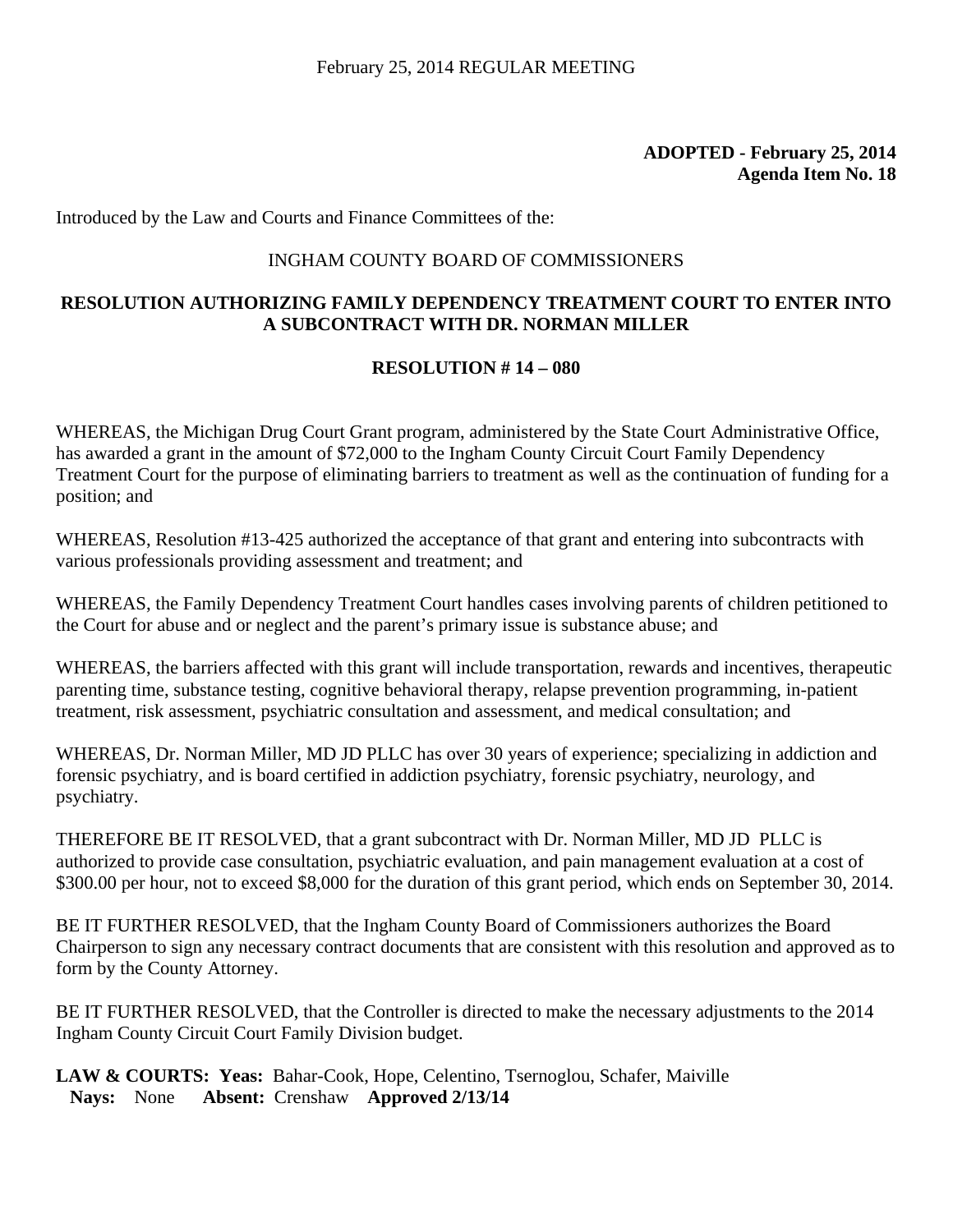February 25, 2014 REGULAR MEETING

**ADOPTED - February 25, 2014**
**Agenda Item No. 18**

Introduced by the Law and Courts and Finance Committees of the:

INGHAM COUNTY BOARD OF COMMISSIONERS

**RESOLUTION AUTHORIZING FAMILY DEPENDENCY TREATMENT COURT TO ENTER INTO A SUBCONTRACT WITH DR. NORMAN MILLER**

**RESOLUTION # 14 – 080**

WHEREAS, the Michigan Drug Court Grant program, administered by the State Court Administrative Office, has awarded a grant in the amount of $72,000 to the Ingham County Circuit Court Family Dependency Treatment Court for the purpose of eliminating barriers to treatment as well as the continuation of funding for a position; and

WHEREAS, Resolution #13-425 authorized the acceptance of that grant and entering into subcontracts with various professionals providing assessment and treatment; and

WHEREAS, the Family Dependency Treatment Court handles cases involving parents of children petitioned to the Court for abuse and or neglect and the parent's primary issue is substance abuse; and

WHEREAS, the barriers affected with this grant will include transportation, rewards and incentives, therapeutic parenting time, substance testing, cognitive behavioral therapy, relapse prevention programming, in-patient treatment, risk assessment, psychiatric consultation and assessment, and medical consultation; and

WHEREAS, Dr. Norman Miller, MD JD PLLC has over 30 years of experience; specializing in addiction and forensic psychiatry, and is board certified in addiction psychiatry, forensic psychiatry, neurology, and psychiatry.

THEREFORE BE IT RESOLVED, that a grant subcontract with Dr. Norman Miller, MD JD PLLC is authorized to provide case consultation, psychiatric evaluation, and pain management evaluation at a cost of $300.00 per hour, not to exceed $8,000 for the duration of this grant period, which ends on September 30, 2014.

BE IT FURTHER RESOLVED, that the Ingham County Board of Commissioners authorizes the Board Chairperson to sign any necessary contract documents that are consistent with this resolution and approved as to form by the County Attorney.

BE IT FURTHER RESOLVED, that the Controller is directed to make the necessary adjustments to the 2014 Ingham County Circuit Court Family Division budget.

**LAW & COURTS: Yeas:** Bahar-Cook, Hope, Celentino, Tsernoglou, Schafer, Maiville
**Nays:** None **Absent:** Crenshaw **Approved 2/13/14**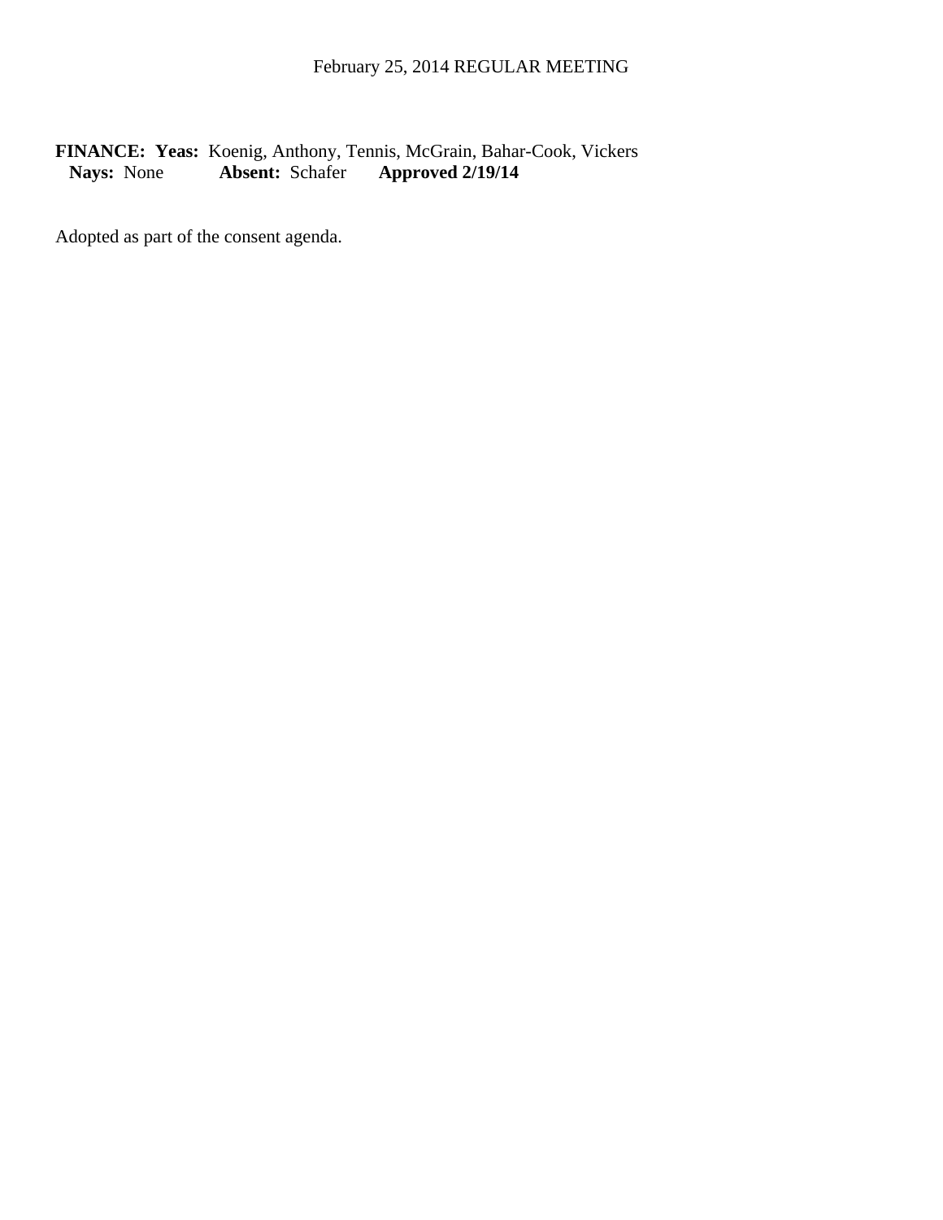February 25, 2014 REGULAR MEETING

**FINANCE: Yeas:** Koenig, Anthony, Tennis, McGrain, Bahar-Cook, Vickers
**Nays:** None **Absent:** Schafer **Approved 2/19/14**

Adopted as part of the consent agenda.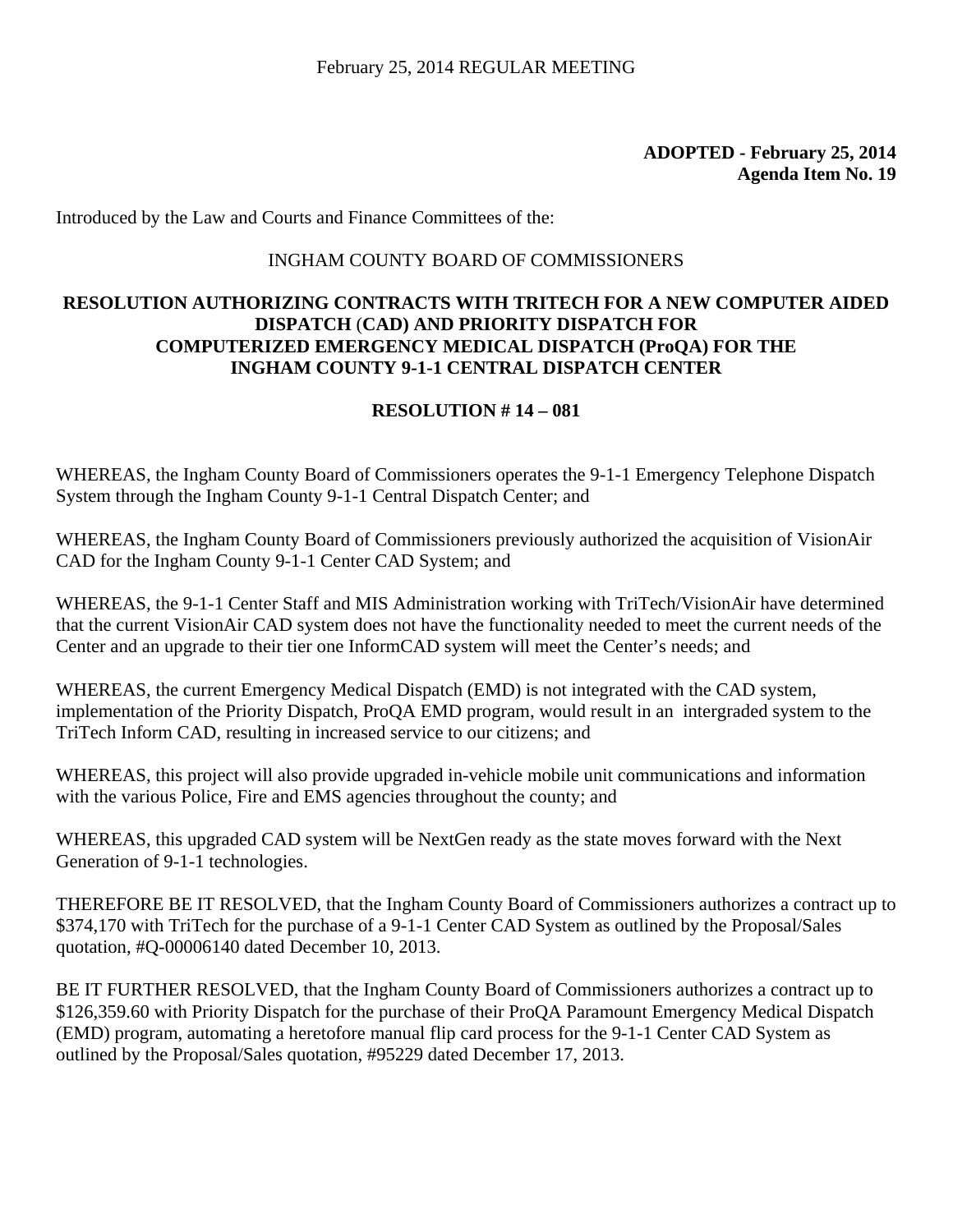February 25, 2014 REGULAR MEETING

**ADOPTED - February 25, 2014**
**Agenda Item No. 19**

Introduced by the Law and Courts and Finance Committees of the:

INGHAM COUNTY BOARD OF COMMISSIONERS

**RESOLUTION AUTHORIZING CONTRACTS WITH TRITECH FOR A NEW COMPUTER AIDED DISPATCH (CAD) AND PRIORITY DISPATCH FOR COMPUTERIZED EMERGENCY MEDICAL DISPATCH (ProQA) FOR THE INGHAM COUNTY 9-1-1 CENTRAL DISPATCH CENTER**

**RESOLUTION # 14 – 081**

WHEREAS, the Ingham County Board of Commissioners operates the 9-1-1 Emergency Telephone Dispatch System through the Ingham County 9-1-1 Central Dispatch Center; and

WHEREAS, the Ingham County Board of Commissioners previously authorized the acquisition of VisionAir CAD for the Ingham County 9-1-1 Center CAD System; and

WHEREAS, the 9-1-1 Center Staff and MIS Administration working with TriTech/VisionAir have determined that the current VisionAir CAD system does not have the functionality needed to meet the current needs of the Center and an upgrade to their tier one InformCAD system will meet the Center's needs; and

WHEREAS, the current Emergency Medical Dispatch (EMD) is not integrated with the CAD system, implementation of the Priority Dispatch, ProQA EMD program, would result in an intergraded system to the TriTech Inform CAD, resulting in increased service to our citizens; and

WHEREAS, this project will also provide upgraded in-vehicle mobile unit communications and information with the various Police, Fire and EMS agencies throughout the county; and

WHEREAS, this upgraded CAD system will be NextGen ready as the state moves forward with the Next Generation of 9-1-1 technologies.

THEREFORE BE IT RESOLVED, that the Ingham County Board of Commissioners authorizes a contract up to $374,170 with TriTech for the purchase of a 9-1-1 Center CAD System as outlined by the Proposal/Sales quotation, #Q-00006140 dated December 10, 2013.

BE IT FURTHER RESOLVED, that the Ingham County Board of Commissioners authorizes a contract up to $126,359.60 with Priority Dispatch for the purchase of their ProQA Paramount Emergency Medical Dispatch (EMD) program, automating a heretofore manual flip card process for the 9-1-1 Center CAD System as outlined by the Proposal/Sales quotation, #95229 dated December 17, 2013.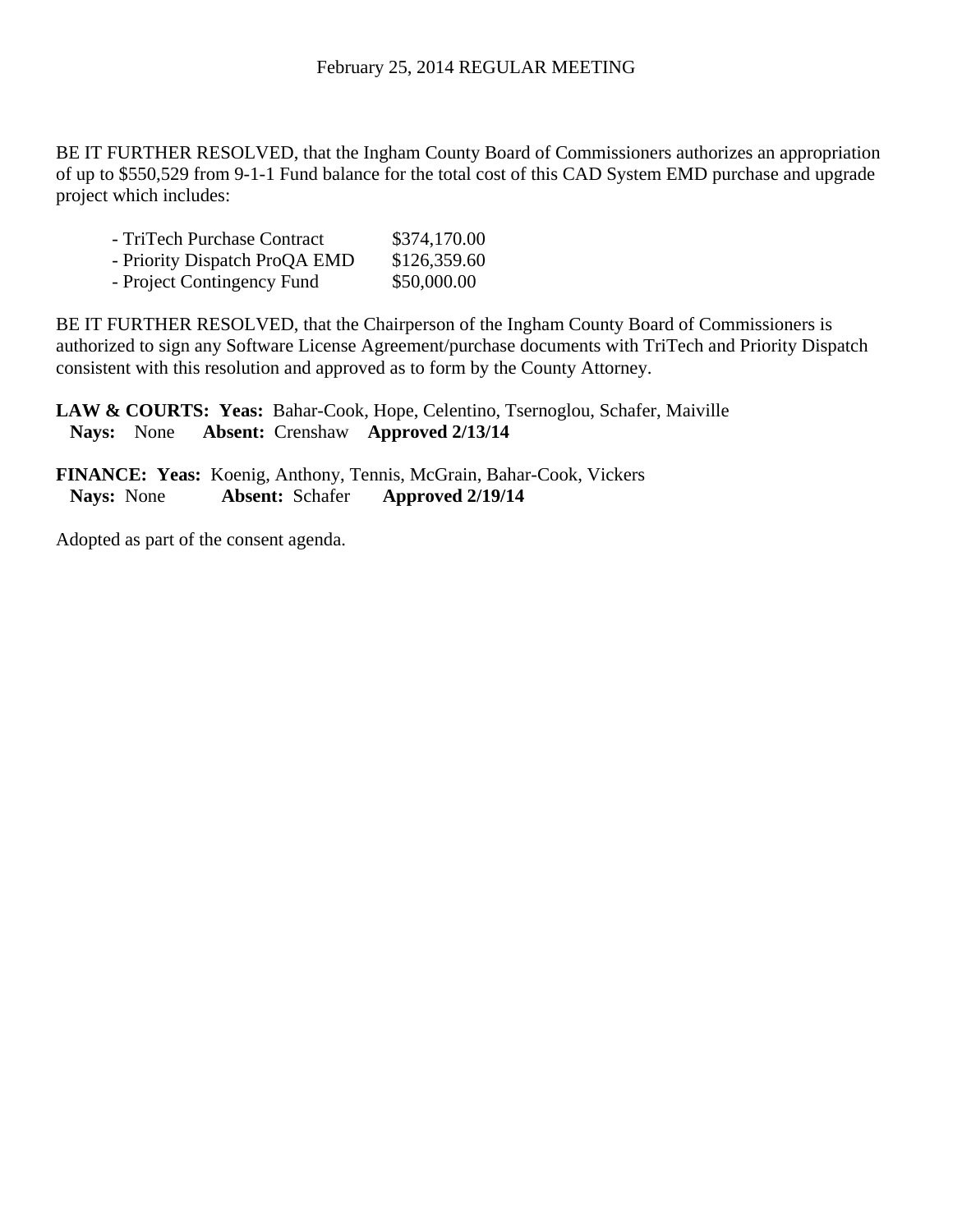BE IT FURTHER RESOLVED, that the Ingham County Board of Commissioners authorizes an appropriation of up to $550,529 from 9-1-1 Fund balance for the total cost of this CAD System EMD purchase and upgrade project which includes:

| | |
|---|---|
| - TriTech Purchase Contract | $374,170.00 |
| - Priority Dispatch ProQA EMD | $126,359.60 |
| - Project Contingency Fund | $50,000.00 |

BE IT FURTHER RESOLVED, that the Chairperson of the Ingham County Board of Commissioners is authorized to sign any Software License Agreement/purchase documents with TriTech and Priority Dispatch consistent with this resolution and approved as to form by the County Attorney.

**LAW & COURTS: Yeas:** Bahar-Cook, Hope, Celentino, Tsernoglou, Schafer, Maiville
**Nays:** None **Absent:** Crenshaw **Approved 2/13/14**

**FINANCE: Yeas:** Koenig, Anthony, Tennis, McGrain, Bahar-Cook, Vickers
**Nays:** None **Absent:** Schafer **Approved 2/19/14**

Adopted as part of the consent agenda.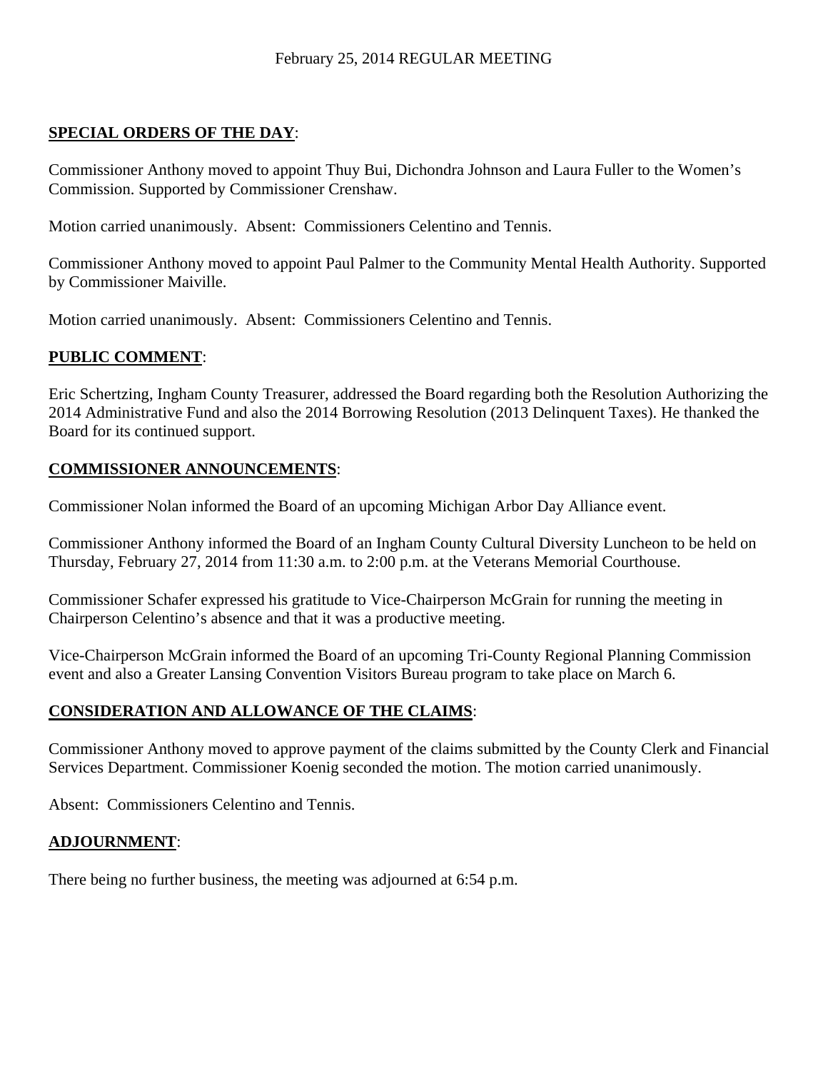February 25, 2014 REGULAR MEETING

**SPECIAL ORDERS OF THE DAY**:

Commissioner Anthony moved to appoint Thuy Bui, Dichondra Johnson and Laura Fuller to the Women's Commission. Supported by Commissioner Crenshaw.

Motion carried unanimously. Absent: Commissioners Celentino and Tennis.

Commissioner Anthony moved to appoint Paul Palmer to the Community Mental Health Authority. Supported by Commissioner Maiville.

Motion carried unanimously. Absent: Commissioners Celentino and Tennis.

**PUBLIC COMMENT**:

Eric Schertzing, Ingham County Treasurer, addressed the Board regarding both the Resolution Authorizing the 2014 Administrative Fund and also the 2014 Borrowing Resolution (2013 Delinquent Taxes). He thanked the Board for its continued support.

**COMMISSIONER ANNOUNCEMENTS**:

Commissioner Nolan informed the Board of an upcoming Michigan Arbor Day Alliance event.

Commissioner Anthony informed the Board of an Ingham County Cultural Diversity Luncheon to be held on Thursday, February 27, 2014 from 11:30 a.m. to 2:00 p.m. at the Veterans Memorial Courthouse.

Commissioner Schafer expressed his gratitude to Vice-Chairperson McGrain for running the meeting in Chairperson Celentino's absence and that it was a productive meeting.

Vice-Chairperson McGrain informed the Board of an upcoming Tri-County Regional Planning Commission event and also a Greater Lansing Convention Visitors Bureau program to take place on March 6.

**CONSIDERATION AND ALLOWANCE OF THE CLAIMS**:

Commissioner Anthony moved to approve payment of the claims submitted by the County Clerk and Financial Services Department. Commissioner Koenig seconded the motion. The motion carried unanimously.

Absent: Commissioners Celentino and Tennis.

**ADJOURNMENT**:

There being no further business, the meeting was adjourned at 6:54 p.m.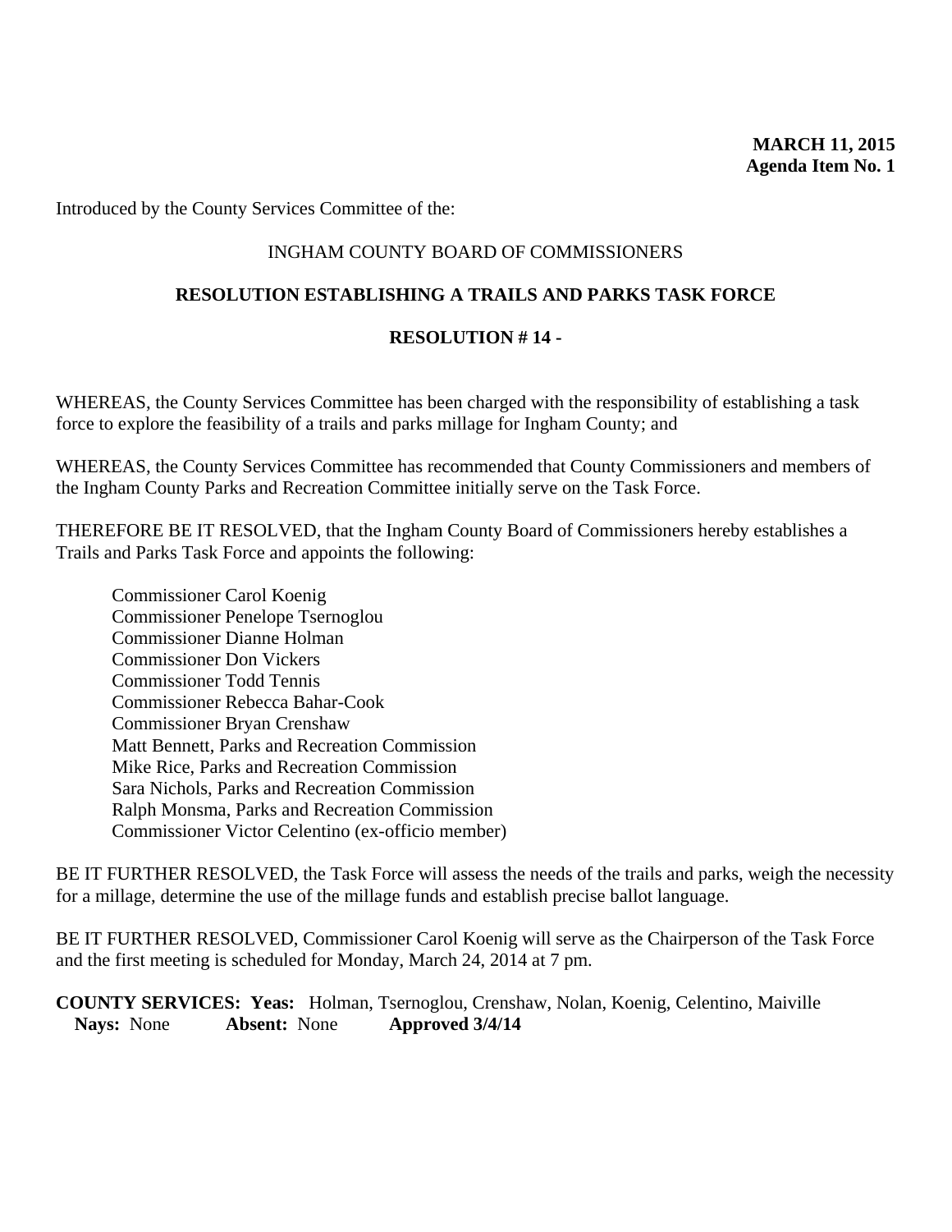**MARCH 11, 2015**
**Agenda Item No. 1**

Introduced by the County Services Committee of the:

INGHAM COUNTY BOARD OF COMMISSIONERS

**RESOLUTION ESTABLISHING A TRAILS AND PARKS TASK FORCE**

**RESOLUTION # 14 -**

WHEREAS, the County Services Committee has been charged with the responsibility of establishing a task force to explore the feasibility of a trails and parks millage for Ingham County; and

WHEREAS, the County Services Committee has recommended that County Commissioners and members of the Ingham County Parks and Recreation Committee initially serve on the Task Force.

THEREFORE BE IT RESOLVED, that the Ingham County Board of Commissioners hereby establishes a Trails and Parks Task Force and appoints the following:

Commissioner Carol Koenig
Commissioner Penelope Tsernoglou
Commissioner Dianne Holman
Commissioner Don Vickers
Commissioner Todd Tennis
Commissioner Rebecca Bahar-Cook
Commissioner Bryan Crenshaw
Matt Bennett, Parks and Recreation Commission
Mike Rice, Parks and Recreation Commission
Sara Nichols, Parks and Recreation Commission
Ralph Monsma, Parks and Recreation Commission
Commissioner Victor Celentino (ex-officio member)

BE IT FURTHER RESOLVED, the Task Force will assess the needs of the trails and parks, weigh the necessity for a millage, determine the use of the millage funds and establish precise ballot language.

BE IT FURTHER RESOLVED, Commissioner Carol Koenig will serve as the Chairperson of the Task Force and the first meeting is scheduled for Monday, March 24, 2014 at 7 pm.

**COUNTY SERVICES: Yeas:** Holman, Tsernoglou, Crenshaw, Nolan, Koenig, Celentino, Maiville
**Nays:** None **Absent:** None **Approved 3/4/14**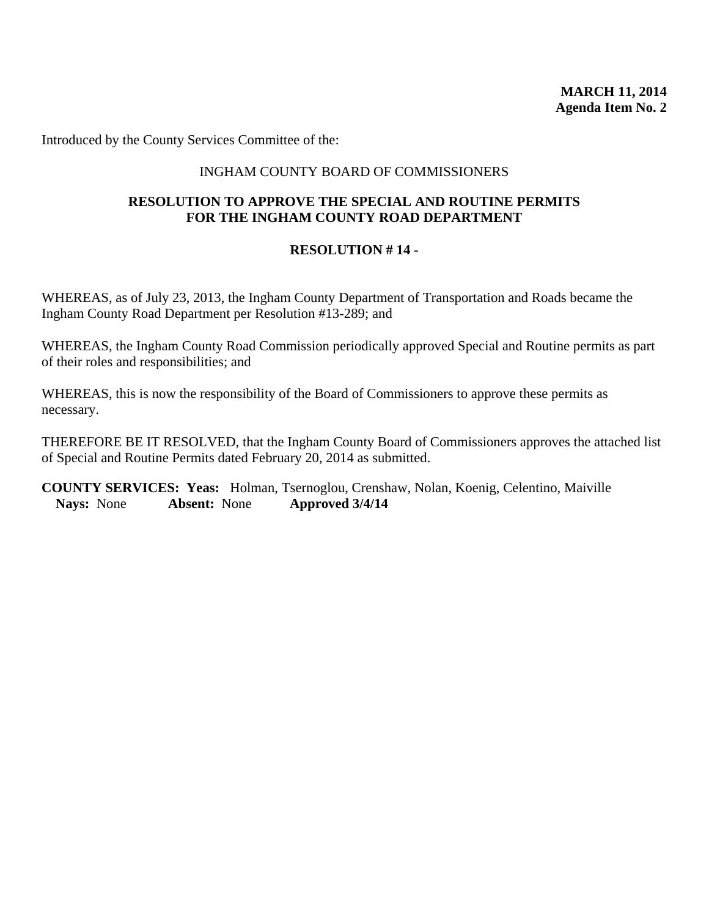**MARCH 11, 2014**
**Agenda Item No. 2**

Introduced by the County Services Committee of the:

INGHAM COUNTY BOARD OF COMMISSIONERS

**RESOLUTION TO APPROVE THE SPECIAL AND ROUTINE PERMITS FOR THE INGHAM COUNTY ROAD DEPARTMENT**

**RESOLUTION # 14 -**

WHEREAS, as of July 23, 2013, the Ingham County Department of Transportation and Roads became the Ingham County Road Department per Resolution #13-289; and

WHEREAS, the Ingham County Road Commission periodically approved Special and Routine permits as part of their roles and responsibilities; and

WHEREAS, this is now the responsibility of the Board of Commissioners to approve these permits as necessary.

THEREFORE BE IT RESOLVED, that the Ingham County Board of Commissioners approves the attached list of Special and Routine Permits dated February 20, 2014 as submitted.

**COUNTY SERVICES: Yeas:** Holman, Tsernoglou, Crenshaw, Nolan, Koenig, Celentino, Maiville
**Nays:** None **Absent:** None **Approved 3/4/14**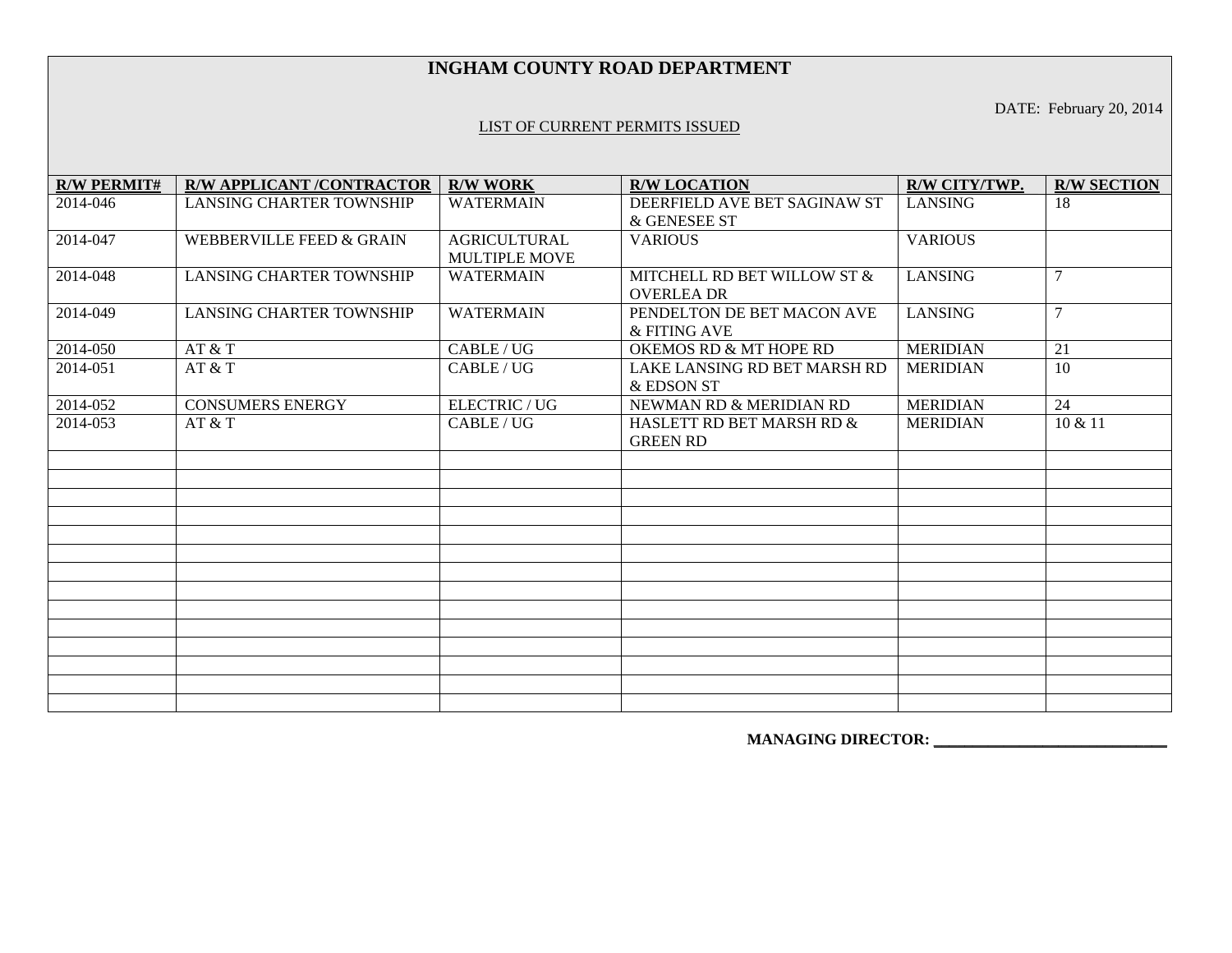# INGHAM COUNTY ROAD DEPARTMENT

DATE: February 20, 2014

LIST OF CURRENT PERMITS ISSUED

| R/W PERMIT# | R/W APPLICANT /CONTRACTOR | R/W WORK | R/W LOCATION | R/W CITY/TWP. | R/W SECTION |
|---|---|---|---|---|---|
| 2014-046 | LANSING CHARTER TOWNSHIP | WATERMAIN | DEERFIELD AVE BET SAGINAW ST & GENESEE ST | LANSING | 18 |
| 2014-047 | WEBBERVILLE FEED & GRAIN | AGRICULTURAL MULTIPLE MOVE | VARIOUS | VARIOUS | |
| 2014-048 | LANSING CHARTER TOWNSHIP | WATERMAIN | MITCHELL RD BET WILLOW ST & OVERLEA DR | LANSING | 7 |
| 2014-049 | LANSING CHARTER TOWNSHIP | WATERMAIN | PENDELTON DE BET MACON AVE & FITING AVE | LANSING | 7 |
| 2014-050 | AT & T | CABLE / UG | OKEMOS RD & MT HOPE RD | MERIDIAN | 21 |
| 2014-051 | AT & T | CABLE / UG | LAKE LANSING RD BET MARSH RD & EDSON ST | MERIDIAN | 10 |
| 2014-052 | CONSUMERS ENERGY | ELECTRIC / UG | NEWMAN RD & MERIDIAN RD | MERIDIAN | 24 |
| 2014-053 | AT & T | CABLE / UG | HASLETT RD BET MARSH RD & GREEN RD | MERIDIAN | 10 & 11 |

**MANAGING DIRECTOR: ______________________________**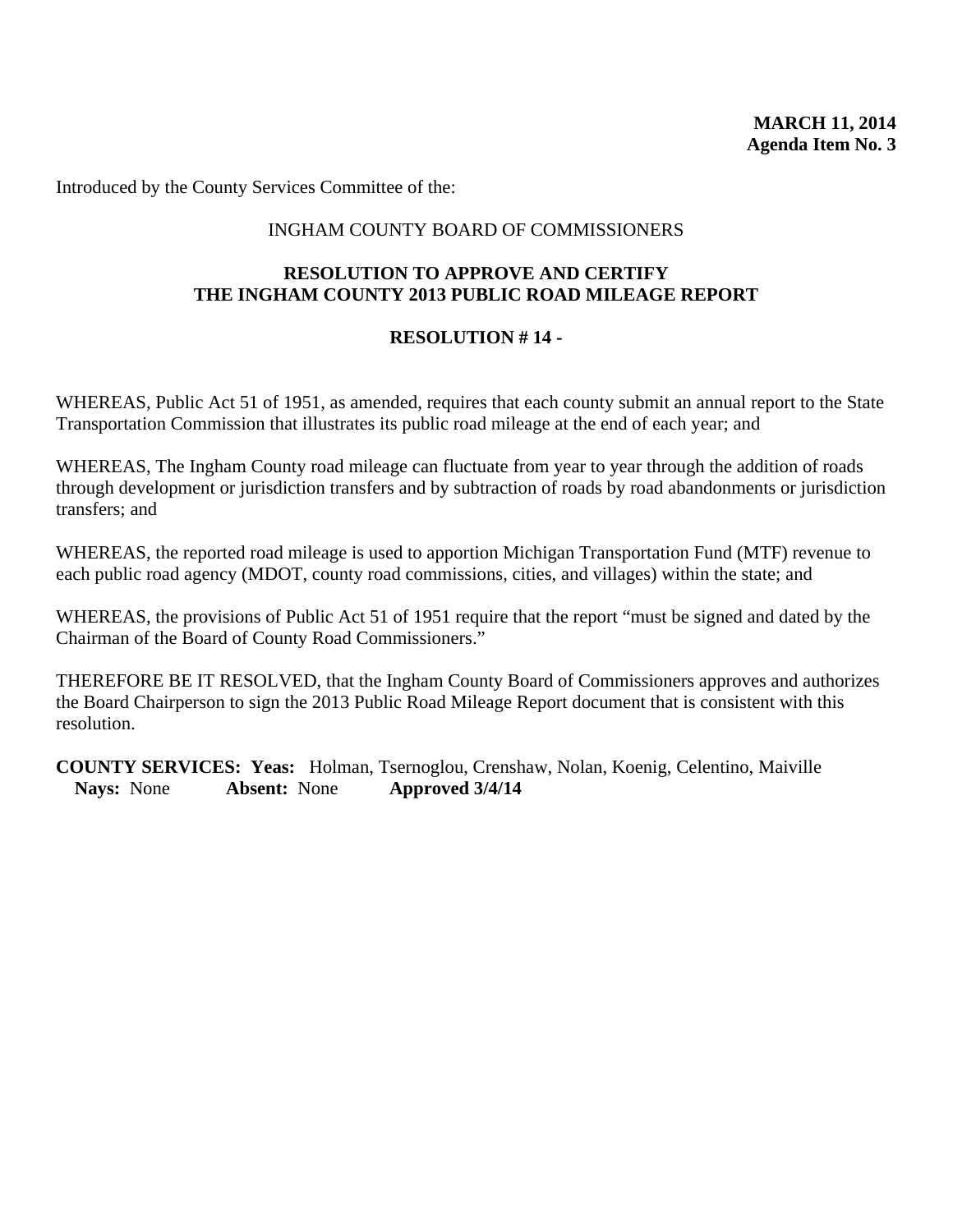**MARCH 11, 2014**
**Agenda Item No. 3**

Introduced by the County Services Committee of the:

INGHAM COUNTY BOARD OF COMMISSIONERS

**RESOLUTION TO APPROVE AND CERTIFY THE INGHAM COUNTY 2013 PUBLIC ROAD MILEAGE REPORT**

**RESOLUTION # 14 -**

WHEREAS, Public Act 51 of 1951, as amended, requires that each county submit an annual report to the State Transportation Commission that illustrates its public road mileage at the end of each year; and

WHEREAS, The Ingham County road mileage can fluctuate from year to year through the addition of roads through development or jurisdiction transfers and by subtraction of roads by road abandonments or jurisdiction transfers; and

WHEREAS, the reported road mileage is used to apportion Michigan Transportation Fund (MTF) revenue to each public road agency (MDOT, county road commissions, cities, and villages) within the state; and

WHEREAS, the provisions of Public Act 51 of 1951 require that the report "must be signed and dated by the Chairman of the Board of County Road Commissioners."

THEREFORE BE IT RESOLVED, that the Ingham County Board of Commissioners approves and authorizes the Board Chairperson to sign the 2013 Public Road Mileage Report document that is consistent with this resolution.

**COUNTY SERVICES: Yeas:** Holman, Tsernoglou, Crenshaw, Nolan, Koenig, Celentino, Maiville
**Nays:** None **Absent:** None **Approved 3/4/14**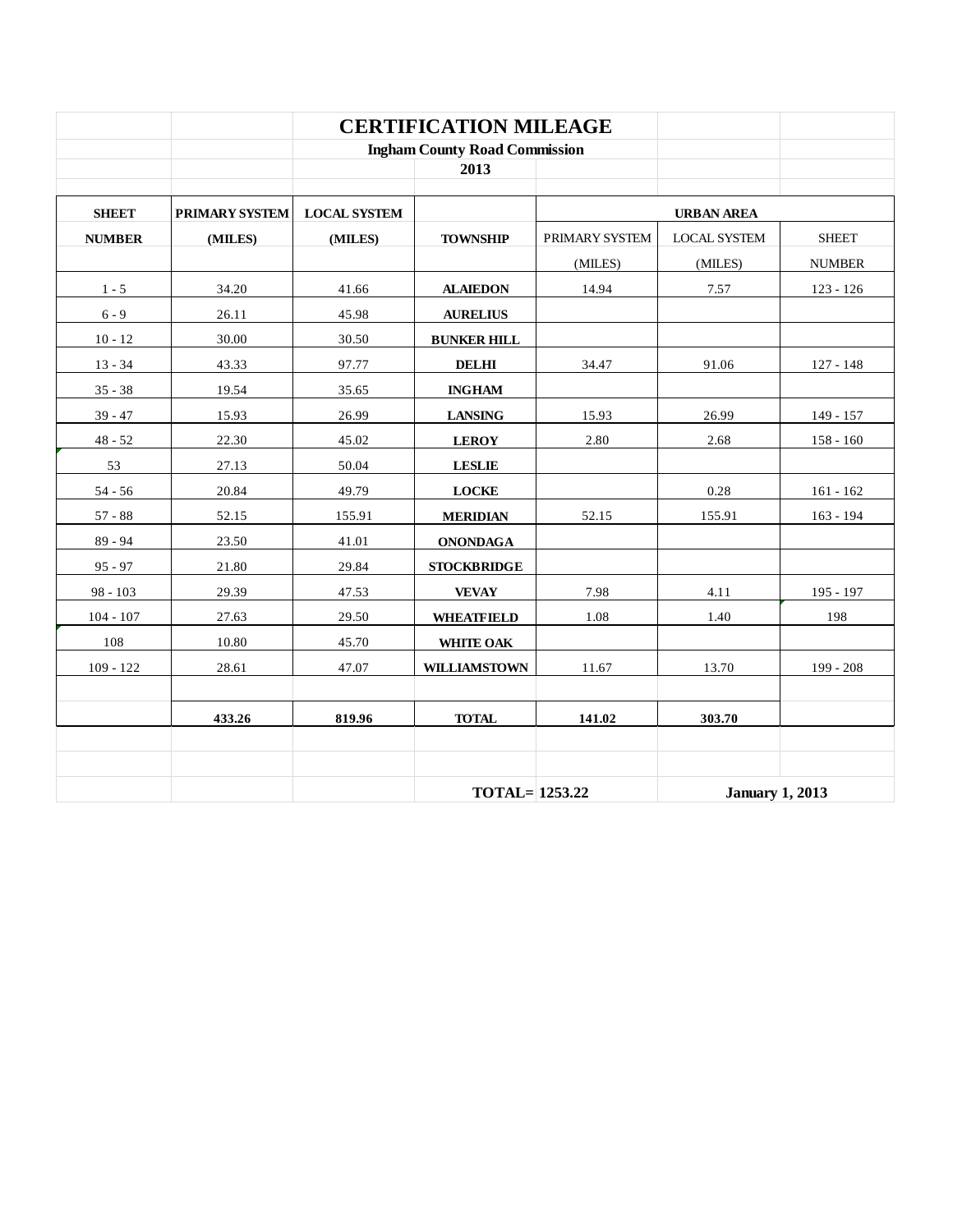# CERTIFICATION MILEAGE

### Ingham County Road Commission

### 2013

| SHEET NUMBER | PRIMARY SYSTEM (MILES) | LOCAL SYSTEM (MILES) | TOWNSHIP | URBAN AREA PRIMARY SYSTEM (MILES) | URBAN AREA LOCAL SYSTEM (MILES) | URBAN AREA SHEET NUMBER |
|---|---|---|---|---|---|---|
| 1 - 5 | 34.20 | 41.66 | **ALAIEDON** | 14.94 | 7.57 | 123 - 126 |
| 6 - 9 | 26.11 | 45.98 | **AURELIUS** | | | |
| 10 - 12 | 30.00 | 30.50 | **BUNKER HILL** | | | |
| 13 - 34 | 43.33 | 97.77 | **DELHI** | 34.47 | 91.06 | 127 - 148 |
| 35 - 38 | 19.54 | 35.65 | **INGHAM** | | | |
| 39 - 47 | 15.93 | 26.99 | **LANSING** | 15.93 | 26.99 | 149 - 157 |
| 48 - 52 | 22.30 | 45.02 | **LEROY** | 2.80 | 2.68 | 158 - 160 |
| 53 | 27.13 | 50.04 | **LESLIE** | | | |
| 54 - 56 | 20.84 | 49.79 | **LOCKE** | | 0.28 | 161 - 162 |
| 57 - 88 | 52.15 | 155.91 | **MERIDIAN** | 52.15 | 155.91 | 163 - 194 |
| 89 - 94 | 23.50 | 41.01 | **ONONDAGA** | | | |
| 95 - 97 | 21.80 | 29.84 | **STOCKBRIDGE** | | | |
| 98 - 103 | 29.39 | 47.53 | **VEVAY** | 7.98 | 4.11 | 195 - 197 |
| 104 - 107 | 27.63 | 29.50 | **WHEATFIELD** | 1.08 | 1.40 | 198 |
| 108 | 10.80 | 45.70 | **WHITE OAK** | | | |
| 109 - 122 | 28.61 | 47.07 | **WILLIAMSTOWN** | 11.67 | 13.70 | 199 - 208 |
| | **433.26** | **819.96** | **TOTAL** | **141.02** | **303.70** | |

**TOTAL= 1253.22** **January 1, 2013**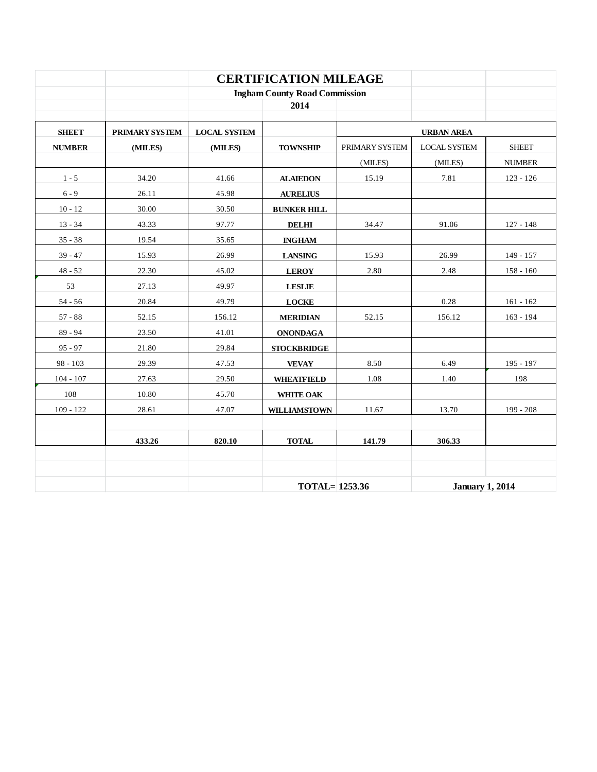# CERTIFICATION MILEAGE

**Ingham County Road Commission**

**2014**

| SHEET NUMBER | PRIMARY SYSTEM (MILES) | LOCAL SYSTEM (MILES) | TOWNSHIP | URBAN AREA PRIMARY SYSTEM (MILES) | URBAN AREA LOCAL SYSTEM (MILES) | URBAN AREA SHEET NUMBER |
|---|---|---|---|---|---|---|
| 1 - 5 | 34.20 | 41.66 | **ALAIEDON** | 15.19 | 7.81 | 123 - 126 |
| 6 - 9 | 26.11 | 45.98 | **AURELIUS** | | | |
| 10 - 12 | 30.00 | 30.50 | **BUNKER HILL** | | | |
| 13 - 34 | 43.33 | 97.77 | **DELHI** | 34.47 | 91.06 | 127 - 148 |
| 35 - 38 | 19.54 | 35.65 | **INGHAM** | | | |
| 39 - 47 | 15.93 | 26.99 | **LANSING** | 15.93 | 26.99 | 149 - 157 |
| 48 - 52 | 22.30 | 45.02 | **LEROY** | 2.80 | 2.48 | 158 - 160 |
| 53 | 27.13 | 49.97 | **LESLIE** | | | |
| 54 - 56 | 20.84 | 49.79 | **LOCKE** | | 0.28 | 161 - 162 |
| 57 - 88 | 52.15 | 156.12 | **MERIDIAN** | 52.15 | 156.12 | 163 - 194 |
| 89 - 94 | 23.50 | 41.01 | **ONONDAGA** | | | |
| 95 - 97 | 21.80 | 29.84 | **STOCKBRIDGE** | | | |
| 98 - 103 | 29.39 | 47.53 | **VEVAY** | 8.50 | 6.49 | 195 - 197 |
| 104 - 107 | 27.63 | 29.50 | **WHEATFIELD** | 1.08 | 1.40 | 198 |
| 108 | 10.80 | 45.70 | **WHITE OAK** | | | |
| 109 - 122 | 28.61 | 47.07 | **WILLIAMSTOWN** | 11.67 | 13.70 | 199 - 208 |
| | | | | | | |
| | **433.26** | **820.10** | **TOTAL** | **141.79** | **306.33** | |

**TOTAL= 1253.36** **January 1, 2014**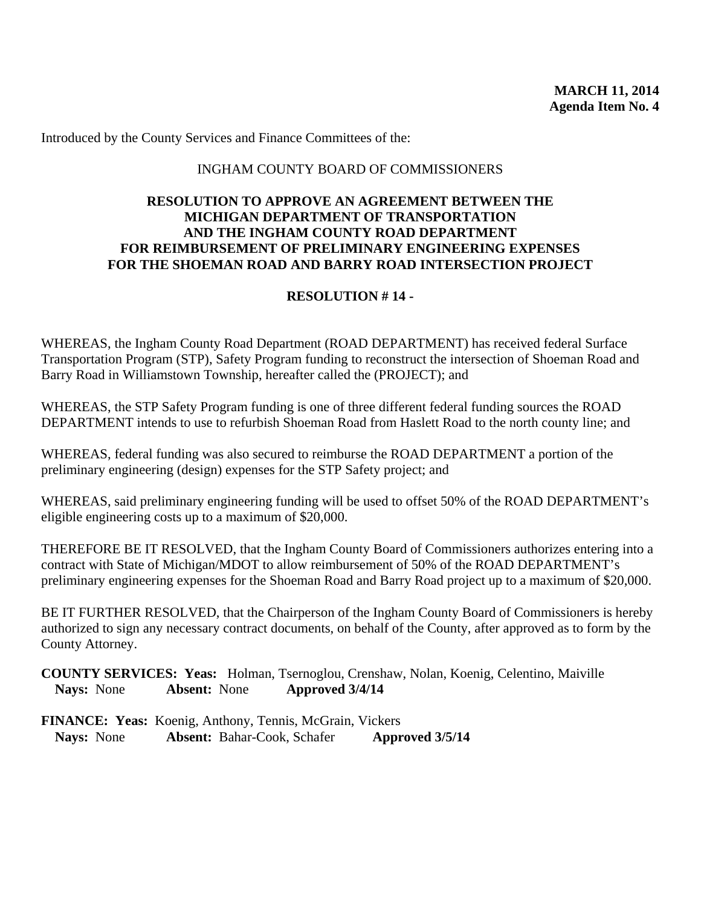**MARCH 11, 2014**
**Agenda Item No. 4**

Introduced by the County Services and Finance Committees of the:

INGHAM COUNTY BOARD OF COMMISSIONERS

**RESOLUTION TO APPROVE AN AGREEMENT BETWEEN THE MICHIGAN DEPARTMENT OF TRANSPORTATION AND THE INGHAM COUNTY ROAD DEPARTMENT FOR REIMBURSEMENT OF PRELIMINARY ENGINEERING EXPENSES FOR THE SHOEMAN ROAD AND BARRY ROAD INTERSECTION PROJECT**

**RESOLUTION # 14 -**

WHEREAS, the Ingham County Road Department (ROAD DEPARTMENT) has received federal Surface Transportation Program (STP), Safety Program funding to reconstruct the intersection of Shoeman Road and Barry Road in Williamstown Township, hereafter called the (PROJECT); and

WHEREAS, the STP Safety Program funding is one of three different federal funding sources the ROAD DEPARTMENT intends to use to refurbish Shoeman Road from Haslett Road to the north county line; and

WHEREAS, federal funding was also secured to reimburse the ROAD DEPARTMENT a portion of the preliminary engineering (design) expenses for the STP Safety project; and

WHEREAS, said preliminary engineering funding will be used to offset 50% of the ROAD DEPARTMENT's eligible engineering costs up to a maximum of $20,000.

THEREFORE BE IT RESOLVED, that the Ingham County Board of Commissioners authorizes entering into a contract with State of Michigan/MDOT to allow reimbursement of 50% of the ROAD DEPARTMENT's preliminary engineering expenses for the Shoeman Road and Barry Road project up to a maximum of $20,000.

BE IT FURTHER RESOLVED, that the Chairperson of the Ingham County Board of Commissioners is hereby authorized to sign any necessary contract documents, on behalf of the County, after approved as to form by the County Attorney.

**COUNTY SERVICES: Yeas:** Holman, Tsernoglou, Crenshaw, Nolan, Koenig, Celentino, Maiville
**Nays:** None **Absent:** None **Approved 3/4/14**

**FINANCE: Yeas:** Koenig, Anthony, Tennis, McGrain, Vickers
**Nays:** None **Absent:** Bahar-Cook, Schafer **Approved 3/5/14**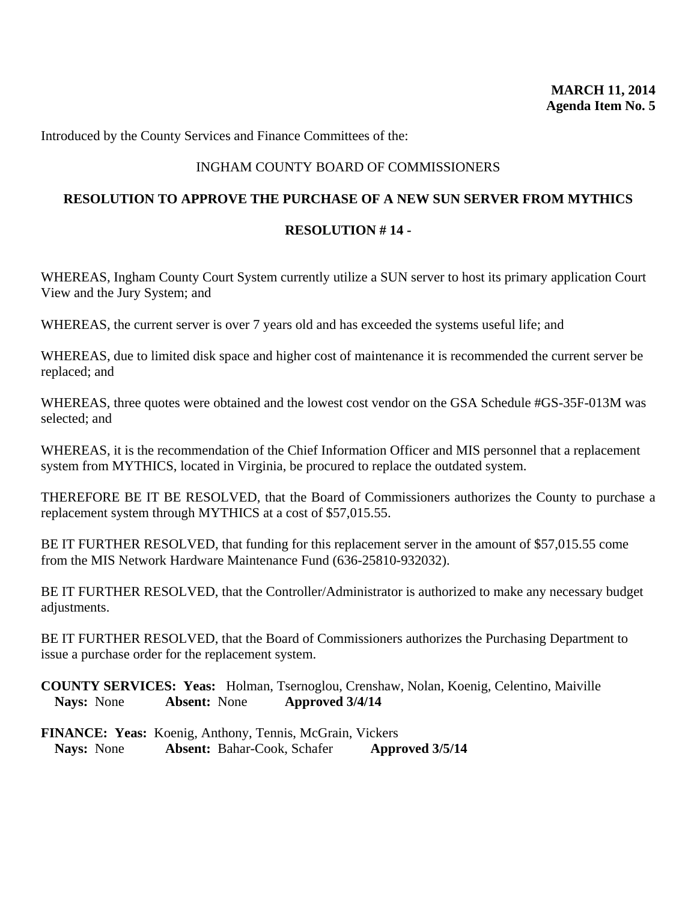**MARCH 11, 2014**
**Agenda Item No. 5**

Introduced by the County Services and Finance Committees of the:

INGHAM COUNTY BOARD OF COMMISSIONERS

**RESOLUTION TO APPROVE THE PURCHASE OF A NEW SUN SERVER FROM MYTHICS**

**RESOLUTION # 14 -**

WHEREAS, Ingham County Court System currently utilize a SUN server to host its primary application Court View and the Jury System; and

WHEREAS, the current server is over 7 years old and has exceeded the systems useful life; and

WHEREAS, due to limited disk space and higher cost of maintenance it is recommended the current server be replaced; and

WHEREAS, three quotes were obtained and the lowest cost vendor on the GSA Schedule #GS-35F-013M was selected; and

WHEREAS, it is the recommendation of the Chief Information Officer and MIS personnel that a replacement system from MYTHICS, located in Virginia, be procured to replace the outdated system.

THEREFORE BE IT BE RESOLVED, that the Board of Commissioners authorizes the County to purchase a replacement system through MYTHICS at a cost of $57,015.55.

BE IT FURTHER RESOLVED, that funding for this replacement server in the amount of $57,015.55 come from the MIS Network Hardware Maintenance Fund (636-25810-932032).

BE IT FURTHER RESOLVED, that the Controller/Administrator is authorized to make any necessary budget adjustments.

BE IT FURTHER RESOLVED, that the Board of Commissioners authorizes the Purchasing Department to issue a purchase order for the replacement system.

**COUNTY SERVICES: Yeas:** Holman, Tsernoglou, Crenshaw, Nolan, Koenig, Celentino, Maiville
**Nays:** None **Absent:** None **Approved 3/4/14**

**FINANCE: Yeas:** Koenig, Anthony, Tennis, McGrain, Vickers
**Nays:** None **Absent:** Bahar-Cook, Schafer **Approved 3/5/14**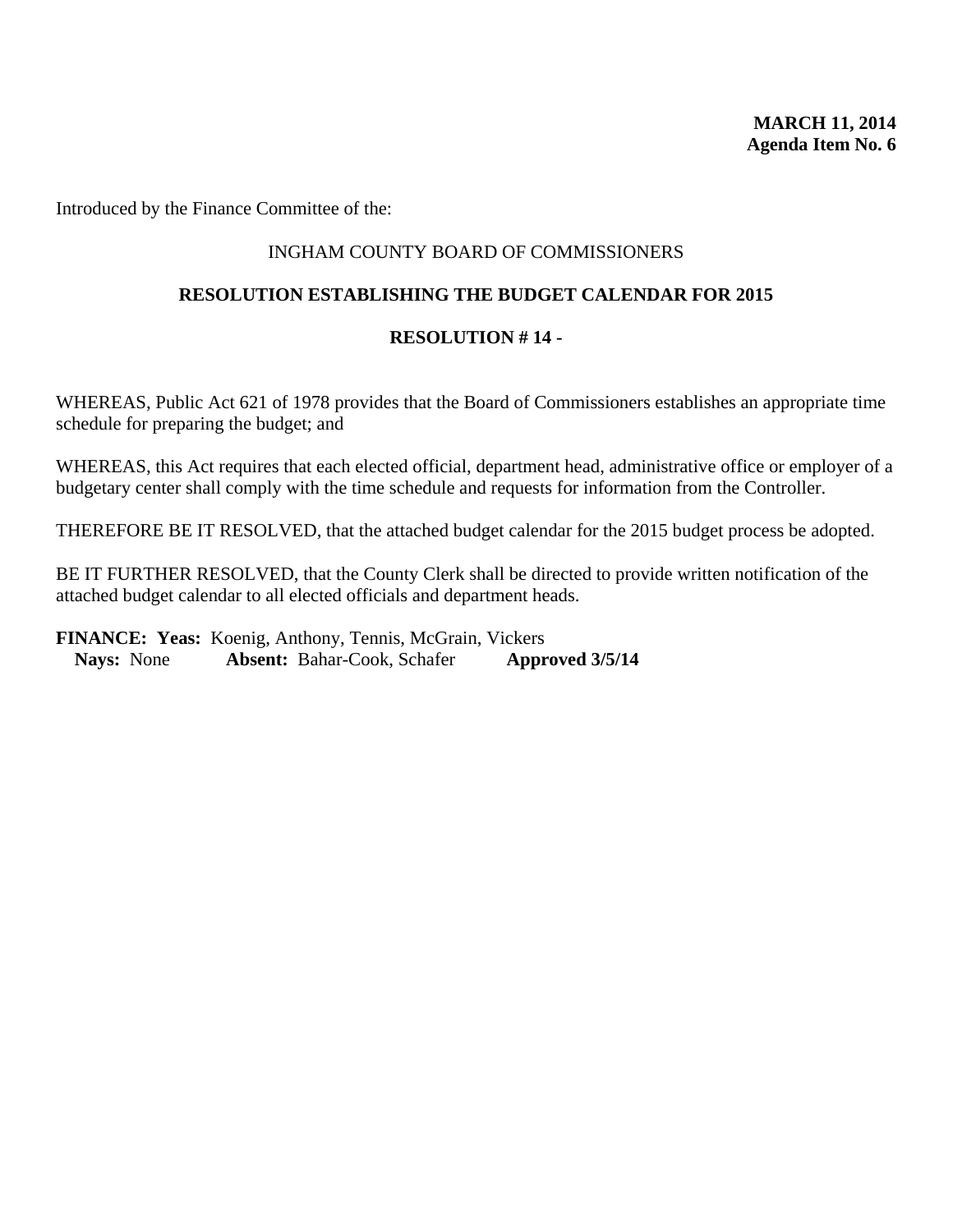**MARCH 11, 2014**
**Agenda Item No. 6**

Introduced by the Finance Committee of the:

INGHAM COUNTY BOARD OF COMMISSIONERS

**RESOLUTION ESTABLISHING THE BUDGET CALENDAR FOR 2015**

**RESOLUTION # 14 -**

WHEREAS, Public Act 621 of 1978 provides that the Board of Commissioners establishes an appropriate time schedule for preparing the budget; and

WHEREAS, this Act requires that each elected official, department head, administrative office or employer of a budgetary center shall comply with the time schedule and requests for information from the Controller.

THEREFORE BE IT RESOLVED, that the attached budget calendar for the 2015 budget process be adopted.

BE IT FURTHER RESOLVED, that the County Clerk shall be directed to provide written notification of the attached budget calendar to all elected officials and department heads.

**FINANCE: Yeas:** Koenig, Anthony, Tennis, McGrain, Vickers
**Nays:** None **Absent:** Bahar-Cook, Schafer **Approved 3/5/14**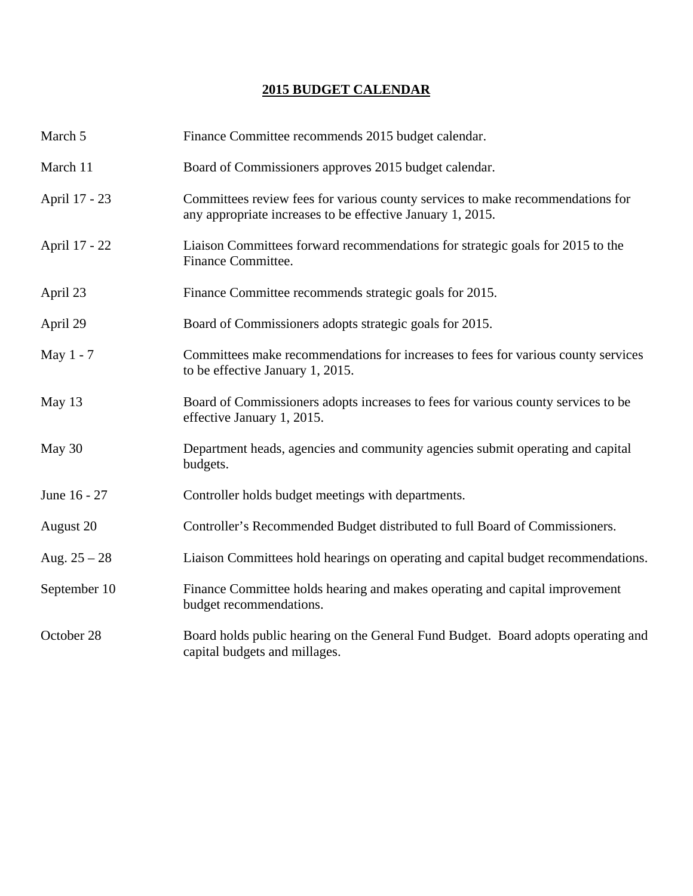## 2015 BUDGET CALENDAR

| | |
|---|---|
| March 5 | Finance Committee recommends 2015 budget calendar. |
| March 11 | Board of Commissioners approves 2015 budget calendar. |
| April 17 - 23 | Committees review fees for various county services to make recommendations for any appropriate increases to be effective January 1, 2015. |
| April 17 - 22 | Liaison Committees forward recommendations for strategic goals for 2015 to the Finance Committee. |
| April 23 | Finance Committee recommends strategic goals for 2015. |
| April 29 | Board of Commissioners adopts strategic goals for 2015. |
| May 1 - 7 | Committees make recommendations for increases to fees for various county services to be effective January 1, 2015. |
| May 13 | Board of Commissioners adopts increases to fees for various county services to be effective January 1, 2015. |
| May 30 | Department heads, agencies and community agencies submit operating and capital budgets. |
| June 16 - 27 | Controller holds budget meetings with departments. |
| August 20 | Controller's Recommended Budget distributed to full Board of Commissioners. |
| Aug. 25 – 28 | Liaison Committees hold hearings on operating and capital budget recommendations. |
| September 10 | Finance Committee holds hearing and makes operating and capital improvement budget recommendations. |
| October 28 | Board holds public hearing on the General Fund Budget. Board adopts operating and capital budgets and millages. |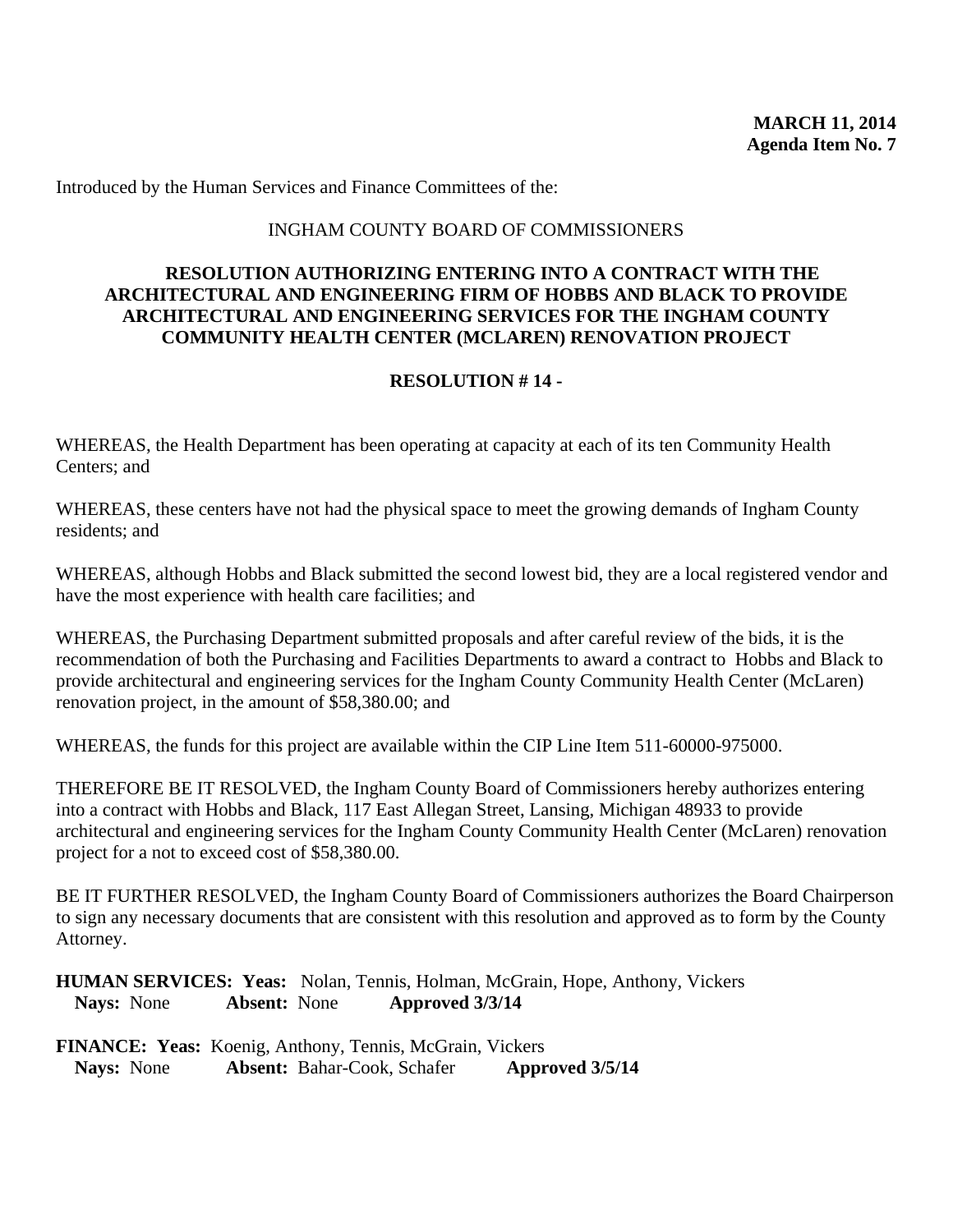**MARCH 11, 2014**
**Agenda Item No. 7**

Introduced by the Human Services and Finance Committees of the:

INGHAM COUNTY BOARD OF COMMISSIONERS

**RESOLUTION AUTHORIZING ENTERING INTO A CONTRACT WITH THE ARCHITECTURAL AND ENGINEERING FIRM OF HOBBS AND BLACK TO PROVIDE ARCHITECTURAL AND ENGINEERING SERVICES FOR THE INGHAM COUNTY COMMUNITY HEALTH CENTER (MCLAREN) RENOVATION PROJECT**

**RESOLUTION # 14 -**

WHEREAS, the Health Department has been operating at capacity at each of its ten Community Health Centers; and

WHEREAS, these centers have not had the physical space to meet the growing demands of Ingham County residents; and

WHEREAS, although Hobbs and Black submitted the second lowest bid, they are a local registered vendor and have the most experience with health care facilities; and

WHEREAS, the Purchasing Department submitted proposals and after careful review of the bids, it is the recommendation of both the Purchasing and Facilities Departments to award a contract to Hobbs and Black to provide architectural and engineering services for the Ingham County Community Health Center (McLaren) renovation project, in the amount of $58,380.00; and

WHEREAS, the funds for this project are available within the CIP Line Item 511-60000-975000.

THEREFORE BE IT RESOLVED, the Ingham County Board of Commissioners hereby authorizes entering into a contract with Hobbs and Black, 117 East Allegan Street, Lansing, Michigan 48933 to provide architectural and engineering services for the Ingham County Community Health Center (McLaren) renovation project for a not to exceed cost of $58,380.00.

BE IT FURTHER RESOLVED, the Ingham County Board of Commissioners authorizes the Board Chairperson to sign any necessary documents that are consistent with this resolution and approved as to form by the County Attorney.

**HUMAN SERVICES: Yeas:** Nolan, Tennis, Holman, McGrain, Hope, Anthony, Vickers
**Nays:** None **Absent:** None **Approved 3/3/14**

**FINANCE: Yeas:** Koenig, Anthony, Tennis, McGrain, Vickers
**Nays:** None **Absent:** Bahar-Cook, Schafer **Approved 3/5/14**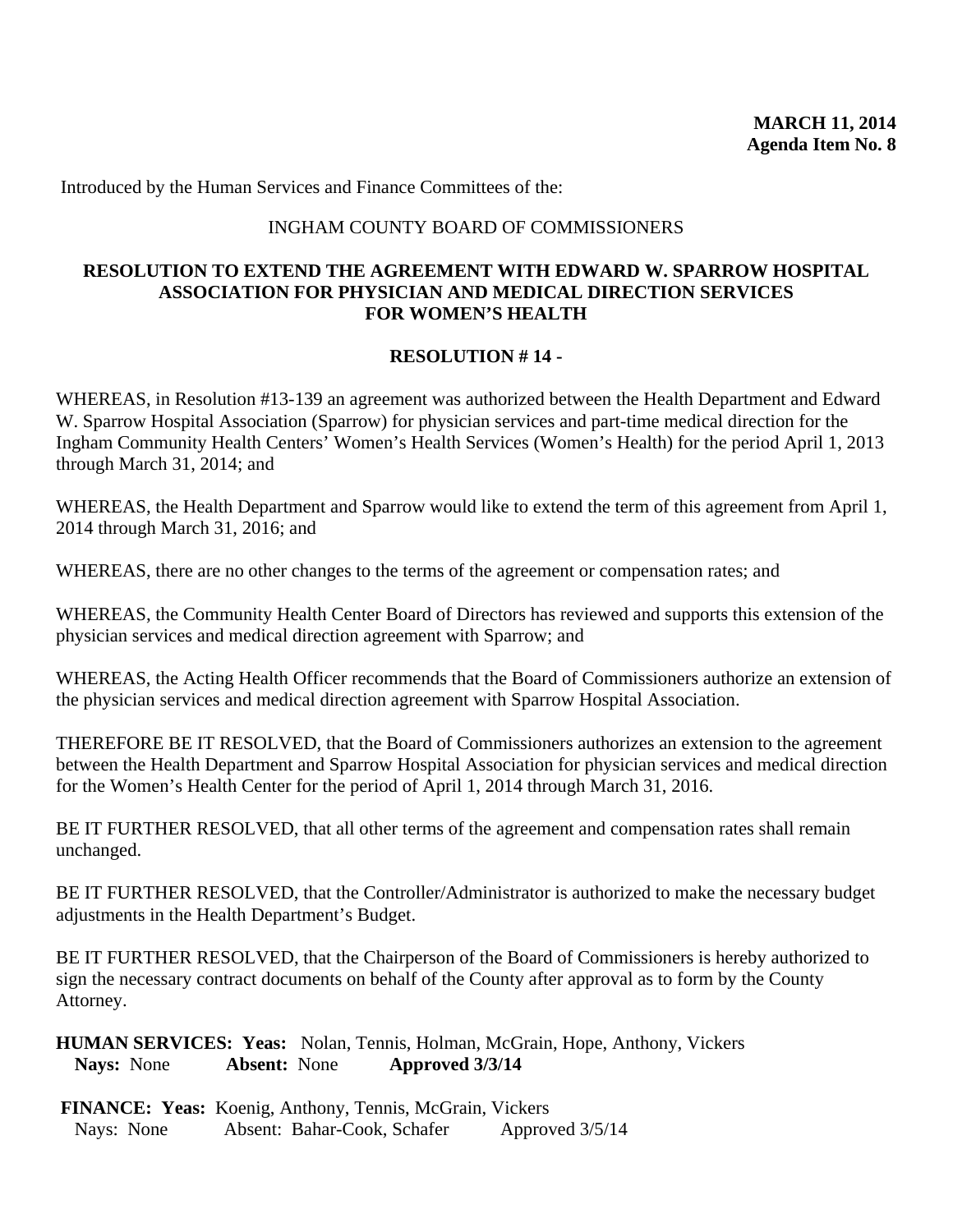**MARCH 11, 2014**
**Agenda Item No. 8**

Introduced by the Human Services and Finance Committees of the:

INGHAM COUNTY BOARD OF COMMISSIONERS

**RESOLUTION TO EXTEND THE AGREEMENT WITH EDWARD W. SPARROW HOSPITAL ASSOCIATION FOR PHYSICIAN AND MEDICAL DIRECTION SERVICES FOR WOMEN'S HEALTH**

**RESOLUTION # 14 -**

WHEREAS, in Resolution #13-139 an agreement was authorized between the Health Department and Edward W. Sparrow Hospital Association (Sparrow) for physician services and part-time medical direction for the Ingham Community Health Centers' Women's Health Services (Women's Health) for the period April 1, 2013 through March 31, 2014; and

WHEREAS, the Health Department and Sparrow would like to extend the term of this agreement from April 1, 2014 through March 31, 2016; and

WHEREAS, there are no other changes to the terms of the agreement or compensation rates; and

WHEREAS, the Community Health Center Board of Directors has reviewed and supports this extension of the physician services and medical direction agreement with Sparrow; and

WHEREAS, the Acting Health Officer recommends that the Board of Commissioners authorize an extension of the physician services and medical direction agreement with Sparrow Hospital Association.

THEREFORE BE IT RESOLVED, that the Board of Commissioners authorizes an extension to the agreement between the Health Department and Sparrow Hospital Association for physician services and medical direction for the Women's Health Center for the period of April 1, 2014 through March 31, 2016.

BE IT FURTHER RESOLVED, that all other terms of the agreement and compensation rates shall remain unchanged.

BE IT FURTHER RESOLVED, that the Controller/Administrator is authorized to make the necessary budget adjustments in the Health Department's Budget.

BE IT FURTHER RESOLVED, that the Chairperson of the Board of Commissioners is hereby authorized to sign the necessary contract documents on behalf of the County after approval as to form by the County Attorney.

**HUMAN SERVICES: Yeas:** Nolan, Tennis, Holman, McGrain, Hope, Anthony, Vickers
**Nays:** None **Absent:** None **Approved 3/3/14**

**FINANCE: Yeas:** Koenig, Anthony, Tennis, McGrain, Vickers
Nays: None Absent: Bahar-Cook, Schafer Approved 3/5/14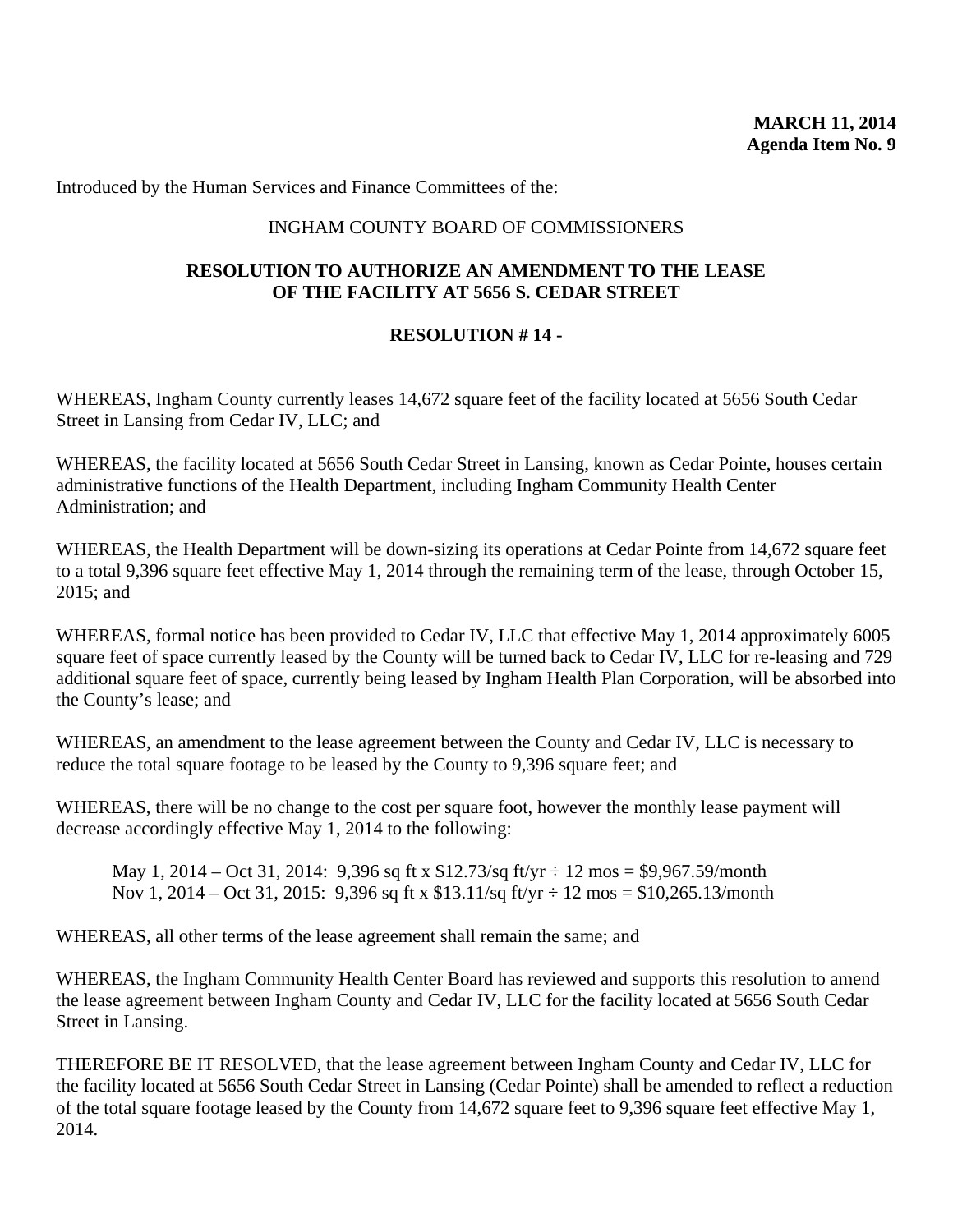**MARCH 11, 2014**
**Agenda Item No. 9**

Introduced by the Human Services and Finance Committees of the:

INGHAM COUNTY BOARD OF COMMISSIONERS

**RESOLUTION TO AUTHORIZE AN AMENDMENT TO THE LEASE OF THE FACILITY AT 5656 S. CEDAR STREET**

**RESOLUTION # 14 -**

WHEREAS, Ingham County currently leases 14,672 square feet of the facility located at 5656 South Cedar Street in Lansing from Cedar IV, LLC; and

WHEREAS, the facility located at 5656 South Cedar Street in Lansing, known as Cedar Pointe, houses certain administrative functions of the Health Department, including Ingham Community Health Center Administration; and

WHEREAS, the Health Department will be down-sizing its operations at Cedar Pointe from 14,672 square feet to a total 9,396 square feet effective May 1, 2014 through the remaining term of the lease, through October 15, 2015; and

WHEREAS, formal notice has been provided to Cedar IV, LLC that effective May 1, 2014 approximately 6005 square feet of space currently leased by the County will be turned back to Cedar IV, LLC for re-leasing and 729 additional square feet of space, currently being leased by Ingham Health Plan Corporation, will be absorbed into the County's lease; and

WHEREAS, an amendment to the lease agreement between the County and Cedar IV, LLC is necessary to reduce the total square footage to be leased by the County to 9,396 square feet; and

WHEREAS, there will be no change to the cost per square foot, however the monthly lease payment will decrease accordingly effective May 1, 2014 to the following:

May 1, 2014 – Oct 31, 2014: 9,396 sq ft x $12.73/sq ft/yr ÷ 12 mos = $9,967.59/month
Nov 1, 2014 – Oct 31, 2015: 9,396 sq ft x $13.11/sq ft/yr ÷ 12 mos = $10,265.13/month

WHEREAS, all other terms of the lease agreement shall remain the same; and

WHEREAS, the Ingham Community Health Center Board has reviewed and supports this resolution to amend the lease agreement between Ingham County and Cedar IV, LLC for the facility located at 5656 South Cedar Street in Lansing.

THEREFORE BE IT RESOLVED, that the lease agreement between Ingham County and Cedar IV, LLC for the facility located at 5656 South Cedar Street in Lansing (Cedar Pointe) shall be amended to reflect a reduction of the total square footage leased by the County from 14,672 square feet to 9,396 square feet effective May 1, 2014.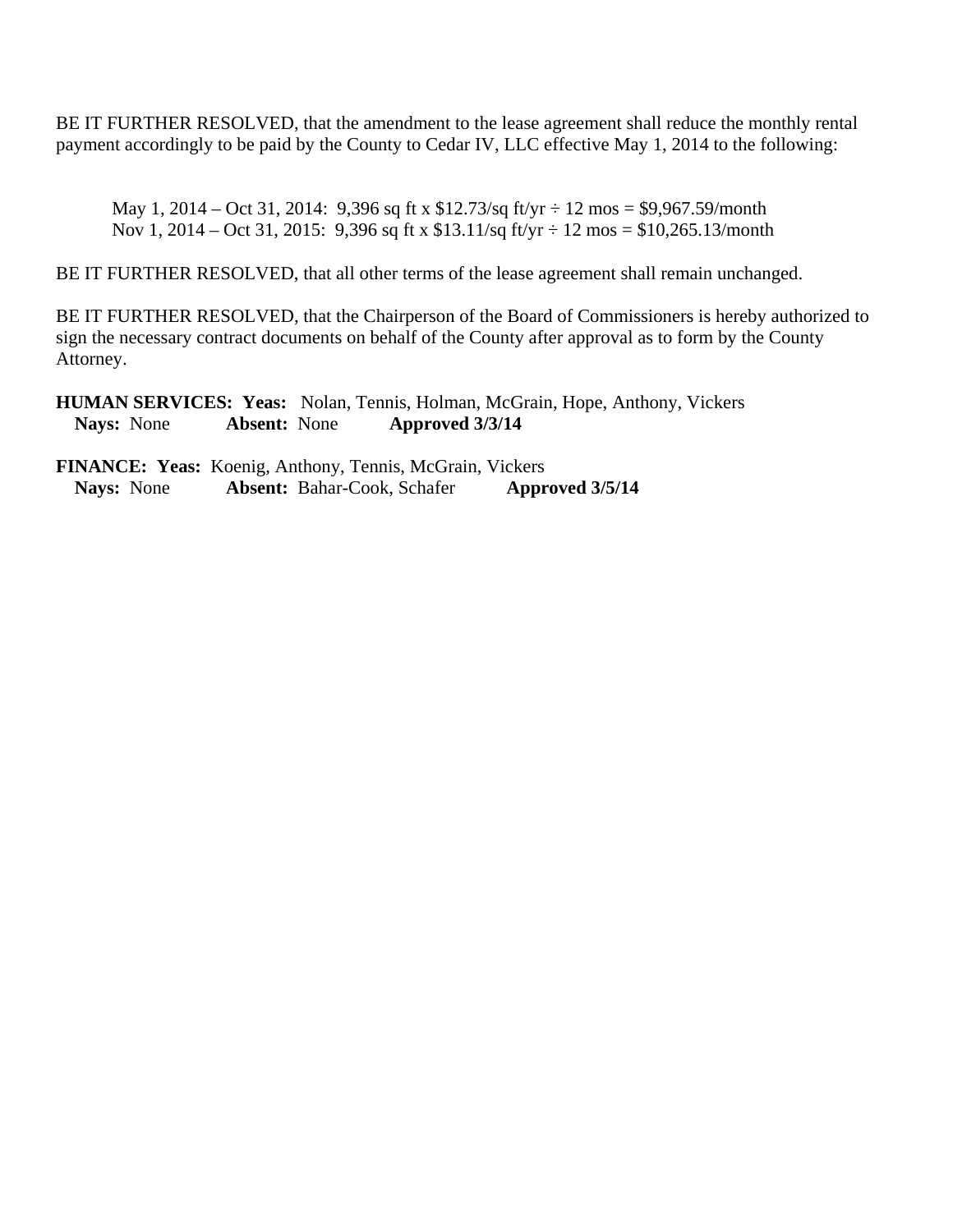BE IT FURTHER RESOLVED, that the amendment to the lease agreement shall reduce the monthly rental payment accordingly to be paid by the County to Cedar IV, LLC effective May 1, 2014 to the following:

May 1, 2014 – Oct 31, 2014: 9,396 sq ft x $12.73/sq ft/yr ÷ 12 mos = $9,967.59/month
Nov 1, 2014 – Oct 31, 2015: 9,396 sq ft x $13.11/sq ft/yr ÷ 12 mos = $10,265.13/month

BE IT FURTHER RESOLVED, that all other terms of the lease agreement shall remain unchanged.

BE IT FURTHER RESOLVED, that the Chairperson of the Board of Commissioners is hereby authorized to sign the necessary contract documents on behalf of the County after approval as to form by the County Attorney.

**HUMAN SERVICES: Yeas:** Nolan, Tennis, Holman, McGrain, Hope, Anthony, Vickers
**Nays:** None **Absent:** None **Approved 3/3/14**

**FINANCE: Yeas:** Koenig, Anthony, Tennis, McGrain, Vickers
**Nays:** None **Absent:** Bahar-Cook, Schafer **Approved 3/5/14**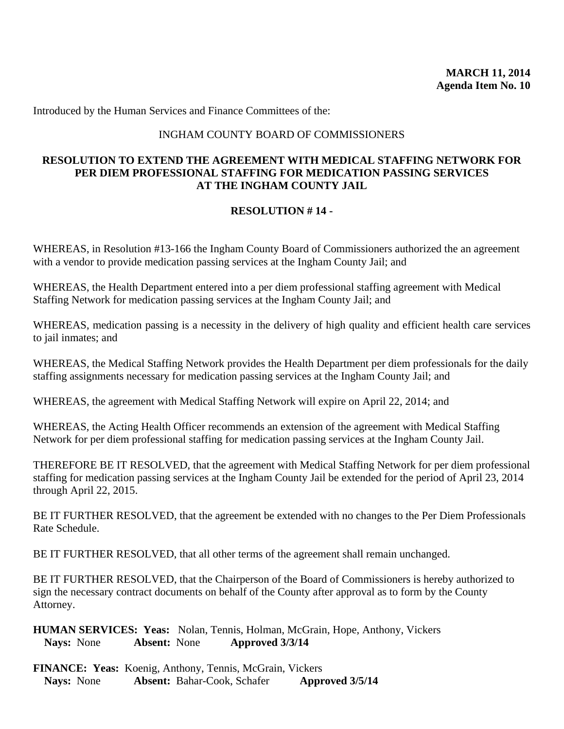**MARCH 11, 2014**
**Agenda Item No. 10**

Introduced by the Human Services and Finance Committees of the:

INGHAM COUNTY BOARD OF COMMISSIONERS

**RESOLUTION TO EXTEND THE AGREEMENT WITH MEDICAL STAFFING NETWORK FOR PER DIEM PROFESSIONAL STAFFING FOR MEDICATION PASSING SERVICES AT THE INGHAM COUNTY JAIL**

**RESOLUTION # 14 -**

WHEREAS, in Resolution #13-166 the Ingham County Board of Commissioners authorized the an agreement with a vendor to provide medication passing services at the Ingham County Jail; and

WHEREAS, the Health Department entered into a per diem professional staffing agreement with Medical Staffing Network for medication passing services at the Ingham County Jail; and

WHEREAS, medication passing is a necessity in the delivery of high quality and efficient health care services to jail inmates; and

WHEREAS, the Medical Staffing Network provides the Health Department per diem professionals for the daily staffing assignments necessary for medication passing services at the Ingham County Jail; and

WHEREAS, the agreement with Medical Staffing Network will expire on April 22, 2014; and

WHEREAS, the Acting Health Officer recommends an extension of the agreement with Medical Staffing Network for per diem professional staffing for medication passing services at the Ingham County Jail.

THEREFORE BE IT RESOLVED, that the agreement with Medical Staffing Network for per diem professional staffing for medication passing services at the Ingham County Jail be extended for the period of April 23, 2014 through April 22, 2015.

BE IT FURTHER RESOLVED, that the agreement be extended with no changes to the Per Diem Professionals Rate Schedule.

BE IT FURTHER RESOLVED, that all other terms of the agreement shall remain unchanged.

BE IT FURTHER RESOLVED, that the Chairperson of the Board of Commissioners is hereby authorized to sign the necessary contract documents on behalf of the County after approval as to form by the County Attorney.

**HUMAN SERVICES: Yeas:** Nolan, Tennis, Holman, McGrain, Hope, Anthony, Vickers
**Nays:** None **Absent:** None **Approved 3/3/14**

**FINANCE: Yeas:** Koenig, Anthony, Tennis, McGrain, Vickers
**Nays:** None **Absent:** Bahar-Cook, Schafer **Approved 3/5/14**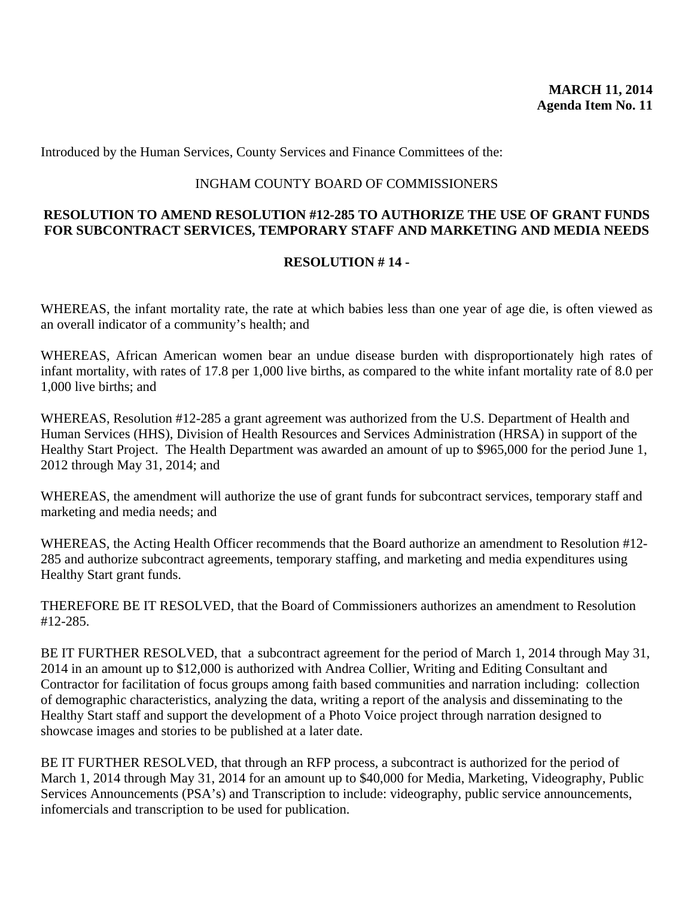**MARCH 11, 2014**
**Agenda Item No. 11**

Introduced by the Human Services, County Services and Finance Committees of the:

INGHAM COUNTY BOARD OF COMMISSIONERS

**RESOLUTION TO AMEND RESOLUTION #12-285 TO AUTHORIZE THE USE OF GRANT FUNDS FOR SUBCONTRACT SERVICES, TEMPORARY STAFF AND MARKETING AND MEDIA NEEDS**

**RESOLUTION # 14 -**

WHEREAS, the infant mortality rate, the rate at which babies less than one year of age die, is often viewed as an overall indicator of a community's health; and

WHEREAS, African American women bear an undue disease burden with disproportionately high rates of infant mortality, with rates of 17.8 per 1,000 live births, as compared to the white infant mortality rate of 8.0 per 1,000 live births; and

WHEREAS, Resolution #12-285 a grant agreement was authorized from the U.S. Department of Health and Human Services (HHS), Division of Health Resources and Services Administration (HRSA) in support of the Healthy Start Project. The Health Department was awarded an amount of up to $965,000 for the period June 1, 2012 through May 31, 2014; and

WHEREAS, the amendment will authorize the use of grant funds for subcontract services, temporary staff and marketing and media needs; and

WHEREAS, the Acting Health Officer recommends that the Board authorize an amendment to Resolution #12-285 and authorize subcontract agreements, temporary staffing, and marketing and media expenditures using Healthy Start grant funds.

THEREFORE BE IT RESOLVED, that the Board of Commissioners authorizes an amendment to Resolution #12-285.

BE IT FURTHER RESOLVED, that a subcontract agreement for the period of March 1, 2014 through May 31, 2014 in an amount up to $12,000 is authorized with Andrea Collier, Writing and Editing Consultant and Contractor for facilitation of focus groups among faith based communities and narration including: collection of demographic characteristics, analyzing the data, writing a report of the analysis and disseminating to the Healthy Start staff and support the development of a Photo Voice project through narration designed to showcase images and stories to be published at a later date.

BE IT FURTHER RESOLVED, that through an RFP process, a subcontract is authorized for the period of March 1, 2014 through May 31, 2014 for an amount up to $40,000 for Media, Marketing, Videography, Public Services Announcements (PSA's) and Transcription to include: videography, public service announcements, infomercials and transcription to be used for publication.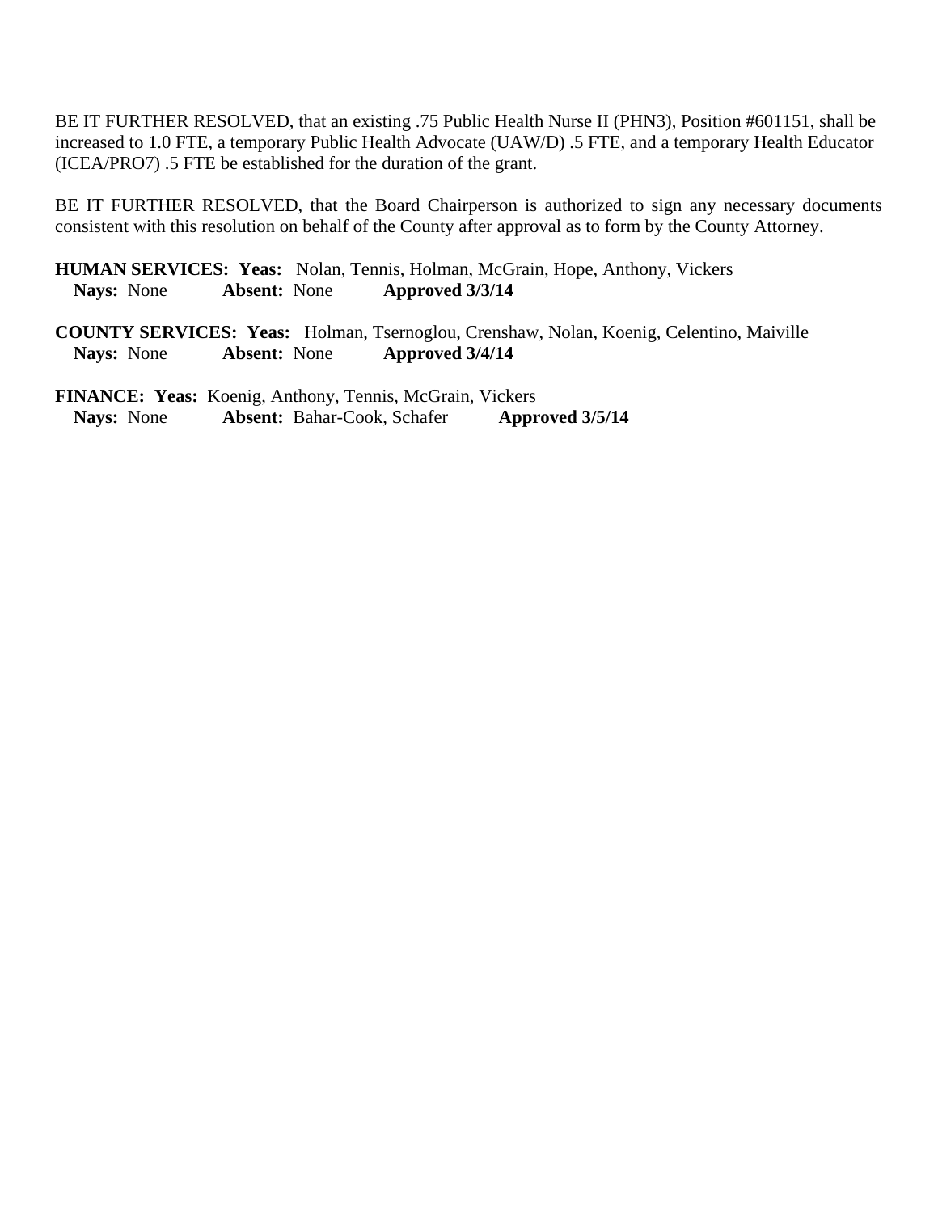BE IT FURTHER RESOLVED, that an existing .75 Public Health Nurse II (PHN3), Position #601151, shall be increased to 1.0 FTE, a temporary Public Health Advocate (UAW/D) .5 FTE, and a temporary Health Educator (ICEA/PRO7) .5 FTE be established for the duration of the grant.

BE IT FURTHER RESOLVED, that the Board Chairperson is authorized to sign any necessary documents consistent with this resolution on behalf of the County after approval as to form by the County Attorney.

**HUMAN SERVICES: Yeas:** Nolan, Tennis, Holman, McGrain, Hope, Anthony, Vickers
**Nays:** None **Absent:** None **Approved 3/3/14**

**COUNTY SERVICES: Yeas:** Holman, Tsernoglou, Crenshaw, Nolan, Koenig, Celentino, Maiville
**Nays:** None **Absent:** None **Approved 3/4/14**

**FINANCE: Yeas:** Koenig, Anthony, Tennis, McGrain, Vickers
**Nays:** None **Absent:** Bahar-Cook, Schafer **Approved 3/5/14**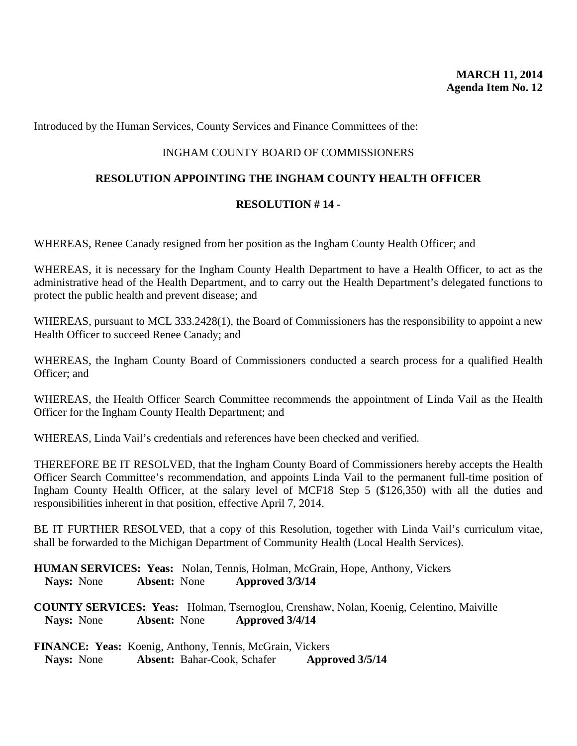**MARCH 11, 2014**
**Agenda Item No. 12**

Introduced by the Human Services, County Services and Finance Committees of the:

INGHAM COUNTY BOARD OF COMMISSIONERS

**RESOLUTION APPOINTING THE INGHAM COUNTY HEALTH OFFICER**

**RESOLUTION # 14 -**

WHEREAS, Renee Canady resigned from her position as the Ingham County Health Officer; and

WHEREAS, it is necessary for the Ingham County Health Department to have a Health Officer, to act as the administrative head of the Health Department, and to carry out the Health Department's delegated functions to protect the public health and prevent disease; and

WHEREAS, pursuant to MCL 333.2428(1), the Board of Commissioners has the responsibility to appoint a new Health Officer to succeed Renee Canady; and

WHEREAS, the Ingham County Board of Commissioners conducted a search process for a qualified Health Officer; and

WHEREAS, the Health Officer Search Committee recommends the appointment of Linda Vail as the Health Officer for the Ingham County Health Department; and

WHEREAS, Linda Vail's credentials and references have been checked and verified.

THEREFORE BE IT RESOLVED, that the Ingham County Board of Commissioners hereby accepts the Health Officer Search Committee's recommendation, and appoints Linda Vail to the permanent full-time position of Ingham County Health Officer, at the salary level of MCF18 Step 5 ($126,350) with all the duties and responsibilities inherent in that position, effective April 7, 2014.

BE IT FURTHER RESOLVED, that a copy of this Resolution, together with Linda Vail's curriculum vitae, shall be forwarded to the Michigan Department of Community Health (Local Health Services).

**HUMAN SERVICES: Yeas:** Nolan, Tennis, Holman, McGrain, Hope, Anthony, Vickers
**Nays:** None **Absent:** None **Approved 3/3/14**

**COUNTY SERVICES: Yeas:** Holman, Tsernoglou, Crenshaw, Nolan, Koenig, Celentino, Maiville
**Nays:** None **Absent:** None **Approved 3/4/14**

**FINANCE: Yeas:** Koenig, Anthony, Tennis, McGrain, Vickers
**Nays:** None **Absent:** Bahar-Cook, Schafer **Approved 3/5/14**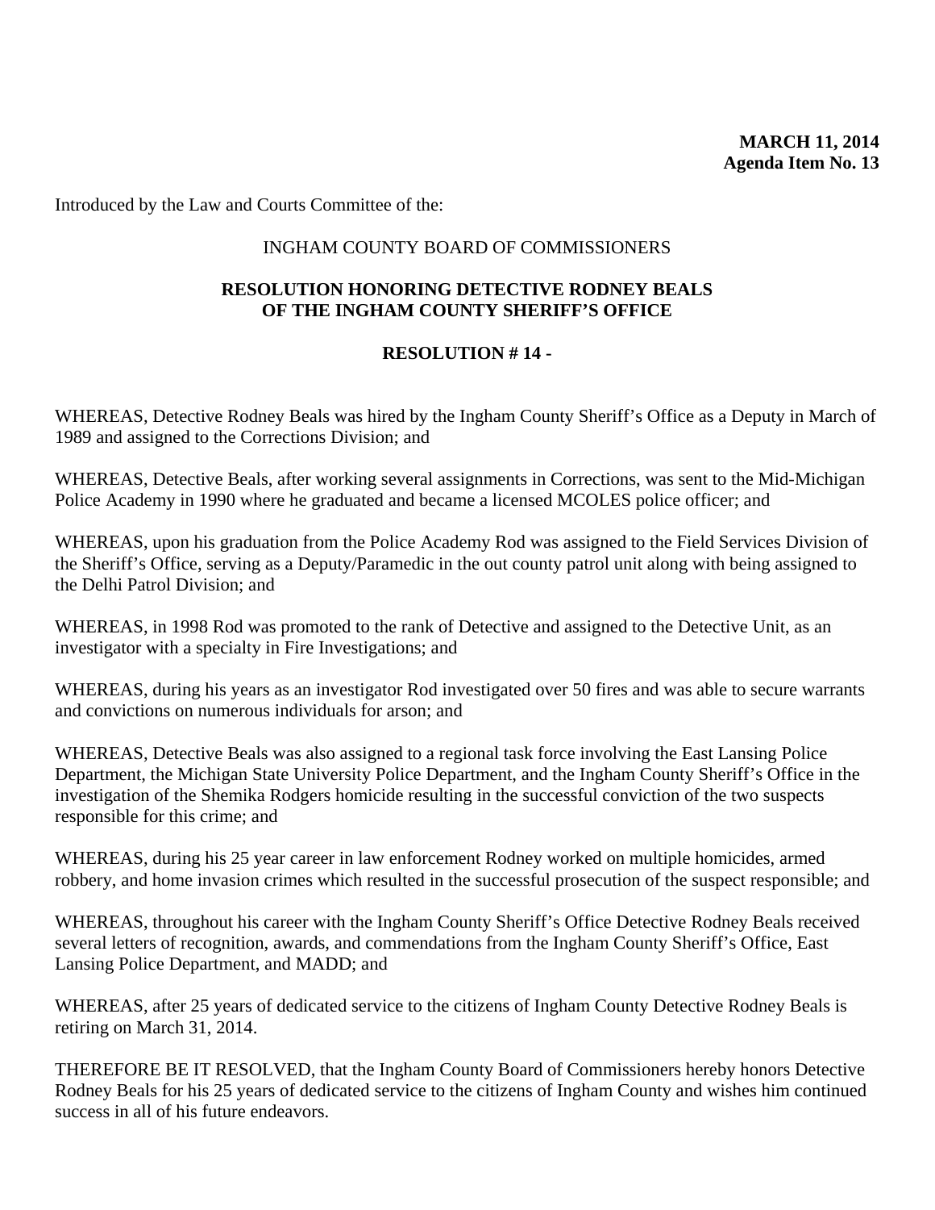**MARCH 11, 2014**
**Agenda Item No. 13**

Introduced by the Law and Courts Committee of the:

INGHAM COUNTY BOARD OF COMMISSIONERS

**RESOLUTION HONORING DETECTIVE RODNEY BEALS OF THE INGHAM COUNTY SHERIFF'S OFFICE**

**RESOLUTION # 14 -**

WHEREAS, Detective Rodney Beals was hired by the Ingham County Sheriff's Office as a Deputy in March of 1989 and assigned to the Corrections Division; and

WHEREAS, Detective Beals, after working several assignments in Corrections, was sent to the Mid-Michigan Police Academy in 1990 where he graduated and became a licensed MCOLES police officer; and

WHEREAS, upon his graduation from the Police Academy Rod was assigned to the Field Services Division of the Sheriff's Office, serving as a Deputy/Paramedic in the out county patrol unit along with being assigned to the Delhi Patrol Division; and

WHEREAS, in 1998 Rod was promoted to the rank of Detective and assigned to the Detective Unit, as an investigator with a specialty in Fire Investigations; and

WHEREAS, during his years as an investigator Rod investigated over 50 fires and was able to secure warrants and convictions on numerous individuals for arson; and

WHEREAS, Detective Beals was also assigned to a regional task force involving the East Lansing Police Department, the Michigan State University Police Department, and the Ingham County Sheriff's Office in the investigation of the Shemika Rodgers homicide resulting in the successful conviction of the two suspects responsible for this crime; and

WHEREAS, during his 25 year career in law enforcement Rodney worked on multiple homicides, armed robbery, and home invasion crimes which resulted in the successful prosecution of the suspect responsible; and

WHEREAS, throughout his career with the Ingham County Sheriff's Office Detective Rodney Beals received several letters of recognition, awards, and commendations from the Ingham County Sheriff's Office, East Lansing Police Department, and MADD; and

WHEREAS, after 25 years of dedicated service to the citizens of Ingham County Detective Rodney Beals is retiring on March 31, 2014.

THEREFORE BE IT RESOLVED, that the Ingham County Board of Commissioners hereby honors Detective Rodney Beals for his 25 years of dedicated service to the citizens of Ingham County and wishes him continued success in all of his future endeavors.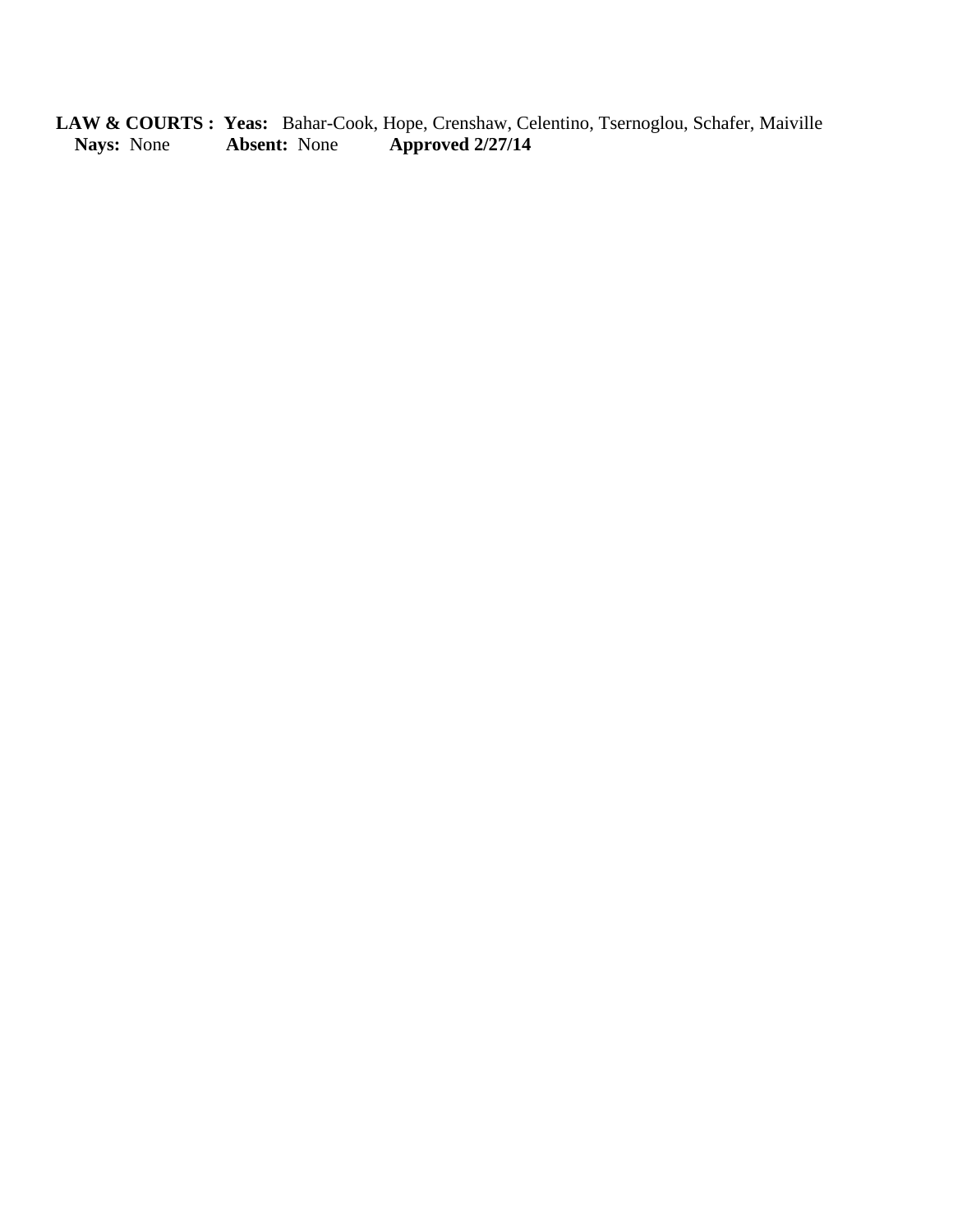**LAW & COURTS : Yeas:** Bahar-Cook, Hope, Crenshaw, Celentino, Tsernoglou, Schafer, Maiville
**Nays:** None **Absent:** None **Approved 2/27/14**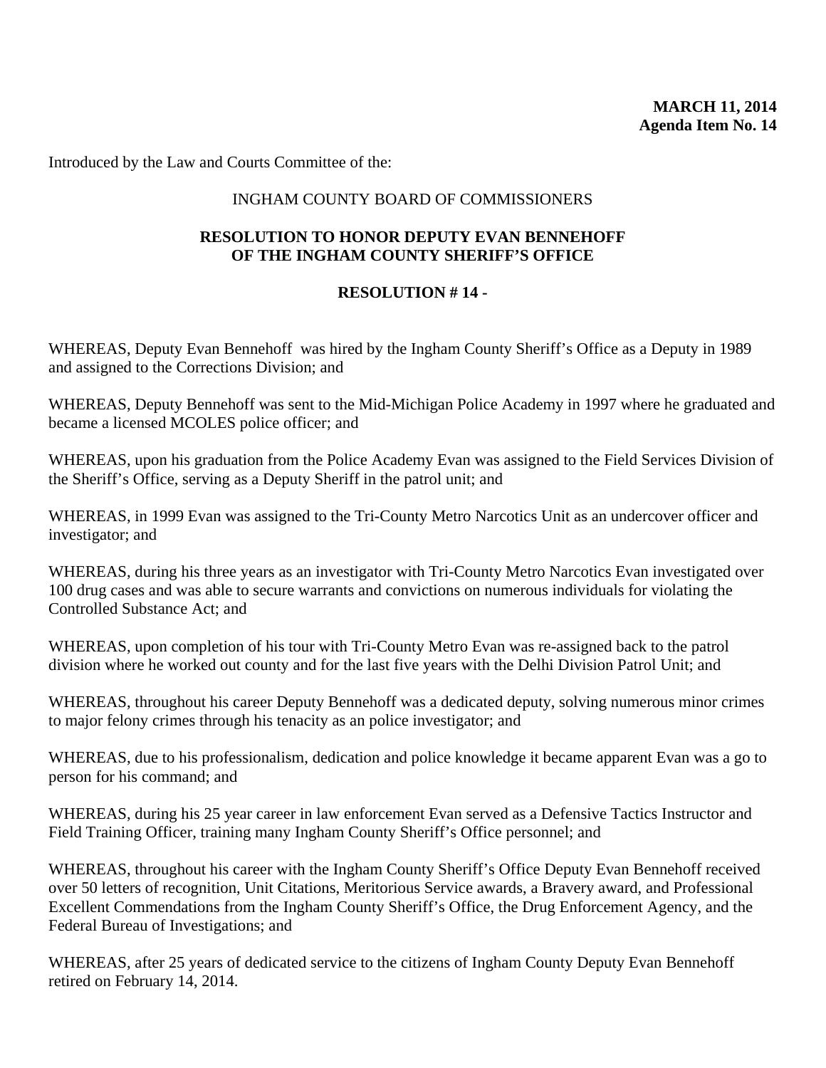**MARCH 11, 2014**
**Agenda Item No. 14**

Introduced by the Law and Courts Committee of the:

INGHAM COUNTY BOARD OF COMMISSIONERS

**RESOLUTION TO HONOR DEPUTY EVAN BENNEHOFF OF THE INGHAM COUNTY SHERIFF'S OFFICE**

**RESOLUTION # 14 -**

WHEREAS, Deputy Evan Bennehoff was hired by the Ingham County Sheriff's Office as a Deputy in 1989 and assigned to the Corrections Division; and

WHEREAS, Deputy Bennehoff was sent to the Mid-Michigan Police Academy in 1997 where he graduated and became a licensed MCOLES police officer; and

WHEREAS, upon his graduation from the Police Academy Evan was assigned to the Field Services Division of the Sheriff's Office, serving as a Deputy Sheriff in the patrol unit; and

WHEREAS, in 1999 Evan was assigned to the Tri-County Metro Narcotics Unit as an undercover officer and investigator; and

WHEREAS, during his three years as an investigator with Tri-County Metro Narcotics Evan investigated over 100 drug cases and was able to secure warrants and convictions on numerous individuals for violating the Controlled Substance Act; and

WHEREAS, upon completion of his tour with Tri-County Metro Evan was re-assigned back to the patrol division where he worked out county and for the last five years with the Delhi Division Patrol Unit; and

WHEREAS, throughout his career Deputy Bennehoff was a dedicated deputy, solving numerous minor crimes to major felony crimes through his tenacity as an police investigator; and

WHEREAS, due to his professionalism, dedication and police knowledge it became apparent Evan was a go to person for his command; and

WHEREAS, during his 25 year career in law enforcement Evan served as a Defensive Tactics Instructor and Field Training Officer, training many Ingham County Sheriff's Office personnel; and

WHEREAS, throughout his career with the Ingham County Sheriff's Office Deputy Evan Bennehoff received over 50 letters of recognition, Unit Citations, Meritorious Service awards, a Bravery award, and Professional Excellent Commendations from the Ingham County Sheriff's Office, the Drug Enforcement Agency, and the Federal Bureau of Investigations; and

WHEREAS, after 25 years of dedicated service to the citizens of Ingham County Deputy Evan Bennehoff retired on February 14, 2014.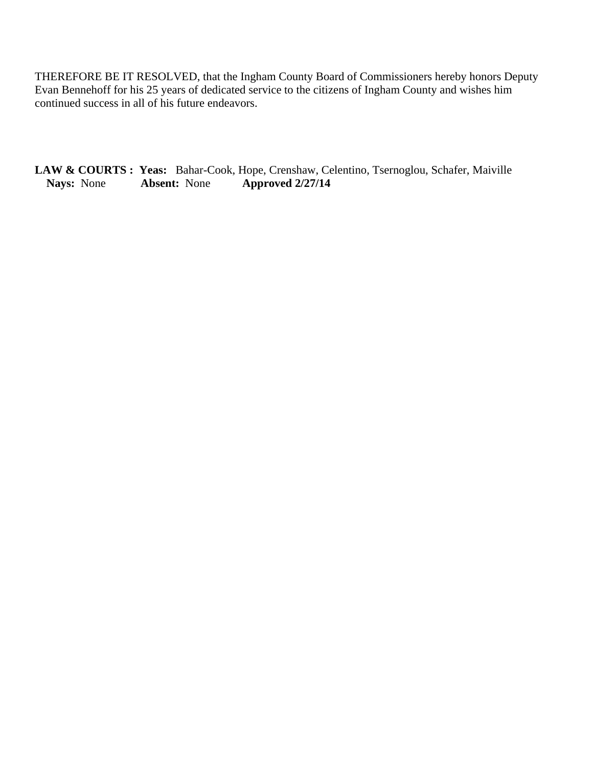THEREFORE BE IT RESOLVED, that the Ingham County Board of Commissioners hereby honors Deputy Evan Bennehoff for his 25 years of dedicated service to the citizens of Ingham County and wishes him continued success in all of his future endeavors.

**LAW & COURTS :** **Yeas:** Bahar-Cook, Hope, Crenshaw, Celentino, Tsernoglou, Schafer, Maiville
**Nays:** None **Absent:** None **Approved 2/27/14**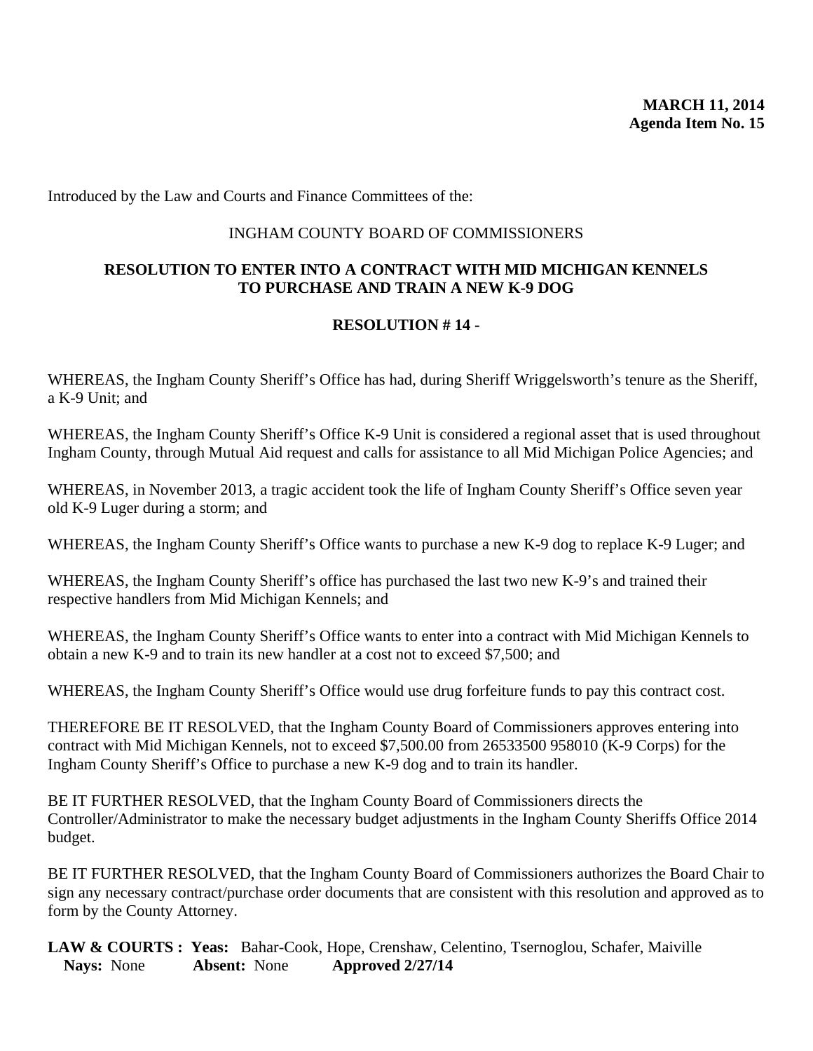**MARCH 11, 2014**
**Agenda Item No. 15**

Introduced by the Law and Courts and Finance Committees of the:

INGHAM COUNTY BOARD OF COMMISSIONERS

**RESOLUTION TO ENTER INTO A CONTRACT WITH MID MICHIGAN KENNELS TO PURCHASE AND TRAIN A NEW K-9 DOG**

**RESOLUTION # 14 -**

WHEREAS, the Ingham County Sheriff's Office has had, during Sheriff Wriggelsworth's tenure as the Sheriff, a K-9 Unit; and

WHEREAS, the Ingham County Sheriff's Office K-9 Unit is considered a regional asset that is used throughout Ingham County, through Mutual Aid request and calls for assistance to all Mid Michigan Police Agencies; and

WHEREAS, in November 2013, a tragic accident took the life of Ingham County Sheriff's Office seven year old K-9 Luger during a storm; and

WHEREAS, the Ingham County Sheriff's Office wants to purchase a new K-9 dog to replace K-9 Luger; and

WHEREAS, the Ingham County Sheriff's office has purchased the last two new K-9's and trained their respective handlers from Mid Michigan Kennels; and

WHEREAS, the Ingham County Sheriff's Office wants to enter into a contract with Mid Michigan Kennels to obtain a new K-9 and to train its new handler at a cost not to exceed $7,500; and

WHEREAS, the Ingham County Sheriff's Office would use drug forfeiture funds to pay this contract cost.

THEREFORE BE IT RESOLVED, that the Ingham County Board of Commissioners approves entering into contract with Mid Michigan Kennels, not to exceed $7,500.00 from 26533500 958010 (K-9 Corps) for the Ingham County Sheriff's Office to purchase a new K-9 dog and to train its handler.

BE IT FURTHER RESOLVED, that the Ingham County Board of Commissioners directs the Controller/Administrator to make the necessary budget adjustments in the Ingham County Sheriffs Office 2014 budget.

BE IT FURTHER RESOLVED, that the Ingham County Board of Commissioners authorizes the Board Chair to sign any necessary contract/purchase order documents that are consistent with this resolution and approved as to form by the County Attorney.

**LAW & COURTS : Yeas:** Bahar-Cook, Hope, Crenshaw, Celentino, Tsernoglou, Schafer, Maiville
**Nays:** None **Absent:** None **Approved 2/27/14**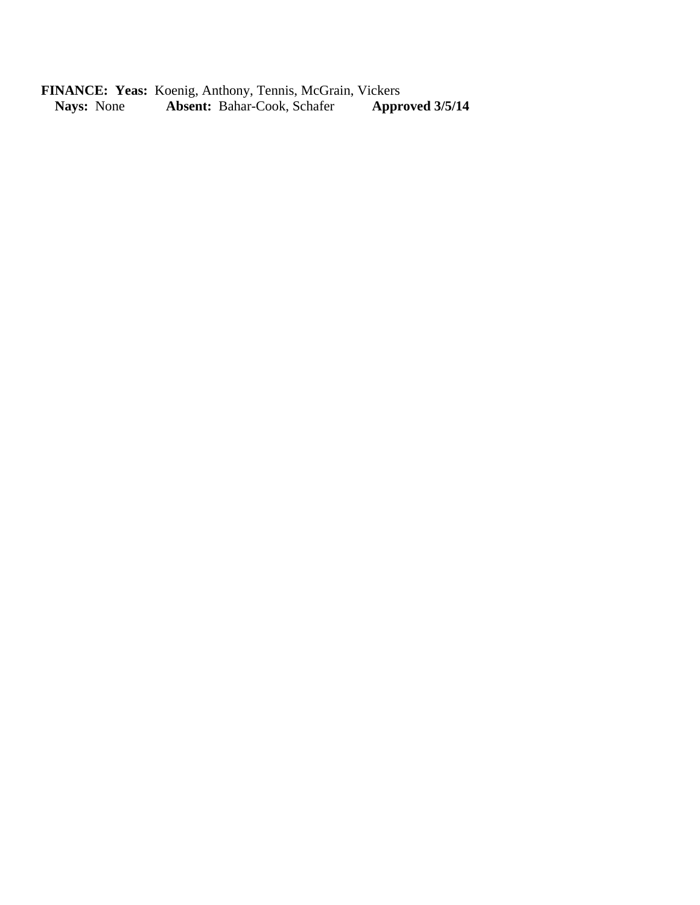**FINANCE: Yeas:** Koenig, Anthony, Tennis, McGrain, Vickers
**Nays:** None **Absent:** Bahar-Cook, Schafer **Approved 3/5/14**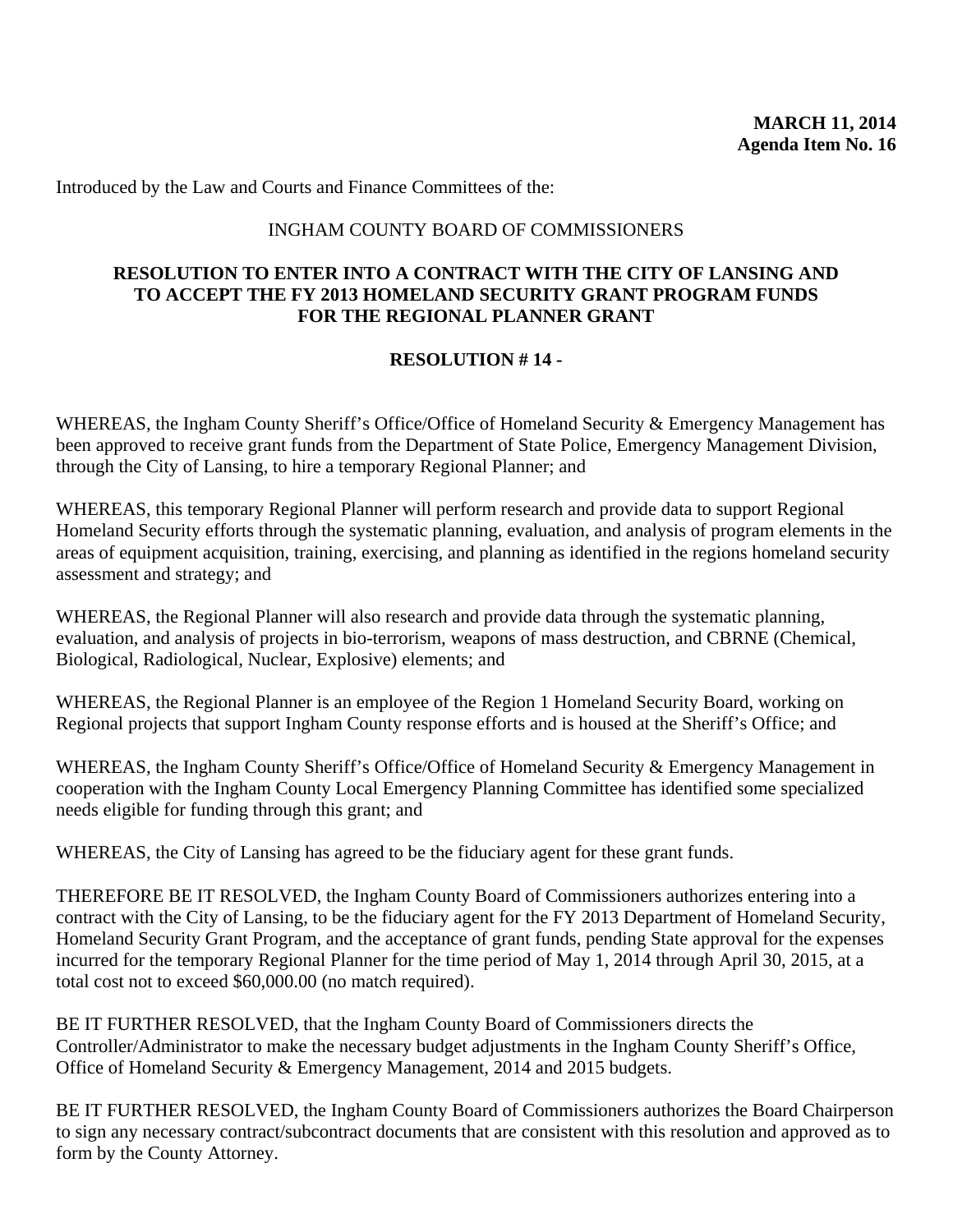**MARCH 11, 2014**
**Agenda Item No. 16**

Introduced by the Law and Courts and Finance Committees of the:

INGHAM COUNTY BOARD OF COMMISSIONERS

**RESOLUTION TO ENTER INTO A CONTRACT WITH THE CITY OF LANSING AND TO ACCEPT THE FY 2013 HOMELAND SECURITY GRANT PROGRAM FUNDS FOR THE REGIONAL PLANNER GRANT**

**RESOLUTION # 14 -**

WHEREAS, the Ingham County Sheriff's Office/Office of Homeland Security & Emergency Management has been approved to receive grant funds from the Department of State Police, Emergency Management Division, through the City of Lansing, to hire a temporary Regional Planner; and

WHEREAS, this temporary Regional Planner will perform research and provide data to support Regional Homeland Security efforts through the systematic planning, evaluation, and analysis of program elements in the areas of equipment acquisition, training, exercising, and planning as identified in the regions homeland security assessment and strategy; and

WHEREAS, the Regional Planner will also research and provide data through the systematic planning, evaluation, and analysis of projects in bio-terrorism, weapons of mass destruction, and CBRNE (Chemical, Biological, Radiological, Nuclear, Explosive) elements; and

WHEREAS, the Regional Planner is an employee of the Region 1 Homeland Security Board, working on Regional projects that support Ingham County response efforts and is housed at the Sheriff's Office; and

WHEREAS, the Ingham County Sheriff's Office/Office of Homeland Security & Emergency Management in cooperation with the Ingham County Local Emergency Planning Committee has identified some specialized needs eligible for funding through this grant; and

WHEREAS, the City of Lansing has agreed to be the fiduciary agent for these grant funds.

THEREFORE BE IT RESOLVED, the Ingham County Board of Commissioners authorizes entering into a contract with the City of Lansing, to be the fiduciary agent for the FY 2013 Department of Homeland Security, Homeland Security Grant Program, and the acceptance of grant funds, pending State approval for the expenses incurred for the temporary Regional Planner for the time period of May 1, 2014 through April 30, 2015, at a total cost not to exceed $60,000.00 (no match required).

BE IT FURTHER RESOLVED, that the Ingham County Board of Commissioners directs the Controller/Administrator to make the necessary budget adjustments in the Ingham County Sheriff's Office, Office of Homeland Security & Emergency Management, 2014 and 2015 budgets.

BE IT FURTHER RESOLVED, the Ingham County Board of Commissioners authorizes the Board Chairperson to sign any necessary contract/subcontract documents that are consistent with this resolution and approved as to form by the County Attorney.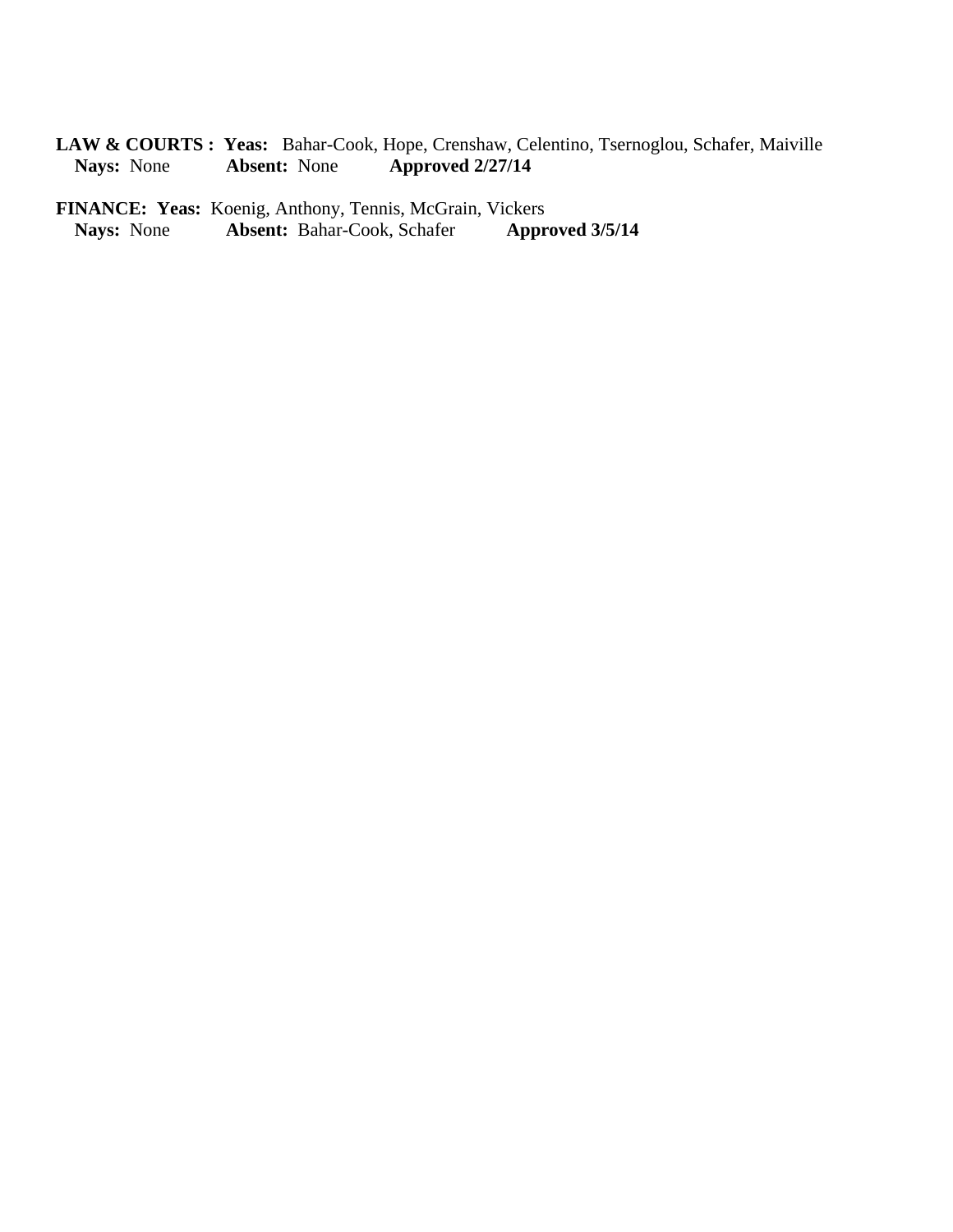**LAW & COURTS : Yeas:** Bahar-Cook, Hope, Crenshaw, Celentino, Tsernoglou, Schafer, Maiville
**Nays:** None **Absent:** None **Approved 2/27/14**

**FINANCE: Yeas:** Koenig, Anthony, Tennis, McGrain, Vickers
**Nays:** None **Absent:** Bahar-Cook, Schafer **Approved 3/5/14**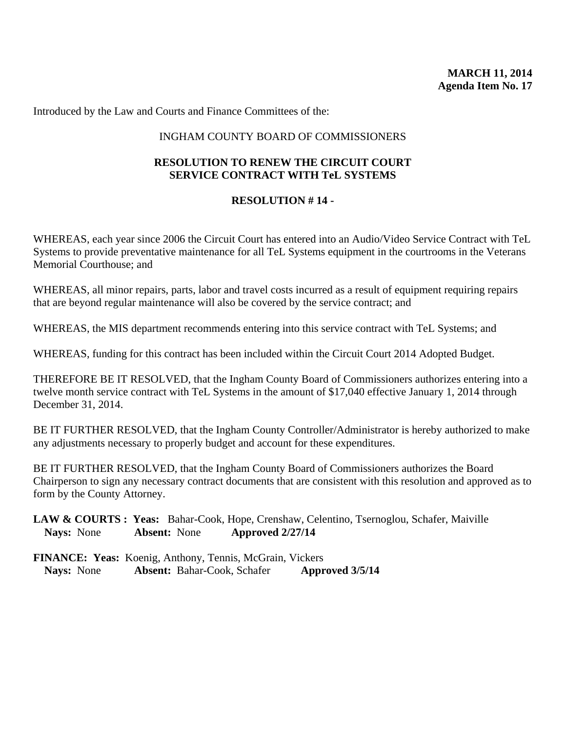**MARCH 11, 2014**
**Agenda Item No. 17**

Introduced by the Law and Courts and Finance Committees of the:

INGHAM COUNTY BOARD OF COMMISSIONERS

**RESOLUTION TO RENEW THE CIRCUIT COURT SERVICE CONTRACT WITH TeL SYSTEMS**

**RESOLUTION # 14 -**

WHEREAS, each year since 2006 the Circuit Court has entered into an Audio/Video Service Contract with TeL Systems to provide preventative maintenance for all TeL Systems equipment in the courtrooms in the Veterans Memorial Courthouse; and

WHEREAS, all minor repairs, parts, labor and travel costs incurred as a result of equipment requiring repairs that are beyond regular maintenance will also be covered by the service contract; and

WHEREAS, the MIS department recommends entering into this service contract with TeL Systems; and

WHEREAS, funding for this contract has been included within the Circuit Court 2014 Adopted Budget.

THEREFORE BE IT RESOLVED, that the Ingham County Board of Commissioners authorizes entering into a twelve month service contract with TeL Systems in the amount of $17,040 effective January 1, 2014 through December 31, 2014.

BE IT FURTHER RESOLVED, that the Ingham County Controller/Administrator is hereby authorized to make any adjustments necessary to properly budget and account for these expenditures.

BE IT FURTHER RESOLVED, that the Ingham County Board of Commissioners authorizes the Board Chairperson to sign any necessary contract documents that are consistent with this resolution and approved as to form by the County Attorney.

**LAW & COURTS : Yeas:** Bahar-Cook, Hope, Crenshaw, Celentino, Tsernoglou, Schafer, Maiville
**Nays:** None **Absent:** None **Approved 2/27/14**

**FINANCE: Yeas:** Koenig, Anthony, Tennis, McGrain, Vickers
**Nays:** None **Absent:** Bahar-Cook, Schafer **Approved 3/5/14**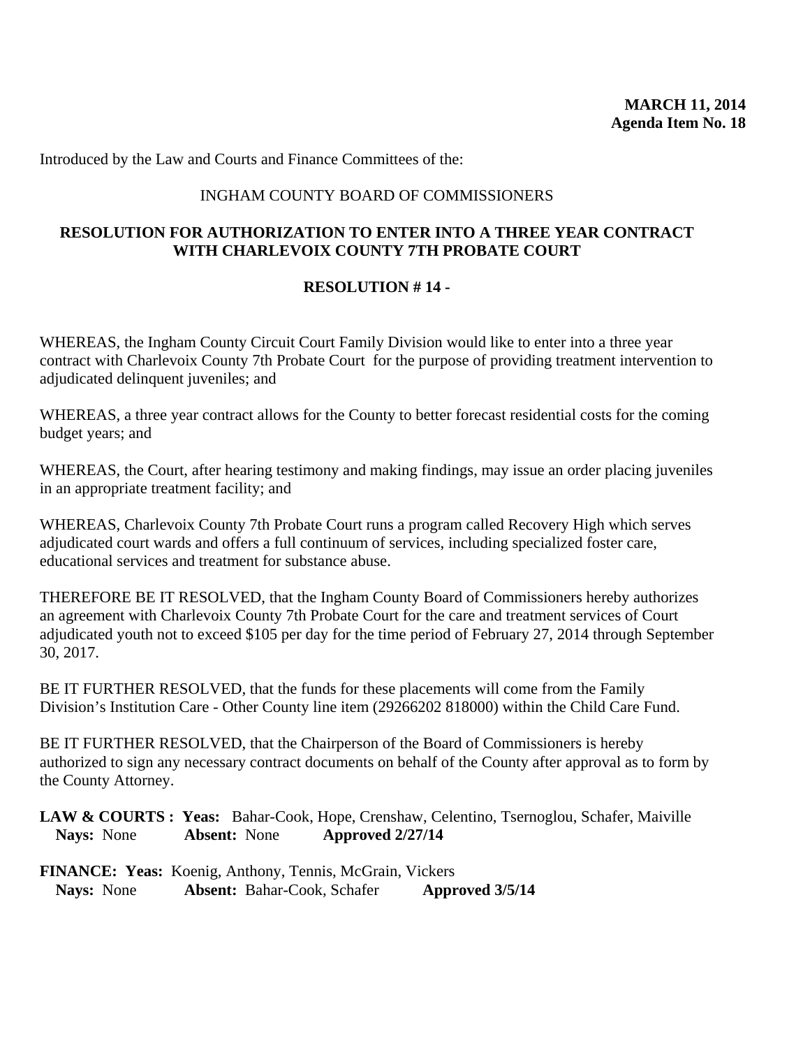**MARCH 11, 2014**
**Agenda Item No. 18**

Introduced by the Law and Courts and Finance Committees of the:

INGHAM COUNTY BOARD OF COMMISSIONERS

**RESOLUTION FOR AUTHORIZATION TO ENTER INTO A THREE YEAR CONTRACT WITH CHARLEVOIX COUNTY 7TH PROBATE COURT**

**RESOLUTION # 14 -**

WHEREAS, the Ingham County Circuit Court Family Division would like to enter into a three year contract with Charlevoix County 7th Probate Court for the purpose of providing treatment intervention to adjudicated delinquent juveniles; and

WHEREAS, a three year contract allows for the County to better forecast residential costs for the coming budget years; and

WHEREAS, the Court, after hearing testimony and making findings, may issue an order placing juveniles in an appropriate treatment facility; and

WHEREAS, Charlevoix County 7th Probate Court runs a program called Recovery High which serves adjudicated court wards and offers a full continuum of services, including specialized foster care, educational services and treatment for substance abuse.

THEREFORE BE IT RESOLVED, that the Ingham County Board of Commissioners hereby authorizes an agreement with Charlevoix County 7th Probate Court for the care and treatment services of Court adjudicated youth not to exceed $105 per day for the time period of February 27, 2014 through September 30, 2017.

BE IT FURTHER RESOLVED, that the funds for these placements will come from the Family Division's Institution Care - Other County line item (29266202 818000) within the Child Care Fund.

BE IT FURTHER RESOLVED, that the Chairperson of the Board of Commissioners is hereby authorized to sign any necessary contract documents on behalf of the County after approval as to form by the County Attorney.

**LAW & COURTS : Yeas:** Bahar-Cook, Hope, Crenshaw, Celentino, Tsernoglou, Schafer, Maiville
**Nays:** None **Absent:** None **Approved 2/27/14**

**FINANCE: Yeas:** Koenig, Anthony, Tennis, McGrain, Vickers
**Nays:** None **Absent:** Bahar-Cook, Schafer **Approved 3/5/14**